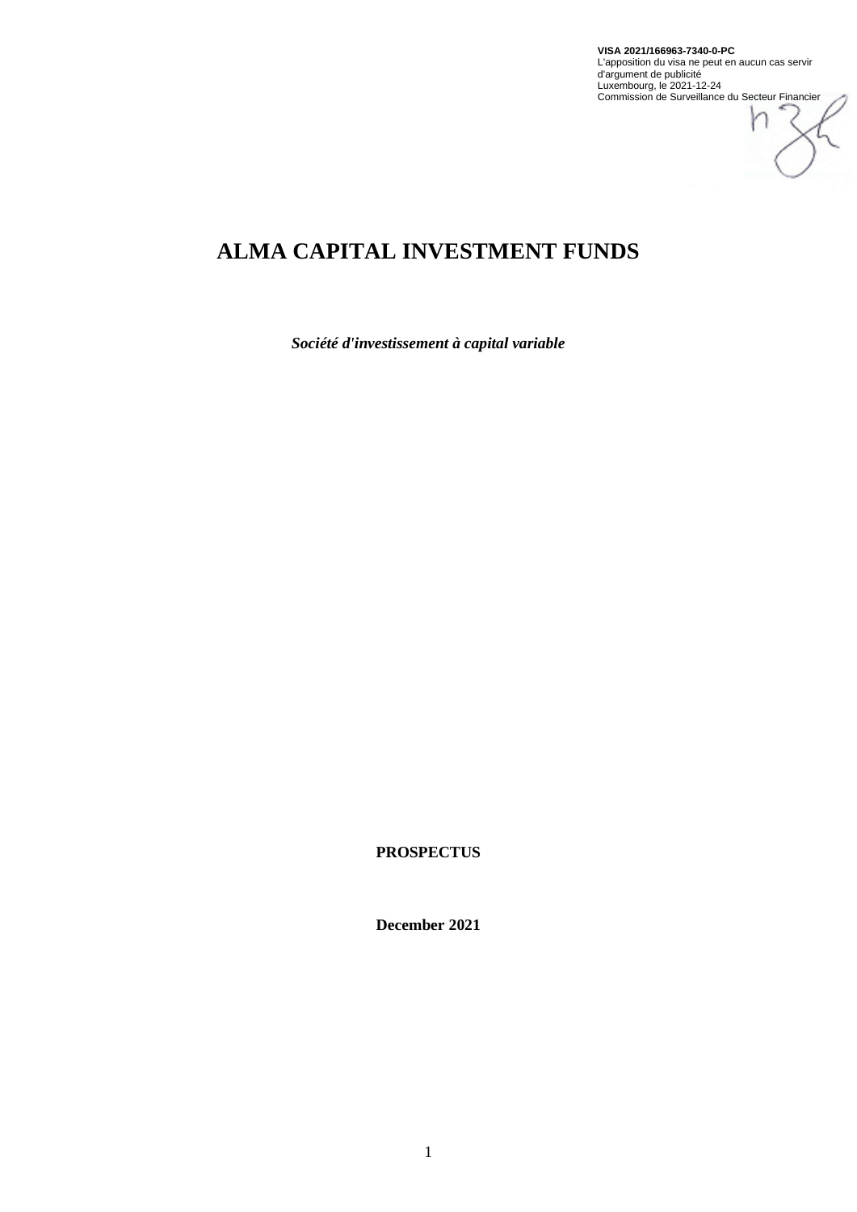**VISA 2021/166963-7340-0-PC**
L'apposition du visa ne peut en aucun cas servir d'argument de publicité
Luxembourg, le 2021-12-24
Commission de Surveillance du Secteur Financier

# ALMA CAPITAL INVESTMENT FUNDS

***Société d'investissement à capital variable***

**PROSPECTUS**

**December 2021**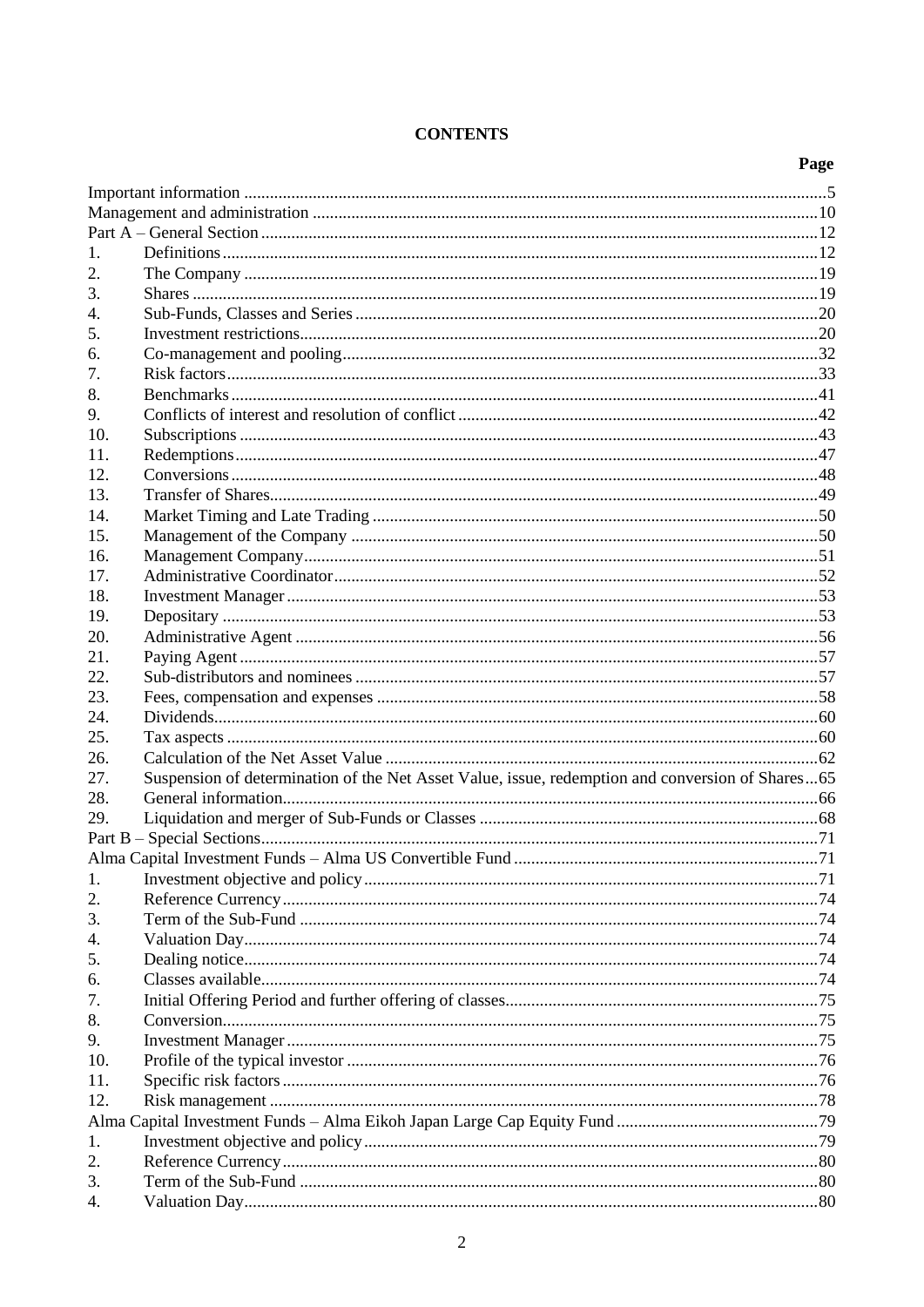**CONTENTS**

| | | Page |
|---|---|---|
| Important information | | 5 |
| Management and administration | | 10 |
| Part A – General Section | | 12 |
| 1. | Definitions | 12 |
| 2. | The Company | 19 |
| 3. | Shares | 19 |
| 4. | Sub-Funds, Classes and Series | 20 |
| 5. | Investment restrictions | 20 |
| 6. | Co-management and pooling | 32 |
| 7. | Risk factors | 33 |
| 8. | Benchmarks | 41 |
| 9. | Conflicts of interest and resolution of conflict | 42 |
| 10. | Subscriptions | 43 |
| 11. | Redemptions | 47 |
| 12. | Conversions | 48 |
| 13. | Transfer of Shares | 49 |
| 14. | Market Timing and Late Trading | 50 |
| 15. | Management of the Company | 50 |
| 16. | Management Company | 51 |
| 17. | Administrative Coordinator | 52 |
| 18. | Investment Manager | 53 |
| 19. | Depositary | 53 |
| 20. | Administrative Agent | 56 |
| 21. | Paying Agent | 57 |
| 22. | Sub-distributors and nominees | 57 |
| 23. | Fees, compensation and expenses | 58 |
| 24. | Dividends | 60 |
| 25. | Tax aspects | 60 |
| 26. | Calculation of the Net Asset Value | 62 |
| 27. | Suspension of determination of the Net Asset Value, issue, redemption and conversion of Shares | 65 |
| 28. | General information | 66 |
| 29. | Liquidation and merger of Sub-Funds or Classes | 68 |
| Part B – Special Sections | | 71 |
| Alma Capital Investment Funds – Alma US Convertible Fund | | 71 |
| 1. | Investment objective and policy | 71 |
| 2. | Reference Currency | 74 |
| 3. | Term of the Sub-Fund | 74 |
| 4. | Valuation Day | 74 |
| 5. | Dealing notice | 74 |
| 6. | Classes available | 74 |
| 7. | Initial Offering Period and further offering of classes | 75 |
| 8. | Conversion | 75 |
| 9. | Investment Manager | 75 |
| 10. | Profile of the typical investor | 76 |
| 11. | Specific risk factors | 76 |
| 12. | Risk management | 78 |
| Alma Capital Investment Funds – Alma Eikoh Japan Large Cap Equity Fund | | 79 |
| 1. | Investment objective and policy | 79 |
| 2. | Reference Currency | 80 |
| 3. | Term of the Sub-Fund | 80 |
| 4. | Valuation Day | 80 |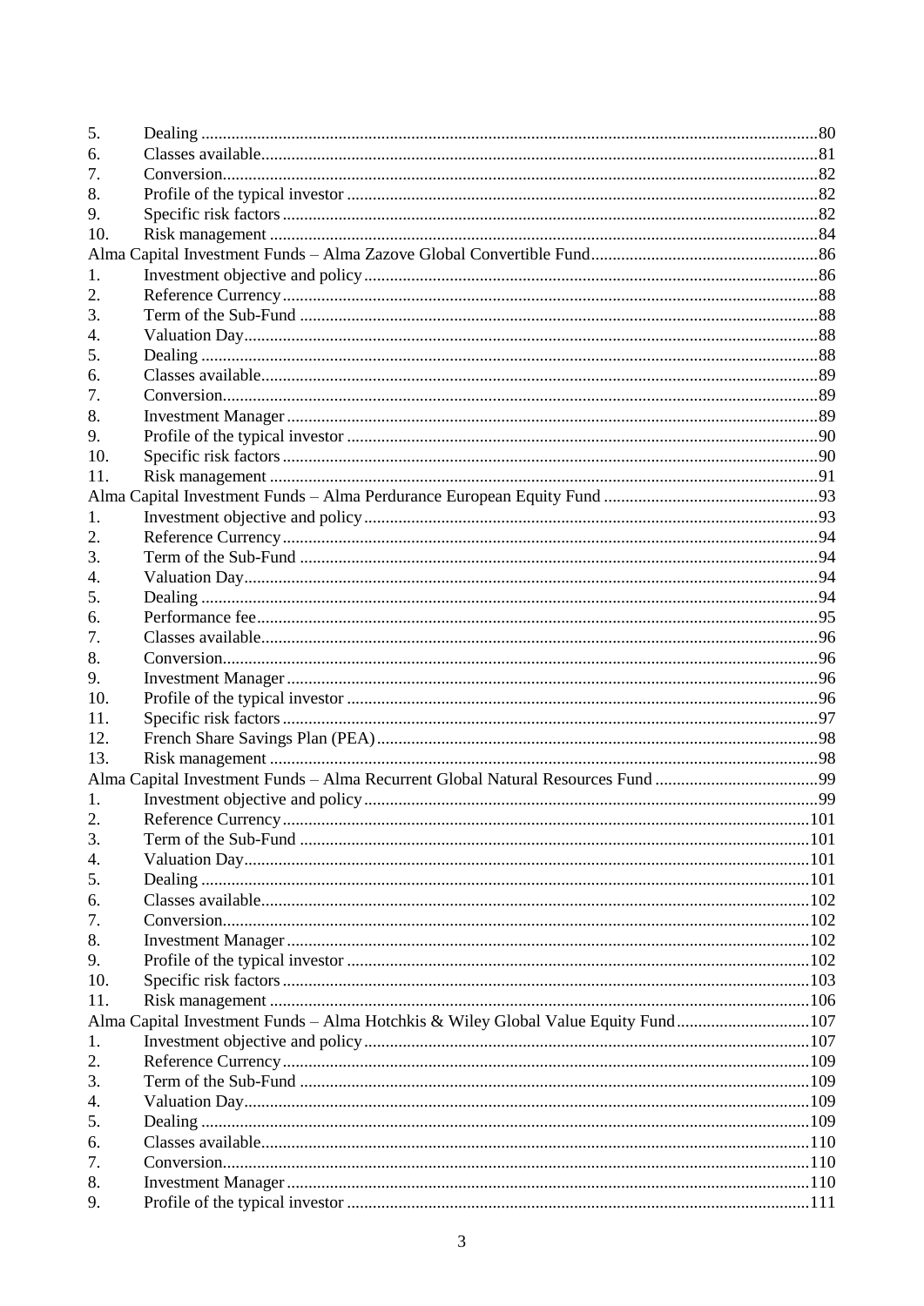5. Dealing .......................................................................................................................80
6. Classes available.........................................................................................................81
7. Conversion...................................................................................................................82
8. Profile of the typical investor .....................................................................................82
9. Specific risk factors .....................................................................................................82
10. Risk management ......................................................................................................84

Alma Capital Investment Funds – Alma Zazove Global Convertible Fund.......................................86

1. Investment objective and policy ..................................................................................86
2. Reference Currency.....................................................................................................88
3. Term of the Sub-Fund .................................................................................................88
4. Valuation Day..............................................................................................................88
5. Dealing .......................................................................................................................88
6. Classes available.........................................................................................................89
7. Conversion...................................................................................................................89
8. Investment Manager ....................................................................................................89
9. Profile of the typical investor .....................................................................................90
10. Specific risk factors .....................................................................................................90
11. Risk management ......................................................................................................91

Alma Capital Investment Funds – Alma Perdurance European Equity Fund ....................................93

1. Investment objective and policy ..................................................................................93
2. Reference Currency.....................................................................................................94
3. Term of the Sub-Fund .................................................................................................94
4. Valuation Day..............................................................................................................94
5. Dealing .......................................................................................................................94
6. Performance fee...........................................................................................................95
7. Classes available.........................................................................................................96
8. Conversion...................................................................................................................96
9. Investment Manager ....................................................................................................96
10. Profile of the typical investor .....................................................................................96
11. Specific risk factors .....................................................................................................97
12. French Share Savings Plan (PEA)...............................................................................98
13. Risk management ......................................................................................................98

Alma Capital Investment Funds – Alma Recurrent Global Natural Resources Fund ........................99

1. Investment objective and policy ..................................................................................99
2. Reference Currency...................................................................................................101
3. Term of the Sub-Fund ...............................................................................................101
4. Valuation Day............................................................................................................101
5. Dealing .....................................................................................................................101
6. Classes available.......................................................................................................102
7. Conversion.................................................................................................................102
8. Investment Manager ..................................................................................................102
9. Profile of the typical investor ...................................................................................102
10. Specific risk factors ...................................................................................................103
11. Risk management ....................................................................................................106

Alma Capital Investment Funds – Alma Hotchkis & Wiley Global Value Equity Fund...................107

1. Investment objective and policy ................................................................................107
2. Reference Currency...................................................................................................109
3. Term of the Sub-Fund ...............................................................................................109
4. Valuation Day............................................................................................................109
5. Dealing .....................................................................................................................109
6. Classes available.......................................................................................................110
7. Conversion.................................................................................................................110
8. Investment Manager ..................................................................................................110
9. Profile of the typical investor ...................................................................................111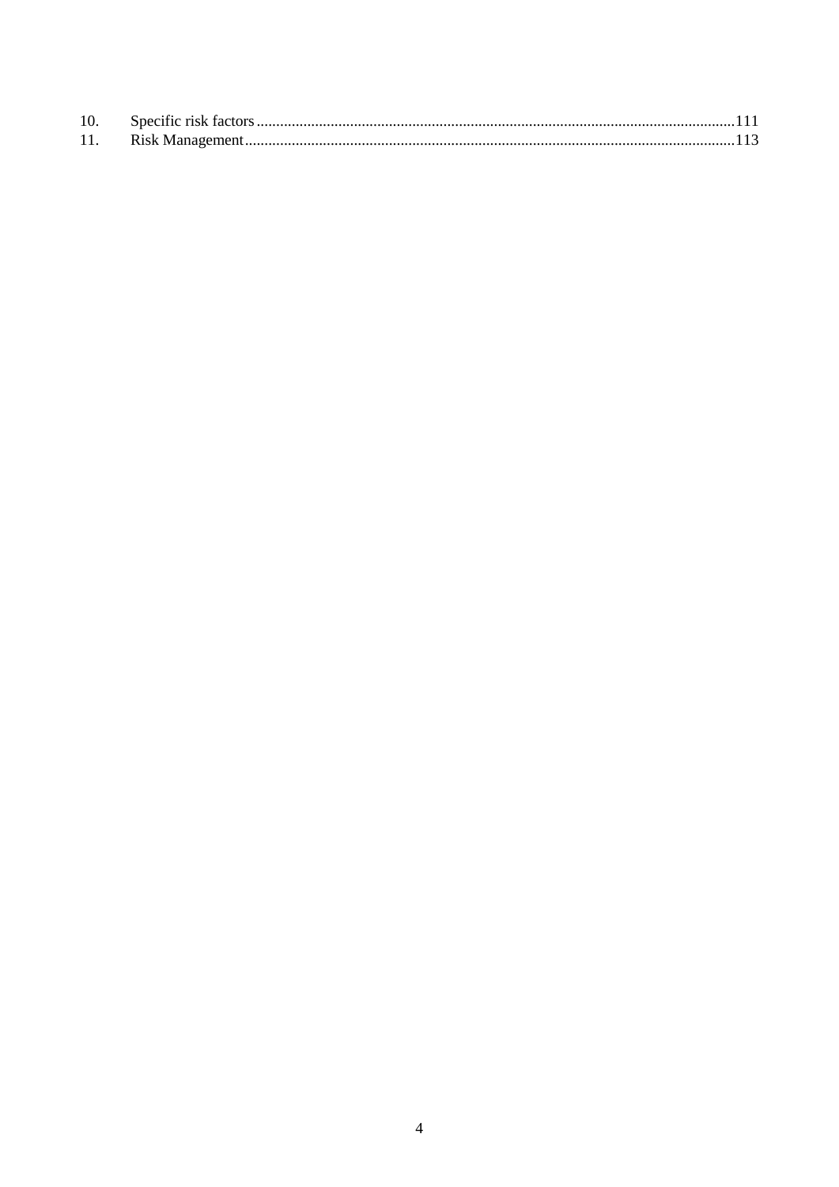10. Specific risk factors ..........................................................................................................................111
11. Risk Management.............................................................................................................................113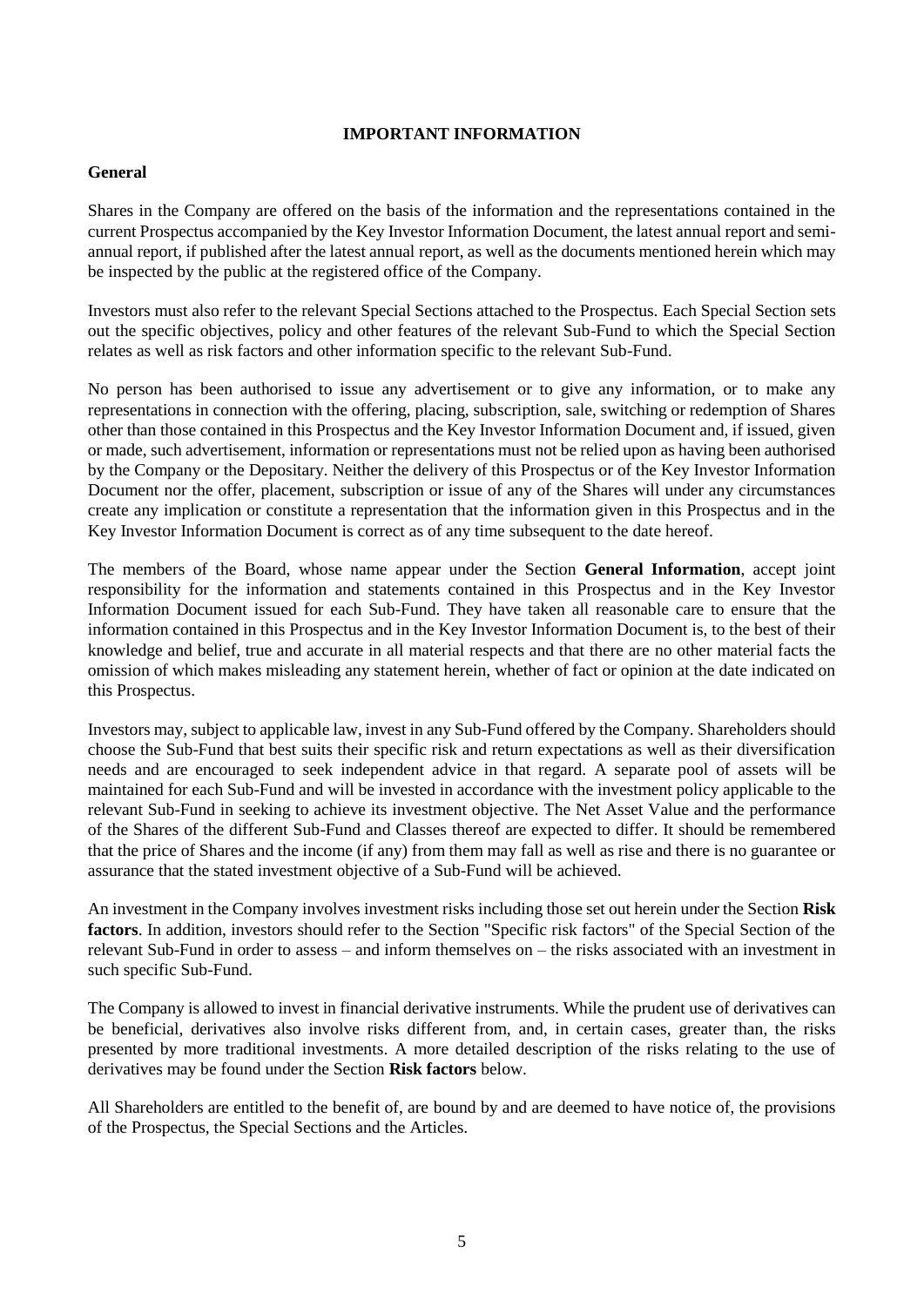# IMPORTANT INFORMATION

## General

Shares in the Company are offered on the basis of the information and the representations contained in the current Prospectus accompanied by the Key Investor Information Document, the latest annual report and semi-annual report, if published after the latest annual report, as well as the documents mentioned herein which may be inspected by the public at the registered office of the Company.

Investors must also refer to the relevant Special Sections attached to the Prospectus. Each Special Section sets out the specific objectives, policy and other features of the relevant Sub-Fund to which the Special Section relates as well as risk factors and other information specific to the relevant Sub-Fund.

No person has been authorised to issue any advertisement or to give any information, or to make any representations in connection with the offering, placing, subscription, sale, switching or redemption of Shares other than those contained in this Prospectus and the Key Investor Information Document and, if issued, given or made, such advertisement, information or representations must not be relied upon as having been authorised by the Company or the Depositary. Neither the delivery of this Prospectus or of the Key Investor Information Document nor the offer, placement, subscription or issue of any of the Shares will under any circumstances create any implication or constitute a representation that the information given in this Prospectus and in the Key Investor Information Document is correct as of any time subsequent to the date hereof.

The members of the Board, whose name appear under the Section **General Information**, accept joint responsibility for the information and statements contained in this Prospectus and in the Key Investor Information Document issued for each Sub-Fund. They have taken all reasonable care to ensure that the information contained in this Prospectus and in the Key Investor Information Document is, to the best of their knowledge and belief, true and accurate in all material respects and that there are no other material facts the omission of which makes misleading any statement herein, whether of fact or opinion at the date indicated on this Prospectus.

Investors may, subject to applicable law, invest in any Sub-Fund offered by the Company. Shareholders should choose the Sub-Fund that best suits their specific risk and return expectations as well as their diversification needs and are encouraged to seek independent advice in that regard. A separate pool of assets will be maintained for each Sub-Fund and will be invested in accordance with the investment policy applicable to the relevant Sub-Fund in seeking to achieve its investment objective. The Net Asset Value and the performance of the Shares of the different Sub-Fund and Classes thereof are expected to differ. It should be remembered that the price of Shares and the income (if any) from them may fall as well as rise and there is no guarantee or assurance that the stated investment objective of a Sub-Fund will be achieved.

An investment in the Company involves investment risks including those set out herein under the Section **Risk factors**. In addition, investors should refer to the Section "Specific risk factors" of the Special Section of the relevant Sub-Fund in order to assess – and inform themselves on – the risks associated with an investment in such specific Sub-Fund.

The Company is allowed to invest in financial derivative instruments. While the prudent use of derivatives can be beneficial, derivatives also involve risks different from, and, in certain cases, greater than, the risks presented by more traditional investments. A more detailed description of the risks relating to the use of derivatives may be found under the Section **Risk factors** below.

All Shareholders are entitled to the benefit of, are bound by and are deemed to have notice of, the provisions of the Prospectus, the Special Sections and the Articles.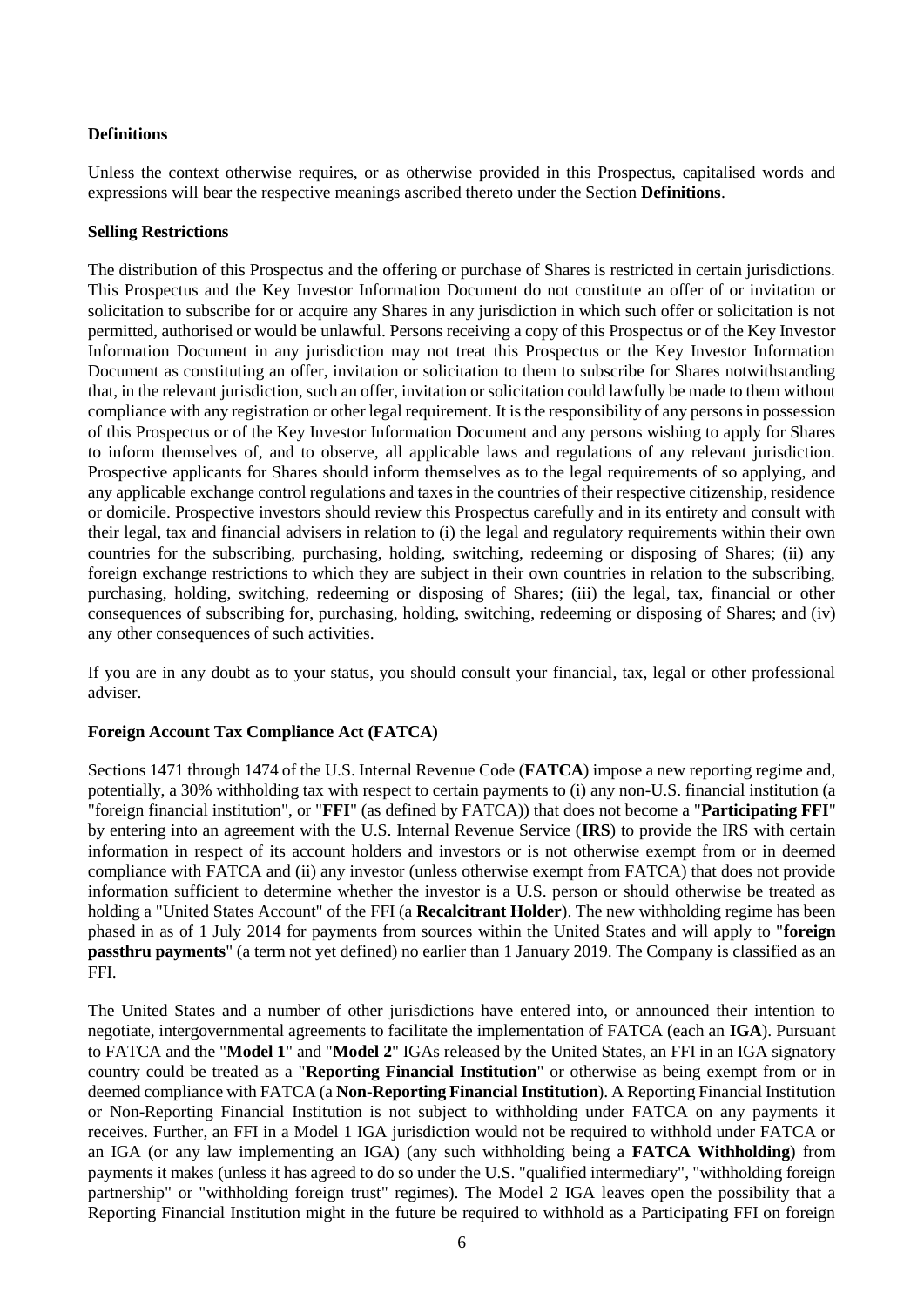**Definitions**

Unless the context otherwise requires, or as otherwise provided in this Prospectus, capitalised words and expressions will bear the respective meanings ascribed thereto under the Section **Definitions**.

**Selling Restrictions**

The distribution of this Prospectus and the offering or purchase of Shares is restricted in certain jurisdictions. This Prospectus and the Key Investor Information Document do not constitute an offer of or invitation or solicitation to subscribe for or acquire any Shares in any jurisdiction in which such offer or solicitation is not permitted, authorised or would be unlawful. Persons receiving a copy of this Prospectus or of the Key Investor Information Document in any jurisdiction may not treat this Prospectus or the Key Investor Information Document as constituting an offer, invitation or solicitation to them to subscribe for Shares notwithstanding that, in the relevant jurisdiction, such an offer, invitation or solicitation could lawfully be made to them without compliance with any registration or other legal requirement. It is the responsibility of any persons in possession of this Prospectus or of the Key Investor Information Document and any persons wishing to apply for Shares to inform themselves of, and to observe, all applicable laws and regulations of any relevant jurisdiction. Prospective applicants for Shares should inform themselves as to the legal requirements of so applying, and any applicable exchange control regulations and taxes in the countries of their respective citizenship, residence or domicile. Prospective investors should review this Prospectus carefully and in its entirety and consult with their legal, tax and financial advisers in relation to (i) the legal and regulatory requirements within their own countries for the subscribing, purchasing, holding, switching, redeeming or disposing of Shares; (ii) any foreign exchange restrictions to which they are subject in their own countries in relation to the subscribing, purchasing, holding, switching, redeeming or disposing of Shares; (iii) the legal, tax, financial or other consequences of subscribing for, purchasing, holding, switching, redeeming or disposing of Shares; and (iv) any other consequences of such activities.

If you are in any doubt as to your status, you should consult your financial, tax, legal or other professional adviser.

**Foreign Account Tax Compliance Act (FATCA)**

Sections 1471 through 1474 of the U.S. Internal Revenue Code (**FATCA**) impose a new reporting regime and, potentially, a 30% withholding tax with respect to certain payments to (i) any non-U.S. financial institution (a "foreign financial institution", or "**FFI**" (as defined by FATCA)) that does not become a "**Participating FFI**" by entering into an agreement with the U.S. Internal Revenue Service (**IRS**) to provide the IRS with certain information in respect of its account holders and investors or is not otherwise exempt from or in deemed compliance with FATCA and (ii) any investor (unless otherwise exempt from FATCA) that does not provide information sufficient to determine whether the investor is a U.S. person or should otherwise be treated as holding a "United States Account" of the FFI (a **Recalcitrant Holder**). The new withholding regime has been phased in as of 1 July 2014 for payments from sources within the United States and will apply to "**foreign passthru payments**" (a term not yet defined) no earlier than 1 January 2019. The Company is classified as an FFI.

The United States and a number of other jurisdictions have entered into, or announced their intention to negotiate, intergovernmental agreements to facilitate the implementation of FATCA (each an **IGA**). Pursuant to FATCA and the "**Model 1**" and "**Model 2**" IGAs released by the United States, an FFI in an IGA signatory country could be treated as a "**Reporting Financial Institution**" or otherwise as being exempt from or in deemed compliance with FATCA (a **Non-Reporting Financial Institution**). A Reporting Financial Institution or Non-Reporting Financial Institution is not subject to withholding under FATCA on any payments it receives. Further, an FFI in a Model 1 IGA jurisdiction would not be required to withhold under FATCA or an IGA (or any law implementing an IGA) (any such withholding being a **FATCA Withholding**) from payments it makes (unless it has agreed to do so under the U.S. "qualified intermediary", "withholding foreign partnership" or "withholding foreign trust" regimes). The Model 2 IGA leaves open the possibility that a Reporting Financial Institution might in the future be required to withhold as a Participating FFI on foreign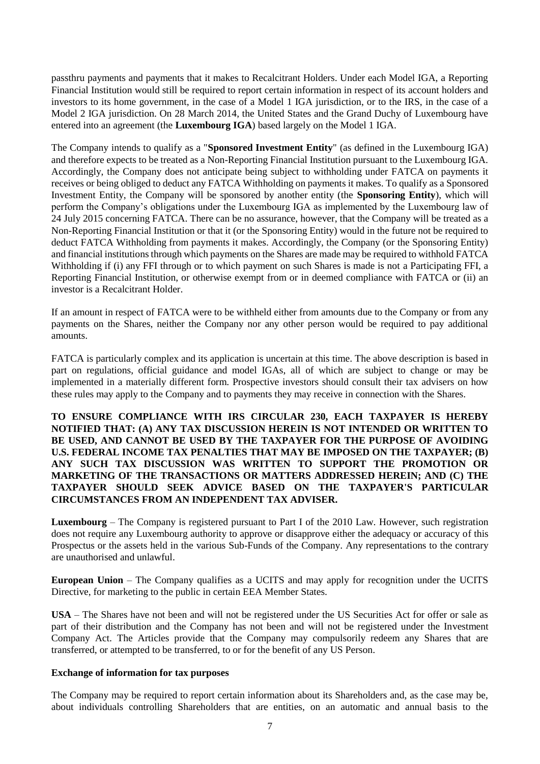passthru payments and payments that it makes to Recalcitrant Holders. Under each Model IGA, a Reporting Financial Institution would still be required to report certain information in respect of its account holders and investors to its home government, in the case of a Model 1 IGA jurisdiction, or to the IRS, in the case of a Model 2 IGA jurisdiction. On 28 March 2014, the United States and the Grand Duchy of Luxembourg have entered into an agreement (the **Luxembourg IGA**) based largely on the Model 1 IGA.

The Company intends to qualify as a "**Sponsored Investment Entity**" (as defined in the Luxembourg IGA) and therefore expects to be treated as a Non-Reporting Financial Institution pursuant to the Luxembourg IGA. Accordingly, the Company does not anticipate being subject to withholding under FATCA on payments it receives or being obliged to deduct any FATCA Withholding on payments it makes. To qualify as a Sponsored Investment Entity, the Company will be sponsored by another entity (the **Sponsoring Entity**), which will perform the Company's obligations under the Luxembourg IGA as implemented by the Luxembourg law of 24 July 2015 concerning FATCA. There can be no assurance, however, that the Company will be treated as a Non-Reporting Financial Institution or that it (or the Sponsoring Entity) would in the future not be required to deduct FATCA Withholding from payments it makes. Accordingly, the Company (or the Sponsoring Entity) and financial institutions through which payments on the Shares are made may be required to withhold FATCA Withholding if (i) any FFI through or to which payment on such Shares is made is not a Participating FFI, a Reporting Financial Institution, or otherwise exempt from or in deemed compliance with FATCA or (ii) an investor is a Recalcitrant Holder.

If an amount in respect of FATCA were to be withheld either from amounts due to the Company or from any payments on the Shares, neither the Company nor any other person would be required to pay additional amounts.

FATCA is particularly complex and its application is uncertain at this time. The above description is based in part on regulations, official guidance and model IGAs, all of which are subject to change or may be implemented in a materially different form. Prospective investors should consult their tax advisers on how these rules may apply to the Company and to payments they may receive in connection with the Shares.

**TO ENSURE COMPLIANCE WITH IRS CIRCULAR 230, EACH TAXPAYER IS HEREBY NOTIFIED THAT: (A) ANY TAX DISCUSSION HEREIN IS NOT INTENDED OR WRITTEN TO BE USED, AND CANNOT BE USED BY THE TAXPAYER FOR THE PURPOSE OF AVOIDING U.S. FEDERAL INCOME TAX PENALTIES THAT MAY BE IMPOSED ON THE TAXPAYER; (B) ANY SUCH TAX DISCUSSION WAS WRITTEN TO SUPPORT THE PROMOTION OR MARKETING OF THE TRANSACTIONS OR MATTERS ADDRESSED HEREIN; AND (C) THE TAXPAYER SHOULD SEEK ADVICE BASED ON THE TAXPAYER'S PARTICULAR CIRCUMSTANCES FROM AN INDEPENDENT TAX ADVISER.**

**Luxembourg** – The Company is registered pursuant to Part I of the 2010 Law. However, such registration does not require any Luxembourg authority to approve or disapprove either the adequacy or accuracy of this Prospectus or the assets held in the various Sub-Funds of the Company. Any representations to the contrary are unauthorised and unlawful.

**European Union** – The Company qualifies as a UCITS and may apply for recognition under the UCITS Directive, for marketing to the public in certain EEA Member States.

**USA** – The Shares have not been and will not be registered under the US Securities Act for offer or sale as part of their distribution and the Company has not been and will not be registered under the Investment Company Act. The Articles provide that the Company may compulsorily redeem any Shares that are transferred, or attempted to be transferred, to or for the benefit of any US Person.

**Exchange of information for tax purposes**

The Company may be required to report certain information about its Shareholders and, as the case may be, about individuals controlling Shareholders that are entities, on an automatic and annual basis to the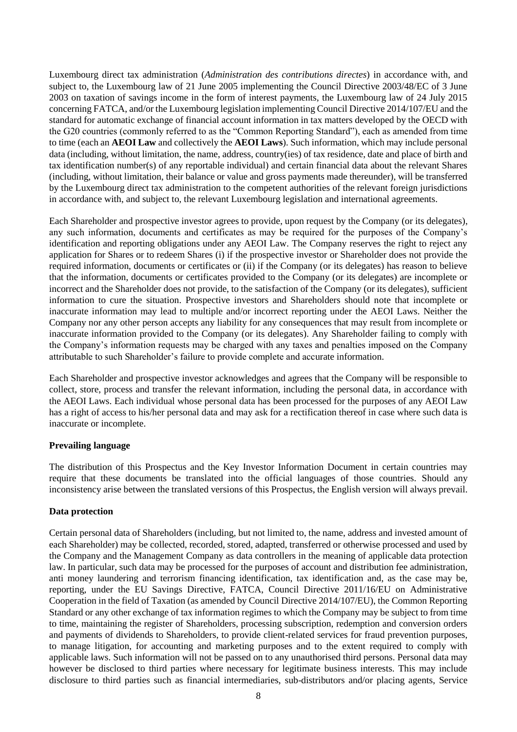Luxembourg direct tax administration (*Administration des contributions directes*) in accordance with, and subject to, the Luxembourg law of 21 June 2005 implementing the Council Directive 2003/48/EC of 3 June 2003 on taxation of savings income in the form of interest payments, the Luxembourg law of 24 July 2015 concerning FATCA, and/or the Luxembourg legislation implementing Council Directive 2014/107/EU and the standard for automatic exchange of financial account information in tax matters developed by the OECD with the G20 countries (commonly referred to as the "Common Reporting Standard"), each as amended from time to time (each an **AEOI Law** and collectively the **AEOI Laws**). Such information, which may include personal data (including, without limitation, the name, address, country(ies) of tax residence, date and place of birth and tax identification number(s) of any reportable individual) and certain financial data about the relevant Shares (including, without limitation, their balance or value and gross payments made thereunder), will be transferred by the Luxembourg direct tax administration to the competent authorities of the relevant foreign jurisdictions in accordance with, and subject to, the relevant Luxembourg legislation and international agreements.

Each Shareholder and prospective investor agrees to provide, upon request by the Company (or its delegates), any such information, documents and certificates as may be required for the purposes of the Company's identification and reporting obligations under any AEOI Law. The Company reserves the right to reject any application for Shares or to redeem Shares (i) if the prospective investor or Shareholder does not provide the required information, documents or certificates or (ii) if the Company (or its delegates) has reason to believe that the information, documents or certificates provided to the Company (or its delegates) are incomplete or incorrect and the Shareholder does not provide, to the satisfaction of the Company (or its delegates), sufficient information to cure the situation. Prospective investors and Shareholders should note that incomplete or inaccurate information may lead to multiple and/or incorrect reporting under the AEOI Laws. Neither the Company nor any other person accepts any liability for any consequences that may result from incomplete or inaccurate information provided to the Company (or its delegates). Any Shareholder failing to comply with the Company's information requests may be charged with any taxes and penalties imposed on the Company attributable to such Shareholder's failure to provide complete and accurate information.

Each Shareholder and prospective investor acknowledges and agrees that the Company will be responsible to collect, store, process and transfer the relevant information, including the personal data, in accordance with the AEOI Laws. Each individual whose personal data has been processed for the purposes of any AEOI Law has a right of access to his/her personal data and may ask for a rectification thereof in case where such data is inaccurate or incomplete.

**Prevailing language**

The distribution of this Prospectus and the Key Investor Information Document in certain countries may require that these documents be translated into the official languages of those countries. Should any inconsistency arise between the translated versions of this Prospectus, the English version will always prevail.

**Data protection**

Certain personal data of Shareholders (including, but not limited to, the name, address and invested amount of each Shareholder) may be collected, recorded, stored, adapted, transferred or otherwise processed and used by the Company and the Management Company as data controllers in the meaning of applicable data protection law. In particular, such data may be processed for the purposes of account and distribution fee administration, anti money laundering and terrorism financing identification, tax identification and, as the case may be, reporting, under the EU Savings Directive, FATCA, Council Directive 2011/16/EU on Administrative Cooperation in the field of Taxation (as amended by Council Directive 2014/107/EU), the Common Reporting Standard or any other exchange of tax information regimes to which the Company may be subject to from time to time, maintaining the register of Shareholders, processing subscription, redemption and conversion orders and payments of dividends to Shareholders, to provide client-related services for fraud prevention purposes, to manage litigation, for accounting and marketing purposes and to the extent required to comply with applicable laws. Such information will not be passed on to any unauthorised third persons. Personal data may however be disclosed to third parties where necessary for legitimate business interests. This may include disclosure to third parties such as financial intermediaries, sub-distributors and/or placing agents, Service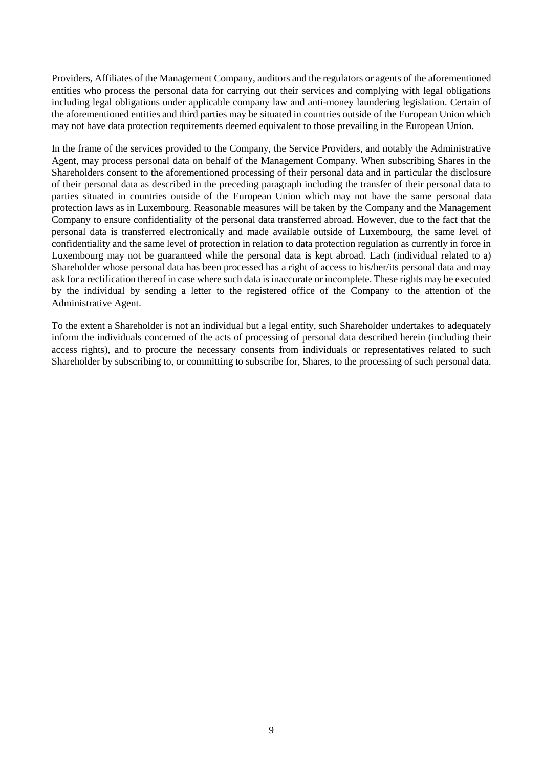Providers, Affiliates of the Management Company, auditors and the regulators or agents of the aforementioned entities who process the personal data for carrying out their services and complying with legal obligations including legal obligations under applicable company law and anti-money laundering legislation. Certain of the aforementioned entities and third parties may be situated in countries outside of the European Union which may not have data protection requirements deemed equivalent to those prevailing in the European Union.

In the frame of the services provided to the Company, the Service Providers, and notably the Administrative Agent, may process personal data on behalf of the Management Company. When subscribing Shares in the Shareholders consent to the aforementioned processing of their personal data and in particular the disclosure of their personal data as described in the preceding paragraph including the transfer of their personal data to parties situated in countries outside of the European Union which may not have the same personal data protection laws as in Luxembourg. Reasonable measures will be taken by the Company and the Management Company to ensure confidentiality of the personal data transferred abroad. However, due to the fact that the personal data is transferred electronically and made available outside of Luxembourg, the same level of confidentiality and the same level of protection in relation to data protection regulation as currently in force in Luxembourg may not be guaranteed while the personal data is kept abroad. Each (individual related to a) Shareholder whose personal data has been processed has a right of access to his/her/its personal data and may ask for a rectification thereof in case where such data is inaccurate or incomplete. These rights may be executed by the individual by sending a letter to the registered office of the Company to the attention of the Administrative Agent.

To the extent a Shareholder is not an individual but a legal entity, such Shareholder undertakes to adequately inform the individuals concerned of the acts of processing of personal data described herein (including their access rights), and to procure the necessary consents from individuals or representatives related to such Shareholder by subscribing to, or committing to subscribe for, Shares, to the processing of such personal data.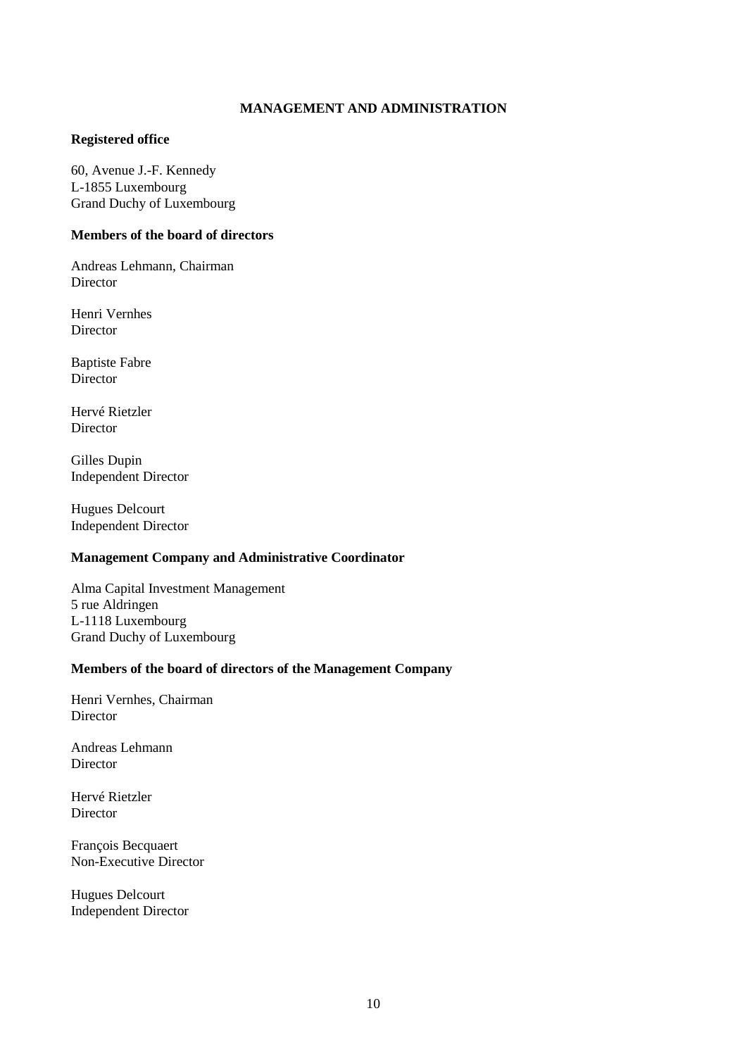# MANAGEMENT AND ADMINISTRATION

**Registered office**

60, Avenue J.-F. Kennedy
L-1855 Luxembourg
Grand Duchy of Luxembourg

**Members of the board of directors**

Andreas Lehmann, Chairman
Director

Henri Vernhes
Director

Baptiste Fabre
Director

Hervé Rietzler
Director

Gilles Dupin
Independent Director

Hugues Delcourt
Independent Director

**Management Company and Administrative Coordinator**

Alma Capital Investment Management
5 rue Aldringen
L-1118 Luxembourg
Grand Duchy of Luxembourg

**Members of the board of directors of the Management Company**

Henri Vernhes, Chairman
Director

Andreas Lehmann
Director

Hervé Rietzler
Director

François Becquaert
Non-Executive Director

Hugues Delcourt
Independent Director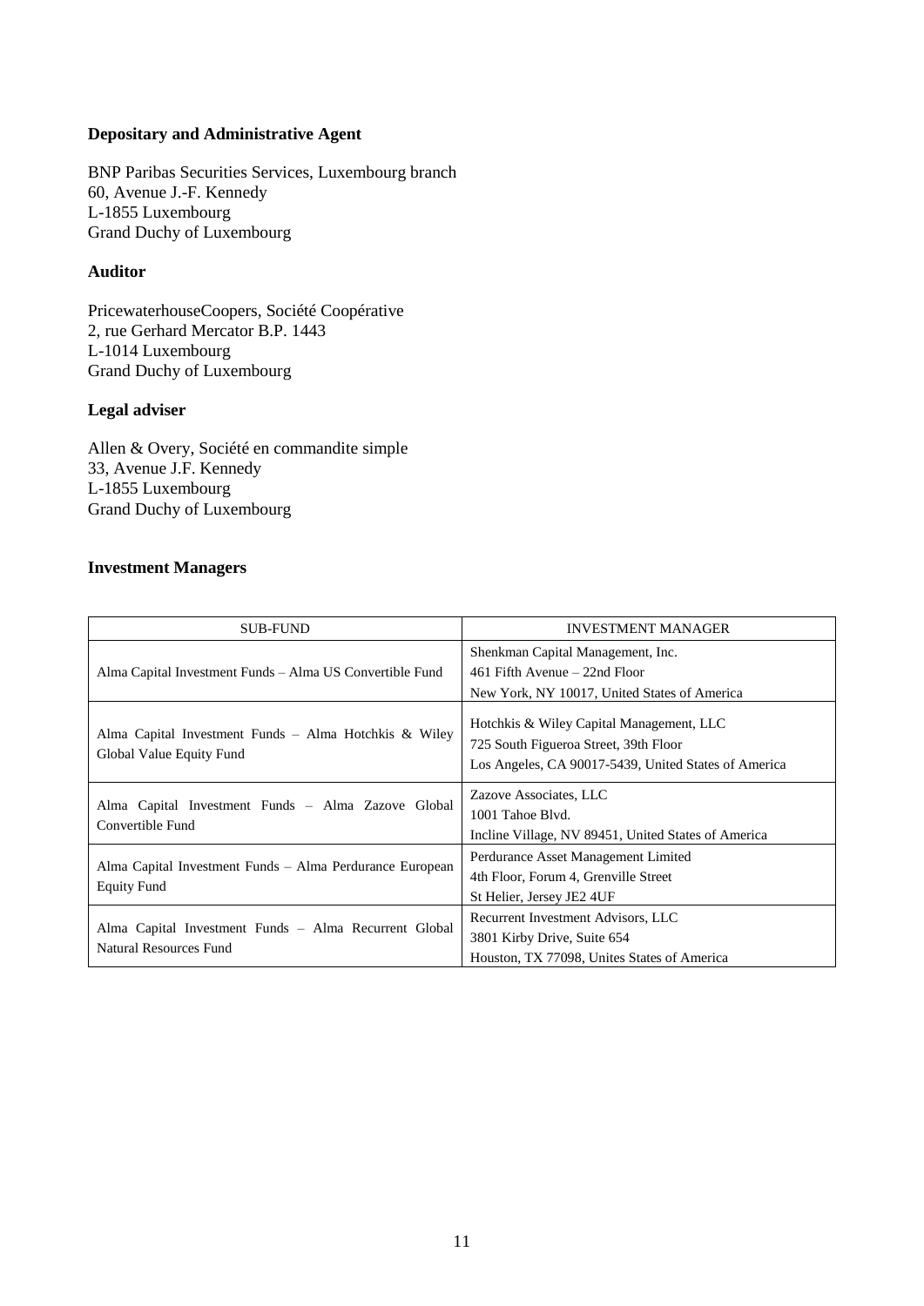**Depositary and Administrative Agent**

BNP Paribas Securities Services, Luxembourg branch
60, Avenue J.-F. Kennedy
L-1855 Luxembourg
Grand Duchy of Luxembourg

**Auditor**

PricewaterhouseCoopers, Société Coopérative
2, rue Gerhard Mercator B.P. 1443
L-1014 Luxembourg
Grand Duchy of Luxembourg

**Legal adviser**

Allen & Overy, Société en commandite simple
33, Avenue J.F. Kennedy
L-1855 Luxembourg
Grand Duchy of Luxembourg

**Investment Managers**

| SUB-FUND | INVESTMENT MANAGER |
|---|---|
| Alma Capital Investment Funds – Alma US Convertible Fund | Shenkman Capital Management, Inc.<br>461 Fifth Avenue – 22nd Floor<br>New York, NY 10017, United States of America |
| Alma Capital Investment Funds – Alma Hotchkis & Wiley Global Value Equity Fund | Hotchkis & Wiley Capital Management, LLC<br>725 South Figueroa Street, 39th Floor<br>Los Angeles, CA 90017-5439, United States of America |
| Alma Capital Investment Funds – Alma Zazove Global Convertible Fund | Zazove Associates, LLC<br>1001 Tahoe Blvd.<br>Incline Village, NV 89451, United States of America |
| Alma Capital Investment Funds – Alma Perdurance European Equity Fund | Perdurance Asset Management Limited<br>4th Floor, Forum 4, Grenville Street<br>St Helier, Jersey JE2 4UF |
| Alma Capital Investment Funds – Alma Recurrent Global Natural Resources Fund | Recurrent Investment Advisors, LLC<br>3801 Kirby Drive, Suite 654<br>Houston, TX 77098, Unites States of America |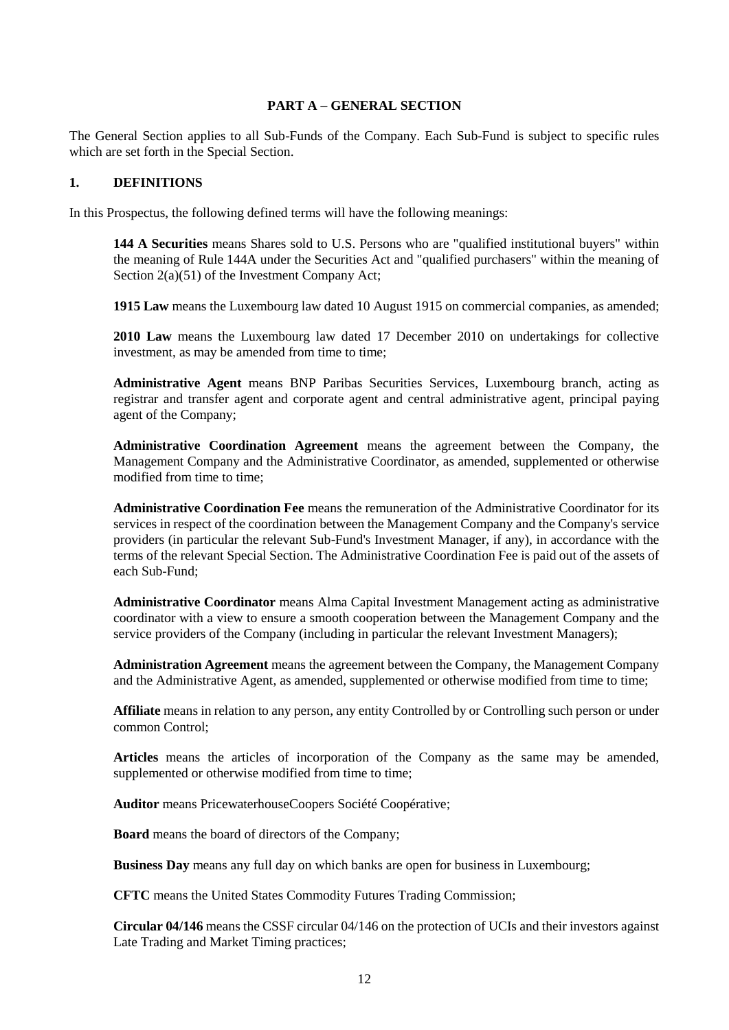## PART A – GENERAL SECTION

The General Section applies to all Sub-Funds of the Company. Each Sub-Fund is subject to specific rules which are set forth in the Special Section.

### 1. DEFINITIONS

In this Prospectus, the following defined terms will have the following meanings:

**144 A Securities** means Shares sold to U.S. Persons who are "qualified institutional buyers" within the meaning of Rule 144A under the Securities Act and "qualified purchasers" within the meaning of Section 2(a)(51) of the Investment Company Act;

**1915 Law** means the Luxembourg law dated 10 August 1915 on commercial companies, as amended;

**2010 Law** means the Luxembourg law dated 17 December 2010 on undertakings for collective investment, as may be amended from time to time;

**Administrative Agent** means BNP Paribas Securities Services, Luxembourg branch, acting as registrar and transfer agent and corporate agent and central administrative agent, principal paying agent of the Company;

**Administrative Coordination Agreement** means the agreement between the Company, the Management Company and the Administrative Coordinator, as amended, supplemented or otherwise modified from time to time;

**Administrative Coordination Fee** means the remuneration of the Administrative Coordinator for its services in respect of the coordination between the Management Company and the Company's service providers (in particular the relevant Sub-Fund's Investment Manager, if any), in accordance with the terms of the relevant Special Section. The Administrative Coordination Fee is paid out of the assets of each Sub-Fund;

**Administrative Coordinator** means Alma Capital Investment Management acting as administrative coordinator with a view to ensure a smooth cooperation between the Management Company and the service providers of the Company (including in particular the relevant Investment Managers);

**Administration Agreement** means the agreement between the Company, the Management Company and the Administrative Agent, as amended, supplemented or otherwise modified from time to time;

**Affiliate** means in relation to any person, any entity Controlled by or Controlling such person or under common Control;

**Articles** means the articles of incorporation of the Company as the same may be amended, supplemented or otherwise modified from time to time;

**Auditor** means PricewaterhouseCoopers Société Coopérative;

**Board** means the board of directors of the Company;

**Business Day** means any full day on which banks are open for business in Luxembourg;

**CFTC** means the United States Commodity Futures Trading Commission;

**Circular 04/146** means the CSSF circular 04/146 on the protection of UCIs and their investors against Late Trading and Market Timing practices;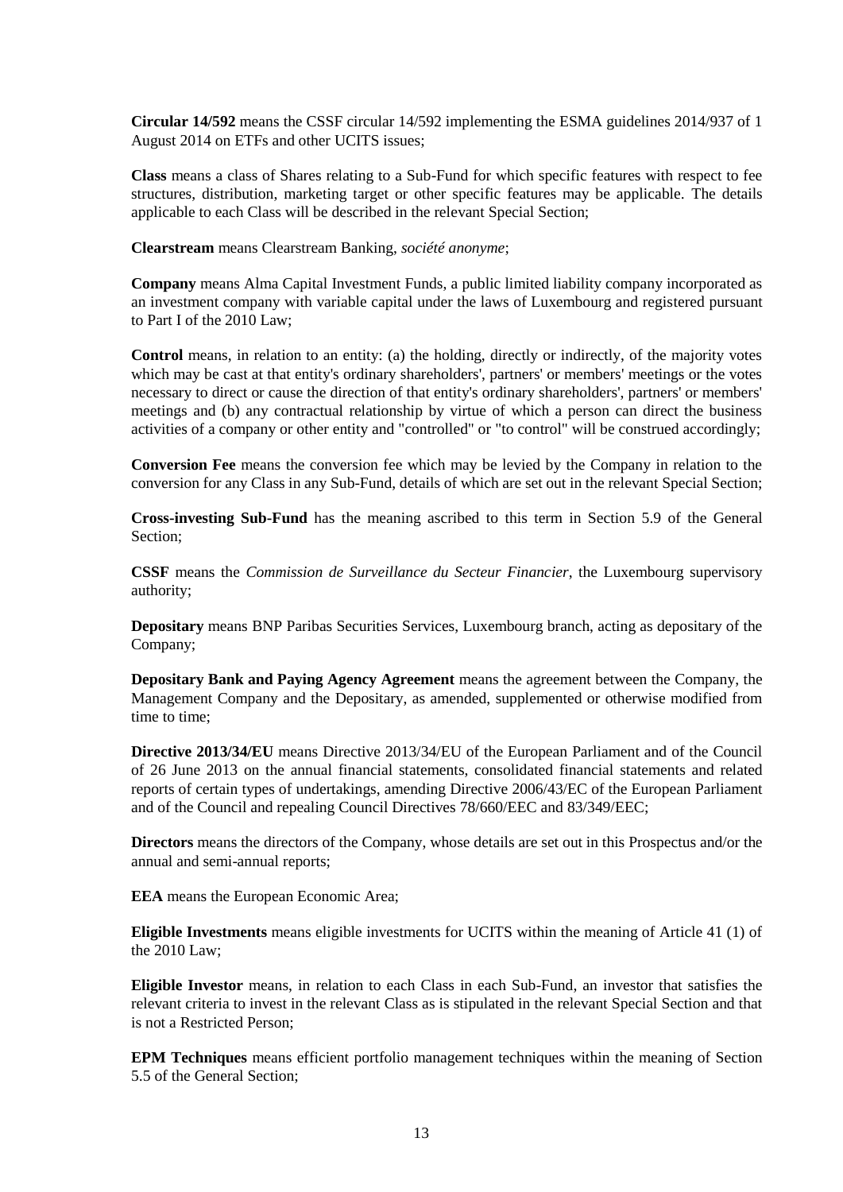**Circular 14/592** means the CSSF circular 14/592 implementing the ESMA guidelines 2014/937 of 1 August 2014 on ETFs and other UCITS issues;

**Class** means a class of Shares relating to a Sub-Fund for which specific features with respect to fee structures, distribution, marketing target or other specific features may be applicable. The details applicable to each Class will be described in the relevant Special Section;

**Clearstream** means Clearstream Banking, *société anonyme*;

**Company** means Alma Capital Investment Funds, a public limited liability company incorporated as an investment company with variable capital under the laws of Luxembourg and registered pursuant to Part I of the 2010 Law;

**Control** means, in relation to an entity: (a) the holding, directly or indirectly, of the majority votes which may be cast at that entity's ordinary shareholders', partners' or members' meetings or the votes necessary to direct or cause the direction of that entity's ordinary shareholders', partners' or members' meetings and (b) any contractual relationship by virtue of which a person can direct the business activities of a company or other entity and "controlled" or "to control" will be construed accordingly;

**Conversion Fee** means the conversion fee which may be levied by the Company in relation to the conversion for any Class in any Sub-Fund, details of which are set out in the relevant Special Section;

**Cross-investing Sub-Fund** has the meaning ascribed to this term in Section 5.9 of the General Section;

**CSSF** means the *Commission de Surveillance du Secteur Financier*, the Luxembourg supervisory authority;

**Depositary** means BNP Paribas Securities Services, Luxembourg branch, acting as depositary of the Company;

**Depositary Bank and Paying Agency Agreement** means the agreement between the Company, the Management Company and the Depositary, as amended, supplemented or otherwise modified from time to time;

**Directive 2013/34/EU** means Directive 2013/34/EU of the European Parliament and of the Council of 26 June 2013 on the annual financial statements, consolidated financial statements and related reports of certain types of undertakings, amending Directive 2006/43/EC of the European Parliament and of the Council and repealing Council Directives 78/660/EEC and 83/349/EEC;

**Directors** means the directors of the Company, whose details are set out in this Prospectus and/or the annual and semi-annual reports;

**EEA** means the European Economic Area;

**Eligible Investments** means eligible investments for UCITS within the meaning of Article 41 (1) of the 2010 Law;

**Eligible Investor** means, in relation to each Class in each Sub-Fund, an investor that satisfies the relevant criteria to invest in the relevant Class as is stipulated in the relevant Special Section and that is not a Restricted Person;

**EPM Techniques** means efficient portfolio management techniques within the meaning of Section 5.5 of the General Section;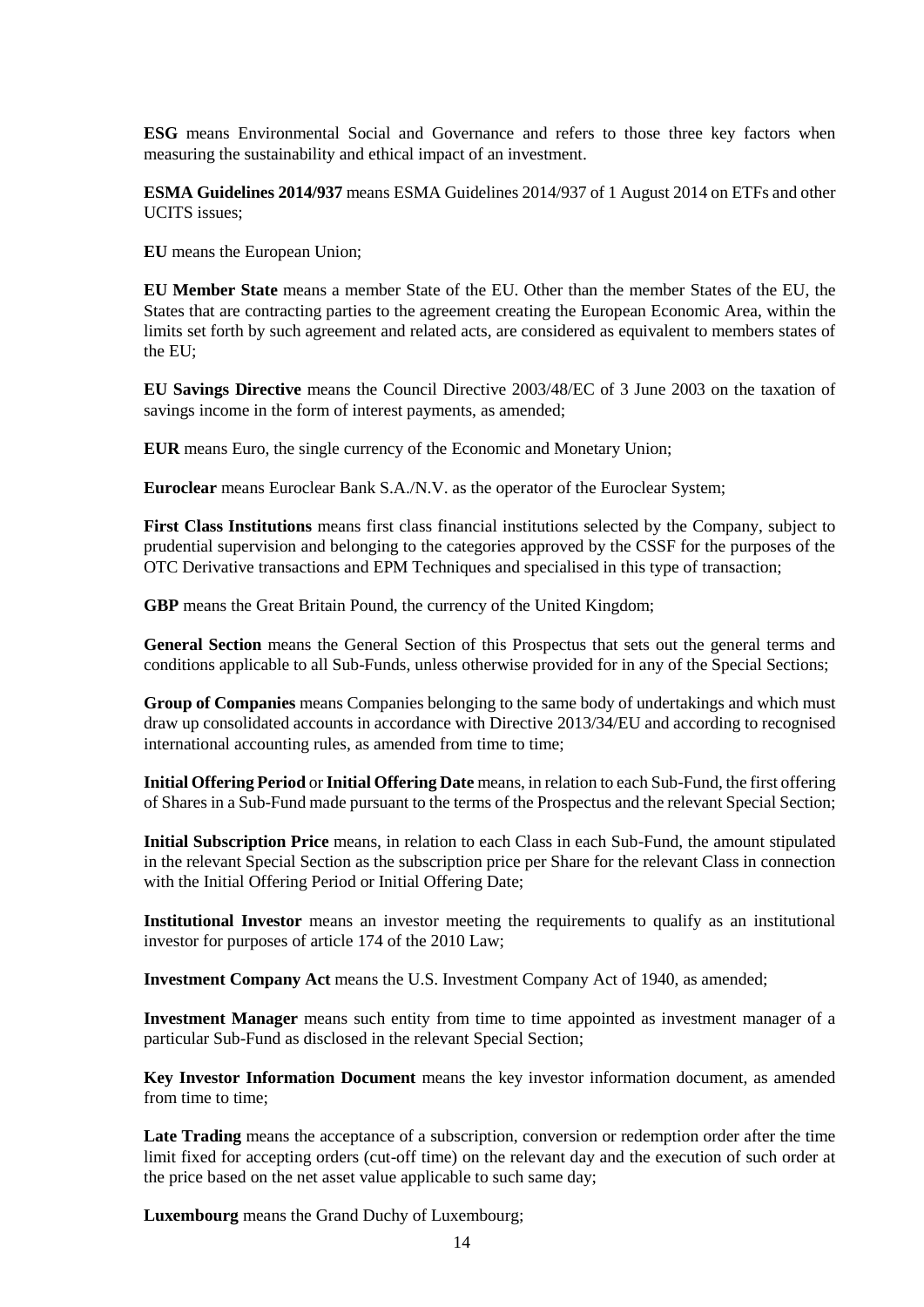**ESG** means Environmental Social and Governance and refers to those three key factors when measuring the sustainability and ethical impact of an investment.

**ESMA Guidelines 2014/937** means ESMA Guidelines 2014/937 of 1 August 2014 on ETFs and other UCITS issues;

**EU** means the European Union;

**EU Member State** means a member State of the EU. Other than the member States of the EU, the States that are contracting parties to the agreement creating the European Economic Area, within the limits set forth by such agreement and related acts, are considered as equivalent to members states of the EU;

**EU Savings Directive** means the Council Directive 2003/48/EC of 3 June 2003 on the taxation of savings income in the form of interest payments, as amended;

**EUR** means Euro, the single currency of the Economic and Monetary Union;

**Euroclear** means Euroclear Bank S.A./N.V. as the operator of the Euroclear System;

**First Class Institutions** means first class financial institutions selected by the Company, subject to prudential supervision and belonging to the categories approved by the CSSF for the purposes of the OTC Derivative transactions and EPM Techniques and specialised in this type of transaction;

**GBP** means the Great Britain Pound, the currency of the United Kingdom;

**General Section** means the General Section of this Prospectus that sets out the general terms and conditions applicable to all Sub-Funds, unless otherwise provided for in any of the Special Sections;

**Group of Companies** means Companies belonging to the same body of undertakings and which must draw up consolidated accounts in accordance with Directive 2013/34/EU and according to recognised international accounting rules, as amended from time to time;

**Initial Offering Period** or **Initial Offering Date** means, in relation to each Sub-Fund, the first offering of Shares in a Sub-Fund made pursuant to the terms of the Prospectus and the relevant Special Section;

**Initial Subscription Price** means, in relation to each Class in each Sub-Fund, the amount stipulated in the relevant Special Section as the subscription price per Share for the relevant Class in connection with the Initial Offering Period or Initial Offering Date;

**Institutional Investor** means an investor meeting the requirements to qualify as an institutional investor for purposes of article 174 of the 2010 Law;

**Investment Company Act** means the U.S. Investment Company Act of 1940, as amended;

**Investment Manager** means such entity from time to time appointed as investment manager of a particular Sub-Fund as disclosed in the relevant Special Section;

**Key Investor Information Document** means the key investor information document, as amended from time to time;

**Late Trading** means the acceptance of a subscription, conversion or redemption order after the time limit fixed for accepting orders (cut-off time) on the relevant day and the execution of such order at the price based on the net asset value applicable to such same day;

**Luxembourg** means the Grand Duchy of Luxembourg;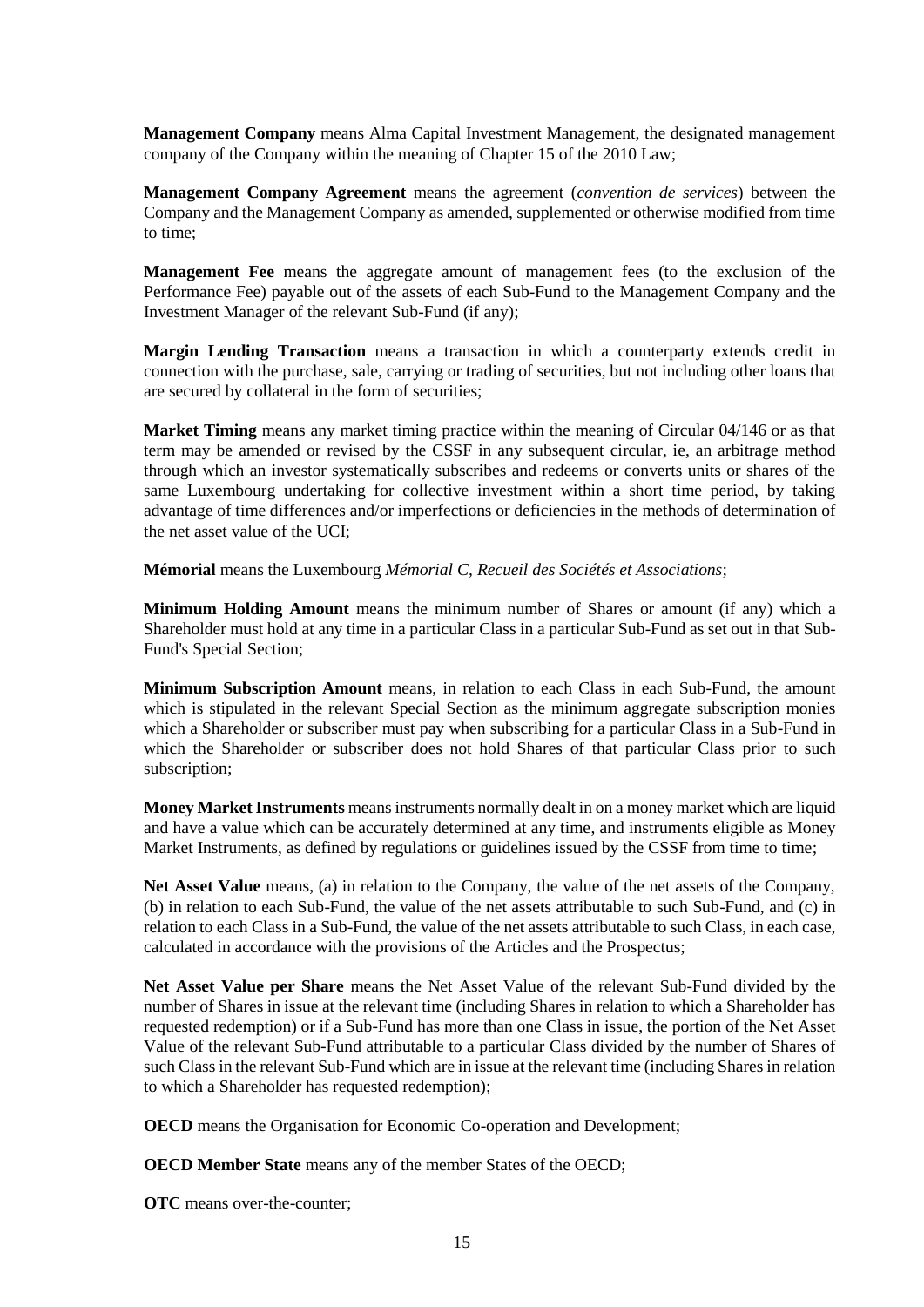**Management Company** means Alma Capital Investment Management, the designated management company of the Company within the meaning of Chapter 15 of the 2010 Law;

**Management Company Agreement** means the agreement (*convention de services*) between the Company and the Management Company as amended, supplemented or otherwise modified from time to time;

**Management Fee** means the aggregate amount of management fees (to the exclusion of the Performance Fee) payable out of the assets of each Sub-Fund to the Management Company and the Investment Manager of the relevant Sub-Fund (if any);

**Margin Lending Transaction** means a transaction in which a counterparty extends credit in connection with the purchase, sale, carrying or trading of securities, but not including other loans that are secured by collateral in the form of securities;

**Market Timing** means any market timing practice within the meaning of Circular 04/146 or as that term may be amended or revised by the CSSF in any subsequent circular, ie, an arbitrage method through which an investor systematically subscribes and redeems or converts units or shares of the same Luxembourg undertaking for collective investment within a short time period, by taking advantage of time differences and/or imperfections or deficiencies in the methods of determination of the net asset value of the UCI;

**Mémorial** means the Luxembourg *Mémorial C, Recueil des Sociétés et Associations*;

**Minimum Holding Amount** means the minimum number of Shares or amount (if any) which a Shareholder must hold at any time in a particular Class in a particular Sub-Fund as set out in that Sub-Fund's Special Section;

**Minimum Subscription Amount** means, in relation to each Class in each Sub-Fund, the amount which is stipulated in the relevant Special Section as the minimum aggregate subscription monies which a Shareholder or subscriber must pay when subscribing for a particular Class in a Sub-Fund in which the Shareholder or subscriber does not hold Shares of that particular Class prior to such subscription;

**Money Market Instruments** means instruments normally dealt in on a money market which are liquid and have a value which can be accurately determined at any time, and instruments eligible as Money Market Instruments, as defined by regulations or guidelines issued by the CSSF from time to time;

**Net Asset Value** means, (a) in relation to the Company, the value of the net assets of the Company, (b) in relation to each Sub-Fund, the value of the net assets attributable to such Sub-Fund, and (c) in relation to each Class in a Sub-Fund, the value of the net assets attributable to such Class, in each case, calculated in accordance with the provisions of the Articles and the Prospectus;

**Net Asset Value per Share** means the Net Asset Value of the relevant Sub-Fund divided by the number of Shares in issue at the relevant time (including Shares in relation to which a Shareholder has requested redemption) or if a Sub-Fund has more than one Class in issue, the portion of the Net Asset Value of the relevant Sub-Fund attributable to a particular Class divided by the number of Shares of such Class in the relevant Sub-Fund which are in issue at the relevant time (including Shares in relation to which a Shareholder has requested redemption);

**OECD** means the Organisation for Economic Co-operation and Development;

**OECD Member State** means any of the member States of the OECD;

**OTC** means over-the-counter;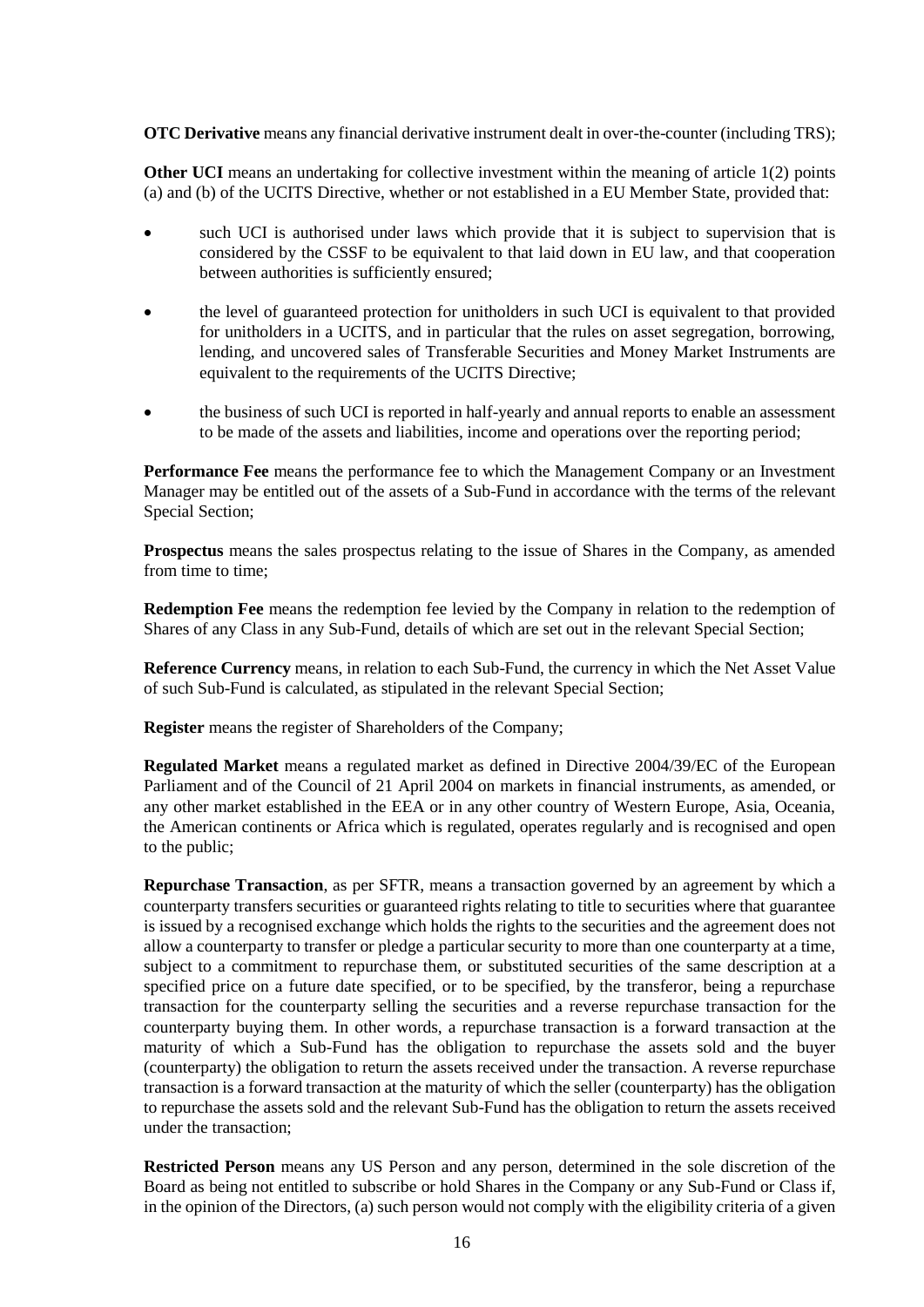**OTC Derivative** means any financial derivative instrument dealt in over-the-counter (including TRS);

**Other UCI** means an undertaking for collective investment within the meaning of article 1(2) points (a) and (b) of the UCITS Directive, whether or not established in a EU Member State, provided that:

- such UCI is authorised under laws which provide that it is subject to supervision that is considered by the CSSF to be equivalent to that laid down in EU law, and that cooperation between authorities is sufficiently ensured;
- the level of guaranteed protection for unitholders in such UCI is equivalent to that provided for unitholders in a UCITS, and in particular that the rules on asset segregation, borrowing, lending, and uncovered sales of Transferable Securities and Money Market Instruments are equivalent to the requirements of the UCITS Directive;
- the business of such UCI is reported in half-yearly and annual reports to enable an assessment to be made of the assets and liabilities, income and operations over the reporting period;

**Performance Fee** means the performance fee to which the Management Company or an Investment Manager may be entitled out of the assets of a Sub-Fund in accordance with the terms of the relevant Special Section;

**Prospectus** means the sales prospectus relating to the issue of Shares in the Company, as amended from time to time;

**Redemption Fee** means the redemption fee levied by the Company in relation to the redemption of Shares of any Class in any Sub-Fund, details of which are set out in the relevant Special Section;

**Reference Currency** means, in relation to each Sub-Fund, the currency in which the Net Asset Value of such Sub-Fund is calculated, as stipulated in the relevant Special Section;

**Register** means the register of Shareholders of the Company;

**Regulated Market** means a regulated market as defined in Directive 2004/39/EC of the European Parliament and of the Council of 21 April 2004 on markets in financial instruments, as amended, or any other market established in the EEA or in any other country of Western Europe, Asia, Oceania, the American continents or Africa which is regulated, operates regularly and is recognised and open to the public;

**Repurchase Transaction**, as per SFTR, means a transaction governed by an agreement by which a counterparty transfers securities or guaranteed rights relating to title to securities where that guarantee is issued by a recognised exchange which holds the rights to the securities and the agreement does not allow a counterparty to transfer or pledge a particular security to more than one counterparty at a time, subject to a commitment to repurchase them, or substituted securities of the same description at a specified price on a future date specified, or to be specified, by the transferor, being a repurchase transaction for the counterparty selling the securities and a reverse repurchase transaction for the counterparty buying them. In other words, a repurchase transaction is a forward transaction at the maturity of which a Sub-Fund has the obligation to repurchase the assets sold and the buyer (counterparty) the obligation to return the assets received under the transaction. A reverse repurchase transaction is a forward transaction at the maturity of which the seller (counterparty) has the obligation to repurchase the assets sold and the relevant Sub-Fund has the obligation to return the assets received under the transaction;

**Restricted Person** means any US Person and any person, determined in the sole discretion of the Board as being not entitled to subscribe or hold Shares in the Company or any Sub-Fund or Class if, in the opinion of the Directors, (a) such person would not comply with the eligibility criteria of a given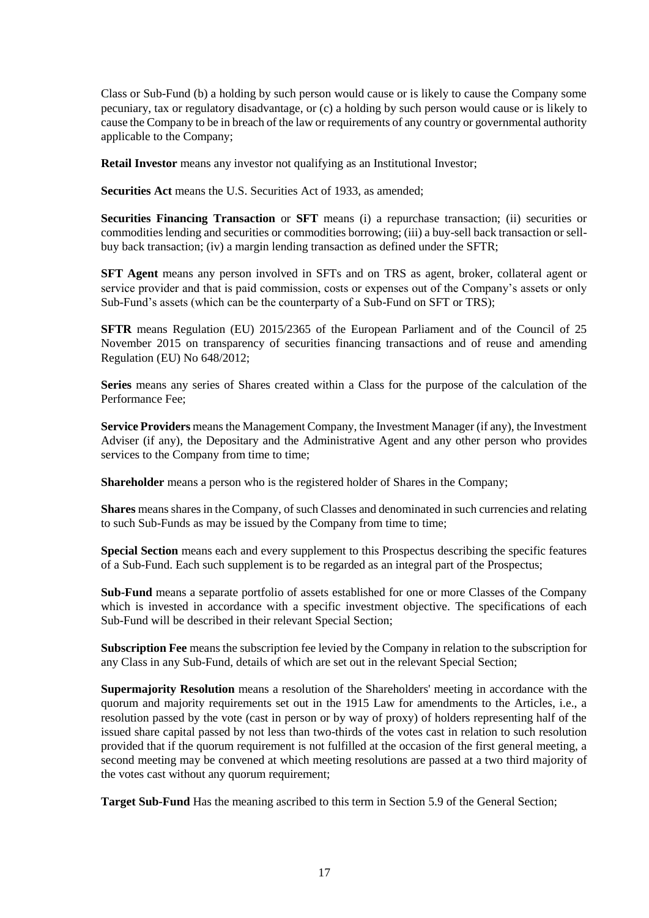Class or Sub-Fund (b) a holding by such person would cause or is likely to cause the Company some pecuniary, tax or regulatory disadvantage, or (c) a holding by such person would cause or is likely to cause the Company to be in breach of the law or requirements of any country or governmental authority applicable to the Company;

**Retail Investor** means any investor not qualifying as an Institutional Investor;

**Securities Act** means the U.S. Securities Act of 1933, as amended;

**Securities Financing Transaction** or **SFT** means (i) a repurchase transaction; (ii) securities or commodities lending and securities or commodities borrowing; (iii) a buy-sell back transaction or sell-buy back transaction; (iv) a margin lending transaction as defined under the SFTR;

**SFT Agent** means any person involved in SFTs and on TRS as agent, broker, collateral agent or service provider and that is paid commission, costs or expenses out of the Company's assets or only Sub-Fund's assets (which can be the counterparty of a Sub-Fund on SFT or TRS);

**SFTR** means Regulation (EU) 2015/2365 of the European Parliament and of the Council of 25 November 2015 on transparency of securities financing transactions and of reuse and amending Regulation (EU) No 648/2012;

**Series** means any series of Shares created within a Class for the purpose of the calculation of the Performance Fee;

**Service Providers** means the Management Company, the Investment Manager (if any), the Investment Adviser (if any), the Depositary and the Administrative Agent and any other person who provides services to the Company from time to time;

**Shareholder** means a person who is the registered holder of Shares in the Company;

**Shares** means shares in the Company, of such Classes and denominated in such currencies and relating to such Sub-Funds as may be issued by the Company from time to time;

**Special Section** means each and every supplement to this Prospectus describing the specific features of a Sub-Fund. Each such supplement is to be regarded as an integral part of the Prospectus;

**Sub-Fund** means a separate portfolio of assets established for one or more Classes of the Company which is invested in accordance with a specific investment objective. The specifications of each Sub-Fund will be described in their relevant Special Section;

**Subscription Fee** means the subscription fee levied by the Company in relation to the subscription for any Class in any Sub-Fund, details of which are set out in the relevant Special Section;

**Supermajority Resolution** means a resolution of the Shareholders' meeting in accordance with the quorum and majority requirements set out in the 1915 Law for amendments to the Articles, i.e., a resolution passed by the vote (cast in person or by way of proxy) of holders representing half of the issued share capital passed by not less than two-thirds of the votes cast in relation to such resolution provided that if the quorum requirement is not fulfilled at the occasion of the first general meeting, a second meeting may be convened at which meeting resolutions are passed at a two third majority of the votes cast without any quorum requirement;

**Target Sub-Fund** Has the meaning ascribed to this term in Section 5.9 of the General Section;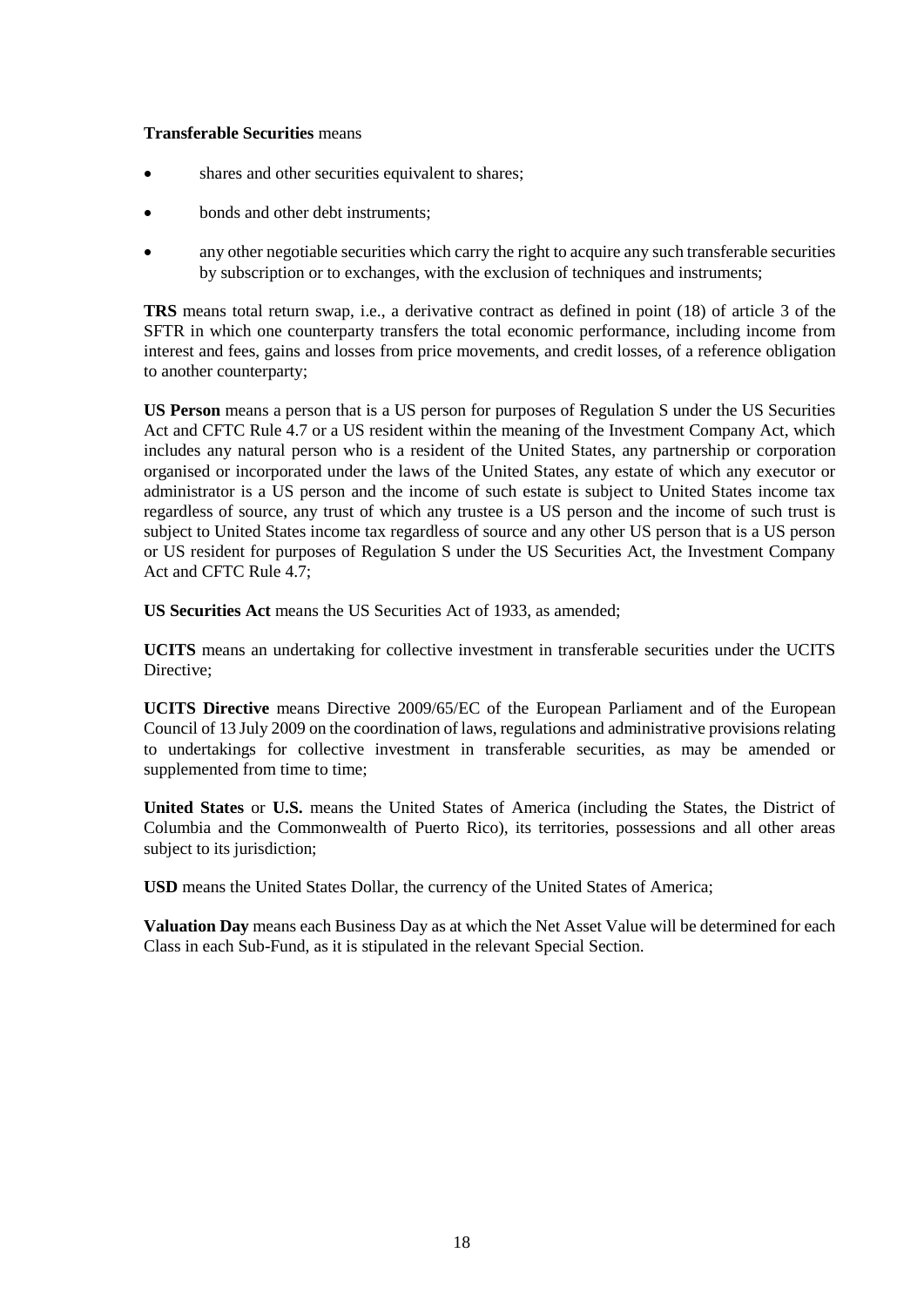**Transferable Securities** means

- shares and other securities equivalent to shares;
- bonds and other debt instruments;
- any other negotiable securities which carry the right to acquire any such transferable securities by subscription or to exchanges, with the exclusion of techniques and instruments;

**TRS** means total return swap, i.e., a derivative contract as defined in point (18) of article 3 of the SFTR in which one counterparty transfers the total economic performance, including income from interest and fees, gains and losses from price movements, and credit losses, of a reference obligation to another counterparty;

**US Person** means a person that is a US person for purposes of Regulation S under the US Securities Act and CFTC Rule 4.7 or a US resident within the meaning of the Investment Company Act, which includes any natural person who is a resident of the United States, any partnership or corporation organised or incorporated under the laws of the United States, any estate of which any executor or administrator is a US person and the income of such estate is subject to United States income tax regardless of source, any trust of which any trustee is a US person and the income of such trust is subject to United States income tax regardless of source and any other US person that is a US person or US resident for purposes of Regulation S under the US Securities Act, the Investment Company Act and CFTC Rule 4.7;

**US Securities Act** means the US Securities Act of 1933, as amended;

**UCITS** means an undertaking for collective investment in transferable securities under the UCITS Directive;

**UCITS Directive** means Directive 2009/65/EC of the European Parliament and of the European Council of 13 July 2009 on the coordination of laws, regulations and administrative provisions relating to undertakings for collective investment in transferable securities, as may be amended or supplemented from time to time;

**United States** or **U.S.** means the United States of America (including the States, the District of Columbia and the Commonwealth of Puerto Rico), its territories, possessions and all other areas subject to its jurisdiction;

**USD** means the United States Dollar, the currency of the United States of America;

**Valuation Day** means each Business Day as at which the Net Asset Value will be determined for each Class in each Sub-Fund, as it is stipulated in the relevant Special Section.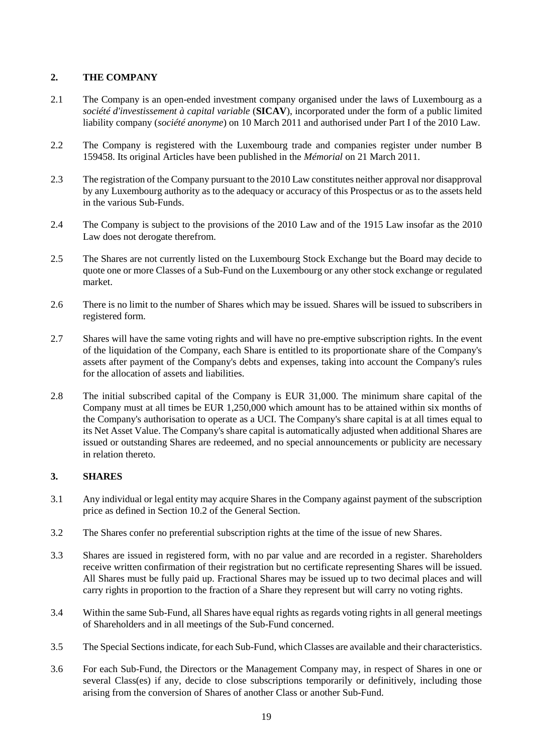## 2. THE COMPANY

2.1 The Company is an open-ended investment company organised under the laws of Luxembourg as a *société d'investissement à capital variable* (**SICAV**), incorporated under the form of a public limited liability company (*société anonyme*) on 10 March 2011 and authorised under Part I of the 2010 Law.

2.2 The Company is registered with the Luxembourg trade and companies register under number B 159458. Its original Articles have been published in the *Mémorial* on 21 March 2011.

2.3 The registration of the Company pursuant to the 2010 Law constitutes neither approval nor disapproval by any Luxembourg authority as to the adequacy or accuracy of this Prospectus or as to the assets held in the various Sub-Funds.

2.4 The Company is subject to the provisions of the 2010 Law and of the 1915 Law insofar as the 2010 Law does not derogate therefrom.

2.5 The Shares are not currently listed on the Luxembourg Stock Exchange but the Board may decide to quote one or more Classes of a Sub-Fund on the Luxembourg or any other stock exchange or regulated market.

2.6 There is no limit to the number of Shares which may be issued. Shares will be issued to subscribers in registered form.

2.7 Shares will have the same voting rights and will have no pre-emptive subscription rights. In the event of the liquidation of the Company, each Share is entitled to its proportionate share of the Company's assets after payment of the Company's debts and expenses, taking into account the Company's rules for the allocation of assets and liabilities.

2.8 The initial subscribed capital of the Company is EUR 31,000. The minimum share capital of the Company must at all times be EUR 1,250,000 which amount has to be attained within six months of the Company's authorisation to operate as a UCI. The Company's share capital is at all times equal to its Net Asset Value. The Company's share capital is automatically adjusted when additional Shares are issued or outstanding Shares are redeemed, and no special announcements or publicity are necessary in relation thereto.

## 3. SHARES

3.1 Any individual or legal entity may acquire Shares in the Company against payment of the subscription price as defined in Section 10.2 of the General Section.

3.2 The Shares confer no preferential subscription rights at the time of the issue of new Shares.

3.3 Shares are issued in registered form, with no par value and are recorded in a register. Shareholders receive written confirmation of their registration but no certificate representing Shares will be issued. All Shares must be fully paid up. Fractional Shares may be issued up to two decimal places and will carry rights in proportion to the fraction of a Share they represent but will carry no voting rights.

3.4 Within the same Sub-Fund, all Shares have equal rights as regards voting rights in all general meetings of Shareholders and in all meetings of the Sub-Fund concerned.

3.5 The Special Sections indicate, for each Sub-Fund, which Classes are available and their characteristics.

3.6 For each Sub-Fund, the Directors or the Management Company may, in respect of Shares in one or several Class(es) if any, decide to close subscriptions temporarily or definitively, including those arising from the conversion of Shares of another Class or another Sub-Fund.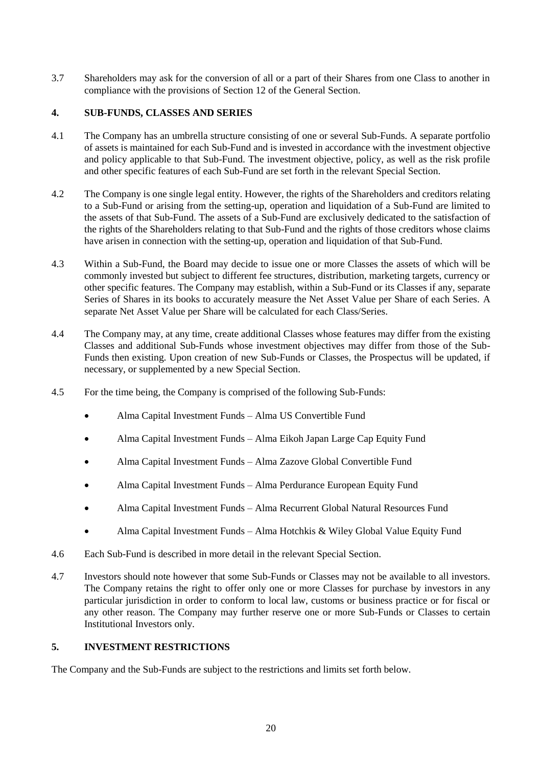3.7 Shareholders may ask for the conversion of all or a part of their Shares from one Class to another in compliance with the provisions of Section 12 of the General Section.

## 4. SUB-FUNDS, CLASSES AND SERIES

4.1 The Company has an umbrella structure consisting of one or several Sub-Funds. A separate portfolio of assets is maintained for each Sub-Fund and is invested in accordance with the investment objective and policy applicable to that Sub-Fund. The investment objective, policy, as well as the risk profile and other specific features of each Sub-Fund are set forth in the relevant Special Section.

4.2 The Company is one single legal entity. However, the rights of the Shareholders and creditors relating to a Sub-Fund or arising from the setting-up, operation and liquidation of a Sub-Fund are limited to the assets of that Sub-Fund. The assets of a Sub-Fund are exclusively dedicated to the satisfaction of the rights of the Shareholders relating to that Sub-Fund and the rights of those creditors whose claims have arisen in connection with the setting-up, operation and liquidation of that Sub-Fund.

4.3 Within a Sub-Fund, the Board may decide to issue one or more Classes the assets of which will be commonly invested but subject to different fee structures, distribution, marketing targets, currency or other specific features. The Company may establish, within a Sub-Fund or its Classes if any, separate Series of Shares in its books to accurately measure the Net Asset Value per Share of each Series. A separate Net Asset Value per Share will be calculated for each Class/Series.

4.4 The Company may, at any time, create additional Classes whose features may differ from the existing Classes and additional Sub-Funds whose investment objectives may differ from those of the Sub-Funds then existing. Upon creation of new Sub-Funds or Classes, the Prospectus will be updated, if necessary, or supplemented by a new Special Section.

4.5 For the time being, the Company is comprised of the following Sub-Funds:

- Alma Capital Investment Funds – Alma US Convertible Fund
- Alma Capital Investment Funds – Alma Eikoh Japan Large Cap Equity Fund
- Alma Capital Investment Funds – Alma Zazove Global Convertible Fund
- Alma Capital Investment Funds – Alma Perdurance European Equity Fund
- Alma Capital Investment Funds – Alma Recurrent Global Natural Resources Fund
- Alma Capital Investment Funds – Alma Hotchkis & Wiley Global Value Equity Fund

4.6 Each Sub-Fund is described in more detail in the relevant Special Section.

4.7 Investors should note however that some Sub-Funds or Classes may not be available to all investors. The Company retains the right to offer only one or more Classes for purchase by investors in any particular jurisdiction in order to conform to local law, customs or business practice or for fiscal or any other reason. The Company may further reserve one or more Sub-Funds or Classes to certain Institutional Investors only.

## 5. INVESTMENT RESTRICTIONS

The Company and the Sub-Funds are subject to the restrictions and limits set forth below.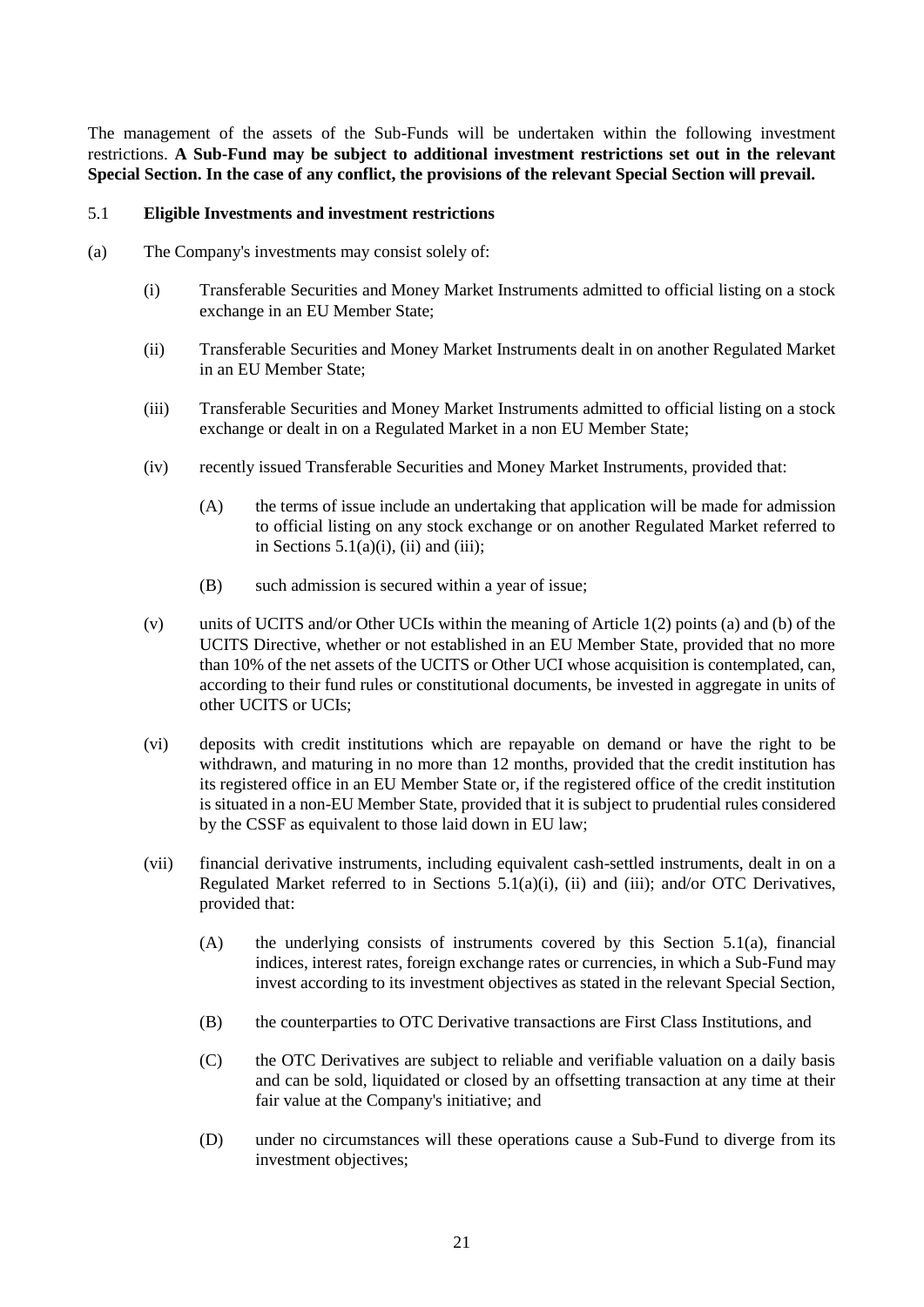The management of the assets of the Sub-Funds will be undertaken within the following investment restrictions. **A Sub-Fund may be subject to additional investment restrictions set out in the relevant Special Section. In the case of any conflict, the provisions of the relevant Special Section will prevail.**

5.1 **Eligible Investments and investment restrictions**

(a) The Company's investments may consist solely of:

- (i) Transferable Securities and Money Market Instruments admitted to official listing on a stock exchange in an EU Member State;

- (ii) Transferable Securities and Money Market Instruments dealt in on another Regulated Market in an EU Member State;

- (iii) Transferable Securities and Money Market Instruments admitted to official listing on a stock exchange or dealt in on a Regulated Market in a non EU Member State;

- (iv) recently issued Transferable Securities and Money Market Instruments, provided that:

  - (A) the terms of issue include an undertaking that application will be made for admission to official listing on any stock exchange or on another Regulated Market referred to in Sections 5.1(a)(i), (ii) and (iii);

  - (B) such admission is secured within a year of issue;

- (v) units of UCITS and/or Other UCIs within the meaning of Article 1(2) points (a) and (b) of the UCITS Directive, whether or not established in an EU Member State, provided that no more than 10% of the net assets of the UCITS or Other UCI whose acquisition is contemplated, can, according to their fund rules or constitutional documents, be invested in aggregate in units of other UCITS or UCIs;

- (vi) deposits with credit institutions which are repayable on demand or have the right to be withdrawn, and maturing in no more than 12 months, provided that the credit institution has its registered office in an EU Member State or, if the registered office of the credit institution is situated in a non-EU Member State, provided that it is subject to prudential rules considered by the CSSF as equivalent to those laid down in EU law;

- (vii) financial derivative instruments, including equivalent cash-settled instruments, dealt in on a Regulated Market referred to in Sections 5.1(a)(i), (ii) and (iii); and/or OTC Derivatives, provided that:

  - (A) the underlying consists of instruments covered by this Section 5.1(a), financial indices, interest rates, foreign exchange rates or currencies, in which a Sub-Fund may invest according to its investment objectives as stated in the relevant Special Section,

  - (B) the counterparties to OTC Derivative transactions are First Class Institutions, and

  - (C) the OTC Derivatives are subject to reliable and verifiable valuation on a daily basis and can be sold, liquidated or closed by an offsetting transaction at any time at their fair value at the Company's initiative; and

  - (D) under no circumstances will these operations cause a Sub-Fund to diverge from its investment objectives;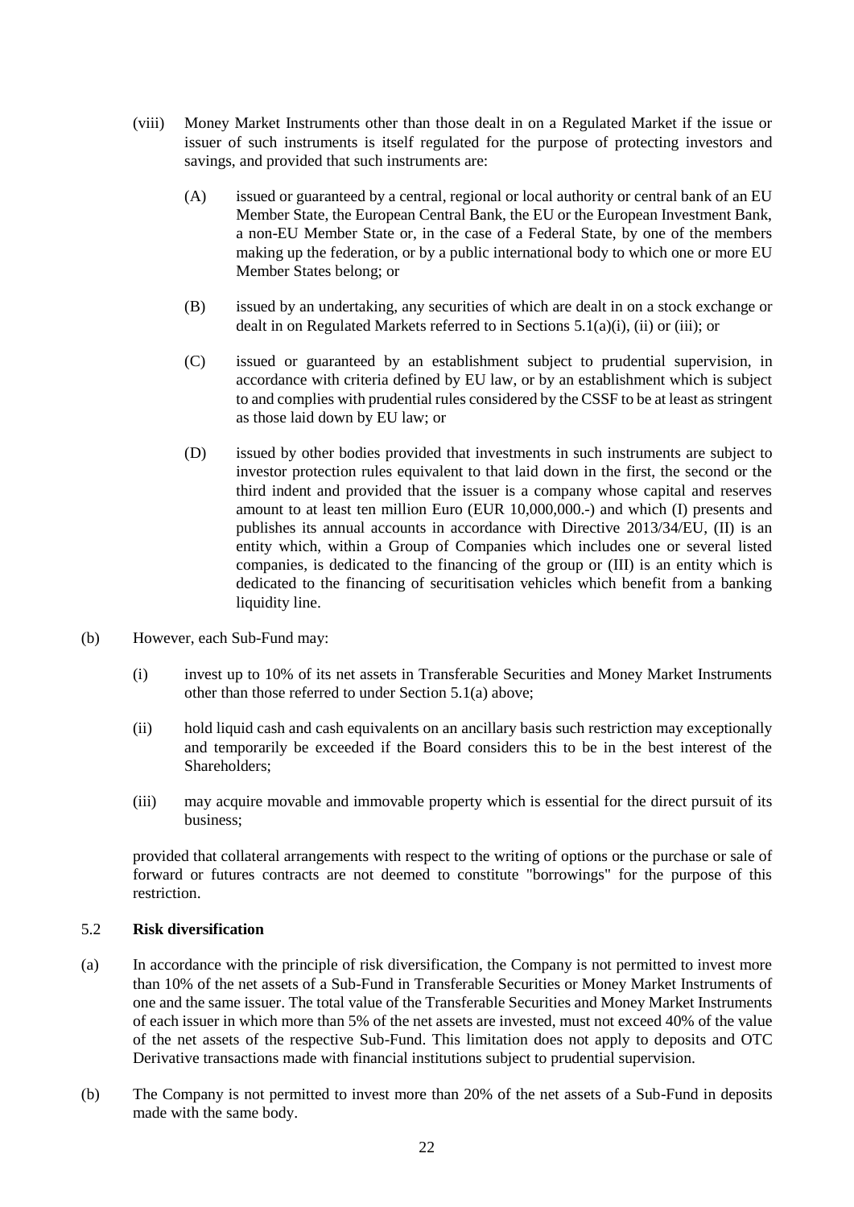(viii) Money Market Instruments other than those dealt in on a Regulated Market if the issue or issuer of such instruments is itself regulated for the purpose of protecting investors and savings, and provided that such instruments are:

(A) issued or guaranteed by a central, regional or local authority or central bank of an EU Member State, the European Central Bank, the EU or the European Investment Bank, a non-EU Member State or, in the case of a Federal State, by one of the members making up the federation, or by a public international body to which one or more EU Member States belong; or

(B) issued by an undertaking, any securities of which are dealt in on a stock exchange or dealt in on Regulated Markets referred to in Sections 5.1(a)(i), (ii) or (iii); or

(C) issued or guaranteed by an establishment subject to prudential supervision, in accordance with criteria defined by EU law, or by an establishment which is subject to and complies with prudential rules considered by the CSSF to be at least as stringent as those laid down by EU law; or

(D) issued by other bodies provided that investments in such instruments are subject to investor protection rules equivalent to that laid down in the first, the second or the third indent and provided that the issuer is a company whose capital and reserves amount to at least ten million Euro (EUR 10,000,000.-) and which (I) presents and publishes its annual accounts in accordance with Directive 2013/34/EU, (II) is an entity which, within a Group of Companies which includes one or several listed companies, is dedicated to the financing of the group or (III) is an entity which is dedicated to the financing of securitisation vehicles which benefit from a banking liquidity line.

(b) However, each Sub-Fund may:

(i) invest up to 10% of its net assets in Transferable Securities and Money Market Instruments other than those referred to under Section 5.1(a) above;

(ii) hold liquid cash and cash equivalents on an ancillary basis such restriction may exceptionally and temporarily be exceeded if the Board considers this to be in the best interest of the Shareholders;

(iii) may acquire movable and immovable property which is essential for the direct pursuit of its business;

provided that collateral arrangements with respect to the writing of options or the purchase or sale of forward or futures contracts are not deemed to constitute "borrowings" for the purpose of this restriction.

## 5.2 Risk diversification

(a) In accordance with the principle of risk diversification, the Company is not permitted to invest more than 10% of the net assets of a Sub-Fund in Transferable Securities or Money Market Instruments of one and the same issuer. The total value of the Transferable Securities and Money Market Instruments of each issuer in which more than 5% of the net assets are invested, must not exceed 40% of the value of the net assets of the respective Sub-Fund. This limitation does not apply to deposits and OTC Derivative transactions made with financial institutions subject to prudential supervision.

(b) The Company is not permitted to invest more than 20% of the net assets of a Sub-Fund in deposits made with the same body.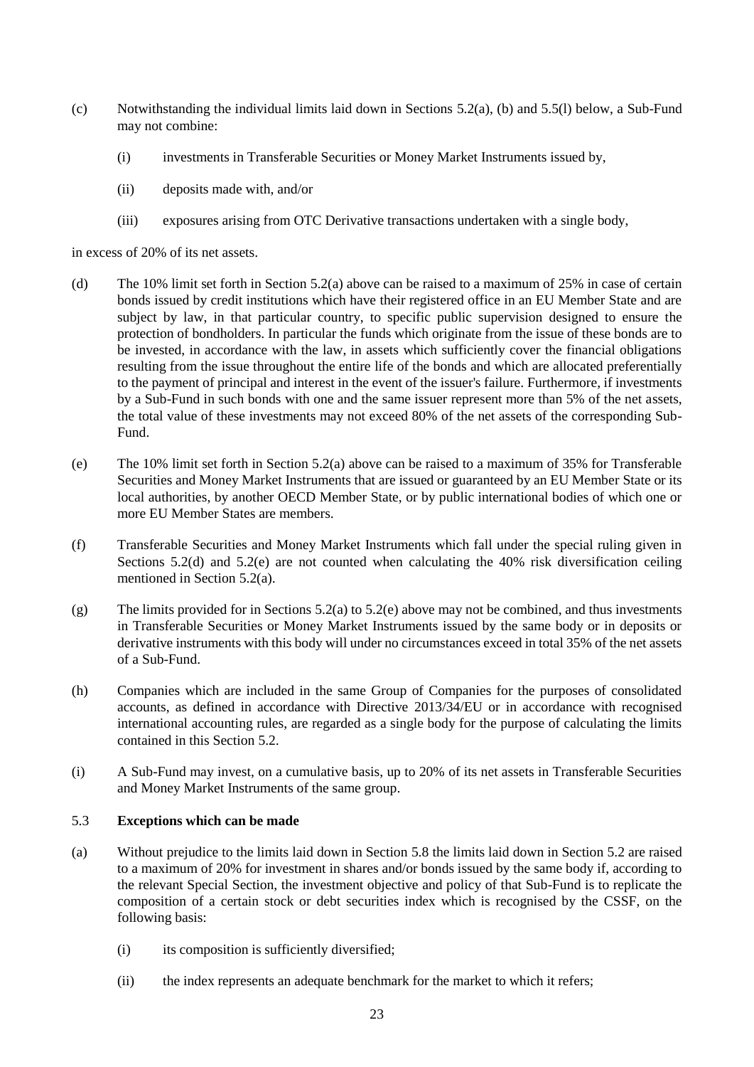(c) Notwithstanding the individual limits laid down in Sections 5.2(a), (b) and 5.5(l) below, a Sub-Fund may not combine:

  (i) investments in Transferable Securities or Money Market Instruments issued by,

  (ii) deposits made with, and/or

  (iii) exposures arising from OTC Derivative transactions undertaken with a single body,

in excess of 20% of its net assets.

(d) The 10% limit set forth in Section 5.2(a) above can be raised to a maximum of 25% in case of certain bonds issued by credit institutions which have their registered office in an EU Member State and are subject by law, in that particular country, to specific public supervision designed to ensure the protection of bondholders. In particular the funds which originate from the issue of these bonds are to be invested, in accordance with the law, in assets which sufficiently cover the financial obligations resulting from the issue throughout the entire life of the bonds and which are allocated preferentially to the payment of principal and interest in the event of the issuer's failure. Furthermore, if investments by a Sub-Fund in such bonds with one and the same issuer represent more than 5% of the net assets, the total value of these investments may not exceed 80% of the net assets of the corresponding Sub-Fund.

(e) The 10% limit set forth in Section 5.2(a) above can be raised to a maximum of 35% for Transferable Securities and Money Market Instruments that are issued or guaranteed by an EU Member State or its local authorities, by another OECD Member State, or by public international bodies of which one or more EU Member States are members.

(f) Transferable Securities and Money Market Instruments which fall under the special ruling given in Sections 5.2(d) and 5.2(e) are not counted when calculating the 40% risk diversification ceiling mentioned in Section 5.2(a).

(g) The limits provided for in Sections 5.2(a) to 5.2(e) above may not be combined, and thus investments in Transferable Securities or Money Market Instruments issued by the same body or in deposits or derivative instruments with this body will under no circumstances exceed in total 35% of the net assets of a Sub-Fund.

(h) Companies which are included in the same Group of Companies for the purposes of consolidated accounts, as defined in accordance with Directive 2013/34/EU or in accordance with recognised international accounting rules, are regarded as a single body for the purpose of calculating the limits contained in this Section 5.2.

(i) A Sub-Fund may invest, on a cumulative basis, up to 20% of its net assets in Transferable Securities and Money Market Instruments of the same group.

### 5.3 **Exceptions which can be made**

(a) Without prejudice to the limits laid down in Section 5.8 the limits laid down in Section 5.2 are raised to a maximum of 20% for investment in shares and/or bonds issued by the same body if, according to the relevant Special Section, the investment objective and policy of that Sub-Fund is to replicate the composition of a certain stock or debt securities index which is recognised by the CSSF, on the following basis:

  (i) its composition is sufficiently diversified;

  (ii) the index represents an adequate benchmark for the market to which it refers;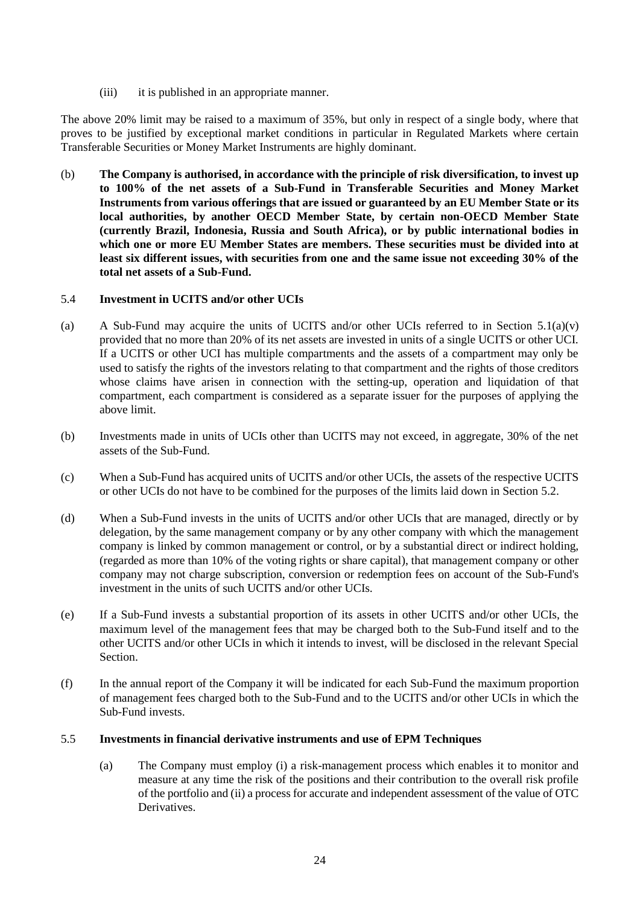(iii) it is published in an appropriate manner.

The above 20% limit may be raised to a maximum of 35%, but only in respect of a single body, where that proves to be justified by exceptional market conditions in particular in Regulated Markets where certain Transferable Securities or Money Market Instruments are highly dominant.

(b) **The Company is authorised, in accordance with the principle of risk diversification, to invest up to 100% of the net assets of a Sub-Fund in Transferable Securities and Money Market Instruments from various offerings that are issued or guaranteed by an EU Member State or its local authorities, by another OECD Member State, by certain non-OECD Member State (currently Brazil, Indonesia, Russia and South Africa), or by public international bodies in which one or more EU Member States are members. These securities must be divided into at least six different issues, with securities from one and the same issue not exceeding 30% of the total net assets of a Sub-Fund.**

### 5.4 Investment in UCITS and/or other UCIs

(a) A Sub-Fund may acquire the units of UCITS and/or other UCIs referred to in Section 5.1(a)(v) provided that no more than 20% of its net assets are invested in units of a single UCITS or other UCI. If a UCITS or other UCI has multiple compartments and the assets of a compartment may only be used to satisfy the rights of the investors relating to that compartment and the rights of those creditors whose claims have arisen in connection with the setting-up, operation and liquidation of that compartment, each compartment is considered as a separate issuer for the purposes of applying the above limit.

(b) Investments made in units of UCIs other than UCITS may not exceed, in aggregate, 30% of the net assets of the Sub-Fund.

(c) When a Sub-Fund has acquired units of UCITS and/or other UCIs, the assets of the respective UCITS or other UCIs do not have to be combined for the purposes of the limits laid down in Section 5.2.

(d) When a Sub-Fund invests in the units of UCITS and/or other UCIs that are managed, directly or by delegation, by the same management company or by any other company with which the management company is linked by common management or control, or by a substantial direct or indirect holding, (regarded as more than 10% of the voting rights or share capital), that management company or other company may not charge subscription, conversion or redemption fees on account of the Sub-Fund's investment in the units of such UCITS and/or other UCIs.

(e) If a Sub-Fund invests a substantial proportion of its assets in other UCITS and/or other UCIs, the maximum level of the management fees that may be charged both to the Sub-Fund itself and to the other UCITS and/or other UCIs in which it intends to invest, will be disclosed in the relevant Special Section.

(f) In the annual report of the Company it will be indicated for each Sub-Fund the maximum proportion of management fees charged both to the Sub-Fund and to the UCITS and/or other UCIs in which the Sub-Fund invests.

### 5.5 Investments in financial derivative instruments and use of EPM Techniques

(a) The Company must employ (i) a risk-management process which enables it to monitor and measure at any time the risk of the positions and their contribution to the overall risk profile of the portfolio and (ii) a process for accurate and independent assessment of the value of OTC Derivatives.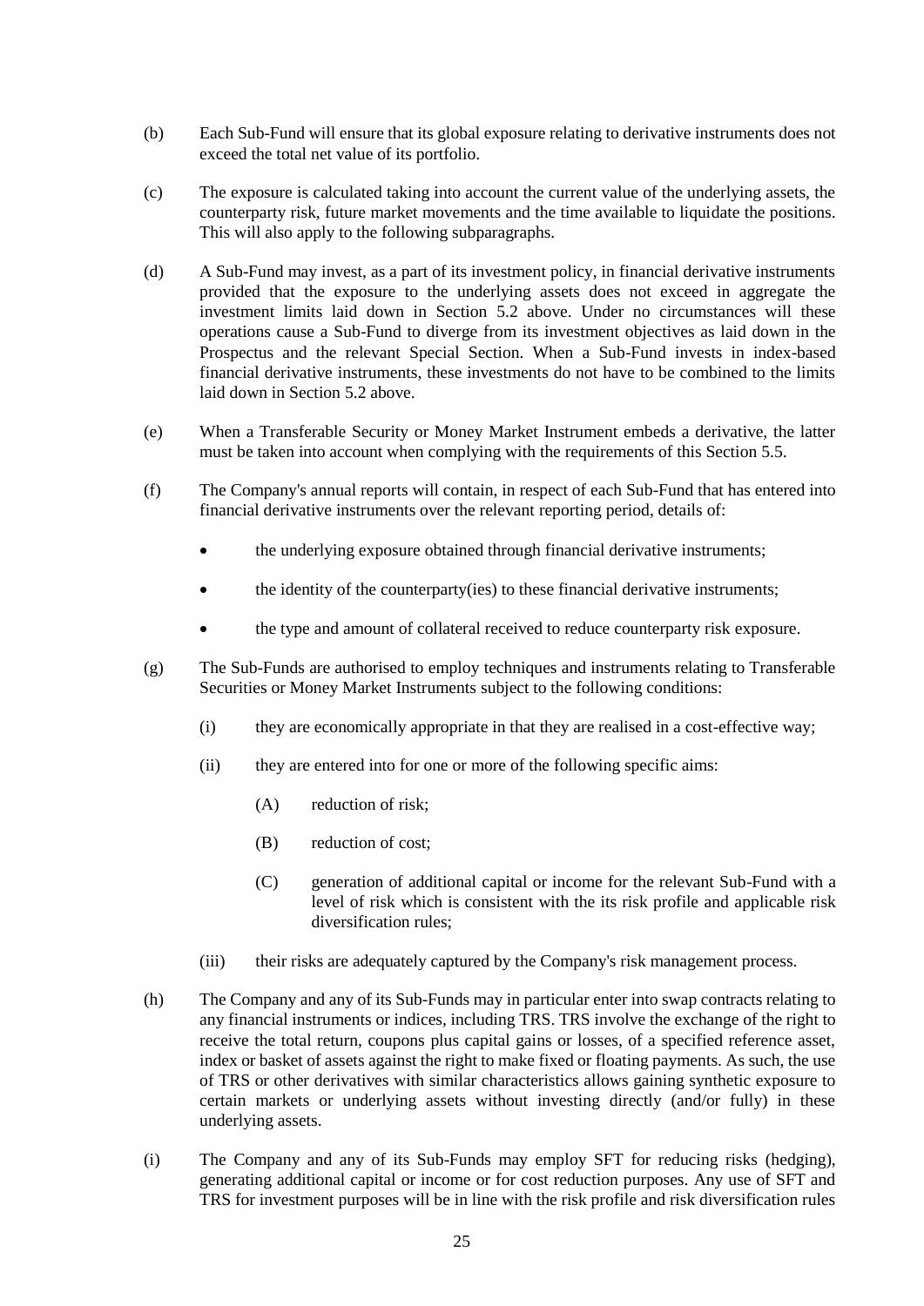(b) Each Sub-Fund will ensure that its global exposure relating to derivative instruments does not exceed the total net value of its portfolio.

(c) The exposure is calculated taking into account the current value of the underlying assets, the counterparty risk, future market movements and the time available to liquidate the positions. This will also apply to the following subparagraphs.

(d) A Sub-Fund may invest, as a part of its investment policy, in financial derivative instruments provided that the exposure to the underlying assets does not exceed in aggregate the investment limits laid down in Section 5.2 above. Under no circumstances will these operations cause a Sub-Fund to diverge from its investment objectives as laid down in the Prospectus and the relevant Special Section. When a Sub-Fund invests in index-based financial derivative instruments, these investments do not have to be combined to the limits laid down in Section 5.2 above.

(e) When a Transferable Security or Money Market Instrument embeds a derivative, the latter must be taken into account when complying with the requirements of this Section 5.5.

(f) The Company's annual reports will contain, in respect of each Sub-Fund that has entered into financial derivative instruments over the relevant reporting period, details of:

- the underlying exposure obtained through financial derivative instruments;
- the identity of the counterparty(ies) to these financial derivative instruments;
- the type and amount of collateral received to reduce counterparty risk exposure.

(g) The Sub-Funds are authorised to employ techniques and instruments relating to Transferable Securities or Money Market Instruments subject to the following conditions:

  (i) they are economically appropriate in that they are realised in a cost-effective way;

  (ii) they are entered into for one or more of the following specific aims:

    (A) reduction of risk;

    (B) reduction of cost;

    (C) generation of additional capital or income for the relevant Sub-Fund with a level of risk which is consistent with the its risk profile and applicable risk diversification rules;

  (iii) their risks are adequately captured by the Company's risk management process.

(h) The Company and any of its Sub-Funds may in particular enter into swap contracts relating to any financial instruments or indices, including TRS. TRS involve the exchange of the right to receive the total return, coupons plus capital gains or losses, of a specified reference asset, index or basket of assets against the right to make fixed or floating payments. As such, the use of TRS or other derivatives with similar characteristics allows gaining synthetic exposure to certain markets or underlying assets without investing directly (and/or fully) in these underlying assets.

(i) The Company and any of its Sub-Funds may employ SFT for reducing risks (hedging), generating additional capital or income or for cost reduction purposes. Any use of SFT and TRS for investment purposes will be in line with the risk profile and risk diversification rules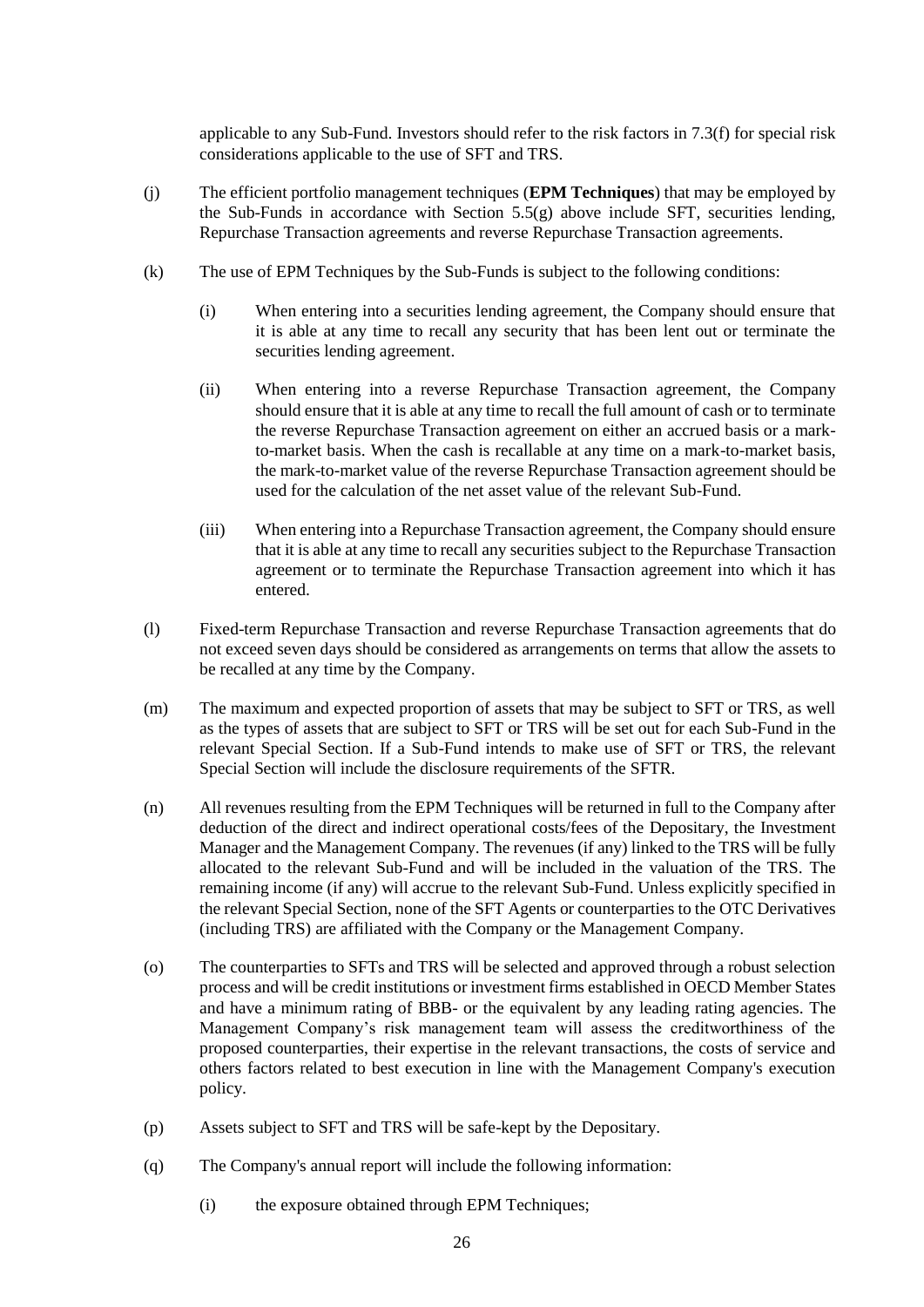applicable to any Sub-Fund. Investors should refer to the risk factors in 7.3(f) for special risk considerations applicable to the use of SFT and TRS.

(j) The efficient portfolio management techniques (**EPM Techniques**) that may be employed by the Sub-Funds in accordance with Section 5.5(g) above include SFT, securities lending, Repurchase Transaction agreements and reverse Repurchase Transaction agreements.

(k) The use of EPM Techniques by the Sub-Funds is subject to the following conditions:

  (i) When entering into a securities lending agreement, the Company should ensure that it is able at any time to recall any security that has been lent out or terminate the securities lending agreement.

  (ii) When entering into a reverse Repurchase Transaction agreement, the Company should ensure that it is able at any time to recall the full amount of cash or to terminate the reverse Repurchase Transaction agreement on either an accrued basis or a mark-to-market basis. When the cash is recallable at any time on a mark-to-market basis, the mark-to-market value of the reverse Repurchase Transaction agreement should be used for the calculation of the net asset value of the relevant Sub-Fund.

  (iii) When entering into a Repurchase Transaction agreement, the Company should ensure that it is able at any time to recall any securities subject to the Repurchase Transaction agreement or to terminate the Repurchase Transaction agreement into which it has entered.

(l) Fixed-term Repurchase Transaction and reverse Repurchase Transaction agreements that do not exceed seven days should be considered as arrangements on terms that allow the assets to be recalled at any time by the Company.

(m) The maximum and expected proportion of assets that may be subject to SFT or TRS, as well as the types of assets that are subject to SFT or TRS will be set out for each Sub-Fund in the relevant Special Section. If a Sub-Fund intends to make use of SFT or TRS, the relevant Special Section will include the disclosure requirements of the SFTR.

(n) All revenues resulting from the EPM Techniques will be returned in full to the Company after deduction of the direct and indirect operational costs/fees of the Depositary, the Investment Manager and the Management Company. The revenues (if any) linked to the TRS will be fully allocated to the relevant Sub-Fund and will be included in the valuation of the TRS. The remaining income (if any) will accrue to the relevant Sub-Fund. Unless explicitly specified in the relevant Special Section, none of the SFT Agents or counterparties to the OTC Derivatives (including TRS) are affiliated with the Company or the Management Company.

(o) The counterparties to SFTs and TRS will be selected and approved through a robust selection process and will be credit institutions or investment firms established in OECD Member States and have a minimum rating of BBB- or the equivalent by any leading rating agencies. The Management Company's risk management team will assess the creditworthiness of the proposed counterparties, their expertise in the relevant transactions, the costs of service and others factors related to best execution in line with the Management Company's execution policy.

(p) Assets subject to SFT and TRS will be safe-kept by the Depositary.

(q) The Company's annual report will include the following information:

  (i) the exposure obtained through EPM Techniques;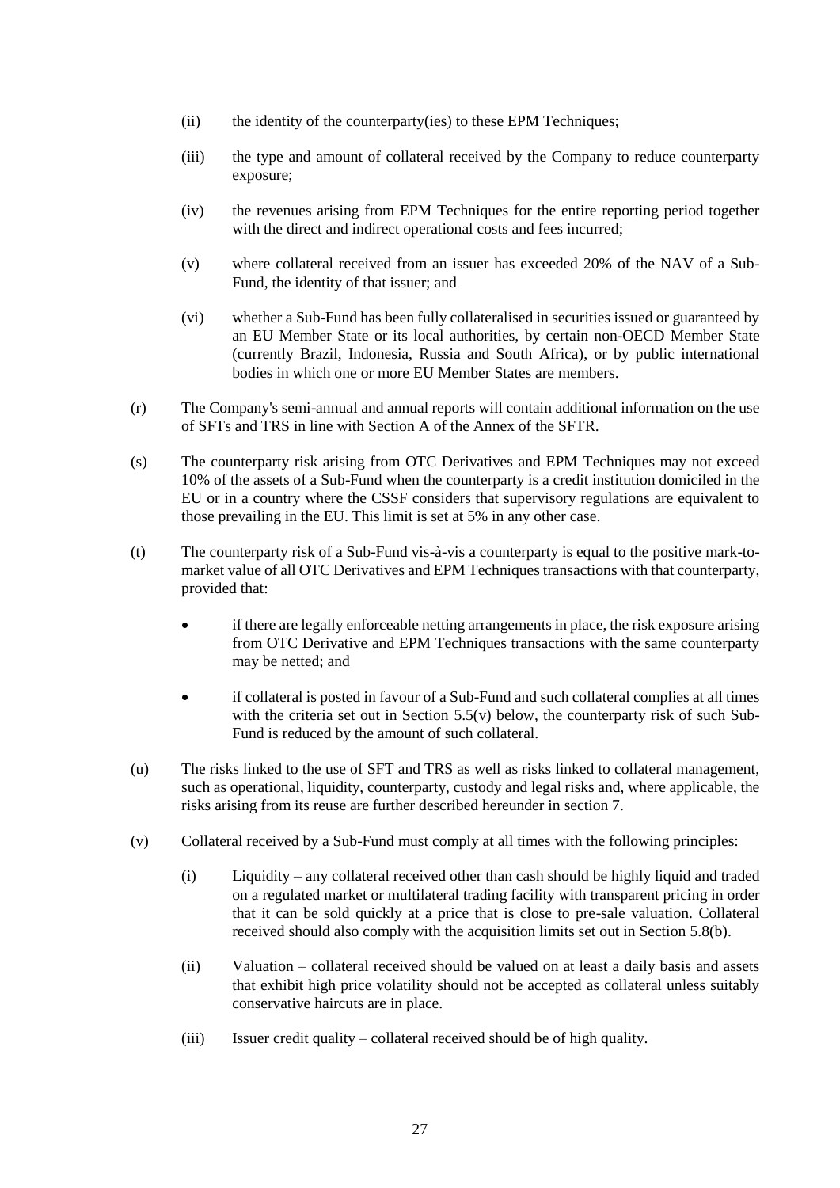(ii) the identity of the counterparty(ies) to these EPM Techniques;

(iii) the type and amount of collateral received by the Company to reduce counterparty exposure;

(iv) the revenues arising from EPM Techniques for the entire reporting period together with the direct and indirect operational costs and fees incurred;

(v) where collateral received from an issuer has exceeded 20% of the NAV of a Sub-Fund, the identity of that issuer; and

(vi) whether a Sub-Fund has been fully collateralised in securities issued or guaranteed by an EU Member State or its local authorities, by certain non-OECD Member State (currently Brazil, Indonesia, Russia and South Africa), or by public international bodies in which one or more EU Member States are members.

(r) The Company's semi-annual and annual reports will contain additional information on the use of SFTs and TRS in line with Section A of the Annex of the SFTR.

(s) The counterparty risk arising from OTC Derivatives and EPM Techniques may not exceed 10% of the assets of a Sub-Fund when the counterparty is a credit institution domiciled in the EU or in a country where the CSSF considers that supervisory regulations are equivalent to those prevailing in the EU. This limit is set at 5% in any other case.

(t) The counterparty risk of a Sub-Fund vis-à-vis a counterparty is equal to the positive mark-to-market value of all OTC Derivatives and EPM Techniques transactions with that counterparty, provided that:

- if there are legally enforceable netting arrangements in place, the risk exposure arising from OTC Derivative and EPM Techniques transactions with the same counterparty may be netted; and
- if collateral is posted in favour of a Sub-Fund and such collateral complies at all times with the criteria set out in Section 5.5(v) below, the counterparty risk of such Sub-Fund is reduced by the amount of such collateral.

(u) The risks linked to the use of SFT and TRS as well as risks linked to collateral management, such as operational, liquidity, counterparty, custody and legal risks and, where applicable, the risks arising from its reuse are further described hereunder in section 7.

(v) Collateral received by a Sub-Fund must comply at all times with the following principles:

(i) Liquidity – any collateral received other than cash should be highly liquid and traded on a regulated market or multilateral trading facility with transparent pricing in order that it can be sold quickly at a price that is close to pre-sale valuation. Collateral received should also comply with the acquisition limits set out in Section 5.8(b).

(ii) Valuation – collateral received should be valued on at least a daily basis and assets that exhibit high price volatility should not be accepted as collateral unless suitably conservative haircuts are in place.

(iii) Issuer credit quality – collateral received should be of high quality.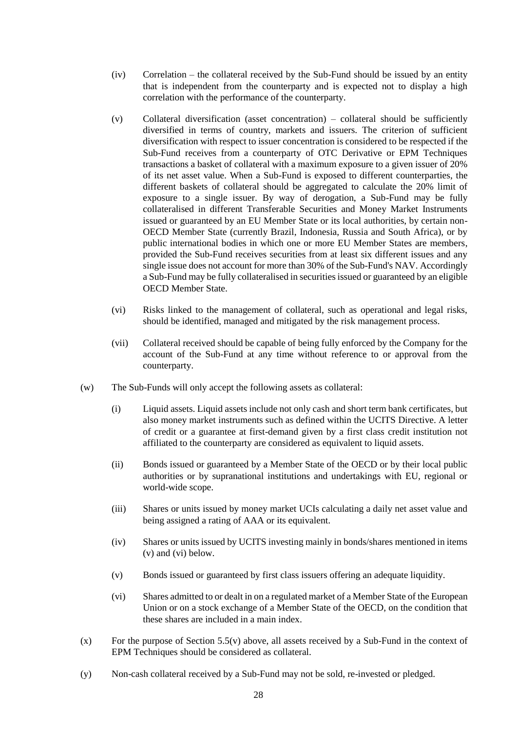(iv) Correlation – the collateral received by the Sub-Fund should be issued by an entity that is independent from the counterparty and is expected not to display a high correlation with the performance of the counterparty.

(v) Collateral diversification (asset concentration) – collateral should be sufficiently diversified in terms of country, markets and issuers. The criterion of sufficient diversification with respect to issuer concentration is considered to be respected if the Sub-Fund receives from a counterparty of OTC Derivative or EPM Techniques transactions a basket of collateral with a maximum exposure to a given issuer of 20% of its net asset value. When a Sub-Fund is exposed to different counterparties, the different baskets of collateral should be aggregated to calculate the 20% limit of exposure to a single issuer. By way of derogation, a Sub-Fund may be fully collateralised in different Transferable Securities and Money Market Instruments issued or guaranteed by an EU Member State or its local authorities, by certain non-OECD Member State (currently Brazil, Indonesia, Russia and South Africa), or by public international bodies in which one or more EU Member States are members, provided the Sub-Fund receives securities from at least six different issues and any single issue does not account for more than 30% of the Sub-Fund's NAV. Accordingly a Sub-Fund may be fully collateralised in securities issued or guaranteed by an eligible OECD Member State.

(vi) Risks linked to the management of collateral, such as operational and legal risks, should be identified, managed and mitigated by the risk management process.

(vii) Collateral received should be capable of being fully enforced by the Company for the account of the Sub-Fund at any time without reference to or approval from the counterparty.

(w) The Sub-Funds will only accept the following assets as collateral:

(i) Liquid assets. Liquid assets include not only cash and short term bank certificates, but also money market instruments such as defined within the UCITS Directive. A letter of credit or a guarantee at first-demand given by a first class credit institution not affiliated to the counterparty are considered as equivalent to liquid assets.

(ii) Bonds issued or guaranteed by a Member State of the OECD or by their local public authorities or by supranational institutions and undertakings with EU, regional or world-wide scope.

(iii) Shares or units issued by money market UCIs calculating a daily net asset value and being assigned a rating of AAA or its equivalent.

(iv) Shares or units issued by UCITS investing mainly in bonds/shares mentioned in items (v) and (vi) below.

(v) Bonds issued or guaranteed by first class issuers offering an adequate liquidity.

(vi) Shares admitted to or dealt in on a regulated market of a Member State of the European Union or on a stock exchange of a Member State of the OECD, on the condition that these shares are included in a main index.

(x) For the purpose of Section 5.5(v) above, all assets received by a Sub-Fund in the context of EPM Techniques should be considered as collateral.

(y) Non-cash collateral received by a Sub-Fund may not be sold, re-invested or pledged.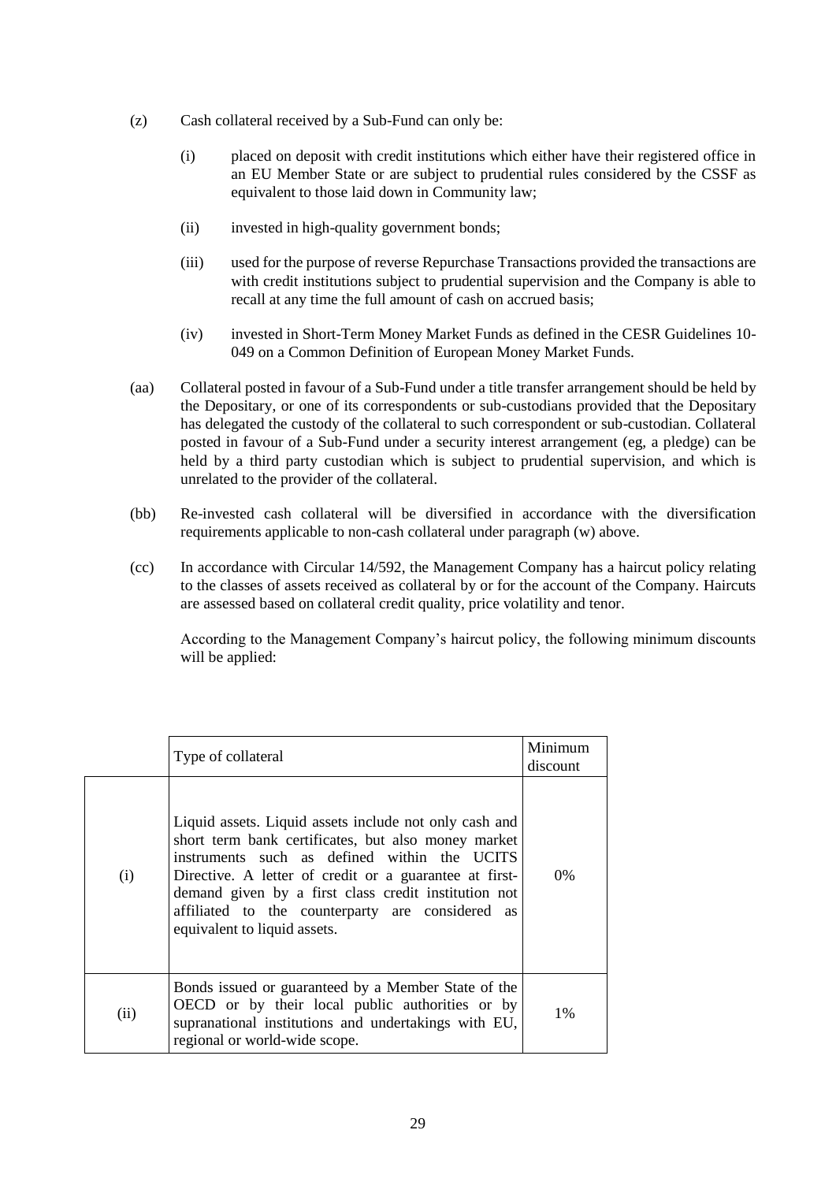(z) Cash collateral received by a Sub-Fund can only be:

(i) placed on deposit with credit institutions which either have their registered office in an EU Member State or are subject to prudential rules considered by the CSSF as equivalent to those laid down in Community law;

(ii) invested in high-quality government bonds;

(iii) used for the purpose of reverse Repurchase Transactions provided the transactions are with credit institutions subject to prudential supervision and the Company is able to recall at any time the full amount of cash on accrued basis;

(iv) invested in Short-Term Money Market Funds as defined in the CESR Guidelines 10-049 on a Common Definition of European Money Market Funds.

(aa) Collateral posted in favour of a Sub-Fund under a title transfer arrangement should be held by the Depositary, or one of its correspondents or sub-custodians provided that the Depositary has delegated the custody of the collateral to such correspondent or sub-custodian. Collateral posted in favour of a Sub-Fund under a security interest arrangement (eg, a pledge) can be held by a third party custodian which is subject to prudential supervision, and which is unrelated to the provider of the collateral.

(bb) Re-invested cash collateral will be diversified in accordance with the diversification requirements applicable to non-cash collateral under paragraph (w) above.

(cc) In accordance with Circular 14/592, the Management Company has a haircut policy relating to the classes of assets received as collateral by or for the account of the Company. Haircuts are assessed based on collateral credit quality, price volatility and tenor.

According to the Management Company's haircut policy, the following minimum discounts will be applied:

| | Type of collateral | Minimum discount |
|---|---|---|
| (i) | Liquid assets. Liquid assets include not only cash and short term bank certificates, but also money market instruments such as defined within the UCITS Directive. A letter of credit or a guarantee at first-demand given by a first class credit institution not affiliated to the counterparty are considered as equivalent to liquid assets. | 0% |
| (ii) | Bonds issued or guaranteed by a Member State of the OECD or by their local public authorities or by supranational institutions and undertakings with EU, regional or world-wide scope. | 1% |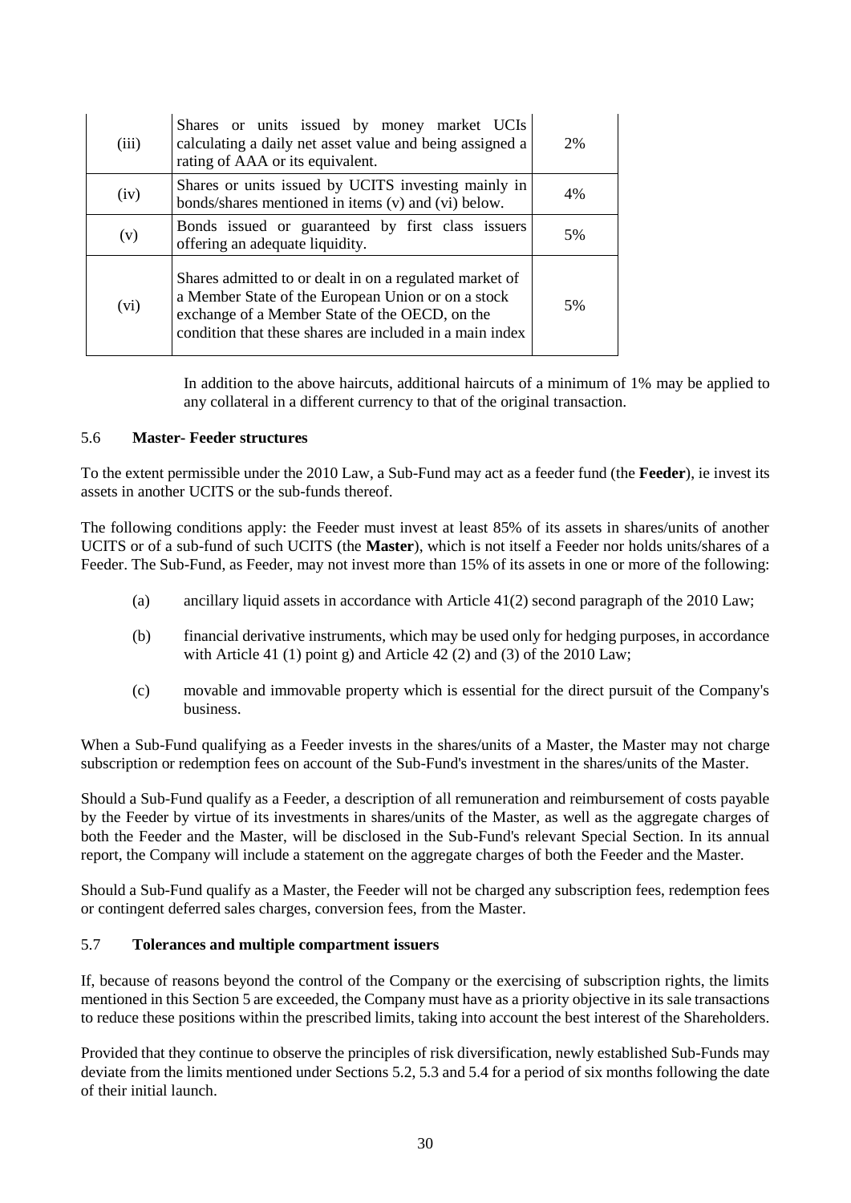| | | |
|---|---|---|
| (iii) | Shares or units issued by money market UCIs calculating a daily net asset value and being assigned a rating of AAA or its equivalent. | 2% |
| (iv) | Shares or units issued by UCITS investing mainly in bonds/shares mentioned in items (v) and (vi) below. | 4% |
| (v) | Bonds issued or guaranteed by first class issuers offering an adequate liquidity. | 5% |
| (vi) | Shares admitted to or dealt in on a regulated market of a Member State of the European Union or on a stock exchange of a Member State of the OECD, on the condition that these shares are included in a main index | 5% |

In addition to the above haircuts, additional haircuts of a minimum of 1% may be applied to any collateral in a different currency to that of the original transaction.

### 5.6 Master- Feeder structures

To the extent permissible under the 2010 Law, a Sub-Fund may act as a feeder fund (the **Feeder**), ie invest its assets in another UCITS or the sub-funds thereof.

The following conditions apply: the Feeder must invest at least 85% of its assets in shares/units of another UCITS or of a sub-fund of such UCITS (the **Master**), which is not itself a Feeder nor holds units/shares of a Feeder. The Sub-Fund, as Feeder, may not invest more than 15% of its assets in one or more of the following:

(a) ancillary liquid assets in accordance with Article 41(2) second paragraph of the 2010 Law;

(b) financial derivative instruments, which may be used only for hedging purposes, in accordance with Article 41 (1) point g) and Article 42 (2) and (3) of the 2010 Law;

(c) movable and immovable property which is essential for the direct pursuit of the Company's business.

When a Sub-Fund qualifying as a Feeder invests in the shares/units of a Master, the Master may not charge subscription or redemption fees on account of the Sub-Fund's investment in the shares/units of the Master.

Should a Sub-Fund qualify as a Feeder, a description of all remuneration and reimbursement of costs payable by the Feeder by virtue of its investments in shares/units of the Master, as well as the aggregate charges of both the Feeder and the Master, will be disclosed in the Sub-Fund's relevant Special Section. In its annual report, the Company will include a statement on the aggregate charges of both the Feeder and the Master.

Should a Sub-Fund qualify as a Master, the Feeder will not be charged any subscription fees, redemption fees or contingent deferred sales charges, conversion fees, from the Master.

### 5.7 Tolerances and multiple compartment issuers

If, because of reasons beyond the control of the Company or the exercising of subscription rights, the limits mentioned in this Section 5 are exceeded, the Company must have as a priority objective in its sale transactions to reduce these positions within the prescribed limits, taking into account the best interest of the Shareholders.

Provided that they continue to observe the principles of risk diversification, newly established Sub-Funds may deviate from the limits mentioned under Sections 5.2, 5.3 and 5.4 for a period of six months following the date of their initial launch.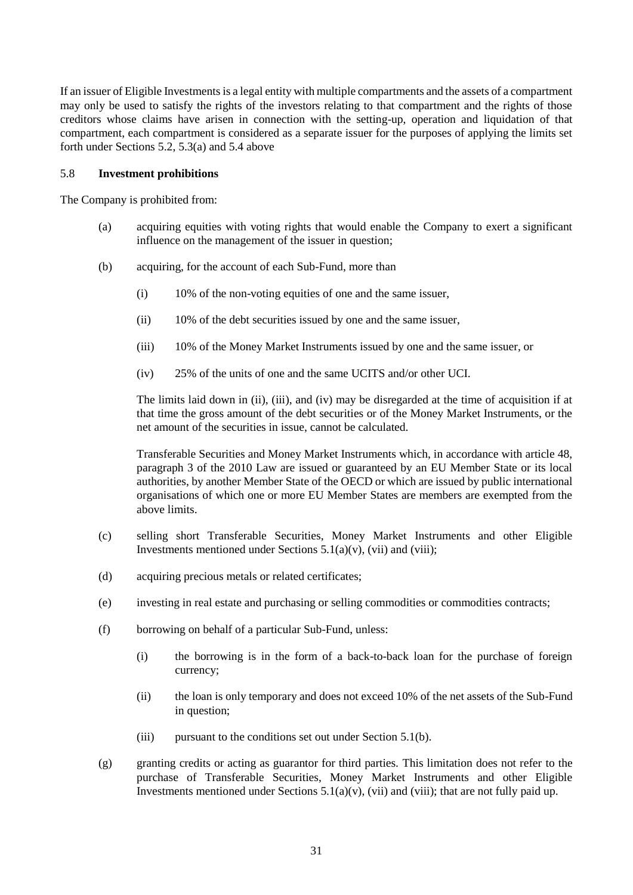If an issuer of Eligible Investments is a legal entity with multiple compartments and the assets of a compartment may only be used to satisfy the rights of the investors relating to that compartment and the rights of those creditors whose claims have arisen in connection with the setting-up, operation and liquidation of that compartment, each compartment is considered as a separate issuer for the purposes of applying the limits set forth under Sections 5.2, 5.3(a) and 5.4 above

### 5.8 **Investment prohibitions**

The Company is prohibited from:

(a) acquiring equities with voting rights that would enable the Company to exert a significant influence on the management of the issuer in question;

(b) acquiring, for the account of each Sub-Fund, more than

   (i) 10% of the non-voting equities of one and the same issuer,

   (ii) 10% of the debt securities issued by one and the same issuer,

   (iii) 10% of the Money Market Instruments issued by one and the same issuer, or

   (iv) 25% of the units of one and the same UCITS and/or other UCI.

   The limits laid down in (ii), (iii), and (iv) may be disregarded at the time of acquisition if at that time the gross amount of the debt securities or of the Money Market Instruments, or the net amount of the securities in issue, cannot be calculated.

   Transferable Securities and Money Market Instruments which, in accordance with article 48, paragraph 3 of the 2010 Law are issued or guaranteed by an EU Member State or its local authorities, by another Member State of the OECD or which are issued by public international organisations of which one or more EU Member States are members are exempted from the above limits.

(c) selling short Transferable Securities, Money Market Instruments and other Eligible Investments mentioned under Sections 5.1(a)(v), (vii) and (viii);

(d) acquiring precious metals or related certificates;

(e) investing in real estate and purchasing or selling commodities or commodities contracts;

(f) borrowing on behalf of a particular Sub-Fund, unless:

   (i) the borrowing is in the form of a back-to-back loan for the purchase of foreign currency;

   (ii) the loan is only temporary and does not exceed 10% of the net assets of the Sub-Fund in question;

   (iii) pursuant to the conditions set out under Section 5.1(b).

(g) granting credits or acting as guarantor for third parties. This limitation does not refer to the purchase of Transferable Securities, Money Market Instruments and other Eligible Investments mentioned under Sections 5.1(a)(v), (vii) and (viii); that are not fully paid up.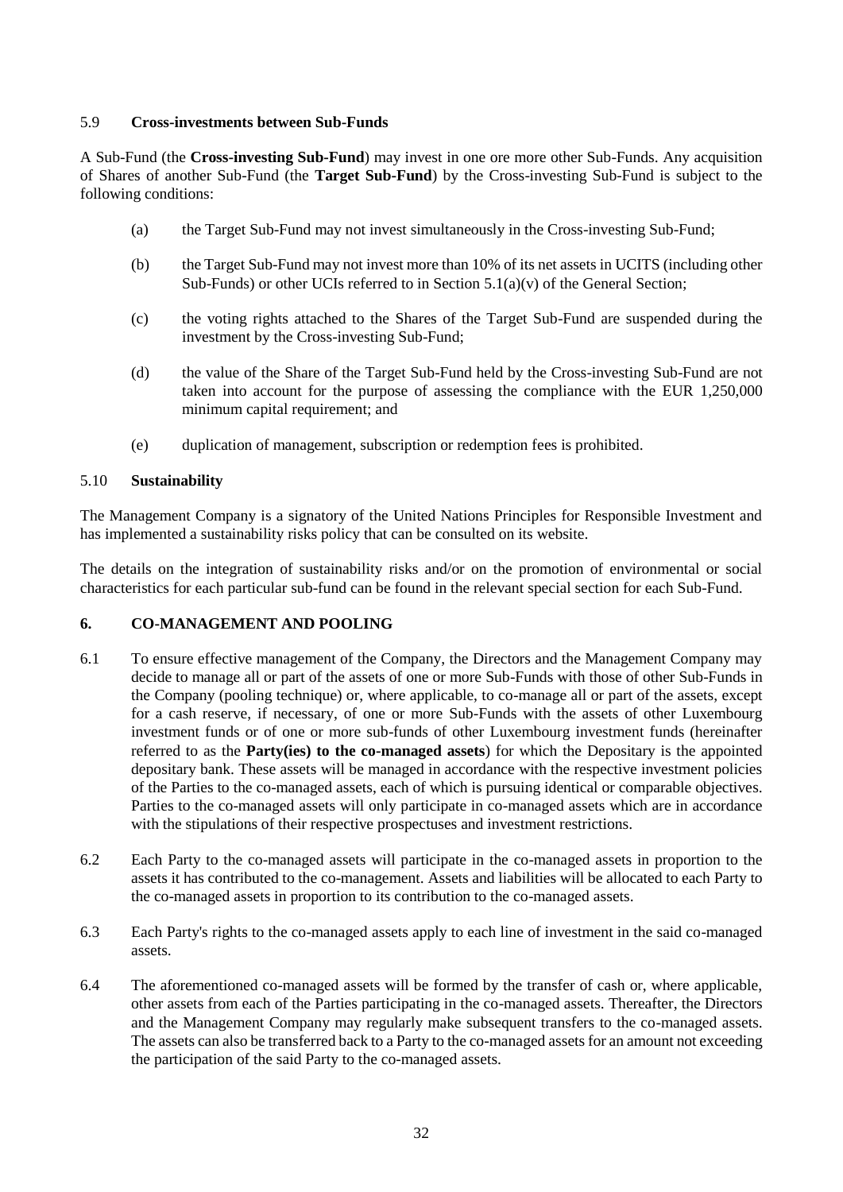### 5.9 **Cross-investments between Sub-Funds**

A Sub-Fund (the **Cross-investing Sub-Fund**) may invest in one ore more other Sub-Funds. Any acquisition of Shares of another Sub-Fund (the **Target Sub-Fund**) by the Cross-investing Sub-Fund is subject to the following conditions:

(a) the Target Sub-Fund may not invest simultaneously in the Cross-investing Sub-Fund;

(b) the Target Sub-Fund may not invest more than 10% of its net assets in UCITS (including other Sub-Funds) or other UCIs referred to in Section 5.1(a)(v) of the General Section;

(c) the voting rights attached to the Shares of the Target Sub-Fund are suspended during the investment by the Cross-investing Sub-Fund;

(d) the value of the Share of the Target Sub-Fund held by the Cross-investing Sub-Fund are not taken into account for the purpose of assessing the compliance with the EUR 1,250,000 minimum capital requirement; and

(e) duplication of management, subscription or redemption fees is prohibited.

### 5.10 **Sustainability**

The Management Company is a signatory of the United Nations Principles for Responsible Investment and has implemented a sustainability risks policy that can be consulted on its website.

The details on the integration of sustainability risks and/or on the promotion of environmental or social characteristics for each particular sub-fund can be found in the relevant special section for each Sub-Fund.

## 6. **CO-MANAGEMENT AND POOLING**

6.1 To ensure effective management of the Company, the Directors and the Management Company may decide to manage all or part of the assets of one or more Sub-Funds with those of other Sub-Funds in the Company (pooling technique) or, where applicable, to co-manage all or part of the assets, except for a cash reserve, if necessary, of one or more Sub-Funds with the assets of other Luxembourg investment funds or of one or more sub-funds of other Luxembourg investment funds (hereinafter referred to as the **Party(ies) to the co-managed assets**) for which the Depositary is the appointed depositary bank. These assets will be managed in accordance with the respective investment policies of the Parties to the co-managed assets, each of which is pursuing identical or comparable objectives. Parties to the co-managed assets will only participate in co-managed assets which are in accordance with the stipulations of their respective prospectuses and investment restrictions.

6.2 Each Party to the co-managed assets will participate in the co-managed assets in proportion to the assets it has contributed to the co-management. Assets and liabilities will be allocated to each Party to the co-managed assets in proportion to its contribution to the co-managed assets.

6.3 Each Party's rights to the co-managed assets apply to each line of investment in the said co-managed assets.

6.4 The aforementioned co-managed assets will be formed by the transfer of cash or, where applicable, other assets from each of the Parties participating in the co-managed assets. Thereafter, the Directors and the Management Company may regularly make subsequent transfers to the co-managed assets. The assets can also be transferred back to a Party to the co-managed assets for an amount not exceeding the participation of the said Party to the co-managed assets.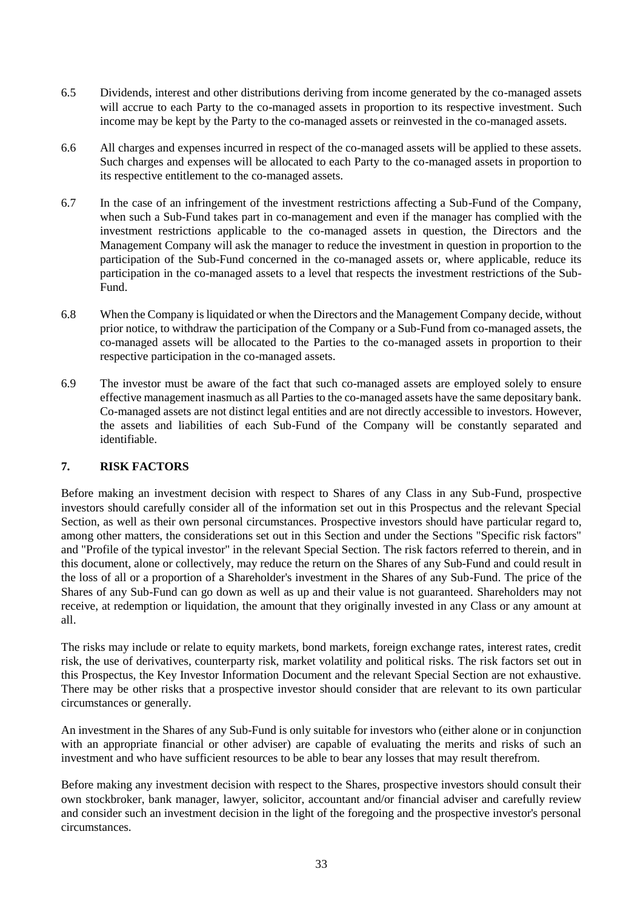6.5 Dividends, interest and other distributions deriving from income generated by the co-managed assets will accrue to each Party to the co-managed assets in proportion to its respective investment. Such income may be kept by the Party to the co-managed assets or reinvested in the co-managed assets.

6.6 All charges and expenses incurred in respect of the co-managed assets will be applied to these assets. Such charges and expenses will be allocated to each Party to the co-managed assets in proportion to its respective entitlement to the co-managed assets.

6.7 In the case of an infringement of the investment restrictions affecting a Sub-Fund of the Company, when such a Sub-Fund takes part in co-management and even if the manager has complied with the investment restrictions applicable to the co-managed assets in question, the Directors and the Management Company will ask the manager to reduce the investment in question in proportion to the participation of the Sub-Fund concerned in the co-managed assets or, where applicable, reduce its participation in the co-managed assets to a level that respects the investment restrictions of the Sub-Fund.

6.8 When the Company is liquidated or when the Directors and the Management Company decide, without prior notice, to withdraw the participation of the Company or a Sub-Fund from co-managed assets, the co-managed assets will be allocated to the Parties to the co-managed assets in proportion to their respective participation in the co-managed assets.

6.9 The investor must be aware of the fact that such co-managed assets are employed solely to ensure effective management inasmuch as all Parties to the co-managed assets have the same depositary bank. Co-managed assets are not distinct legal entities and are not directly accessible to investors. However, the assets and liabilities of each Sub-Fund of the Company will be constantly separated and identifiable.

## 7. RISK FACTORS

Before making an investment decision with respect to Shares of any Class in any Sub-Fund, prospective investors should carefully consider all of the information set out in this Prospectus and the relevant Special Section, as well as their own personal circumstances. Prospective investors should have particular regard to, among other matters, the considerations set out in this Section and under the Sections "Specific risk factors" and "Profile of the typical investor" in the relevant Special Section. The risk factors referred to therein, and in this document, alone or collectively, may reduce the return on the Shares of any Sub-Fund and could result in the loss of all or a proportion of a Shareholder's investment in the Shares of any Sub-Fund. The price of the Shares of any Sub-Fund can go down as well as up and their value is not guaranteed. Shareholders may not receive, at redemption or liquidation, the amount that they originally invested in any Class or any amount at all.

The risks may include or relate to equity markets, bond markets, foreign exchange rates, interest rates, credit risk, the use of derivatives, counterparty risk, market volatility and political risks. The risk factors set out in this Prospectus, the Key Investor Information Document and the relevant Special Section are not exhaustive. There may be other risks that a prospective investor should consider that are relevant to its own particular circumstances or generally.

An investment in the Shares of any Sub-Fund is only suitable for investors who (either alone or in conjunction with an appropriate financial or other adviser) are capable of evaluating the merits and risks of such an investment and who have sufficient resources to be able to bear any losses that may result therefrom.

Before making any investment decision with respect to the Shares, prospective investors should consult their own stockbroker, bank manager, lawyer, solicitor, accountant and/or financial adviser and carefully review and consider such an investment decision in the light of the foregoing and the prospective investor's personal circumstances.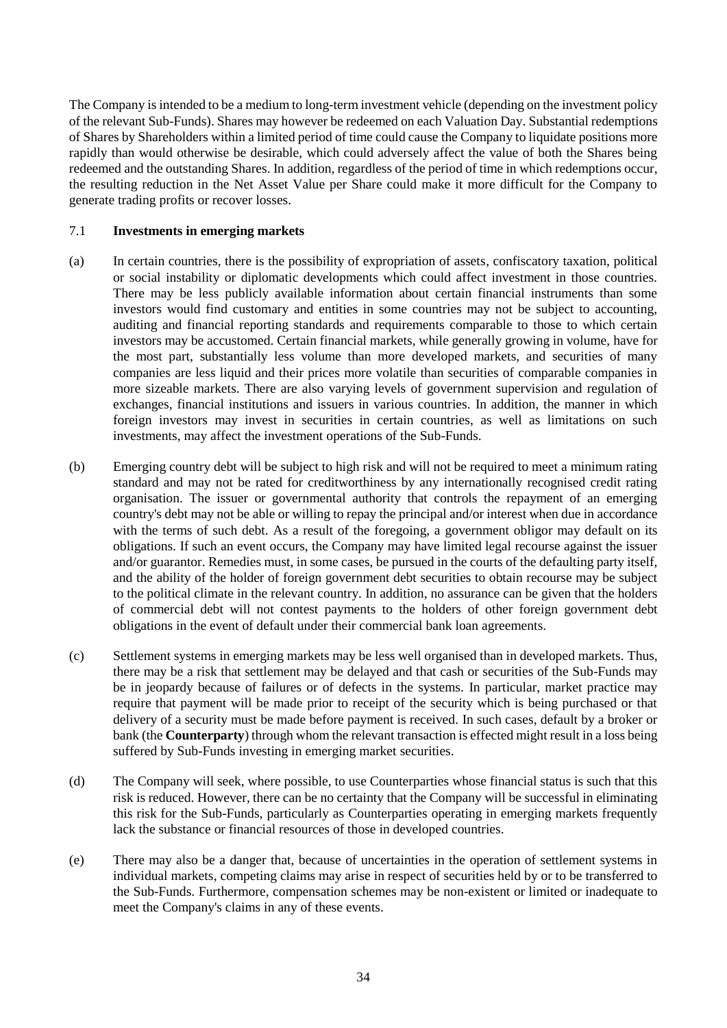The Company is intended to be a medium to long-term investment vehicle (depending on the investment policy of the relevant Sub-Funds). Shares may however be redeemed on each Valuation Day. Substantial redemptions of Shares by Shareholders within a limited period of time could cause the Company to liquidate positions more rapidly than would otherwise be desirable, which could adversely affect the value of both the Shares being redeemed and the outstanding Shares. In addition, regardless of the period of time in which redemptions occur, the resulting reduction in the Net Asset Value per Share could make it more difficult for the Company to generate trading profits or recover losses.

### 7.1 **Investments in emerging markets**

(a) In certain countries, there is the possibility of expropriation of assets, confiscatory taxation, political or social instability or diplomatic developments which could affect investment in those countries. There may be less publicly available information about certain financial instruments than some investors would find customary and entities in some countries may not be subject to accounting, auditing and financial reporting standards and requirements comparable to those to which certain investors may be accustomed. Certain financial markets, while generally growing in volume, have for the most part, substantially less volume than more developed markets, and securities of many companies are less liquid and their prices more volatile than securities of comparable companies in more sizeable markets. There are also varying levels of government supervision and regulation of exchanges, financial institutions and issuers in various countries. In addition, the manner in which foreign investors may invest in securities in certain countries, as well as limitations on such investments, may affect the investment operations of the Sub-Funds.

(b) Emerging country debt will be subject to high risk and will not be required to meet a minimum rating standard and may not be rated for creditworthiness by any internationally recognised credit rating organisation. The issuer or governmental authority that controls the repayment of an emerging country's debt may not be able or willing to repay the principal and/or interest when due in accordance with the terms of such debt. As a result of the foregoing, a government obligor may default on its obligations. If such an event occurs, the Company may have limited legal recourse against the issuer and/or guarantor. Remedies must, in some cases, be pursued in the courts of the defaulting party itself, and the ability of the holder of foreign government debt securities to obtain recourse may be subject to the political climate in the relevant country. In addition, no assurance can be given that the holders of commercial debt will not contest payments to the holders of other foreign government debt obligations in the event of default under their commercial bank loan agreements.

(c) Settlement systems in emerging markets may be less well organised than in developed markets. Thus, there may be a risk that settlement may be delayed and that cash or securities of the Sub-Funds may be in jeopardy because of failures or of defects in the systems. In particular, market practice may require that payment will be made prior to receipt of the security which is being purchased or that delivery of a security must be made before payment is received. In such cases, default by a broker or bank (the **Counterparty**) through whom the relevant transaction is effected might result in a loss being suffered by Sub-Funds investing in emerging market securities.

(d) The Company will seek, where possible, to use Counterparties whose financial status is such that this risk is reduced. However, there can be no certainty that the Company will be successful in eliminating this risk for the Sub-Funds, particularly as Counterparties operating in emerging markets frequently lack the substance or financial resources of those in developed countries.

(e) There may also be a danger that, because of uncertainties in the operation of settlement systems in individual markets, competing claims may arise in respect of securities held by or to be transferred to the Sub-Funds. Furthermore, compensation schemes may be non-existent or limited or inadequate to meet the Company's claims in any of these events.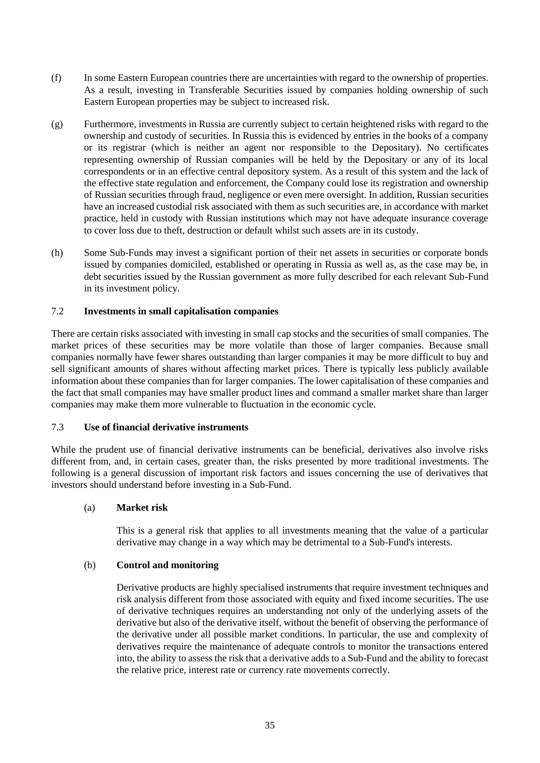(f) In some Eastern European countries there are uncertainties with regard to the ownership of properties. As a result, investing in Transferable Securities issued by companies holding ownership of such Eastern European properties may be subject to increased risk.

(g) Furthermore, investments in Russia are currently subject to certain heightened risks with regard to the ownership and custody of securities. In Russia this is evidenced by entries in the books of a company or its registrar (which is neither an agent nor responsible to the Depositary). No certificates representing ownership of Russian companies will be held by the Depositary or any of its local correspondents or in an effective central depository system. As a result of this system and the lack of the effective state regulation and enforcement, the Company could lose its registration and ownership of Russian securities through fraud, negligence or even mere oversight. In addition, Russian securities have an increased custodial risk associated with them as such securities are, in accordance with market practice, held in custody with Russian institutions which may not have adequate insurance coverage to cover loss due to theft, destruction or default whilst such assets are in its custody.

(h) Some Sub-Funds may invest a significant portion of their net assets in securities or corporate bonds issued by companies domiciled, established or operating in Russia as well as, as the case may be, in debt securities issued by the Russian government as more fully described for each relevant Sub-Fund in its investment policy.

### 7.2 **Investments in small capitalisation companies**

There are certain risks associated with investing in small cap stocks and the securities of small companies. The market prices of these securities may be more volatile than those of larger companies. Because small companies normally have fewer shares outstanding than larger companies it may be more difficult to buy and sell significant amounts of shares without affecting market prices. There is typically less publicly available information about these companies than for larger companies. The lower capitalisation of these companies and the fact that small companies may have smaller product lines and command a smaller market share than larger companies may make them more vulnerable to fluctuation in the economic cycle.

### 7.3 **Use of financial derivative instruments**

While the prudent use of financial derivative instruments can be beneficial, derivatives also involve risks different from, and, in certain cases, greater than, the risks presented by more traditional investments. The following is a general discussion of important risk factors and issues concerning the use of derivatives that investors should understand before investing in a Sub-Fund.

(a) **Market risk**

This is a general risk that applies to all investments meaning that the value of a particular derivative may change in a way which may be detrimental to a Sub-Fund's interests.

(b) **Control and monitoring**

Derivative products are highly specialised instruments that require investment techniques and risk analysis different from those associated with equity and fixed income securities. The use of derivative techniques requires an understanding not only of the underlying assets of the derivative but also of the derivative itself, without the benefit of observing the performance of the derivative under all possible market conditions. In particular, the use and complexity of derivatives require the maintenance of adequate controls to monitor the transactions entered into, the ability to assess the risk that a derivative adds to a Sub-Fund and the ability to forecast the relative price, interest rate or currency rate movements correctly.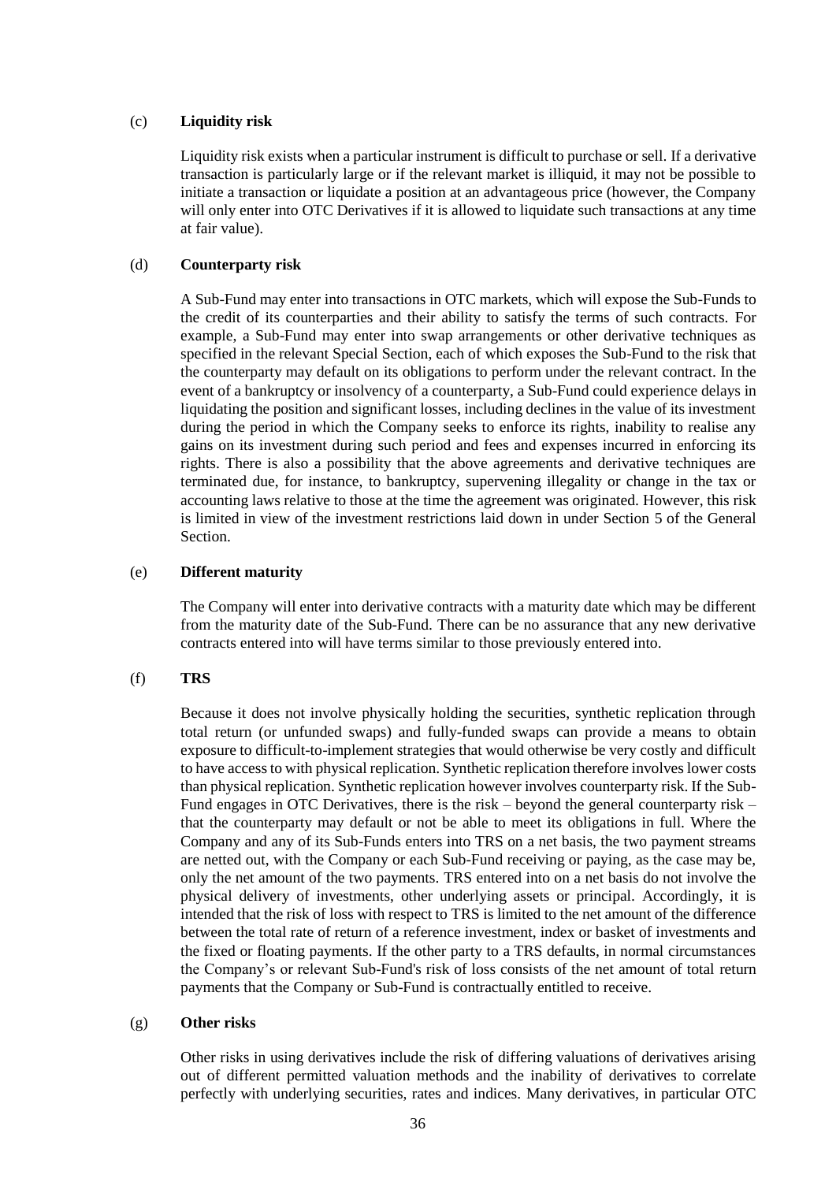(c) **Liquidity risk**

Liquidity risk exists when a particular instrument is difficult to purchase or sell. If a derivative transaction is particularly large or if the relevant market is illiquid, it may not be possible to initiate a transaction or liquidate a position at an advantageous price (however, the Company will only enter into OTC Derivatives if it is allowed to liquidate such transactions at any time at fair value).

(d) **Counterparty risk**

A Sub-Fund may enter into transactions in OTC markets, which will expose the Sub-Funds to the credit of its counterparties and their ability to satisfy the terms of such contracts. For example, a Sub-Fund may enter into swap arrangements or other derivative techniques as specified in the relevant Special Section, each of which exposes the Sub-Fund to the risk that the counterparty may default on its obligations to perform under the relevant contract. In the event of a bankruptcy or insolvency of a counterparty, a Sub-Fund could experience delays in liquidating the position and significant losses, including declines in the value of its investment during the period in which the Company seeks to enforce its rights, inability to realise any gains on its investment during such period and fees and expenses incurred in enforcing its rights. There is also a possibility that the above agreements and derivative techniques are terminated due, for instance, to bankruptcy, supervening illegality or change in the tax or accounting laws relative to those at the time the agreement was originated. However, this risk is limited in view of the investment restrictions laid down in under Section 5 of the General Section.

(e) **Different maturity**

The Company will enter into derivative contracts with a maturity date which may be different from the maturity date of the Sub-Fund. There can be no assurance that any new derivative contracts entered into will have terms similar to those previously entered into.

(f) **TRS**

Because it does not involve physically holding the securities, synthetic replication through total return (or unfunded swaps) and fully-funded swaps can provide a means to obtain exposure to difficult-to-implement strategies that would otherwise be very costly and difficult to have access to with physical replication. Synthetic replication therefore involves lower costs than physical replication. Synthetic replication however involves counterparty risk. If the Sub-Fund engages in OTC Derivatives, there is the risk – beyond the general counterparty risk – that the counterparty may default or not be able to meet its obligations in full. Where the Company and any of its Sub-Funds enters into TRS on a net basis, the two payment streams are netted out, with the Company or each Sub-Fund receiving or paying, as the case may be, only the net amount of the two payments. TRS entered into on a net basis do not involve the physical delivery of investments, other underlying assets or principal. Accordingly, it is intended that the risk of loss with respect to TRS is limited to the net amount of the difference between the total rate of return of a reference investment, index or basket of investments and the fixed or floating payments. If the other party to a TRS defaults, in normal circumstances the Company's or relevant Sub-Fund's risk of loss consists of the net amount of total return payments that the Company or Sub-Fund is contractually entitled to receive.

(g) **Other risks**

Other risks in using derivatives include the risk of differing valuations of derivatives arising out of different permitted valuation methods and the inability of derivatives to correlate perfectly with underlying securities, rates and indices. Many derivatives, in particular OTC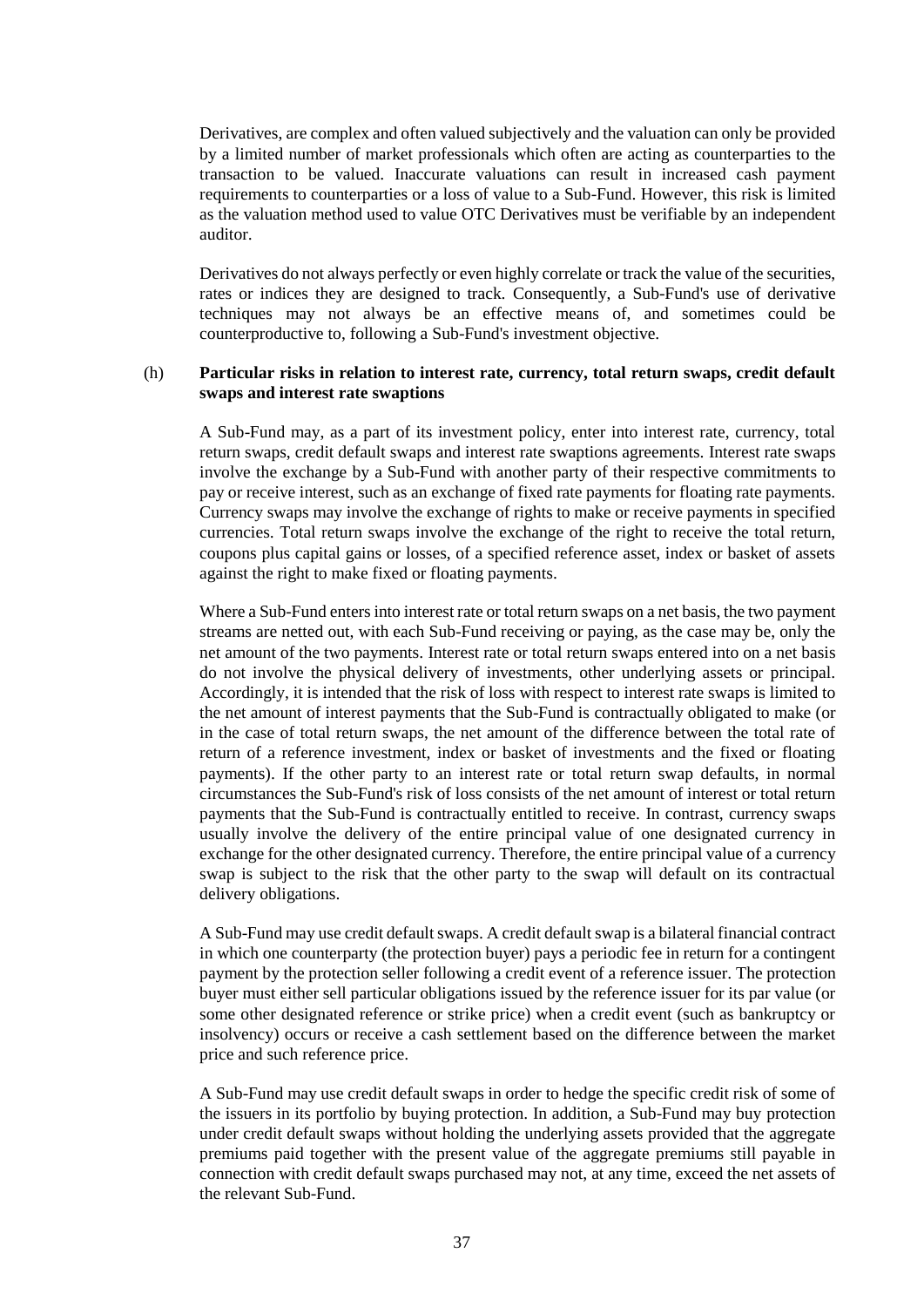Derivatives, are complex and often valued subjectively and the valuation can only be provided by a limited number of market professionals which often are acting as counterparties to the transaction to be valued. Inaccurate valuations can result in increased cash payment requirements to counterparties or a loss of value to a Sub-Fund. However, this risk is limited as the valuation method used to value OTC Derivatives must be verifiable by an independent auditor.

Derivatives do not always perfectly or even highly correlate or track the value of the securities, rates or indices they are designed to track. Consequently, a Sub-Fund's use of derivative techniques may not always be an effective means of, and sometimes could be counterproductive to, following a Sub-Fund's investment objective.

(h) **Particular risks in relation to interest rate, currency, total return swaps, credit default swaps and interest rate swaptions**

A Sub-Fund may, as a part of its investment policy, enter into interest rate, currency, total return swaps, credit default swaps and interest rate swaptions agreements. Interest rate swaps involve the exchange by a Sub-Fund with another party of their respective commitments to pay or receive interest, such as an exchange of fixed rate payments for floating rate payments. Currency swaps may involve the exchange of rights to make or receive payments in specified currencies. Total return swaps involve the exchange of the right to receive the total return, coupons plus capital gains or losses, of a specified reference asset, index or basket of assets against the right to make fixed or floating payments.

Where a Sub-Fund enters into interest rate or total return swaps on a net basis, the two payment streams are netted out, with each Sub-Fund receiving or paying, as the case may be, only the net amount of the two payments. Interest rate or total return swaps entered into on a net basis do not involve the physical delivery of investments, other underlying assets or principal. Accordingly, it is intended that the risk of loss with respect to interest rate swaps is limited to the net amount of interest payments that the Sub-Fund is contractually obligated to make (or in the case of total return swaps, the net amount of the difference between the total rate of return of a reference investment, index or basket of investments and the fixed or floating payments). If the other party to an interest rate or total return swap defaults, in normal circumstances the Sub-Fund's risk of loss consists of the net amount of interest or total return payments that the Sub-Fund is contractually entitled to receive. In contrast, currency swaps usually involve the delivery of the entire principal value of one designated currency in exchange for the other designated currency. Therefore, the entire principal value of a currency swap is subject to the risk that the other party to the swap will default on its contractual delivery obligations.

A Sub-Fund may use credit default swaps. A credit default swap is a bilateral financial contract in which one counterparty (the protection buyer) pays a periodic fee in return for a contingent payment by the protection seller following a credit event of a reference issuer. The protection buyer must either sell particular obligations issued by the reference issuer for its par value (or some other designated reference or strike price) when a credit event (such as bankruptcy or insolvency) occurs or receive a cash settlement based on the difference between the market price and such reference price.

A Sub-Fund may use credit default swaps in order to hedge the specific credit risk of some of the issuers in its portfolio by buying protection. In addition, a Sub-Fund may buy protection under credit default swaps without holding the underlying assets provided that the aggregate premiums paid together with the present value of the aggregate premiums still payable in connection with credit default swaps purchased may not, at any time, exceed the net assets of the relevant Sub-Fund.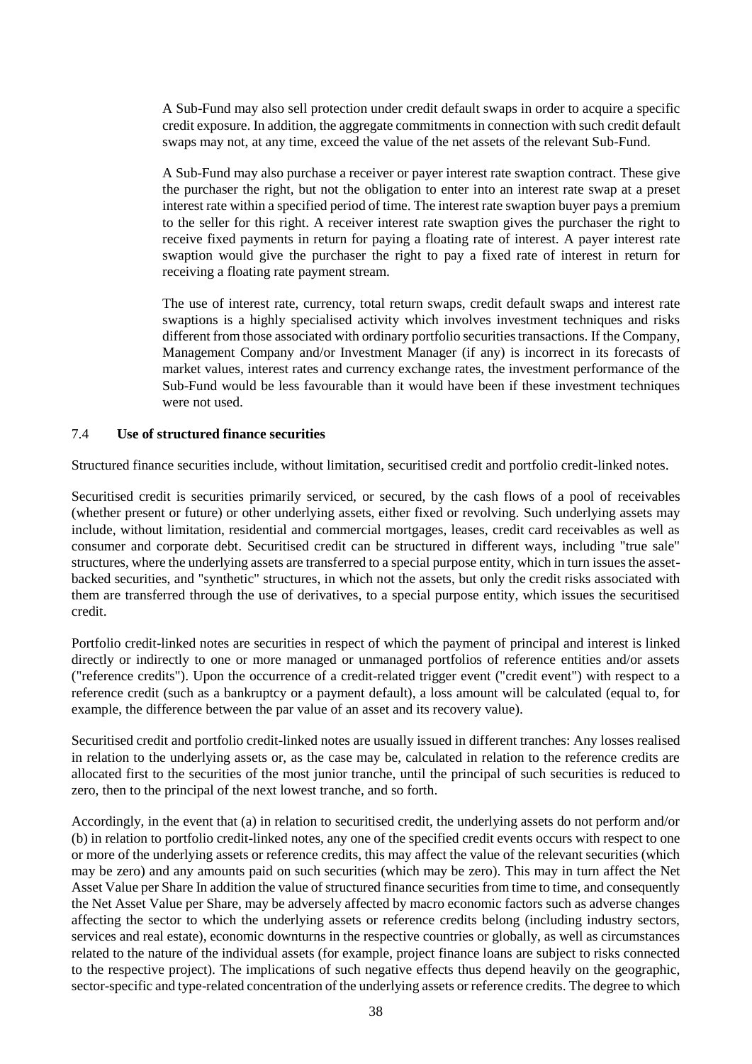A Sub-Fund may also sell protection under credit default swaps in order to acquire a specific credit exposure. In addition, the aggregate commitments in connection with such credit default swaps may not, at any time, exceed the value of the net assets of the relevant Sub-Fund.

A Sub-Fund may also purchase a receiver or payer interest rate swaption contract. These give the purchaser the right, but not the obligation to enter into an interest rate swap at a preset interest rate within a specified period of time. The interest rate swaption buyer pays a premium to the seller for this right. A receiver interest rate swaption gives the purchaser the right to receive fixed payments in return for paying a floating rate of interest. A payer interest rate swaption would give the purchaser the right to pay a fixed rate of interest in return for receiving a floating rate payment stream.

The use of interest rate, currency, total return swaps, credit default swaps and interest rate swaptions is a highly specialised activity which involves investment techniques and risks different from those associated with ordinary portfolio securities transactions. If the Company, Management Company and/or Investment Manager (if any) is incorrect in its forecasts of market values, interest rates and currency exchange rates, the investment performance of the Sub-Fund would be less favourable than it would have been if these investment techniques were not used.

### 7.4 **Use of structured finance securities**

Structured finance securities include, without limitation, securitised credit and portfolio credit-linked notes.

Securitised credit is securities primarily serviced, or secured, by the cash flows of a pool of receivables (whether present or future) or other underlying assets, either fixed or revolving. Such underlying assets may include, without limitation, residential and commercial mortgages, leases, credit card receivables as well as consumer and corporate debt. Securitised credit can be structured in different ways, including "true sale" structures, where the underlying assets are transferred to a special purpose entity, which in turn issues the asset-backed securities, and "synthetic" structures, in which not the assets, but only the credit risks associated with them are transferred through the use of derivatives, to a special purpose entity, which issues the securitised credit.

Portfolio credit-linked notes are securities in respect of which the payment of principal and interest is linked directly or indirectly to one or more managed or unmanaged portfolios of reference entities and/or assets ("reference credits"). Upon the occurrence of a credit-related trigger event ("credit event") with respect to a reference credit (such as a bankruptcy or a payment default), a loss amount will be calculated (equal to, for example, the difference between the par value of an asset and its recovery value).

Securitised credit and portfolio credit-linked notes are usually issued in different tranches: Any losses realised in relation to the underlying assets or, as the case may be, calculated in relation to the reference credits are allocated first to the securities of the most junior tranche, until the principal of such securities is reduced to zero, then to the principal of the next lowest tranche, and so forth.

Accordingly, in the event that (a) in relation to securitised credit, the underlying assets do not perform and/or (b) in relation to portfolio credit-linked notes, any one of the specified credit events occurs with respect to one or more of the underlying assets or reference credits, this may affect the value of the relevant securities (which may be zero) and any amounts paid on such securities (which may be zero). This may in turn affect the Net Asset Value per Share In addition the value of structured finance securities from time to time, and consequently the Net Asset Value per Share, may be adversely affected by macro economic factors such as adverse changes affecting the sector to which the underlying assets or reference credits belong (including industry sectors, services and real estate), economic downturns in the respective countries or globally, as well as circumstances related to the nature of the individual assets (for example, project finance loans are subject to risks connected to the respective project). The implications of such negative effects thus depend heavily on the geographic, sector-specific and type-related concentration of the underlying assets or reference credits. The degree to which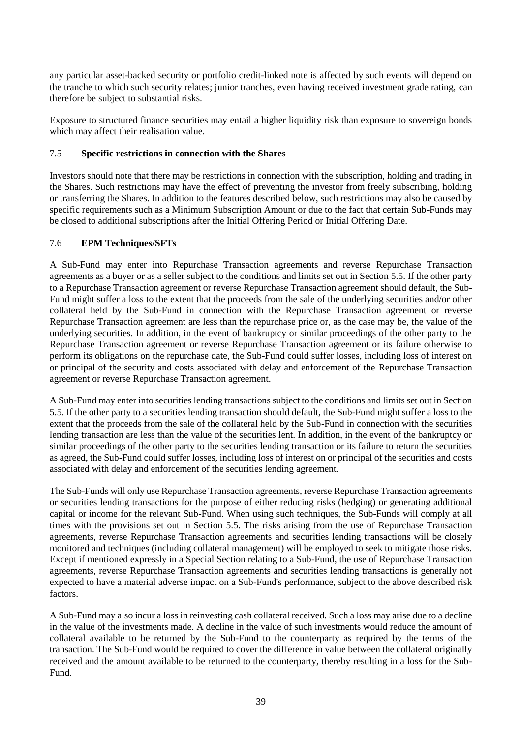any particular asset-backed security or portfolio credit-linked note is affected by such events will depend on the tranche to which such security relates; junior tranches, even having received investment grade rating, can therefore be subject to substantial risks.

Exposure to structured finance securities may entail a higher liquidity risk than exposure to sovereign bonds which may affect their realisation value.

### 7.5 Specific restrictions in connection with the Shares

Investors should note that there may be restrictions in connection with the subscription, holding and trading in the Shares. Such restrictions may have the effect of preventing the investor from freely subscribing, holding or transferring the Shares. In addition to the features described below, such restrictions may also be caused by specific requirements such as a Minimum Subscription Amount or due to the fact that certain Sub-Funds may be closed to additional subscriptions after the Initial Offering Period or Initial Offering Date.

### 7.6 EPM Techniques/SFTs

A Sub-Fund may enter into Repurchase Transaction agreements and reverse Repurchase Transaction agreements as a buyer or as a seller subject to the conditions and limits set out in Section 5.5. If the other party to a Repurchase Transaction agreement or reverse Repurchase Transaction agreement should default, the Sub-Fund might suffer a loss to the extent that the proceeds from the sale of the underlying securities and/or other collateral held by the Sub-Fund in connection with the Repurchase Transaction agreement or reverse Repurchase Transaction agreement are less than the repurchase price or, as the case may be, the value of the underlying securities. In addition, in the event of bankruptcy or similar proceedings of the other party to the Repurchase Transaction agreement or reverse Repurchase Transaction agreement or its failure otherwise to perform its obligations on the repurchase date, the Sub-Fund could suffer losses, including loss of interest on or principal of the security and costs associated with delay and enforcement of the Repurchase Transaction agreement or reverse Repurchase Transaction agreement.

A Sub-Fund may enter into securities lending transactions subject to the conditions and limits set out in Section 5.5. If the other party to a securities lending transaction should default, the Sub-Fund might suffer a loss to the extent that the proceeds from the sale of the collateral held by the Sub-Fund in connection with the securities lending transaction are less than the value of the securities lent. In addition, in the event of the bankruptcy or similar proceedings of the other party to the securities lending transaction or its failure to return the securities as agreed, the Sub-Fund could suffer losses, including loss of interest on or principal of the securities and costs associated with delay and enforcement of the securities lending agreement.

The Sub-Funds will only use Repurchase Transaction agreements, reverse Repurchase Transaction agreements or securities lending transactions for the purpose of either reducing risks (hedging) or generating additional capital or income for the relevant Sub-Fund. When using such techniques, the Sub-Funds will comply at all times with the provisions set out in Section 5.5. The risks arising from the use of Repurchase Transaction agreements, reverse Repurchase Transaction agreements and securities lending transactions will be closely monitored and techniques (including collateral management) will be employed to seek to mitigate those risks. Except if mentioned expressly in a Special Section relating to a Sub-Fund, the use of Repurchase Transaction agreements, reverse Repurchase Transaction agreements and securities lending transactions is generally not expected to have a material adverse impact on a Sub-Fund's performance, subject to the above described risk factors.

A Sub-Fund may also incur a loss in reinvesting cash collateral received. Such a loss may arise due to a decline in the value of the investments made. A decline in the value of such investments would reduce the amount of collateral available to be returned by the Sub-Fund to the counterparty as required by the terms of the transaction. The Sub-Fund would be required to cover the difference in value between the collateral originally received and the amount available to be returned to the counterparty, thereby resulting in a loss for the Sub-Fund.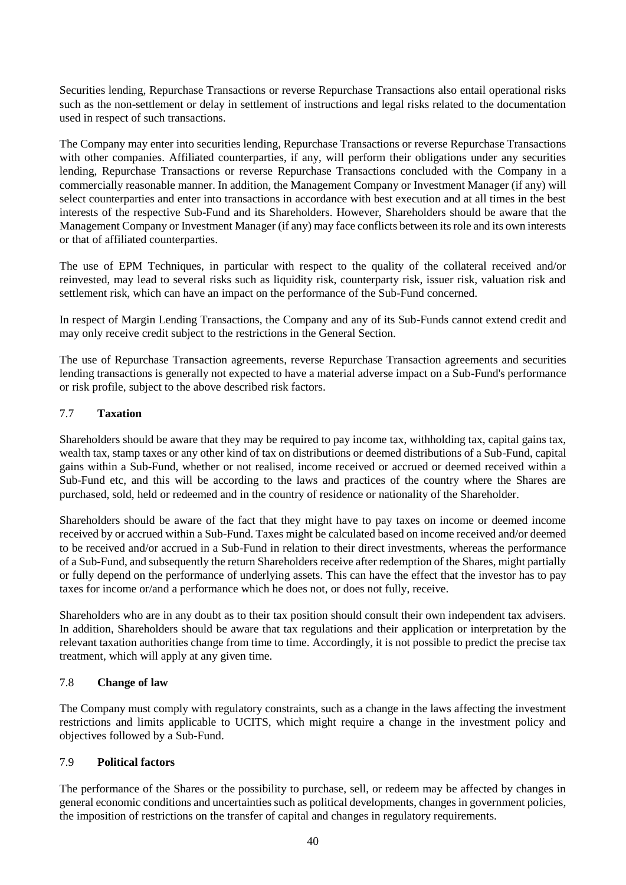Securities lending, Repurchase Transactions or reverse Repurchase Transactions also entail operational risks such as the non-settlement or delay in settlement of instructions and legal risks related to the documentation used in respect of such transactions.

The Company may enter into securities lending, Repurchase Transactions or reverse Repurchase Transactions with other companies. Affiliated counterparties, if any, will perform their obligations under any securities lending, Repurchase Transactions or reverse Repurchase Transactions concluded with the Company in a commercially reasonable manner. In addition, the Management Company or Investment Manager (if any) will select counterparties and enter into transactions in accordance with best execution and at all times in the best interests of the respective Sub-Fund and its Shareholders. However, Shareholders should be aware that the Management Company or Investment Manager (if any) may face conflicts between its role and its own interests or that of affiliated counterparties.

The use of EPM Techniques, in particular with respect to the quality of the collateral received and/or reinvested, may lead to several risks such as liquidity risk, counterparty risk, issuer risk, valuation risk and settlement risk, which can have an impact on the performance of the Sub-Fund concerned.

In respect of Margin Lending Transactions, the Company and any of its Sub-Funds cannot extend credit and may only receive credit subject to the restrictions in the General Section.

The use of Repurchase Transaction agreements, reverse Repurchase Transaction agreements and securities lending transactions is generally not expected to have a material adverse impact on a Sub-Fund's performance or risk profile, subject to the above described risk factors.

### 7.7 **Taxation**

Shareholders should be aware that they may be required to pay income tax, withholding tax, capital gains tax, wealth tax, stamp taxes or any other kind of tax on distributions or deemed distributions of a Sub-Fund, capital gains within a Sub-Fund, whether or not realised, income received or accrued or deemed received within a Sub-Fund etc, and this will be according to the laws and practices of the country where the Shares are purchased, sold, held or redeemed and in the country of residence or nationality of the Shareholder.

Shareholders should be aware of the fact that they might have to pay taxes on income or deemed income received by or accrued within a Sub-Fund. Taxes might be calculated based on income received and/or deemed to be received and/or accrued in a Sub-Fund in relation to their direct investments, whereas the performance of a Sub-Fund, and subsequently the return Shareholders receive after redemption of the Shares, might partially or fully depend on the performance of underlying assets. This can have the effect that the investor has to pay taxes for income or/and a performance which he does not, or does not fully, receive.

Shareholders who are in any doubt as to their tax position should consult their own independent tax advisers. In addition, Shareholders should be aware that tax regulations and their application or interpretation by the relevant taxation authorities change from time to time. Accordingly, it is not possible to predict the precise tax treatment, which will apply at any given time.

### 7.8 **Change of law**

The Company must comply with regulatory constraints, such as a change in the laws affecting the investment restrictions and limits applicable to UCITS, which might require a change in the investment policy and objectives followed by a Sub-Fund.

### 7.9 **Political factors**

The performance of the Shares or the possibility to purchase, sell, or redeem may be affected by changes in general economic conditions and uncertainties such as political developments, changes in government policies, the imposition of restrictions on the transfer of capital and changes in regulatory requirements.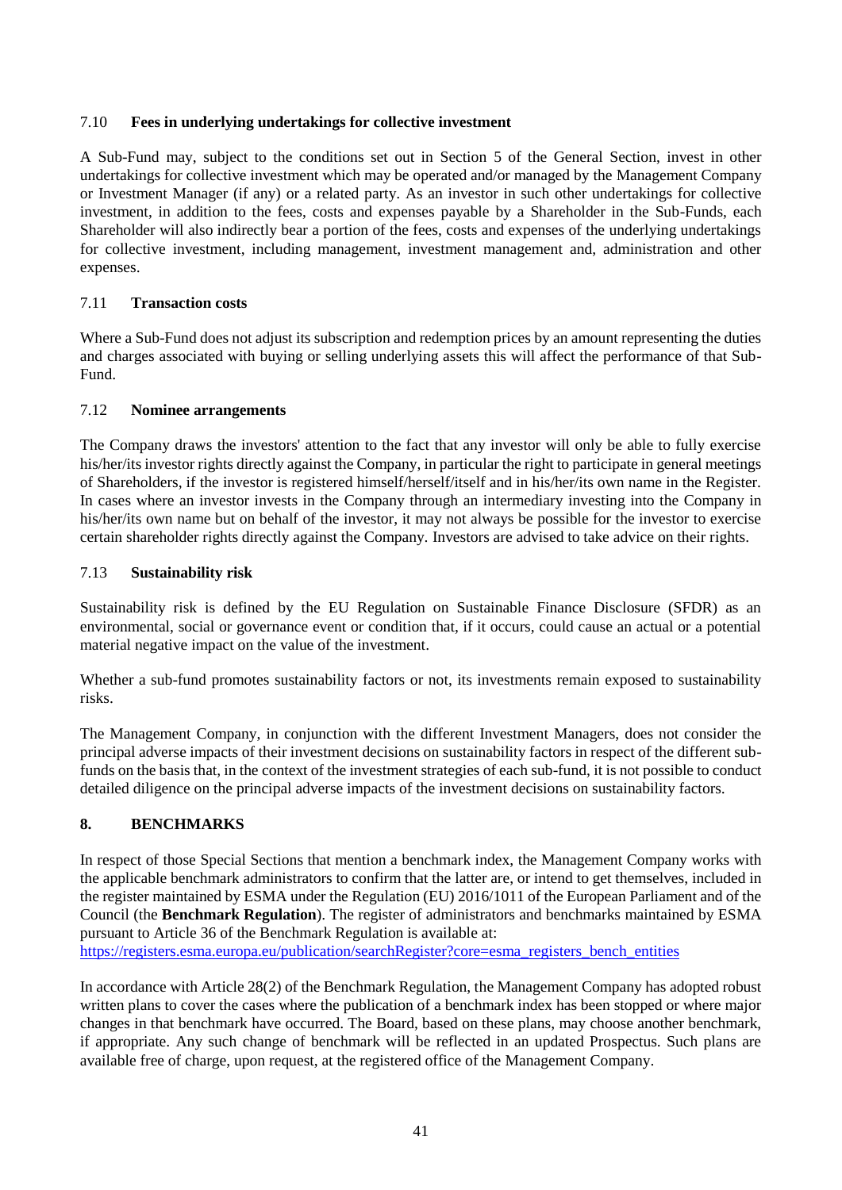### 7.10 Fees in underlying undertakings for collective investment

A Sub-Fund may, subject to the conditions set out in Section 5 of the General Section, invest in other undertakings for collective investment which may be operated and/or managed by the Management Company or Investment Manager (if any) or a related party. As an investor in such other undertakings for collective investment, in addition to the fees, costs and expenses payable by a Shareholder in the Sub-Funds, each Shareholder will also indirectly bear a portion of the fees, costs and expenses of the underlying undertakings for collective investment, including management, investment management and, administration and other expenses.

### 7.11 Transaction costs

Where a Sub-Fund does not adjust its subscription and redemption prices by an amount representing the duties and charges associated with buying or selling underlying assets this will affect the performance of that Sub-Fund.

### 7.12 Nominee arrangements

The Company draws the investors' attention to the fact that any investor will only be able to fully exercise his/her/its investor rights directly against the Company, in particular the right to participate in general meetings of Shareholders, if the investor is registered himself/herself/itself and in his/her/its own name in the Register. In cases where an investor invests in the Company through an intermediary investing into the Company in his/her/its own name but on behalf of the investor, it may not always be possible for the investor to exercise certain shareholder rights directly against the Company. Investors are advised to take advice on their rights.

### 7.13 Sustainability risk

Sustainability risk is defined by the EU Regulation on Sustainable Finance Disclosure (SFDR) as an environmental, social or governance event or condition that, if it occurs, could cause an actual or a potential material negative impact on the value of the investment.

Whether a sub-fund promotes sustainability factors or not, its investments remain exposed to sustainability risks.

The Management Company, in conjunction with the different Investment Managers, does not consider the principal adverse impacts of their investment decisions on sustainability factors in respect of the different sub-funds on the basis that, in the context of the investment strategies of each sub-fund, it is not possible to conduct detailed diligence on the principal adverse impacts of the investment decisions on sustainability factors.

## 8. BENCHMARKS

In respect of those Special Sections that mention a benchmark index, the Management Company works with the applicable benchmark administrators to confirm that the latter are, or intend to get themselves, included in the register maintained by ESMA under the Regulation (EU) 2016/1011 of the European Parliament and of the Council (the **Benchmark Regulation**). The register of administrators and benchmarks maintained by ESMA pursuant to Article 36 of the Benchmark Regulation is available at:
https://registers.esma.europa.eu/publication/searchRegister?core=esma_registers_bench_entities

In accordance with Article 28(2) of the Benchmark Regulation, the Management Company has adopted robust written plans to cover the cases where the publication of a benchmark index has been stopped or where major changes in that benchmark have occurred. The Board, based on these plans, may choose another benchmark, if appropriate. Any such change of benchmark will be reflected in an updated Prospectus. Such plans are available free of charge, upon request, at the registered office of the Management Company.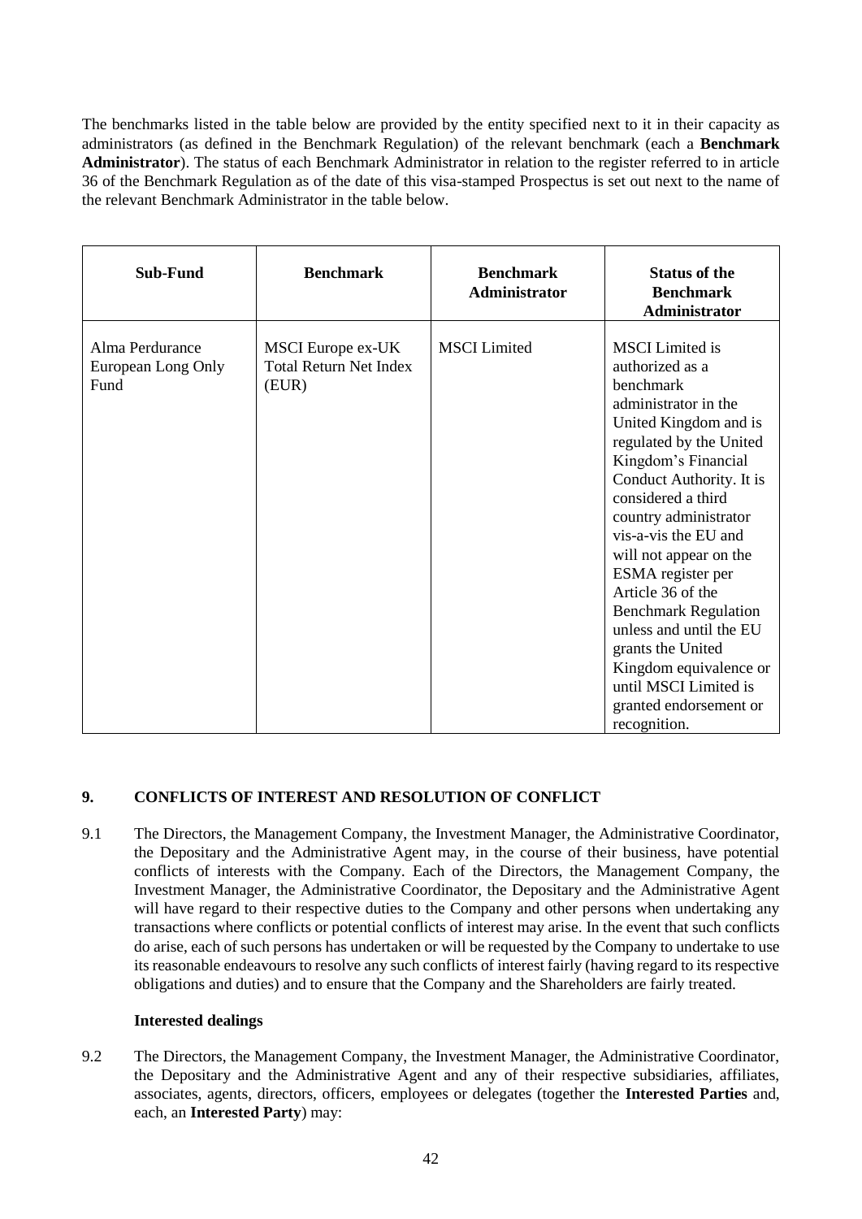The benchmarks listed in the table below are provided by the entity specified next to it in their capacity as administrators (as defined in the Benchmark Regulation) of the relevant benchmark (each a **Benchmark Administrator**). The status of each Benchmark Administrator in relation to the register referred to in article 36 of the Benchmark Regulation as of the date of this visa-stamped Prospectus is set out next to the name of the relevant Benchmark Administrator in the table below.

| Sub-Fund | Benchmark | Benchmark Administrator | Status of the Benchmark Administrator |
|---|---|---|---|
| Alma Perdurance European Long Only Fund | MSCI Europe ex-UK Total Return Net Index (EUR) | MSCI Limited | MSCI Limited is authorized as a benchmark administrator in the United Kingdom and is regulated by the United Kingdom's Financial Conduct Authority. It is considered a third country administrator vis-a-vis the EU and will not appear on the ESMA register per Article 36 of the Benchmark Regulation unless and until the EU grants the United Kingdom equivalence or until MSCI Limited is granted endorsement or recognition. |

## 9. CONFLICTS OF INTEREST AND RESOLUTION OF CONFLICT

9.1 The Directors, the Management Company, the Investment Manager, the Administrative Coordinator, the Depositary and the Administrative Agent may, in the course of their business, have potential conflicts of interests with the Company. Each of the Directors, the Management Company, the Investment Manager, the Administrative Coordinator, the Depositary and the Administrative Agent will have regard to their respective duties to the Company and other persons when undertaking any transactions where conflicts or potential conflicts of interest may arise. In the event that such conflicts do arise, each of such persons has undertaken or will be requested by the Company to undertake to use its reasonable endeavours to resolve any such conflicts of interest fairly (having regard to its respective obligations and duties) and to ensure that the Company and the Shareholders are fairly treated.

**Interested dealings**

9.2 The Directors, the Management Company, the Investment Manager, the Administrative Coordinator, the Depositary and the Administrative Agent and any of their respective subsidiaries, affiliates, associates, agents, directors, officers, employees or delegates (together the **Interested Parties** and, each, an **Interested Party**) may: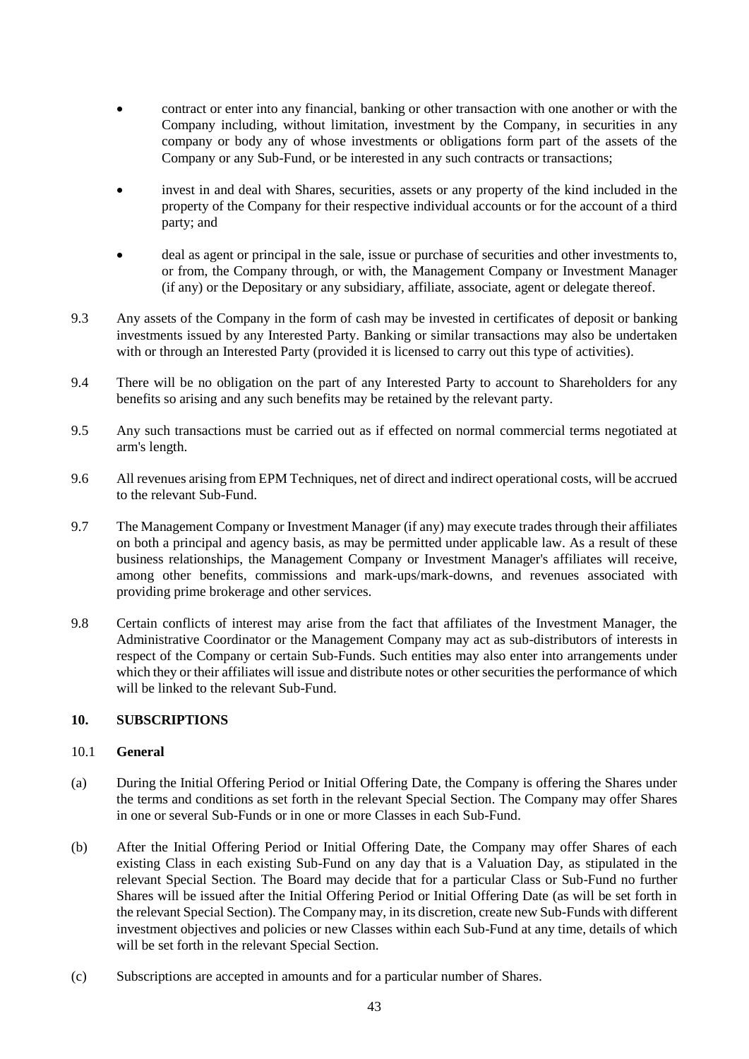- contract or enter into any financial, banking or other transaction with one another or with the Company including, without limitation, investment by the Company, in securities in any company or body any of whose investments or obligations form part of the assets of the Company or any Sub-Fund, or be interested in any such contracts or transactions;
- invest in and deal with Shares, securities, assets or any property of the kind included in the property of the Company for their respective individual accounts or for the account of a third party; and
- deal as agent or principal in the sale, issue or purchase of securities and other investments to, or from, the Company through, or with, the Management Company or Investment Manager (if any) or the Depositary or any subsidiary, affiliate, associate, agent or delegate thereof.

9.3 Any assets of the Company in the form of cash may be invested in certificates of deposit or banking investments issued by any Interested Party. Banking or similar transactions may also be undertaken with or through an Interested Party (provided it is licensed to carry out this type of activities).

9.4 There will be no obligation on the part of any Interested Party to account to Shareholders for any benefits so arising and any such benefits may be retained by the relevant party.

9.5 Any such transactions must be carried out as if effected on normal commercial terms negotiated at arm's length.

9.6 All revenues arising from EPM Techniques, net of direct and indirect operational costs, will be accrued to the relevant Sub-Fund.

9.7 The Management Company or Investment Manager (if any) may execute trades through their affiliates on both a principal and agency basis, as may be permitted under applicable law. As a result of these business relationships, the Management Company or Investment Manager's affiliates will receive, among other benefits, commissions and mark-ups/mark-downs, and revenues associated with providing prime brokerage and other services.

9.8 Certain conflicts of interest may arise from the fact that affiliates of the Investment Manager, the Administrative Coordinator or the Management Company may act as sub-distributors of interests in respect of the Company or certain Sub-Funds. Such entities may also enter into arrangements under which they or their affiliates will issue and distribute notes or other securities the performance of which will be linked to the relevant Sub-Fund.

## 10. SUBSCRIPTIONS

### 10.1 General

(a) During the Initial Offering Period or Initial Offering Date, the Company is offering the Shares under the terms and conditions as set forth in the relevant Special Section. The Company may offer Shares in one or several Sub-Funds or in one or more Classes in each Sub-Fund.

(b) After the Initial Offering Period or Initial Offering Date, the Company may offer Shares of each existing Class in each existing Sub-Fund on any day that is a Valuation Day, as stipulated in the relevant Special Section. The Board may decide that for a particular Class or Sub-Fund no further Shares will be issued after the Initial Offering Period or Initial Offering Date (as will be set forth in the relevant Special Section). The Company may, in its discretion, create new Sub-Funds with different investment objectives and policies or new Classes within each Sub-Fund at any time, details of which will be set forth in the relevant Special Section.

(c) Subscriptions are accepted in amounts and for a particular number of Shares.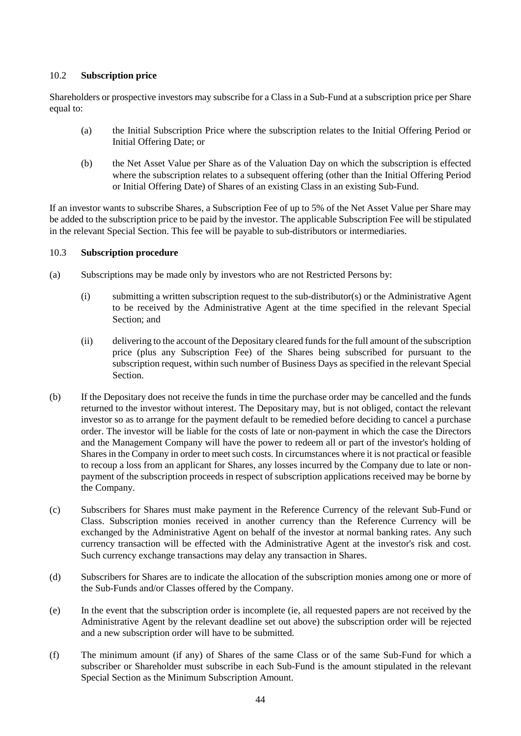### 10.2 **Subscription price**

Shareholders or prospective investors may subscribe for a Class in a Sub-Fund at a subscription price per Share equal to:

(a) the Initial Subscription Price where the subscription relates to the Initial Offering Period or Initial Offering Date; or

(b) the Net Asset Value per Share as of the Valuation Day on which the subscription is effected where the subscription relates to a subsequent offering (other than the Initial Offering Period or Initial Offering Date) of Shares of an existing Class in an existing Sub-Fund.

If an investor wants to subscribe Shares, a Subscription Fee of up to 5% of the Net Asset Value per Share may be added to the subscription price to be paid by the investor. The applicable Subscription Fee will be stipulated in the relevant Special Section. This fee will be payable to sub-distributors or intermediaries.

### 10.3 **Subscription procedure**

(a) Subscriptions may be made only by investors who are not Restricted Persons by:

(i) submitting a written subscription request to the sub-distributor(s) or the Administrative Agent to be received by the Administrative Agent at the time specified in the relevant Special Section; and

(ii) delivering to the account of the Depositary cleared funds for the full amount of the subscription price (plus any Subscription Fee) of the Shares being subscribed for pursuant to the subscription request, within such number of Business Days as specified in the relevant Special Section.

(b) If the Depositary does not receive the funds in time the purchase order may be cancelled and the funds returned to the investor without interest. The Depositary may, but is not obliged, contact the relevant investor so as to arrange for the payment default to be remedied before deciding to cancel a purchase order. The investor will be liable for the costs of late or non-payment in which the case the Directors and the Management Company will have the power to redeem all or part of the investor's holding of Shares in the Company in order to meet such costs. In circumstances where it is not practical or feasible to recoup a loss from an applicant for Shares, any losses incurred by the Company due to late or non-payment of the subscription proceeds in respect of subscription applications received may be borne by the Company.

(c) Subscribers for Shares must make payment in the Reference Currency of the relevant Sub-Fund or Class. Subscription monies received in another currency than the Reference Currency will be exchanged by the Administrative Agent on behalf of the investor at normal banking rates. Any such currency transaction will be effected with the Administrative Agent at the investor's risk and cost. Such currency exchange transactions may delay any transaction in Shares.

(d) Subscribers for Shares are to indicate the allocation of the subscription monies among one or more of the Sub-Funds and/or Classes offered by the Company.

(e) In the event that the subscription order is incomplete (ie, all requested papers are not received by the Administrative Agent by the relevant deadline set out above) the subscription order will be rejected and a new subscription order will have to be submitted.

(f) The minimum amount (if any) of Shares of the same Class or of the same Sub-Fund for which a subscriber or Shareholder must subscribe in each Sub-Fund is the amount stipulated in the relevant Special Section as the Minimum Subscription Amount.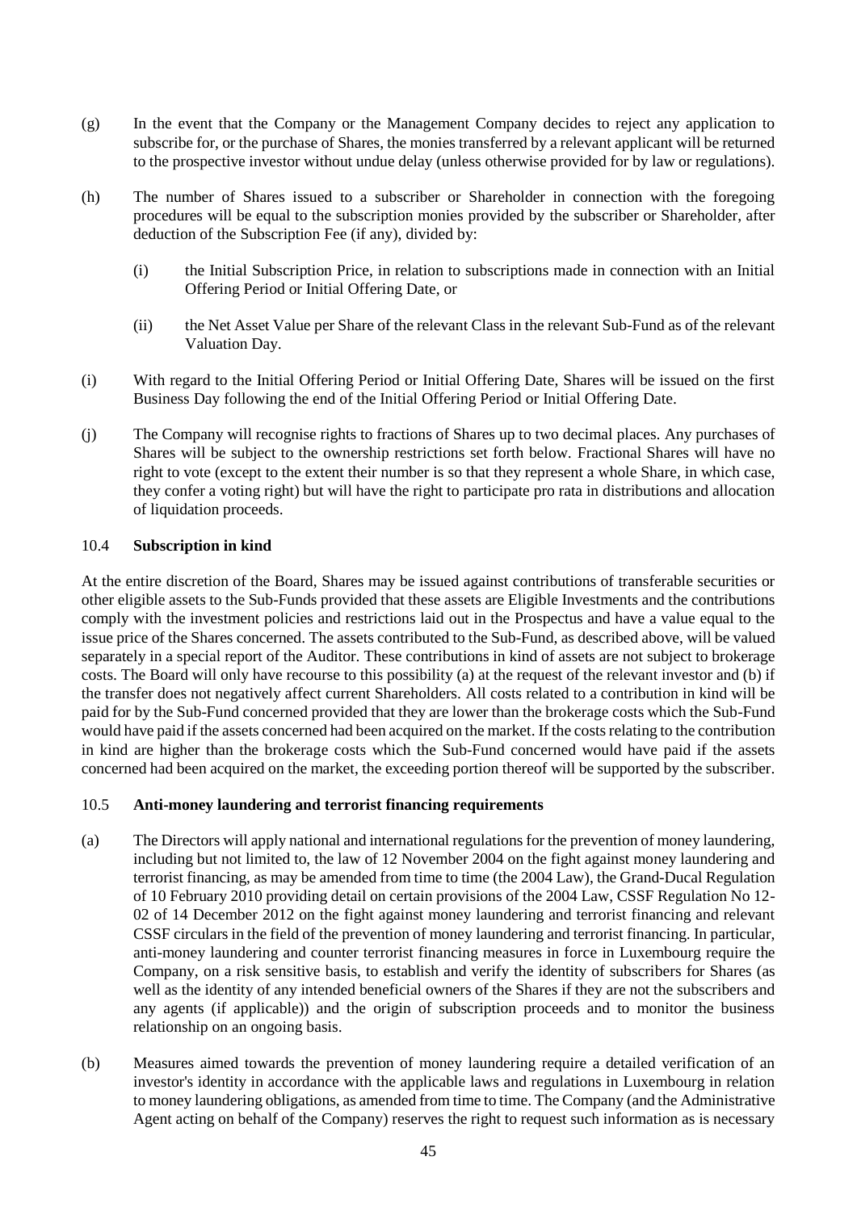(g) In the event that the Company or the Management Company decides to reject any application to subscribe for, or the purchase of Shares, the monies transferred by a relevant applicant will be returned to the prospective investor without undue delay (unless otherwise provided for by law or regulations).

(h) The number of Shares issued to a subscriber or Shareholder in connection with the foregoing procedures will be equal to the subscription monies provided by the subscriber or Shareholder, after deduction of the Subscription Fee (if any), divided by:

  (i) the Initial Subscription Price, in relation to subscriptions made in connection with an Initial Offering Period or Initial Offering Date, or

  (ii) the Net Asset Value per Share of the relevant Class in the relevant Sub-Fund as of the relevant Valuation Day.

(i) With regard to the Initial Offering Period or Initial Offering Date, Shares will be issued on the first Business Day following the end of the Initial Offering Period or Initial Offering Date.

(j) The Company will recognise rights to fractions of Shares up to two decimal places. Any purchases of Shares will be subject to the ownership restrictions set forth below. Fractional Shares will have no right to vote (except to the extent their number is so that they represent a whole Share, in which case, they confer a voting right) but will have the right to participate pro rata in distributions and allocation of liquidation proceeds.

### 10.4 **Subscription in kind**

At the entire discretion of the Board, Shares may be issued against contributions of transferable securities or other eligible assets to the Sub-Funds provided that these assets are Eligible Investments and the contributions comply with the investment policies and restrictions laid out in the Prospectus and have a value equal to the issue price of the Shares concerned. The assets contributed to the Sub-Fund, as described above, will be valued separately in a special report of the Auditor. These contributions in kind of assets are not subject to brokerage costs. The Board will only have recourse to this possibility (a) at the request of the relevant investor and (b) if the transfer does not negatively affect current Shareholders. All costs related to a contribution in kind will be paid for by the Sub-Fund concerned provided that they are lower than the brokerage costs which the Sub-Fund would have paid if the assets concerned had been acquired on the market. If the costs relating to the contribution in kind are higher than the brokerage costs which the Sub-Fund concerned would have paid if the assets concerned had been acquired on the market, the exceeding portion thereof will be supported by the subscriber.

### 10.5 **Anti-money laundering and terrorist financing requirements**

(a) The Directors will apply national and international regulations for the prevention of money laundering, including but not limited to, the law of 12 November 2004 on the fight against money laundering and terrorist financing, as may be amended from time to time (the 2004 Law), the Grand-Ducal Regulation of 10 February 2010 providing detail on certain provisions of the 2004 Law, CSSF Regulation No 12-02 of 14 December 2012 on the fight against money laundering and terrorist financing and relevant CSSF circulars in the field of the prevention of money laundering and terrorist financing. In particular, anti-money laundering and counter terrorist financing measures in force in Luxembourg require the Company, on a risk sensitive basis, to establish and verify the identity of subscribers for Shares (as well as the identity of any intended beneficial owners of the Shares if they are not the subscribers and any agents (if applicable)) and the origin of subscription proceeds and to monitor the business relationship on an ongoing basis.

(b) Measures aimed towards the prevention of money laundering require a detailed verification of an investor's identity in accordance with the applicable laws and regulations in Luxembourg in relation to money laundering obligations, as amended from time to time. The Company (and the Administrative Agent acting on behalf of the Company) reserves the right to request such information as is necessary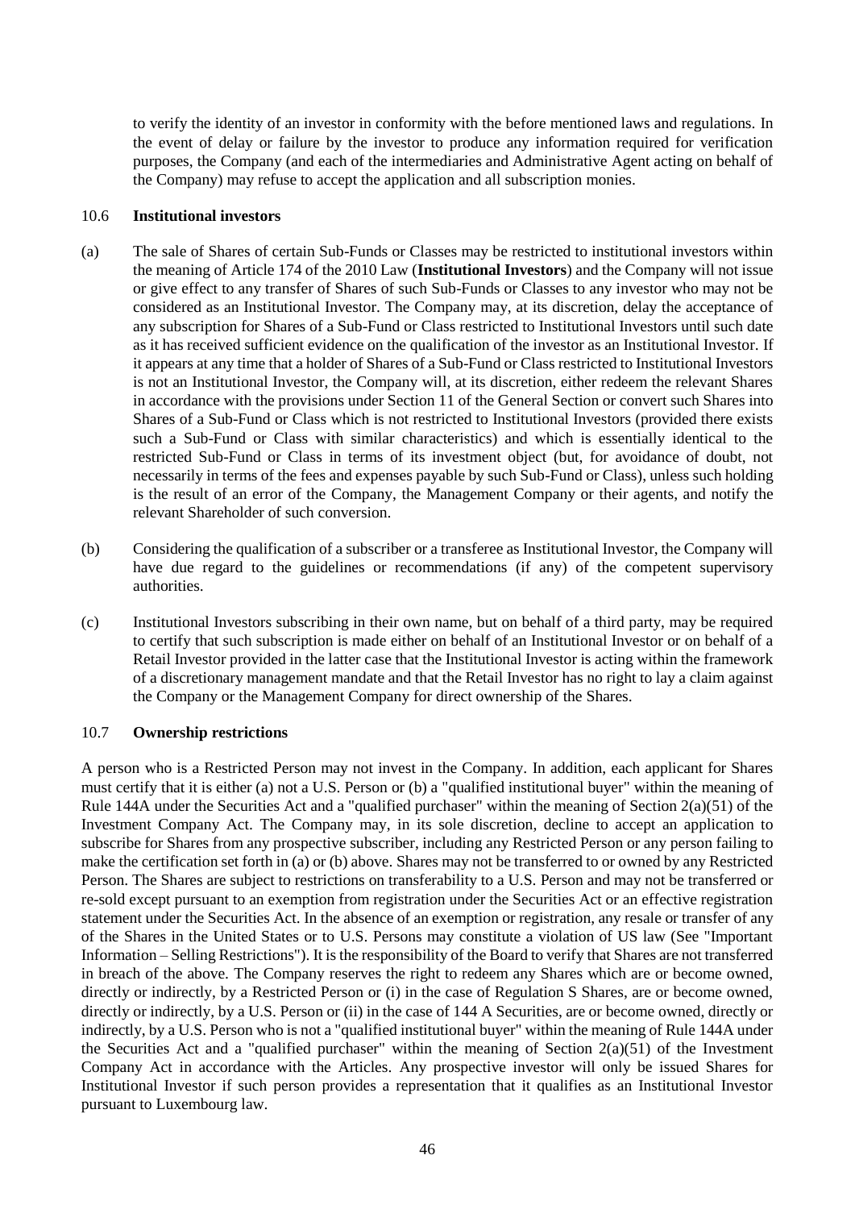to verify the identity of an investor in conformity with the before mentioned laws and regulations. In the event of delay or failure by the investor to produce any information required for verification purposes, the Company (and each of the intermediaries and Administrative Agent acting on behalf of the Company) may refuse to accept the application and all subscription monies.

### 10.6 Institutional investors

(a) The sale of Shares of certain Sub-Funds or Classes may be restricted to institutional investors within the meaning of Article 174 of the 2010 Law (**Institutional Investors**) and the Company will not issue or give effect to any transfer of Shares of such Sub-Funds or Classes to any investor who may not be considered as an Institutional Investor. The Company may, at its discretion, delay the acceptance of any subscription for Shares of a Sub-Fund or Class restricted to Institutional Investors until such date as it has received sufficient evidence on the qualification of the investor as an Institutional Investor. If it appears at any time that a holder of Shares of a Sub-Fund or Class restricted to Institutional Investors is not an Institutional Investor, the Company will, at its discretion, either redeem the relevant Shares in accordance with the provisions under Section 11 of the General Section or convert such Shares into Shares of a Sub-Fund or Class which is not restricted to Institutional Investors (provided there exists such a Sub-Fund or Class with similar characteristics) and which is essentially identical to the restricted Sub-Fund or Class in terms of its investment object (but, for avoidance of doubt, not necessarily in terms of the fees and expenses payable by such Sub-Fund or Class), unless such holding is the result of an error of the Company, the Management Company or their agents, and notify the relevant Shareholder of such conversion.

(b) Considering the qualification of a subscriber or a transferee as Institutional Investor, the Company will have due regard to the guidelines or recommendations (if any) of the competent supervisory authorities.

(c) Institutional Investors subscribing in their own name, but on behalf of a third party, may be required to certify that such subscription is made either on behalf of an Institutional Investor or on behalf of a Retail Investor provided in the latter case that the Institutional Investor is acting within the framework of a discretionary management mandate and that the Retail Investor has no right to lay a claim against the Company or the Management Company for direct ownership of the Shares.

### 10.7 Ownership restrictions

A person who is a Restricted Person may not invest in the Company. In addition, each applicant for Shares must certify that it is either (a) not a U.S. Person or (b) a "qualified institutional buyer" within the meaning of Rule 144A under the Securities Act and a "qualified purchaser" within the meaning of Section 2(a)(51) of the Investment Company Act. The Company may, in its sole discretion, decline to accept an application to subscribe for Shares from any prospective subscriber, including any Restricted Person or any person failing to make the certification set forth in (a) or (b) above. Shares may not be transferred to or owned by any Restricted Person. The Shares are subject to restrictions on transferability to a U.S. Person and may not be transferred or re-sold except pursuant to an exemption from registration under the Securities Act or an effective registration statement under the Securities Act. In the absence of an exemption or registration, any resale or transfer of any of the Shares in the United States or to U.S. Persons may constitute a violation of US law (See "Important Information – Selling Restrictions"). It is the responsibility of the Board to verify that Shares are not transferred in breach of the above. The Company reserves the right to redeem any Shares which are or become owned, directly or indirectly, by a Restricted Person or (i) in the case of Regulation S Shares, are or become owned, directly or indirectly, by a U.S. Person or (ii) in the case of 144 A Securities, are or become owned, directly or indirectly, by a U.S. Person who is not a "qualified institutional buyer" within the meaning of Rule 144A under the Securities Act and a "qualified purchaser" within the meaning of Section 2(a)(51) of the Investment Company Act in accordance with the Articles. Any prospective investor will only be issued Shares for Institutional Investor if such person provides a representation that it qualifies as an Institutional Investor pursuant to Luxembourg law.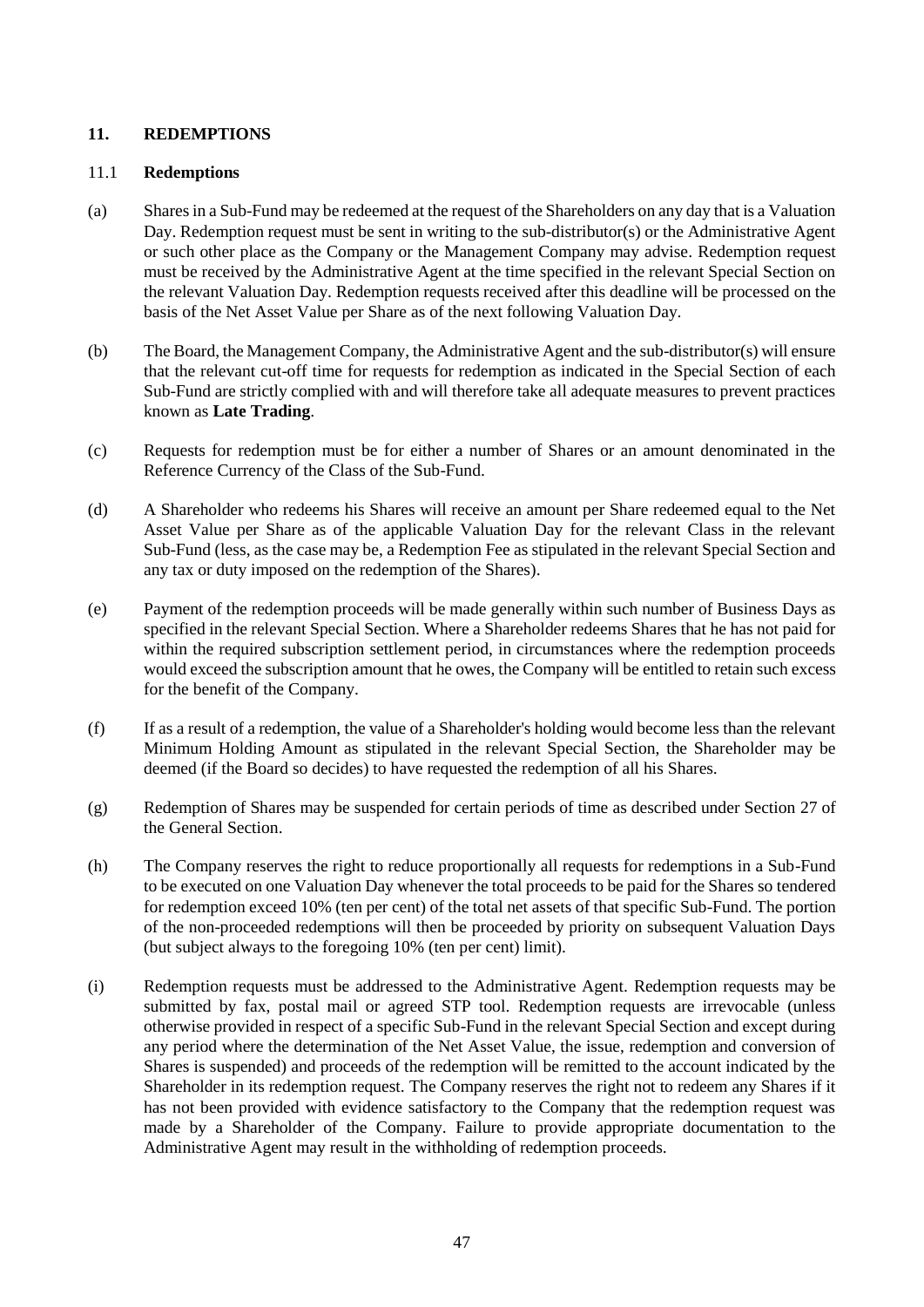## 11. REDEMPTIONS

### 11.1 Redemptions

(a) Shares in a Sub-Fund may be redeemed at the request of the Shareholders on any day that is a Valuation Day. Redemption request must be sent in writing to the sub-distributor(s) or the Administrative Agent or such other place as the Company or the Management Company may advise. Redemption request must be received by the Administrative Agent at the time specified in the relevant Special Section on the relevant Valuation Day. Redemption requests received after this deadline will be processed on the basis of the Net Asset Value per Share as of the next following Valuation Day.

(b) The Board, the Management Company, the Administrative Agent and the sub-distributor(s) will ensure that the relevant cut-off time for requests for redemption as indicated in the Special Section of each Sub-Fund are strictly complied with and will therefore take all adequate measures to prevent practices known as **Late Trading**.

(c) Requests for redemption must be for either a number of Shares or an amount denominated in the Reference Currency of the Class of the Sub-Fund.

(d) A Shareholder who redeems his Shares will receive an amount per Share redeemed equal to the Net Asset Value per Share as of the applicable Valuation Day for the relevant Class in the relevant Sub-Fund (less, as the case may be, a Redemption Fee as stipulated in the relevant Special Section and any tax or duty imposed on the redemption of the Shares).

(e) Payment of the redemption proceeds will be made generally within such number of Business Days as specified in the relevant Special Section. Where a Shareholder redeems Shares that he has not paid for within the required subscription settlement period, in circumstances where the redemption proceeds would exceed the subscription amount that he owes, the Company will be entitled to retain such excess for the benefit of the Company.

(f) If as a result of a redemption, the value of a Shareholder's holding would become less than the relevant Minimum Holding Amount as stipulated in the relevant Special Section, the Shareholder may be deemed (if the Board so decides) to have requested the redemption of all his Shares.

(g) Redemption of Shares may be suspended for certain periods of time as described under Section 27 of the General Section.

(h) The Company reserves the right to reduce proportionally all requests for redemptions in a Sub-Fund to be executed on one Valuation Day whenever the total proceeds to be paid for the Shares so tendered for redemption exceed 10% (ten per cent) of the total net assets of that specific Sub-Fund. The portion of the non-proceeded redemptions will then be proceeded by priority on subsequent Valuation Days (but subject always to the foregoing 10% (ten per cent) limit).

(i) Redemption requests must be addressed to the Administrative Agent. Redemption requests may be submitted by fax, postal mail or agreed STP tool. Redemption requests are irrevocable (unless otherwise provided in respect of a specific Sub-Fund in the relevant Special Section and except during any period where the determination of the Net Asset Value, the issue, redemption and conversion of Shares is suspended) and proceeds of the redemption will be remitted to the account indicated by the Shareholder in its redemption request. The Company reserves the right not to redeem any Shares if it has not been provided with evidence satisfactory to the Company that the redemption request was made by a Shareholder of the Company. Failure to provide appropriate documentation to the Administrative Agent may result in the withholding of redemption proceeds.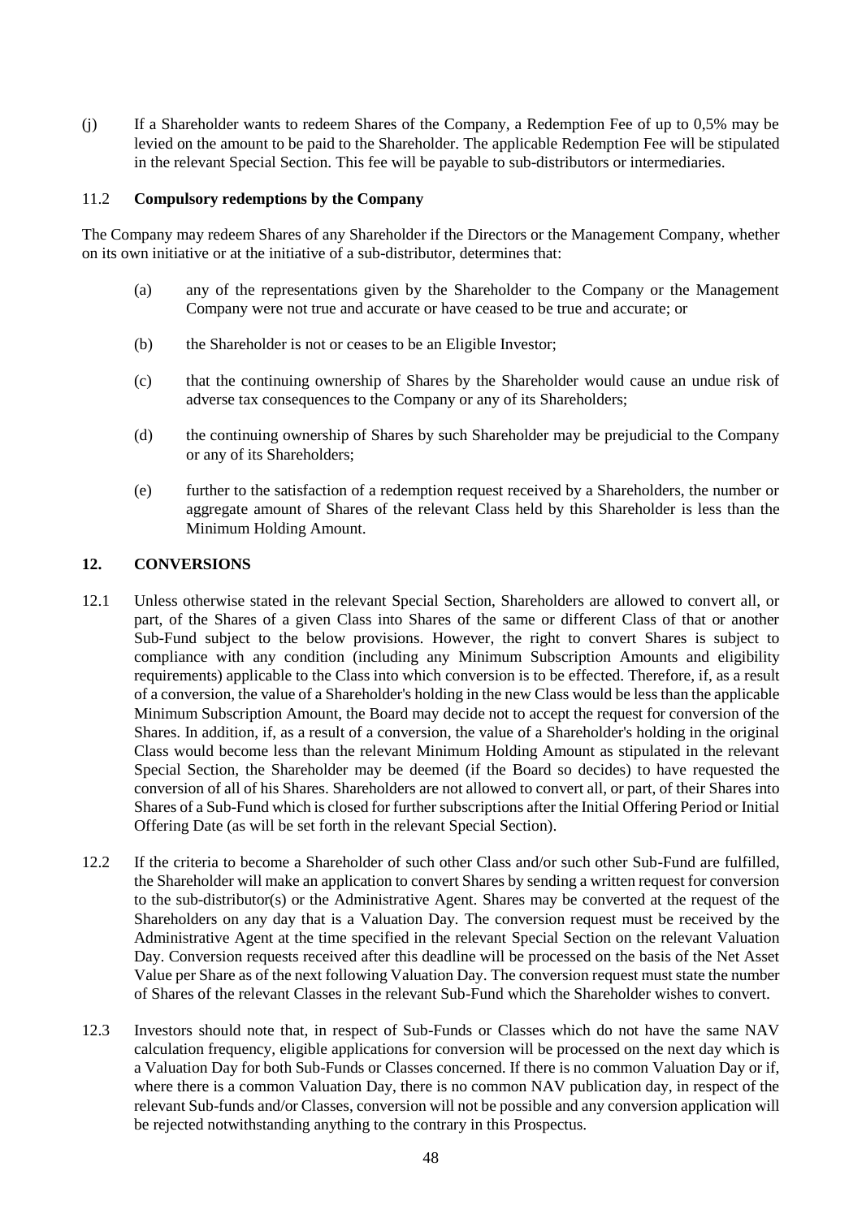(j) If a Shareholder wants to redeem Shares of the Company, a Redemption Fee of up to 0,5% may be levied on the amount to be paid to the Shareholder. The applicable Redemption Fee will be stipulated in the relevant Special Section. This fee will be payable to sub-distributors or intermediaries.

### 11.2 **Compulsory redemptions by the Company**

The Company may redeem Shares of any Shareholder if the Directors or the Management Company, whether on its own initiative or at the initiative of a sub-distributor, determines that:

(a) any of the representations given by the Shareholder to the Company or the Management Company were not true and accurate or have ceased to be true and accurate; or

(b) the Shareholder is not or ceases to be an Eligible Investor;

(c) that the continuing ownership of Shares by the Shareholder would cause an undue risk of adverse tax consequences to the Company or any of its Shareholders;

(d) the continuing ownership of Shares by such Shareholder may be prejudicial to the Company or any of its Shareholders;

(e) further to the satisfaction of a redemption request received by a Shareholders, the number or aggregate amount of Shares of the relevant Class held by this Shareholder is less than the Minimum Holding Amount.

## 12. CONVERSIONS

12.1 Unless otherwise stated in the relevant Special Section, Shareholders are allowed to convert all, or part, of the Shares of a given Class into Shares of the same or different Class of that or another Sub-Fund subject to the below provisions. However, the right to convert Shares is subject to compliance with any condition (including any Minimum Subscription Amounts and eligibility requirements) applicable to the Class into which conversion is to be effected. Therefore, if, as a result of a conversion, the value of a Shareholder's holding in the new Class would be less than the applicable Minimum Subscription Amount, the Board may decide not to accept the request for conversion of the Shares. In addition, if, as a result of a conversion, the value of a Shareholder's holding in the original Class would become less than the relevant Minimum Holding Amount as stipulated in the relevant Special Section, the Shareholder may be deemed (if the Board so decides) to have requested the conversion of all of his Shares. Shareholders are not allowed to convert all, or part, of their Shares into Shares of a Sub-Fund which is closed for further subscriptions after the Initial Offering Period or Initial Offering Date (as will be set forth in the relevant Special Section).

12.2 If the criteria to become a Shareholder of such other Class and/or such other Sub-Fund are fulfilled, the Shareholder will make an application to convert Shares by sending a written request for conversion to the sub-distributor(s) or the Administrative Agent. Shares may be converted at the request of the Shareholders on any day that is a Valuation Day. The conversion request must be received by the Administrative Agent at the time specified in the relevant Special Section on the relevant Valuation Day. Conversion requests received after this deadline will be processed on the basis of the Net Asset Value per Share as of the next following Valuation Day. The conversion request must state the number of Shares of the relevant Classes in the relevant Sub-Fund which the Shareholder wishes to convert.

12.3 Investors should note that, in respect of Sub-Funds or Classes which do not have the same NAV calculation frequency, eligible applications for conversion will be processed on the next day which is a Valuation Day for both Sub-Funds or Classes concerned. If there is no common Valuation Day or if, where there is a common Valuation Day, there is no common NAV publication day, in respect of the relevant Sub-funds and/or Classes, conversion will not be possible and any conversion application will be rejected notwithstanding anything to the contrary in this Prospectus.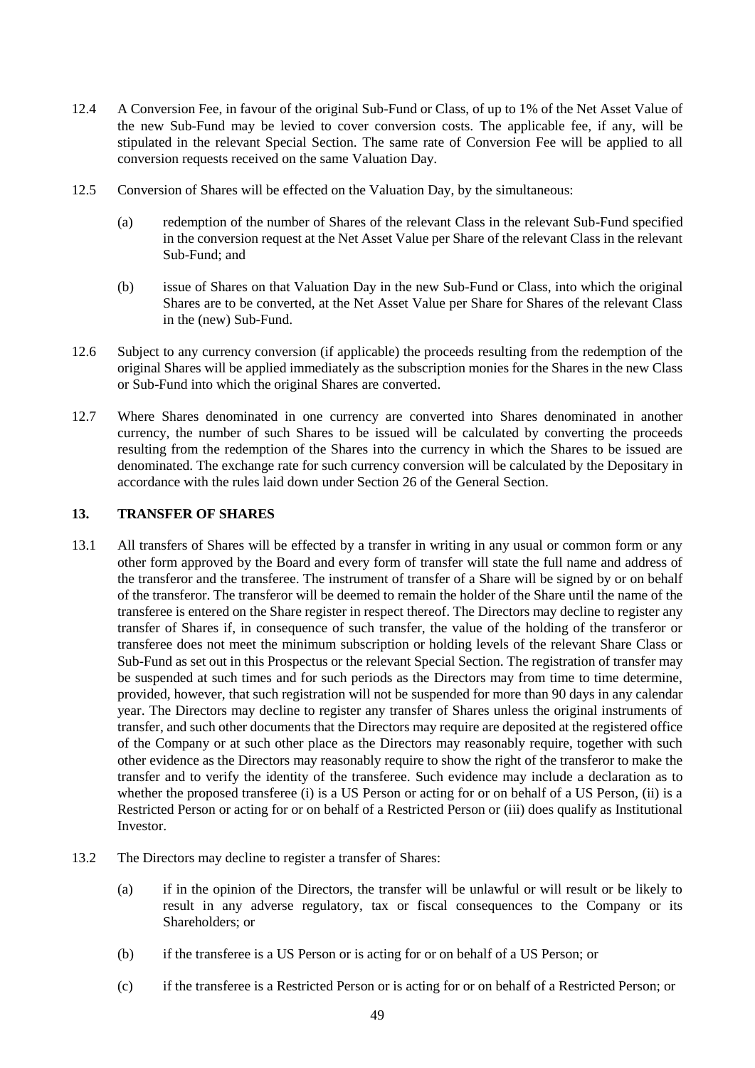12.4 A Conversion Fee, in favour of the original Sub-Fund or Class, of up to 1% of the Net Asset Value of the new Sub-Fund may be levied to cover conversion costs. The applicable fee, if any, will be stipulated in the relevant Special Section. The same rate of Conversion Fee will be applied to all conversion requests received on the same Valuation Day.

12.5 Conversion of Shares will be effected on the Valuation Day, by the simultaneous:

(a) redemption of the number of Shares of the relevant Class in the relevant Sub-Fund specified in the conversion request at the Net Asset Value per Share of the relevant Class in the relevant Sub-Fund; and

(b) issue of Shares on that Valuation Day in the new Sub-Fund or Class, into which the original Shares are to be converted, at the Net Asset Value per Share for Shares of the relevant Class in the (new) Sub-Fund.

12.6 Subject to any currency conversion (if applicable) the proceeds resulting from the redemption of the original Shares will be applied immediately as the subscription monies for the Shares in the new Class or Sub-Fund into which the original Shares are converted.

12.7 Where Shares denominated in one currency are converted into Shares denominated in another currency, the number of such Shares to be issued will be calculated by converting the proceeds resulting from the redemption of the Shares into the currency in which the Shares to be issued are denominated. The exchange rate for such currency conversion will be calculated by the Depositary in accordance with the rules laid down under Section 26 of the General Section.

## 13. TRANSFER OF SHARES

13.1 All transfers of Shares will be effected by a transfer in writing in any usual or common form or any other form approved by the Board and every form of transfer will state the full name and address of the transferor and the transferee. The instrument of transfer of a Share will be signed by or on behalf of the transferor. The transferor will be deemed to remain the holder of the Share until the name of the transferee is entered on the Share register in respect thereof. The Directors may decline to register any transfer of Shares if, in consequence of such transfer, the value of the holding of the transferor or transferee does not meet the minimum subscription or holding levels of the relevant Share Class or Sub-Fund as set out in this Prospectus or the relevant Special Section. The registration of transfer may be suspended at such times and for such periods as the Directors may from time to time determine, provided, however, that such registration will not be suspended for more than 90 days in any calendar year. The Directors may decline to register any transfer of Shares unless the original instruments of transfer, and such other documents that the Directors may require are deposited at the registered office of the Company or at such other place as the Directors may reasonably require, together with such other evidence as the Directors may reasonably require to show the right of the transferor to make the transfer and to verify the identity of the transferee. Such evidence may include a declaration as to whether the proposed transferee (i) is a US Person or acting for or on behalf of a US Person, (ii) is a Restricted Person or acting for or on behalf of a Restricted Person or (iii) does qualify as Institutional Investor.

13.2 The Directors may decline to register a transfer of Shares:

(a) if in the opinion of the Directors, the transfer will be unlawful or will result or be likely to result in any adverse regulatory, tax or fiscal consequences to the Company or its Shareholders; or

(b) if the transferee is a US Person or is acting for or on behalf of a US Person; or

(c) if the transferee is a Restricted Person or is acting for or on behalf of a Restricted Person; or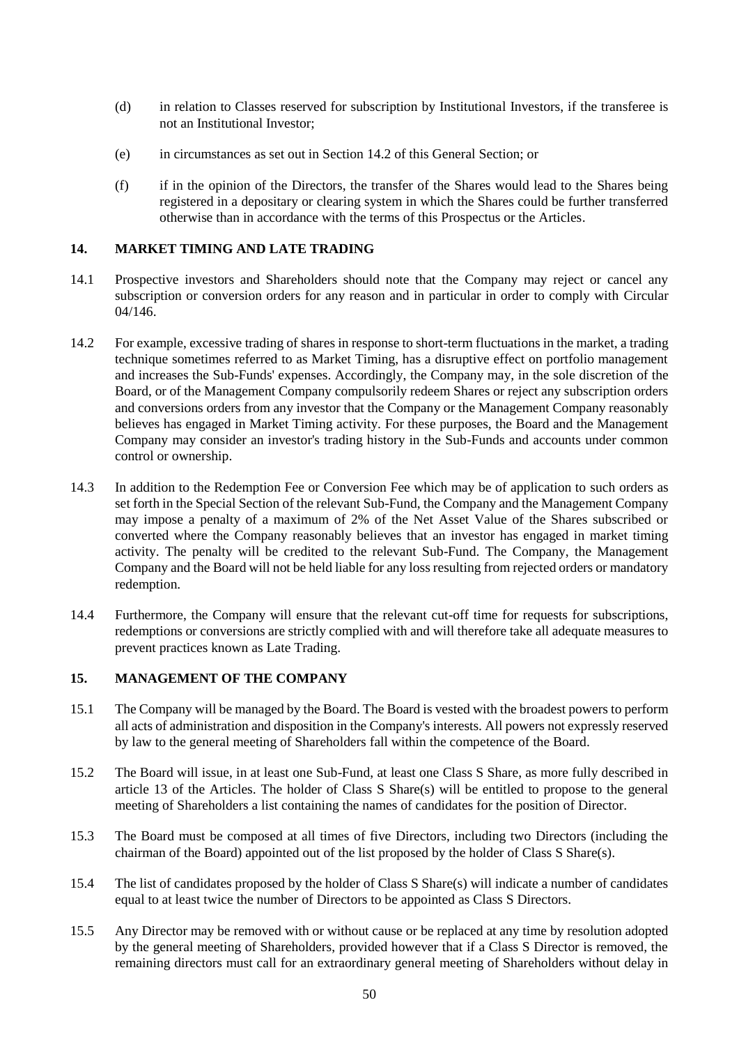(d) in relation to Classes reserved for subscription by Institutional Investors, if the transferee is not an Institutional Investor;

(e) in circumstances as set out in Section 14.2 of this General Section; or

(f) if in the opinion of the Directors, the transfer of the Shares would lead to the Shares being registered in a depositary or clearing system in which the Shares could be further transferred otherwise than in accordance with the terms of this Prospectus or the Articles.

## 14. MARKET TIMING AND LATE TRADING

14.1 Prospective investors and Shareholders should note that the Company may reject or cancel any subscription or conversion orders for any reason and in particular in order to comply with Circular 04/146.

14.2 For example, excessive trading of shares in response to short-term fluctuations in the market, a trading technique sometimes referred to as Market Timing, has a disruptive effect on portfolio management and increases the Sub-Funds' expenses. Accordingly, the Company may, in the sole discretion of the Board, or of the Management Company compulsorily redeem Shares or reject any subscription orders and conversions orders from any investor that the Company or the Management Company reasonably believes has engaged in Market Timing activity. For these purposes, the Board and the Management Company may consider an investor's trading history in the Sub-Funds and accounts under common control or ownership.

14.3 In addition to the Redemption Fee or Conversion Fee which may be of application to such orders as set forth in the Special Section of the relevant Sub-Fund, the Company and the Management Company may impose a penalty of a maximum of 2% of the Net Asset Value of the Shares subscribed or converted where the Company reasonably believes that an investor has engaged in market timing activity. The penalty will be credited to the relevant Sub-Fund. The Company, the Management Company and the Board will not be held liable for any loss resulting from rejected orders or mandatory redemption.

14.4 Furthermore, the Company will ensure that the relevant cut-off time for requests for subscriptions, redemptions or conversions are strictly complied with and will therefore take all adequate measures to prevent practices known as Late Trading.

## 15. MANAGEMENT OF THE COMPANY

15.1 The Company will be managed by the Board. The Board is vested with the broadest powers to perform all acts of administration and disposition in the Company's interests. All powers not expressly reserved by law to the general meeting of Shareholders fall within the competence of the Board.

15.2 The Board will issue, in at least one Sub-Fund, at least one Class S Share, as more fully described in article 13 of the Articles. The holder of Class S Share(s) will be entitled to propose to the general meeting of Shareholders a list containing the names of candidates for the position of Director.

15.3 The Board must be composed at all times of five Directors, including two Directors (including the chairman of the Board) appointed out of the list proposed by the holder of Class S Share(s).

15.4 The list of candidates proposed by the holder of Class S Share(s) will indicate a number of candidates equal to at least twice the number of Directors to be appointed as Class S Directors.

15.5 Any Director may be removed with or without cause or be replaced at any time by resolution adopted by the general meeting of Shareholders, provided however that if a Class S Director is removed, the remaining directors must call for an extraordinary general meeting of Shareholders without delay in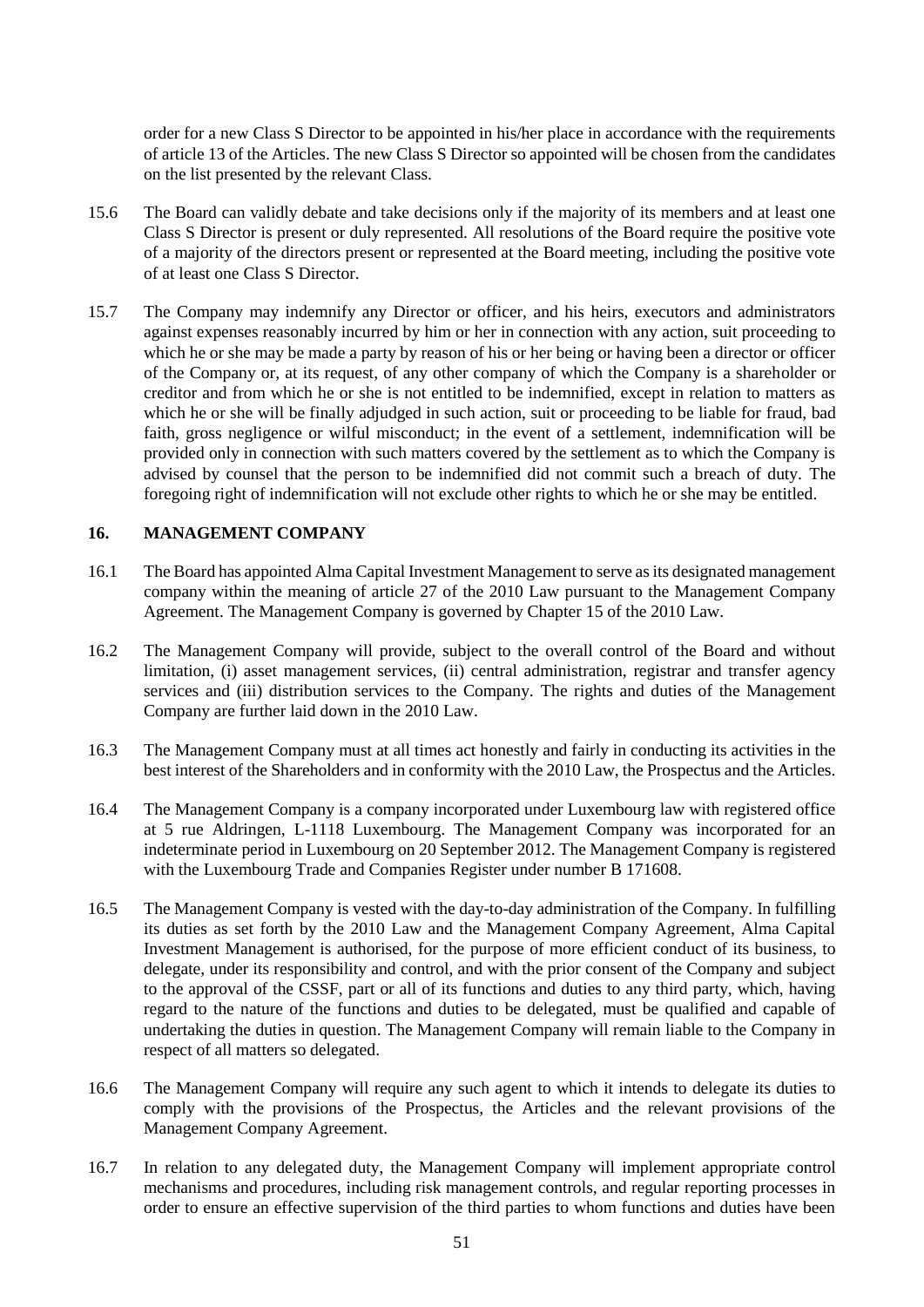order for a new Class S Director to be appointed in his/her place in accordance with the requirements of article 13 of the Articles. The new Class S Director so appointed will be chosen from the candidates on the list presented by the relevant Class.

15.6 The Board can validly debate and take decisions only if the majority of its members and at least one Class S Director is present or duly represented. All resolutions of the Board require the positive vote of a majority of the directors present or represented at the Board meeting, including the positive vote of at least one Class S Director.

15.7 The Company may indemnify any Director or officer, and his heirs, executors and administrators against expenses reasonably incurred by him or her in connection with any action, suit proceeding to which he or she may be made a party by reason of his or her being or having been a director or officer of the Company or, at its request, of any other company of which the Company is a shareholder or creditor and from which he or she is not entitled to be indemnified, except in relation to matters as which he or she will be finally adjudged in such action, suit or proceeding to be liable for fraud, bad faith, gross negligence or wilful misconduct; in the event of a settlement, indemnification will be provided only in connection with such matters covered by the settlement as to which the Company is advised by counsel that the person to be indemnified did not commit such a breach of duty. The foregoing right of indemnification will not exclude other rights to which he or she may be entitled.

## 16. MANAGEMENT COMPANY

16.1 The Board has appointed Alma Capital Investment Management to serve as its designated management company within the meaning of article 27 of the 2010 Law pursuant to the Management Company Agreement. The Management Company is governed by Chapter 15 of the 2010 Law.

16.2 The Management Company will provide, subject to the overall control of the Board and without limitation, (i) asset management services, (ii) central administration, registrar and transfer agency services and (iii) distribution services to the Company. The rights and duties of the Management Company are further laid down in the 2010 Law.

16.3 The Management Company must at all times act honestly and fairly in conducting its activities in the best interest of the Shareholders and in conformity with the 2010 Law, the Prospectus and the Articles.

16.4 The Management Company is a company incorporated under Luxembourg law with registered office at 5 rue Aldringen, L-1118 Luxembourg. The Management Company was incorporated for an indeterminate period in Luxembourg on 20 September 2012. The Management Company is registered with the Luxembourg Trade and Companies Register under number B 171608.

16.5 The Management Company is vested with the day-to-day administration of the Company. In fulfilling its duties as set forth by the 2010 Law and the Management Company Agreement, Alma Capital Investment Management is authorised, for the purpose of more efficient conduct of its business, to delegate, under its responsibility and control, and with the prior consent of the Company and subject to the approval of the CSSF, part or all of its functions and duties to any third party, which, having regard to the nature of the functions and duties to be delegated, must be qualified and capable of undertaking the duties in question. The Management Company will remain liable to the Company in respect of all matters so delegated.

16.6 The Management Company will require any such agent to which it intends to delegate its duties to comply with the provisions of the Prospectus, the Articles and the relevant provisions of the Management Company Agreement.

16.7 In relation to any delegated duty, the Management Company will implement appropriate control mechanisms and procedures, including risk management controls, and regular reporting processes in order to ensure an effective supervision of the third parties to whom functions and duties have been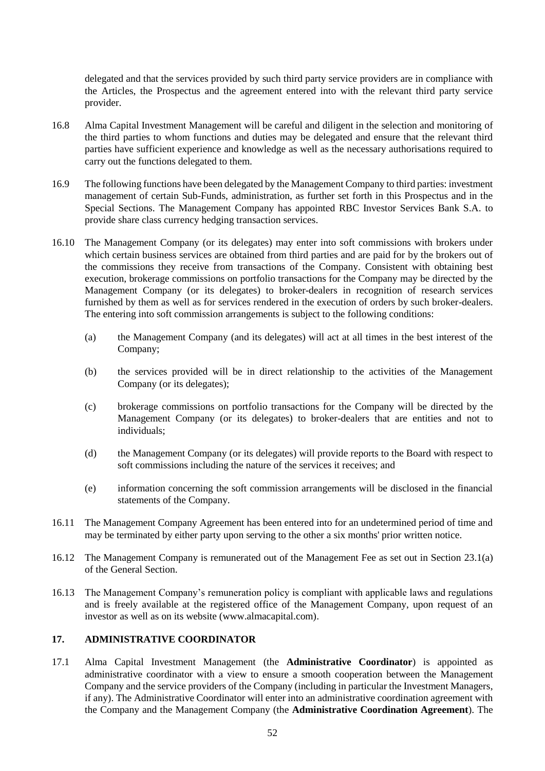delegated and that the services provided by such third party service providers are in compliance with the Articles, the Prospectus and the agreement entered into with the relevant third party service provider.

16.8 Alma Capital Investment Management will be careful and diligent in the selection and monitoring of the third parties to whom functions and duties may be delegated and ensure that the relevant third parties have sufficient experience and knowledge as well as the necessary authorisations required to carry out the functions delegated to them.

16.9 The following functions have been delegated by the Management Company to third parties: investment management of certain Sub-Funds, administration, as further set forth in this Prospectus and in the Special Sections. The Management Company has appointed RBC Investor Services Bank S.A. to provide share class currency hedging transaction services.

16.10 The Management Company (or its delegates) may enter into soft commissions with brokers under which certain business services are obtained from third parties and are paid for by the brokers out of the commissions they receive from transactions of the Company. Consistent with obtaining best execution, brokerage commissions on portfolio transactions for the Company may be directed by the Management Company (or its delegates) to broker-dealers in recognition of research services furnished by them as well as for services rendered in the execution of orders by such broker-dealers. The entering into soft commission arrangements is subject to the following conditions:

(a) the Management Company (and its delegates) will act at all times in the best interest of the Company;

(b) the services provided will be in direct relationship to the activities of the Management Company (or its delegates);

(c) brokerage commissions on portfolio transactions for the Company will be directed by the Management Company (or its delegates) to broker-dealers that are entities and not to individuals;

(d) the Management Company (or its delegates) will provide reports to the Board with respect to soft commissions including the nature of the services it receives; and

(e) information concerning the soft commission arrangements will be disclosed in the financial statements of the Company.

16.11 The Management Company Agreement has been entered into for an undetermined period of time and may be terminated by either party upon serving to the other a six months' prior written notice.

16.12 The Management Company is remunerated out of the Management Fee as set out in Section 23.1(a) of the General Section.

16.13 The Management Company's remuneration policy is compliant with applicable laws and regulations and is freely available at the registered office of the Management Company, upon request of an investor as well as on its website (www.almacapital.com).

## 17. ADMINISTRATIVE COORDINATOR

17.1 Alma Capital Investment Management (the **Administrative Coordinator**) is appointed as administrative coordinator with a view to ensure a smooth cooperation between the Management Company and the service providers of the Company (including in particular the Investment Managers, if any). The Administrative Coordinator will enter into an administrative coordination agreement with the Company and the Management Company (the **Administrative Coordination Agreement**). The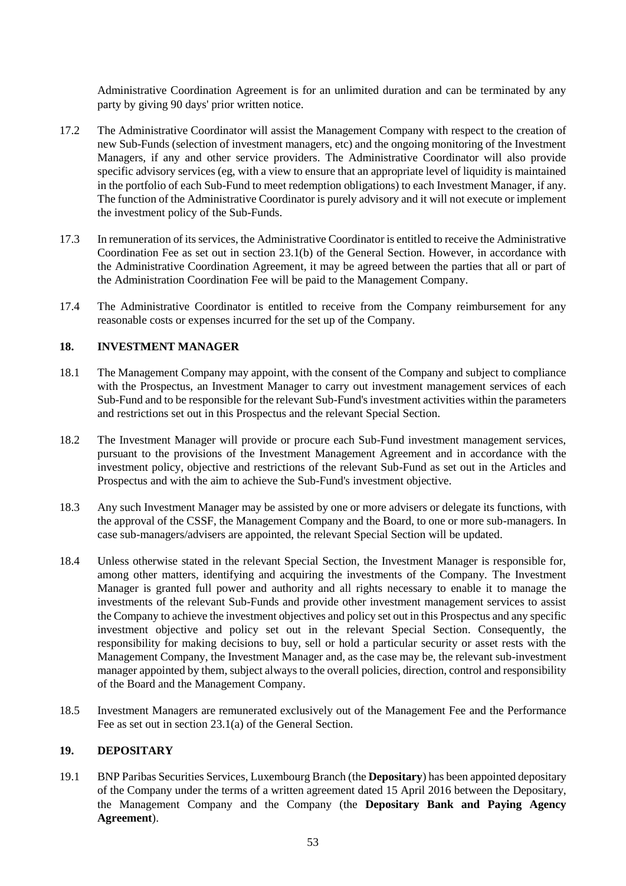Administrative Coordination Agreement is for an unlimited duration and can be terminated by any party by giving 90 days' prior written notice.

17.2 The Administrative Coordinator will assist the Management Company with respect to the creation of new Sub-Funds (selection of investment managers, etc) and the ongoing monitoring of the Investment Managers, if any and other service providers. The Administrative Coordinator will also provide specific advisory services (eg, with a view to ensure that an appropriate level of liquidity is maintained in the portfolio of each Sub-Fund to meet redemption obligations) to each Investment Manager, if any. The function of the Administrative Coordinator is purely advisory and it will not execute or implement the investment policy of the Sub-Funds.

17.3 In remuneration of its services, the Administrative Coordinator is entitled to receive the Administrative Coordination Fee as set out in section 23.1(b) of the General Section. However, in accordance with the Administrative Coordination Agreement, it may be agreed between the parties that all or part of the Administration Coordination Fee will be paid to the Management Company.

17.4 The Administrative Coordinator is entitled to receive from the Company reimbursement for any reasonable costs or expenses incurred for the set up of the Company.

## 18. INVESTMENT MANAGER

18.1 The Management Company may appoint, with the consent of the Company and subject to compliance with the Prospectus, an Investment Manager to carry out investment management services of each Sub-Fund and to be responsible for the relevant Sub-Fund's investment activities within the parameters and restrictions set out in this Prospectus and the relevant Special Section.

18.2 The Investment Manager will provide or procure each Sub-Fund investment management services, pursuant to the provisions of the Investment Management Agreement and in accordance with the investment policy, objective and restrictions of the relevant Sub-Fund as set out in the Articles and Prospectus and with the aim to achieve the Sub-Fund's investment objective.

18.3 Any such Investment Manager may be assisted by one or more advisers or delegate its functions, with the approval of the CSSF, the Management Company and the Board, to one or more sub-managers. In case sub-managers/advisers are appointed, the relevant Special Section will be updated.

18.4 Unless otherwise stated in the relevant Special Section, the Investment Manager is responsible for, among other matters, identifying and acquiring the investments of the Company. The Investment Manager is granted full power and authority and all rights necessary to enable it to manage the investments of the relevant Sub-Funds and provide other investment management services to assist the Company to achieve the investment objectives and policy set out in this Prospectus and any specific investment objective and policy set out in the relevant Special Section. Consequently, the responsibility for making decisions to buy, sell or hold a particular security or asset rests with the Management Company, the Investment Manager and, as the case may be, the relevant sub-investment manager appointed by them, subject always to the overall policies, direction, control and responsibility of the Board and the Management Company.

18.5 Investment Managers are remunerated exclusively out of the Management Fee and the Performance Fee as set out in section 23.1(a) of the General Section.

## 19. DEPOSITARY

19.1 BNP Paribas Securities Services, Luxembourg Branch (the **Depositary**) has been appointed depositary of the Company under the terms of a written agreement dated 15 April 2016 between the Depositary, the Management Company and the Company (the **Depositary Bank and Paying Agency Agreement**).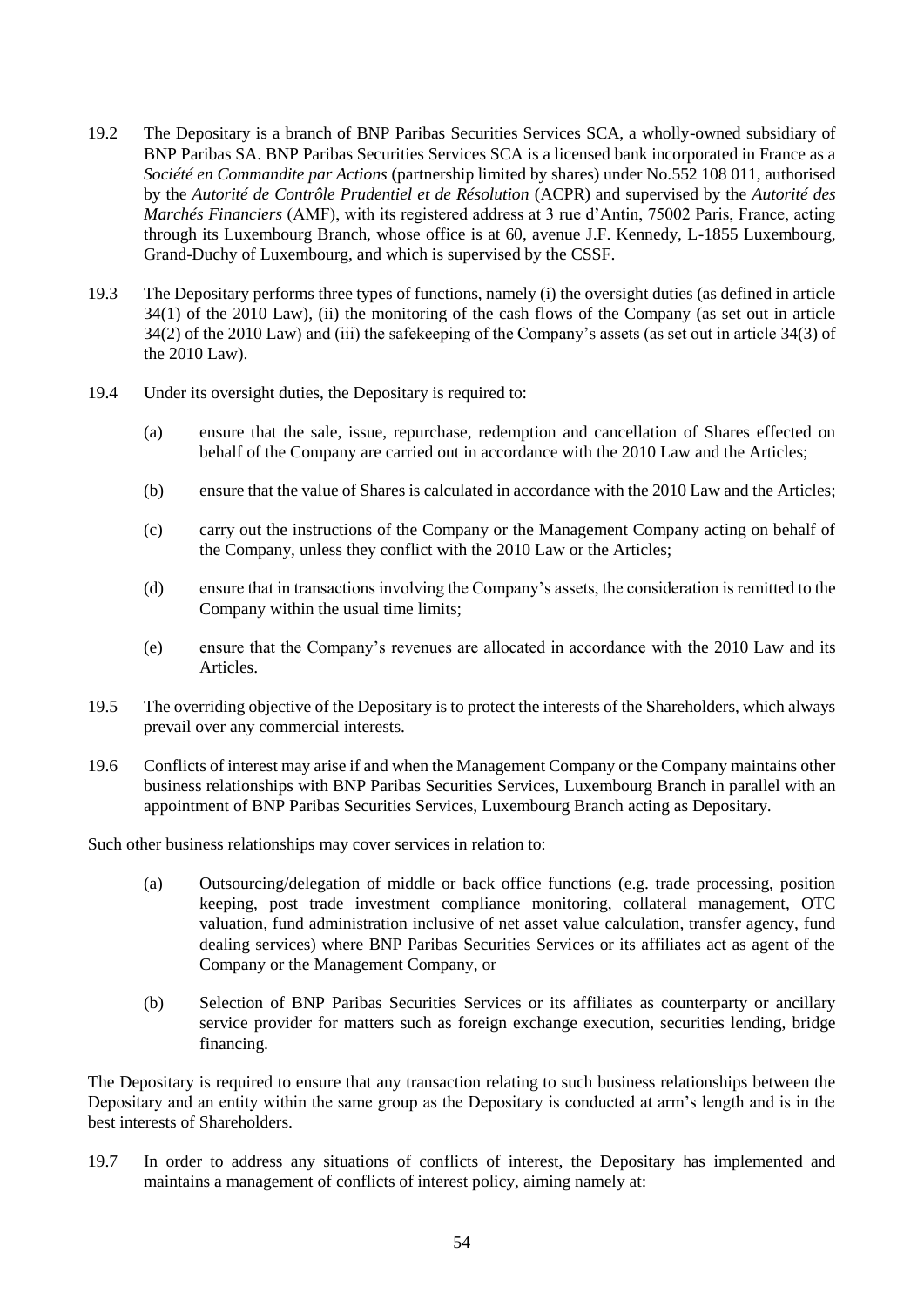19.2 The Depositary is a branch of BNP Paribas Securities Services SCA, a wholly-owned subsidiary of BNP Paribas SA. BNP Paribas Securities Services SCA is a licensed bank incorporated in France as a *Société en Commandite par Actions* (partnership limited by shares) under No.552 108 011, authorised by the *Autorité de Contrôle Prudentiel et de Résolution* (ACPR) and supervised by the *Autorité des Marchés Financiers* (AMF), with its registered address at 3 rue d'Antin, 75002 Paris, France, acting through its Luxembourg Branch, whose office is at 60, avenue J.F. Kennedy, L-1855 Luxembourg, Grand-Duchy of Luxembourg, and which is supervised by the CSSF.

19.3 The Depositary performs three types of functions, namely (i) the oversight duties (as defined in article 34(1) of the 2010 Law), (ii) the monitoring of the cash flows of the Company (as set out in article 34(2) of the 2010 Law) and (iii) the safekeeping of the Company's assets (as set out in article 34(3) of the 2010 Law).

19.4 Under its oversight duties, the Depositary is required to:

(a) ensure that the sale, issue, repurchase, redemption and cancellation of Shares effected on behalf of the Company are carried out in accordance with the 2010 Law and the Articles;

(b) ensure that the value of Shares is calculated in accordance with the 2010 Law and the Articles;

(c) carry out the instructions of the Company or the Management Company acting on behalf of the Company, unless they conflict with the 2010 Law or the Articles;

(d) ensure that in transactions involving the Company's assets, the consideration is remitted to the Company within the usual time limits;

(e) ensure that the Company's revenues are allocated in accordance with the 2010 Law and its Articles.

19.5 The overriding objective of the Depositary is to protect the interests of the Shareholders, which always prevail over any commercial interests.

19.6 Conflicts of interest may arise if and when the Management Company or the Company maintains other business relationships with BNP Paribas Securities Services, Luxembourg Branch in parallel with an appointment of BNP Paribas Securities Services, Luxembourg Branch acting as Depositary.

Such other business relationships may cover services in relation to:

(a) Outsourcing/delegation of middle or back office functions (e.g. trade processing, position keeping, post trade investment compliance monitoring, collateral management, OTC valuation, fund administration inclusive of net asset value calculation, transfer agency, fund dealing services) where BNP Paribas Securities Services or its affiliates act as agent of the Company or the Management Company, or

(b) Selection of BNP Paribas Securities Services or its affiliates as counterparty or ancillary service provider for matters such as foreign exchange execution, securities lending, bridge financing.

The Depositary is required to ensure that any transaction relating to such business relationships between the Depositary and an entity within the same group as the Depositary is conducted at arm's length and is in the best interests of Shareholders.

19.7 In order to address any situations of conflicts of interest, the Depositary has implemented and maintains a management of conflicts of interest policy, aiming namely at: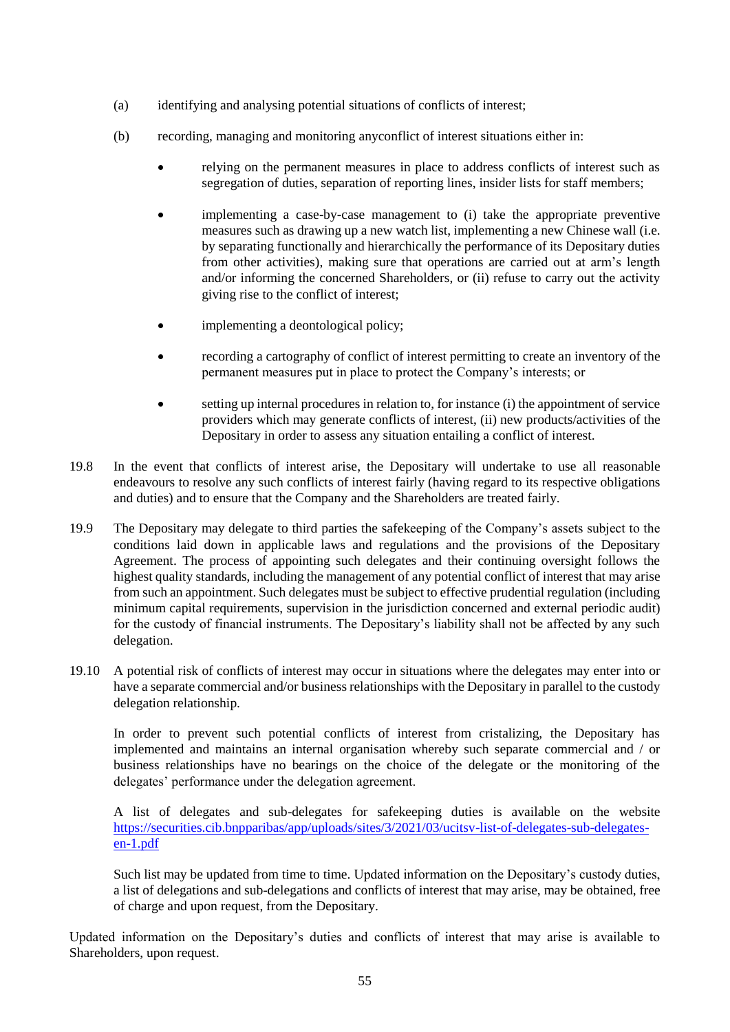(a) identifying and analysing potential situations of conflicts of interest;

(b) recording, managing and monitoring anyconflict of interest situations either in:

- relying on the permanent measures in place to address conflicts of interest such as segregation of duties, separation of reporting lines, insider lists for staff members;
- implementing a case-by-case management to (i) take the appropriate preventive measures such as drawing up a new watch list, implementing a new Chinese wall (i.e. by separating functionally and hierarchically the performance of its Depositary duties from other activities), making sure that operations are carried out at arm's length and/or informing the concerned Shareholders, or (ii) refuse to carry out the activity giving rise to the conflict of interest;
- implementing a deontological policy;
- recording a cartography of conflict of interest permitting to create an inventory of the permanent measures put in place to protect the Company's interests; or
- setting up internal procedures in relation to, for instance (i) the appointment of service providers which may generate conflicts of interest, (ii) new products/activities of the Depositary in order to assess any situation entailing a conflict of interest.

19.8 In the event that conflicts of interest arise, the Depositary will undertake to use all reasonable endeavours to resolve any such conflicts of interest fairly (having regard to its respective obligations and duties) and to ensure that the Company and the Shareholders are treated fairly.

19.9 The Depositary may delegate to third parties the safekeeping of the Company's assets subject to the conditions laid down in applicable laws and regulations and the provisions of the Depositary Agreement. The process of appointing such delegates and their continuing oversight follows the highest quality standards, including the management of any potential conflict of interest that may arise from such an appointment. Such delegates must be subject to effective prudential regulation (including minimum capital requirements, supervision in the jurisdiction concerned and external periodic audit) for the custody of financial instruments. The Depositary's liability shall not be affected by any such delegation.

19.10 A potential risk of conflicts of interest may occur in situations where the delegates may enter into or have a separate commercial and/or business relationships with the Depositary in parallel to the custody delegation relationship.

In order to prevent such potential conflicts of interest from cristalizing, the Depositary has implemented and maintains an internal organisation whereby such separate commercial and / or business relationships have no bearings on the choice of the delegate or the monitoring of the delegates' performance under the delegation agreement.

A list of delegates and sub-delegates for safekeeping duties is available on the website https://securities.cib.bnpparibas/app/uploads/sites/3/2021/03/ucitsv-list-of-delegates-sub-delegates-en-1.pdf

Such list may be updated from time to time. Updated information on the Depositary's custody duties, a list of delegations and sub-delegations and conflicts of interest that may arise, may be obtained, free of charge and upon request, from the Depositary.

Updated information on the Depositary's duties and conflicts of interest that may arise is available to Shareholders, upon request.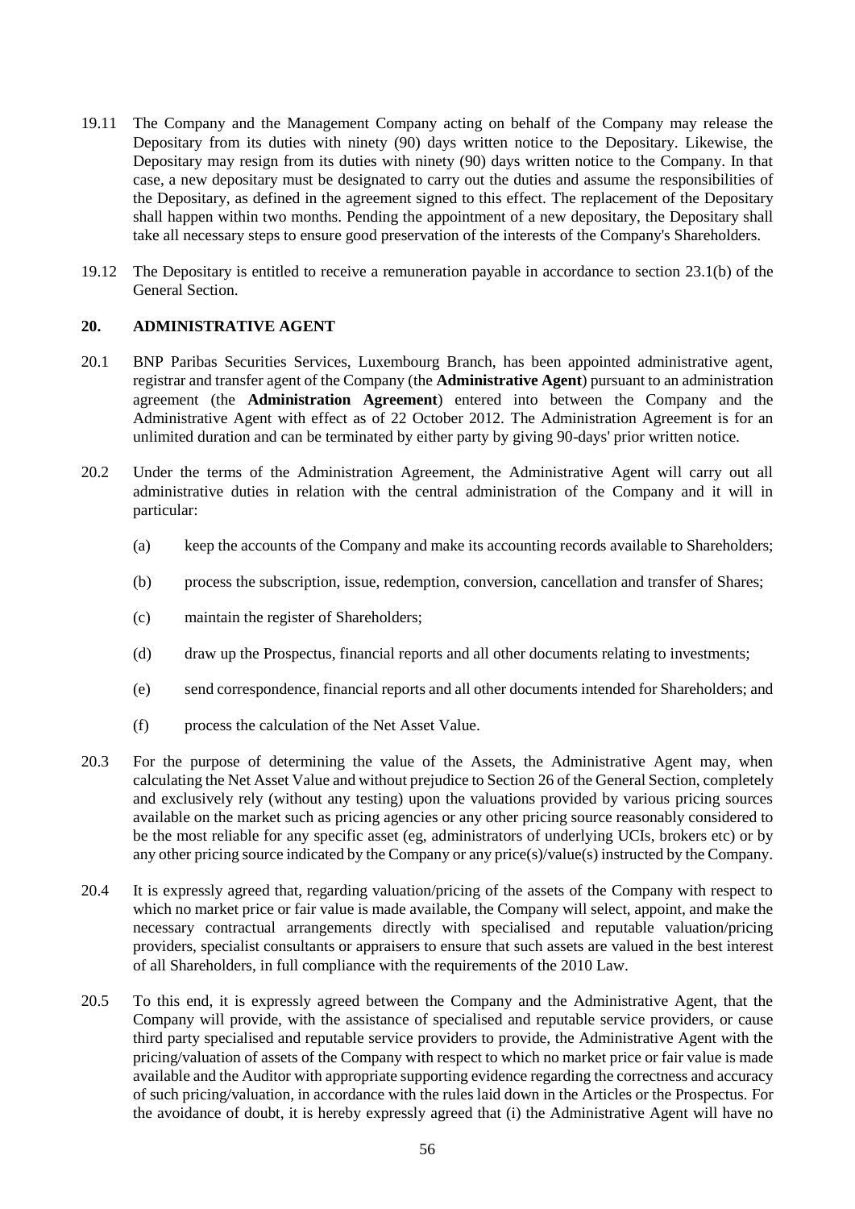19.11 The Company and the Management Company acting on behalf of the Company may release the Depositary from its duties with ninety (90) days written notice to the Depositary. Likewise, the Depositary may resign from its duties with ninety (90) days written notice to the Company. In that case, a new depositary must be designated to carry out the duties and assume the responsibilities of the Depositary, as defined in the agreement signed to this effect. The replacement of the Depositary shall happen within two months. Pending the appointment of a new depositary, the Depositary shall take all necessary steps to ensure good preservation of the interests of the Company's Shareholders.

19.12 The Depositary is entitled to receive a remuneration payable in accordance to section 23.1(b) of the General Section.

## 20. ADMINISTRATIVE AGENT

20.1 BNP Paribas Securities Services, Luxembourg Branch, has been appointed administrative agent, registrar and transfer agent of the Company (the **Administrative Agent**) pursuant to an administration agreement (the **Administration Agreement**) entered into between the Company and the Administrative Agent with effect as of 22 October 2012. The Administration Agreement is for an unlimited duration and can be terminated by either party by giving 90-days' prior written notice.

20.2 Under the terms of the Administration Agreement, the Administrative Agent will carry out all administrative duties in relation with the central administration of the Company and it will in particular:

(a) keep the accounts of the Company and make its accounting records available to Shareholders;

(b) process the subscription, issue, redemption, conversion, cancellation and transfer of Shares;

(c) maintain the register of Shareholders;

(d) draw up the Prospectus, financial reports and all other documents relating to investments;

(e) send correspondence, financial reports and all other documents intended for Shareholders; and

(f) process the calculation of the Net Asset Value.

20.3 For the purpose of determining the value of the Assets, the Administrative Agent may, when calculating the Net Asset Value and without prejudice to Section 26 of the General Section, completely and exclusively rely (without any testing) upon the valuations provided by various pricing sources available on the market such as pricing agencies or any other pricing source reasonably considered to be the most reliable for any specific asset (eg, administrators of underlying UCIs, brokers etc) or by any other pricing source indicated by the Company or any price(s)/value(s) instructed by the Company.

20.4 It is expressly agreed that, regarding valuation/pricing of the assets of the Company with respect to which no market price or fair value is made available, the Company will select, appoint, and make the necessary contractual arrangements directly with specialised and reputable valuation/pricing providers, specialist consultants or appraisers to ensure that such assets are valued in the best interest of all Shareholders, in full compliance with the requirements of the 2010 Law.

20.5 To this end, it is expressly agreed between the Company and the Administrative Agent, that the Company will provide, with the assistance of specialised and reputable service providers, or cause third party specialised and reputable service providers to provide, the Administrative Agent with the pricing/valuation of assets of the Company with respect to which no market price or fair value is made available and the Auditor with appropriate supporting evidence regarding the correctness and accuracy of such pricing/valuation, in accordance with the rules laid down in the Articles or the Prospectus. For the avoidance of doubt, it is hereby expressly agreed that (i) the Administrative Agent will have no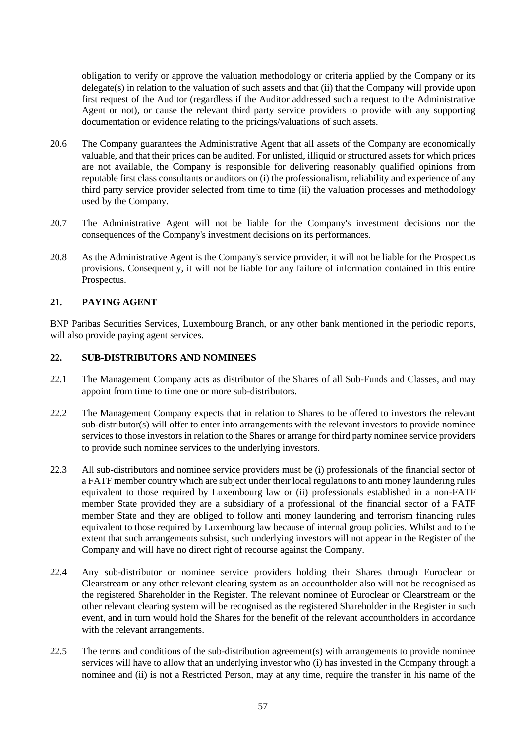obligation to verify or approve the valuation methodology or criteria applied by the Company or its delegate(s) in relation to the valuation of such assets and that (ii) that the Company will provide upon first request of the Auditor (regardless if the Auditor addressed such a request to the Administrative Agent or not), or cause the relevant third party service providers to provide with any supporting documentation or evidence relating to the pricings/valuations of such assets.

20.6 The Company guarantees the Administrative Agent that all assets of the Company are economically valuable, and that their prices can be audited. For unlisted, illiquid or structured assets for which prices are not available, the Company is responsible for delivering reasonably qualified opinions from reputable first class consultants or auditors on (i) the professionalism, reliability and experience of any third party service provider selected from time to time (ii) the valuation processes and methodology used by the Company.

20.7 The Administrative Agent will not be liable for the Company's investment decisions nor the consequences of the Company's investment decisions on its performances.

20.8 As the Administrative Agent is the Company's service provider, it will not be liable for the Prospectus provisions. Consequently, it will not be liable for any failure of information contained in this entire Prospectus.

## 21. PAYING AGENT

BNP Paribas Securities Services, Luxembourg Branch, or any other bank mentioned in the periodic reports, will also provide paying agent services.

## 22. SUB-DISTRIBUTORS AND NOMINEES

22.1 The Management Company acts as distributor of the Shares of all Sub-Funds and Classes, and may appoint from time to time one or more sub-distributors.

22.2 The Management Company expects that in relation to Shares to be offered to investors the relevant sub-distributor(s) will offer to enter into arrangements with the relevant investors to provide nominee services to those investors in relation to the Shares or arrange for third party nominee service providers to provide such nominee services to the underlying investors.

22.3 All sub-distributors and nominee service providers must be (i) professionals of the financial sector of a FATF member country which are subject under their local regulations to anti money laundering rules equivalent to those required by Luxembourg law or (ii) professionals established in a non-FATF member State provided they are a subsidiary of a professional of the financial sector of a FATF member State and they are obliged to follow anti money laundering and terrorism financing rules equivalent to those required by Luxembourg law because of internal group policies. Whilst and to the extent that such arrangements subsist, such underlying investors will not appear in the Register of the Company and will have no direct right of recourse against the Company.

22.4 Any sub-distributor or nominee service providers holding their Shares through Euroclear or Clearstream or any other relevant clearing system as an accountholder also will not be recognised as the registered Shareholder in the Register. The relevant nominee of Euroclear or Clearstream or the other relevant clearing system will be recognised as the registered Shareholder in the Register in such event, and in turn would hold the Shares for the benefit of the relevant accountholders in accordance with the relevant arrangements.

22.5 The terms and conditions of the sub-distribution agreement(s) with arrangements to provide nominee services will have to allow that an underlying investor who (i) has invested in the Company through a nominee and (ii) is not a Restricted Person, may at any time, require the transfer in his name of the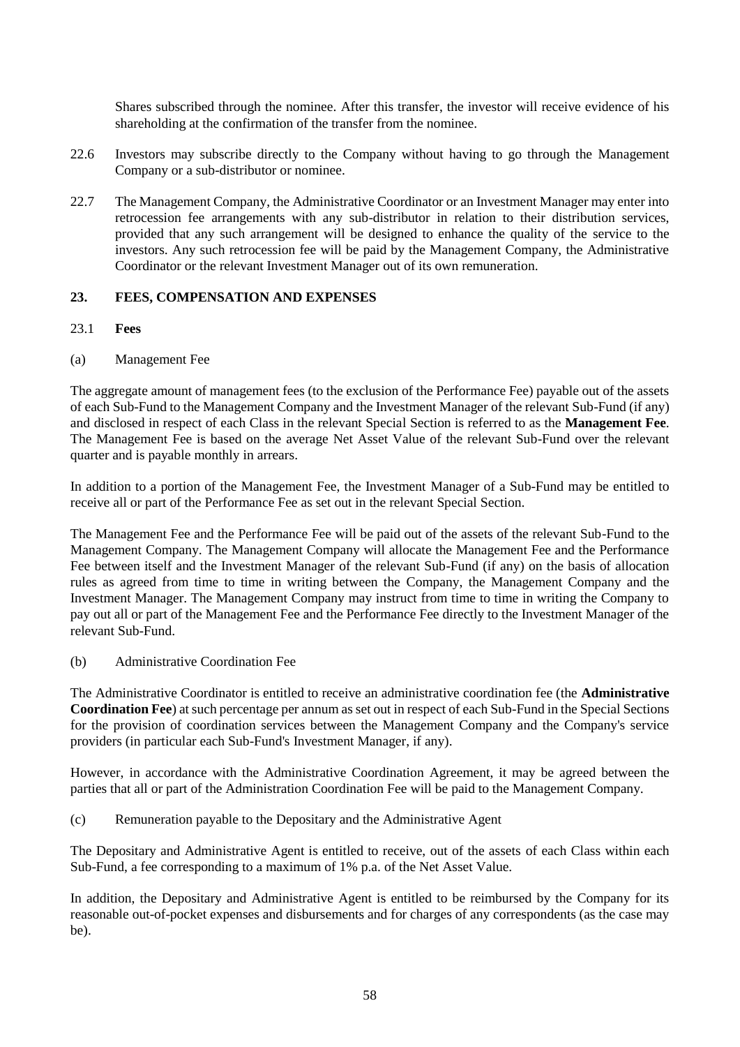Shares subscribed through the nominee. After this transfer, the investor will receive evidence of his shareholding at the confirmation of the transfer from the nominee.

22.6 Investors may subscribe directly to the Company without having to go through the Management Company or a sub-distributor or nominee.

22.7 The Management Company, the Administrative Coordinator or an Investment Manager may enter into retrocession fee arrangements with any sub-distributor in relation to their distribution services, provided that any such arrangement will be designed to enhance the quality of the service to the investors. Any such retrocession fee will be paid by the Management Company, the Administrative Coordinator or the relevant Investment Manager out of its own remuneration.

## 23. FEES, COMPENSATION AND EXPENSES

### 23.1 Fees

(a) Management Fee

The aggregate amount of management fees (to the exclusion of the Performance Fee) payable out of the assets of each Sub-Fund to the Management Company and the Investment Manager of the relevant Sub-Fund (if any) and disclosed in respect of each Class in the relevant Special Section is referred to as the **Management Fee**. The Management Fee is based on the average Net Asset Value of the relevant Sub-Fund over the relevant quarter and is payable monthly in arrears.

In addition to a portion of the Management Fee, the Investment Manager of a Sub-Fund may be entitled to receive all or part of the Performance Fee as set out in the relevant Special Section.

The Management Fee and the Performance Fee will be paid out of the assets of the relevant Sub-Fund to the Management Company. The Management Company will allocate the Management Fee and the Performance Fee between itself and the Investment Manager of the relevant Sub-Fund (if any) on the basis of allocation rules as agreed from time to time in writing between the Company, the Management Company and the Investment Manager. The Management Company may instruct from time to time in writing the Company to pay out all or part of the Management Fee and the Performance Fee directly to the Investment Manager of the relevant Sub-Fund.

(b) Administrative Coordination Fee

The Administrative Coordinator is entitled to receive an administrative coordination fee (the **Administrative Coordination Fee**) at such percentage per annum as set out in respect of each Sub-Fund in the Special Sections for the provision of coordination services between the Management Company and the Company's service providers (in particular each Sub-Fund's Investment Manager, if any).

However, in accordance with the Administrative Coordination Agreement, it may be agreed between the parties that all or part of the Administration Coordination Fee will be paid to the Management Company.

(c) Remuneration payable to the Depositary and the Administrative Agent

The Depositary and Administrative Agent is entitled to receive, out of the assets of each Class within each Sub-Fund, a fee corresponding to a maximum of 1% p.a. of the Net Asset Value.

In addition, the Depositary and Administrative Agent is entitled to be reimbursed by the Company for its reasonable out-of-pocket expenses and disbursements and for charges of any correspondents (as the case may be).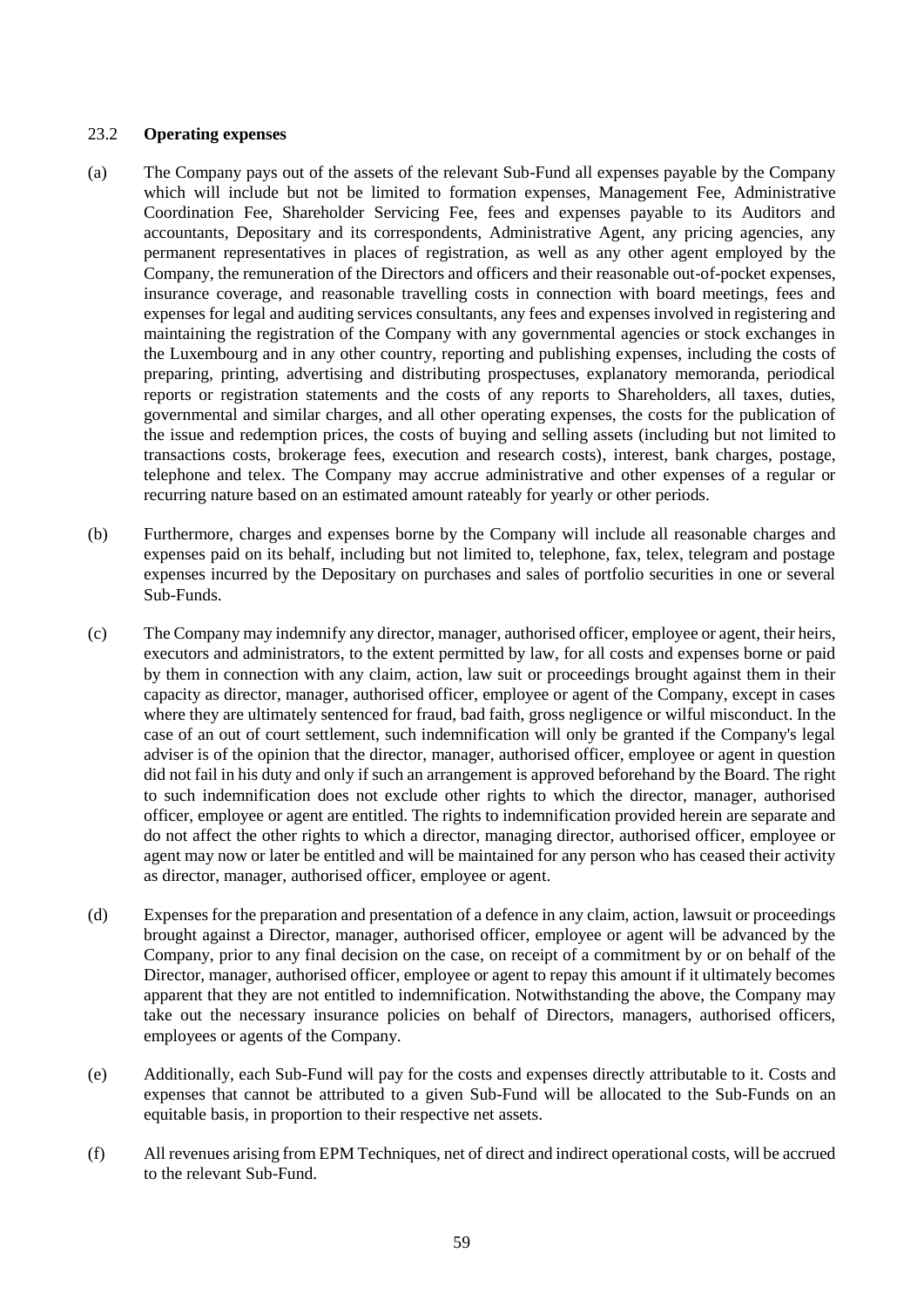### 23.2 **Operating expenses**

(a) The Company pays out of the assets of the relevant Sub-Fund all expenses payable by the Company which will include but not be limited to formation expenses, Management Fee, Administrative Coordination Fee, Shareholder Servicing Fee, fees and expenses payable to its Auditors and accountants, Depositary and its correspondents, Administrative Agent, any pricing agencies, any permanent representatives in places of registration, as well as any other agent employed by the Company, the remuneration of the Directors and officers and their reasonable out-of-pocket expenses, insurance coverage, and reasonable travelling costs in connection with board meetings, fees and expenses for legal and auditing services consultants, any fees and expenses involved in registering and maintaining the registration of the Company with any governmental agencies or stock exchanges in the Luxembourg and in any other country, reporting and publishing expenses, including the costs of preparing, printing, advertising and distributing prospectuses, explanatory memoranda, periodical reports or registration statements and the costs of any reports to Shareholders, all taxes, duties, governmental and similar charges, and all other operating expenses, the costs for the publication of the issue and redemption prices, the costs of buying and selling assets (including but not limited to transactions costs, brokerage fees, execution and research costs), interest, bank charges, postage, telephone and telex. The Company may accrue administrative and other expenses of a regular or recurring nature based on an estimated amount rateably for yearly or other periods.

(b) Furthermore, charges and expenses borne by the Company will include all reasonable charges and expenses paid on its behalf, including but not limited to, telephone, fax, telex, telegram and postage expenses incurred by the Depositary on purchases and sales of portfolio securities in one or several Sub-Funds.

(c) The Company may indemnify any director, manager, authorised officer, employee or agent, their heirs, executors and administrators, to the extent permitted by law, for all costs and expenses borne or paid by them in connection with any claim, action, law suit or proceedings brought against them in their capacity as director, manager, authorised officer, employee or agent of the Company, except in cases where they are ultimately sentenced for fraud, bad faith, gross negligence or wilful misconduct. In the case of an out of court settlement, such indemnification will only be granted if the Company's legal adviser is of the opinion that the director, manager, authorised officer, employee or agent in question did not fail in his duty and only if such an arrangement is approved beforehand by the Board. The right to such indemnification does not exclude other rights to which the director, manager, authorised officer, employee or agent are entitled. The rights to indemnification provided herein are separate and do not affect the other rights to which a director, managing director, authorised officer, employee or agent may now or later be entitled and will be maintained for any person who has ceased their activity as director, manager, authorised officer, employee or agent.

(d) Expenses for the preparation and presentation of a defence in any claim, action, lawsuit or proceedings brought against a Director, manager, authorised officer, employee or agent will be advanced by the Company, prior to any final decision on the case, on receipt of a commitment by or on behalf of the Director, manager, authorised officer, employee or agent to repay this amount if it ultimately becomes apparent that they are not entitled to indemnification. Notwithstanding the above, the Company may take out the necessary insurance policies on behalf of Directors, managers, authorised officers, employees or agents of the Company.

(e) Additionally, each Sub-Fund will pay for the costs and expenses directly attributable to it. Costs and expenses that cannot be attributed to a given Sub-Fund will be allocated to the Sub-Funds on an equitable basis, in proportion to their respective net assets.

(f) All revenues arising from EPM Techniques, net of direct and indirect operational costs, will be accrued to the relevant Sub-Fund.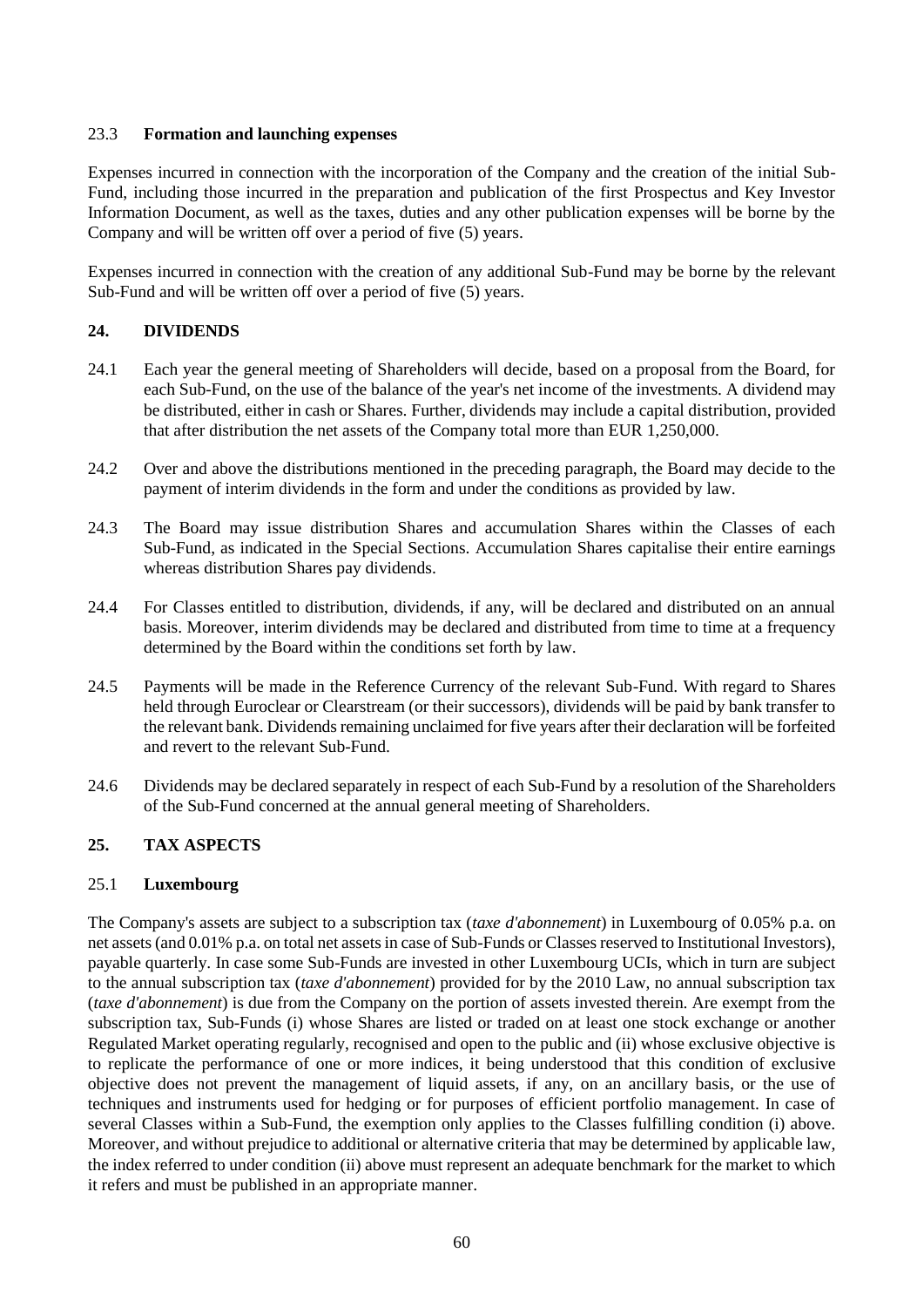### 23.3 **Formation and launching expenses**

Expenses incurred in connection with the incorporation of the Company and the creation of the initial Sub-Fund, including those incurred in the preparation and publication of the first Prospectus and Key Investor Information Document, as well as the taxes, duties and any other publication expenses will be borne by the Company and will be written off over a period of five (5) years.

Expenses incurred in connection with the creation of any additional Sub-Fund may be borne by the relevant Sub-Fund and will be written off over a period of five (5) years.

## 24. DIVIDENDS

24.1 Each year the general meeting of Shareholders will decide, based on a proposal from the Board, for each Sub-Fund, on the use of the balance of the year's net income of the investments. A dividend may be distributed, either in cash or Shares. Further, dividends may include a capital distribution, provided that after distribution the net assets of the Company total more than EUR 1,250,000.

24.2 Over and above the distributions mentioned in the preceding paragraph, the Board may decide to the payment of interim dividends in the form and under the conditions as provided by law.

24.3 The Board may issue distribution Shares and accumulation Shares within the Classes of each Sub-Fund, as indicated in the Special Sections. Accumulation Shares capitalise their entire earnings whereas distribution Shares pay dividends.

24.4 For Classes entitled to distribution, dividends, if any, will be declared and distributed on an annual basis. Moreover, interim dividends may be declared and distributed from time to time at a frequency determined by the Board within the conditions set forth by law.

24.5 Payments will be made in the Reference Currency of the relevant Sub-Fund. With regard to Shares held through Euroclear or Clearstream (or their successors), dividends will be paid by bank transfer to the relevant bank. Dividends remaining unclaimed for five years after their declaration will be forfeited and revert to the relevant Sub-Fund.

24.6 Dividends may be declared separately in respect of each Sub-Fund by a resolution of the Shareholders of the Sub-Fund concerned at the annual general meeting of Shareholders.

## 25. TAX ASPECTS

### 25.1 **Luxembourg**

The Company's assets are subject to a subscription tax (*taxe d'abonnement*) in Luxembourg of 0.05% p.a. on net assets (and 0.01% p.a. on total net assets in case of Sub-Funds or Classes reserved to Institutional Investors), payable quarterly. In case some Sub-Funds are invested in other Luxembourg UCIs, which in turn are subject to the annual subscription tax (*taxe d'abonnement*) provided for by the 2010 Law, no annual subscription tax (*taxe d'abonnement*) is due from the Company on the portion of assets invested therein. Are exempt from the subscription tax, Sub-Funds (i) whose Shares are listed or traded on at least one stock exchange or another Regulated Market operating regularly, recognised and open to the public and (ii) whose exclusive objective is to replicate the performance of one or more indices, it being understood that this condition of exclusive objective does not prevent the management of liquid assets, if any, on an ancillary basis, or the use of techniques and instruments used for hedging or for purposes of efficient portfolio management. In case of several Classes within a Sub-Fund, the exemption only applies to the Classes fulfilling condition (i) above. Moreover, and without prejudice to additional or alternative criteria that may be determined by applicable law, the index referred to under condition (ii) above must represent an adequate benchmark for the market to which it refers and must be published in an appropriate manner.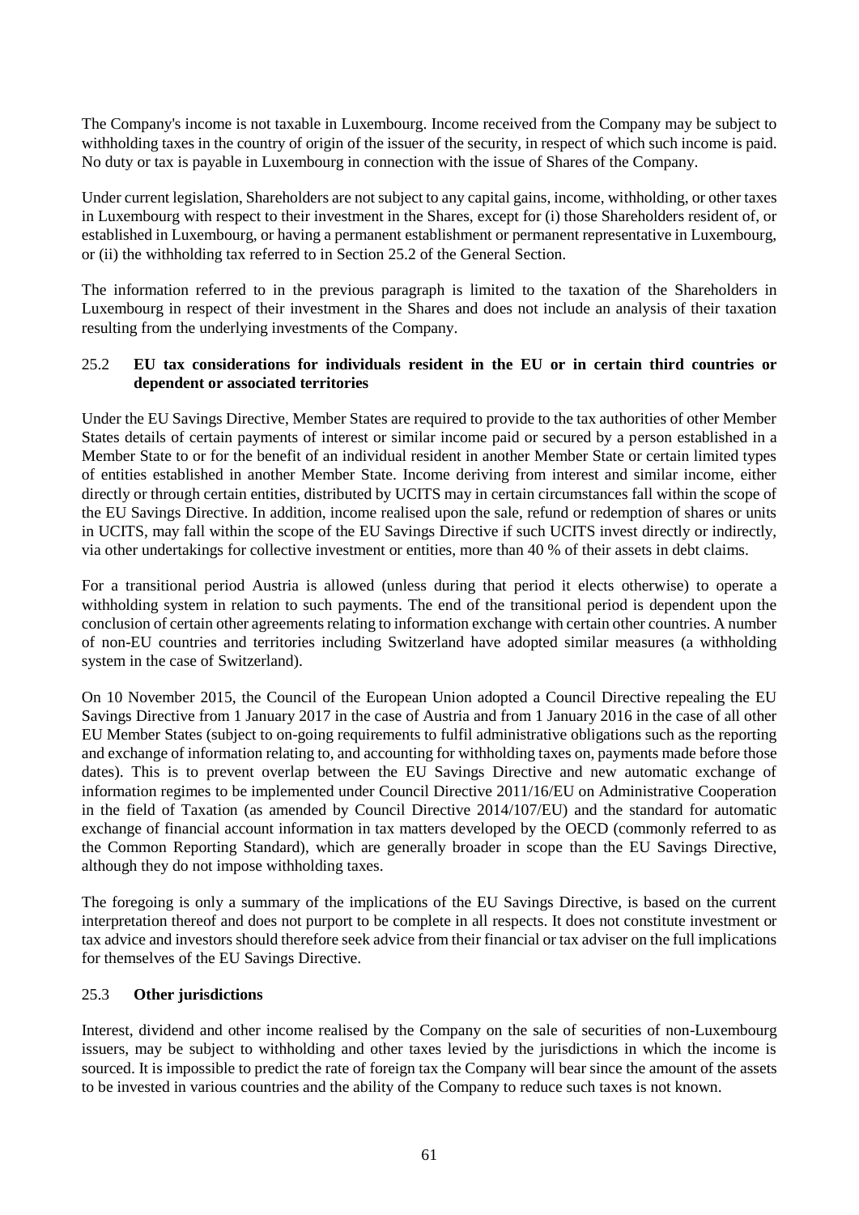The Company's income is not taxable in Luxembourg. Income received from the Company may be subject to withholding taxes in the country of origin of the issuer of the security, in respect of which such income is paid. No duty or tax is payable in Luxembourg in connection with the issue of Shares of the Company.

Under current legislation, Shareholders are not subject to any capital gains, income, withholding, or other taxes in Luxembourg with respect to their investment in the Shares, except for (i) those Shareholders resident of, or established in Luxembourg, or having a permanent establishment or permanent representative in Luxembourg, or (ii) the withholding tax referred to in Section 25.2 of the General Section.

The information referred to in the previous paragraph is limited to the taxation of the Shareholders in Luxembourg in respect of their investment in the Shares and does not include an analysis of their taxation resulting from the underlying investments of the Company.

## 25.2 **EU tax considerations for individuals resident in the EU or in certain third countries or dependent or associated territories**

Under the EU Savings Directive, Member States are required to provide to the tax authorities of other Member States details of certain payments of interest or similar income paid or secured by a person established in a Member State to or for the benefit of an individual resident in another Member State or certain limited types of entities established in another Member State. Income deriving from interest and similar income, either directly or through certain entities, distributed by UCITS may in certain circumstances fall within the scope of the EU Savings Directive. In addition, income realised upon the sale, refund or redemption of shares or units in UCITS, may fall within the scope of the EU Savings Directive if such UCITS invest directly or indirectly, via other undertakings for collective investment or entities, more than 40 % of their assets in debt claims.

For a transitional period Austria is allowed (unless during that period it elects otherwise) to operate a withholding system in relation to such payments. The end of the transitional period is dependent upon the conclusion of certain other agreements relating to information exchange with certain other countries. A number of non-EU countries and territories including Switzerland have adopted similar measures (a withholding system in the case of Switzerland).

On 10 November 2015, the Council of the European Union adopted a Council Directive repealing the EU Savings Directive from 1 January 2017 in the case of Austria and from 1 January 2016 in the case of all other EU Member States (subject to on-going requirements to fulfil administrative obligations such as the reporting and exchange of information relating to, and accounting for withholding taxes on, payments made before those dates). This is to prevent overlap between the EU Savings Directive and new automatic exchange of information regimes to be implemented under Council Directive 2011/16/EU on Administrative Cooperation in the field of Taxation (as amended by Council Directive 2014/107/EU) and the standard for automatic exchange of financial account information in tax matters developed by the OECD (commonly referred to as the Common Reporting Standard), which are generally broader in scope than the EU Savings Directive, although they do not impose withholding taxes.

The foregoing is only a summary of the implications of the EU Savings Directive, is based on the current interpretation thereof and does not purport to be complete in all respects. It does not constitute investment or tax advice and investors should therefore seek advice from their financial or tax adviser on the full implications for themselves of the EU Savings Directive.

## 25.3 **Other jurisdictions**

Interest, dividend and other income realised by the Company on the sale of securities of non-Luxembourg issuers, may be subject to withholding and other taxes levied by the jurisdictions in which the income is sourced. It is impossible to predict the rate of foreign tax the Company will bear since the amount of the assets to be invested in various countries and the ability of the Company to reduce such taxes is not known.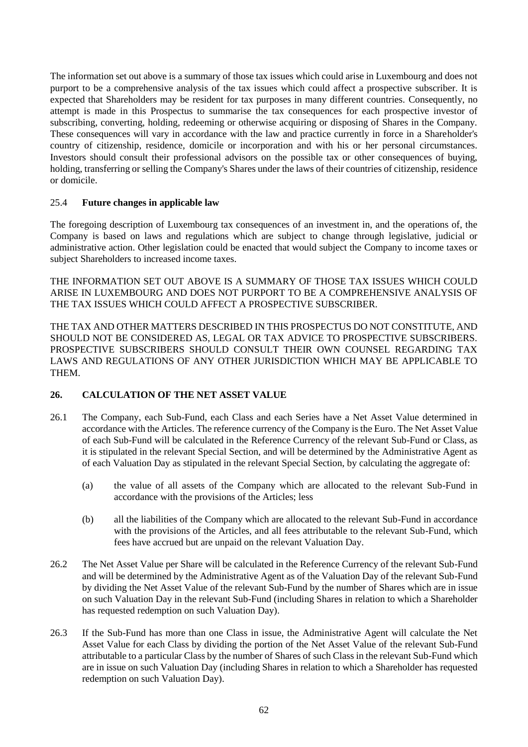The information set out above is a summary of those tax issues which could arise in Luxembourg and does not purport to be a comprehensive analysis of the tax issues which could affect a prospective subscriber. It is expected that Shareholders may be resident for tax purposes in many different countries. Consequently, no attempt is made in this Prospectus to summarise the tax consequences for each prospective investor of subscribing, converting, holding, redeeming or otherwise acquiring or disposing of Shares in the Company. These consequences will vary in accordance with the law and practice currently in force in a Shareholder's country of citizenship, residence, domicile or incorporation and with his or her personal circumstances. Investors should consult their professional advisors on the possible tax or other consequences of buying, holding, transferring or selling the Company's Shares under the laws of their countries of citizenship, residence or domicile.

### 25.4 **Future changes in applicable law**

The foregoing description of Luxembourg tax consequences of an investment in, and the operations of, the Company is based on laws and regulations which are subject to change through legislative, judicial or administrative action. Other legislation could be enacted that would subject the Company to income taxes or subject Shareholders to increased income taxes.

THE INFORMATION SET OUT ABOVE IS A SUMMARY OF THOSE TAX ISSUES WHICH COULD ARISE IN LUXEMBOURG AND DOES NOT PURPORT TO BE A COMPREHENSIVE ANALYSIS OF THE TAX ISSUES WHICH COULD AFFECT A PROSPECTIVE SUBSCRIBER.

THE TAX AND OTHER MATTERS DESCRIBED IN THIS PROSPECTUS DO NOT CONSTITUTE, AND SHOULD NOT BE CONSIDERED AS, LEGAL OR TAX ADVICE TO PROSPECTIVE SUBSCRIBERS. PROSPECTIVE SUBSCRIBERS SHOULD CONSULT THEIR OWN COUNSEL REGARDING TAX LAWS AND REGULATIONS OF ANY OTHER JURISDICTION WHICH MAY BE APPLICABLE TO THEM.

## 26. **CALCULATION OF THE NET ASSET VALUE**

26.1 The Company, each Sub-Fund, each Class and each Series have a Net Asset Value determined in accordance with the Articles. The reference currency of the Company is the Euro. The Net Asset Value of each Sub-Fund will be calculated in the Reference Currency of the relevant Sub-Fund or Class, as it is stipulated in the relevant Special Section, and will be determined by the Administrative Agent as of each Valuation Day as stipulated in the relevant Special Section, by calculating the aggregate of:

(a) the value of all assets of the Company which are allocated to the relevant Sub-Fund in accordance with the provisions of the Articles; less

(b) all the liabilities of the Company which are allocated to the relevant Sub-Fund in accordance with the provisions of the Articles, and all fees attributable to the relevant Sub-Fund, which fees have accrued but are unpaid on the relevant Valuation Day.

26.2 The Net Asset Value per Share will be calculated in the Reference Currency of the relevant Sub-Fund and will be determined by the Administrative Agent as of the Valuation Day of the relevant Sub-Fund by dividing the Net Asset Value of the relevant Sub-Fund by the number of Shares which are in issue on such Valuation Day in the relevant Sub-Fund (including Shares in relation to which a Shareholder has requested redemption on such Valuation Day).

26.3 If the Sub-Fund has more than one Class in issue, the Administrative Agent will calculate the Net Asset Value for each Class by dividing the portion of the Net Asset Value of the relevant Sub-Fund attributable to a particular Class by the number of Shares of such Class in the relevant Sub-Fund which are in issue on such Valuation Day (including Shares in relation to which a Shareholder has requested redemption on such Valuation Day).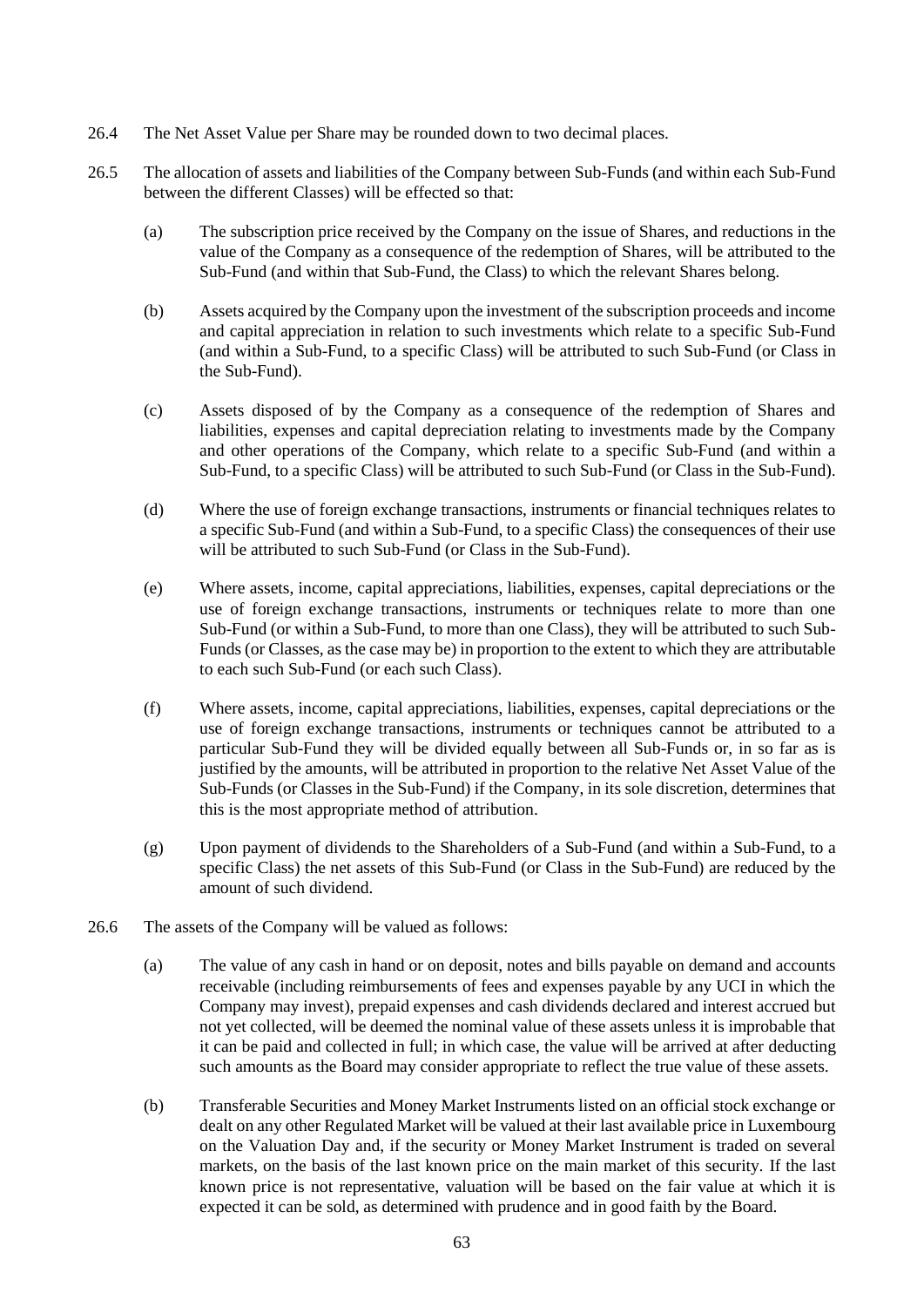26.4 The Net Asset Value per Share may be rounded down to two decimal places.

26.5 The allocation of assets and liabilities of the Company between Sub-Funds (and within each Sub-Fund between the different Classes) will be effected so that:

(a) The subscription price received by the Company on the issue of Shares, and reductions in the value of the Company as a consequence of the redemption of Shares, will be attributed to the Sub-Fund (and within that Sub-Fund, the Class) to which the relevant Shares belong.

(b) Assets acquired by the Company upon the investment of the subscription proceeds and income and capital appreciation in relation to such investments which relate to a specific Sub-Fund (and within a Sub-Fund, to a specific Class) will be attributed to such Sub-Fund (or Class in the Sub-Fund).

(c) Assets disposed of by the Company as a consequence of the redemption of Shares and liabilities, expenses and capital depreciation relating to investments made by the Company and other operations of the Company, which relate to a specific Sub-Fund (and within a Sub-Fund, to a specific Class) will be attributed to such Sub-Fund (or Class in the Sub-Fund).

(d) Where the use of foreign exchange transactions, instruments or financial techniques relates to a specific Sub-Fund (and within a Sub-Fund, to a specific Class) the consequences of their use will be attributed to such Sub-Fund (or Class in the Sub-Fund).

(e) Where assets, income, capital appreciations, liabilities, expenses, capital depreciations or the use of foreign exchange transactions, instruments or techniques relate to more than one Sub-Fund (or within a Sub-Fund, to more than one Class), they will be attributed to such Sub-Funds (or Classes, as the case may be) in proportion to the extent to which they are attributable to each such Sub-Fund (or each such Class).

(f) Where assets, income, capital appreciations, liabilities, expenses, capital depreciations or the use of foreign exchange transactions, instruments or techniques cannot be attributed to a particular Sub-Fund they will be divided equally between all Sub-Funds or, in so far as is justified by the amounts, will be attributed in proportion to the relative Net Asset Value of the Sub-Funds (or Classes in the Sub-Fund) if the Company, in its sole discretion, determines that this is the most appropriate method of attribution.

(g) Upon payment of dividends to the Shareholders of a Sub-Fund (and within a Sub-Fund, to a specific Class) the net assets of this Sub-Fund (or Class in the Sub-Fund) are reduced by the amount of such dividend.

26.6 The assets of the Company will be valued as follows:

(a) The value of any cash in hand or on deposit, notes and bills payable on demand and accounts receivable (including reimbursements of fees and expenses payable by any UCI in which the Company may invest), prepaid expenses and cash dividends declared and interest accrued but not yet collected, will be deemed the nominal value of these assets unless it is improbable that it can be paid and collected in full; in which case, the value will be arrived at after deducting such amounts as the Board may consider appropriate to reflect the true value of these assets.

(b) Transferable Securities and Money Market Instruments listed on an official stock exchange or dealt on any other Regulated Market will be valued at their last available price in Luxembourg on the Valuation Day and, if the security or Money Market Instrument is traded on several markets, on the basis of the last known price on the main market of this security. If the last known price is not representative, valuation will be based on the fair value at which it is expected it can be sold, as determined with prudence and in good faith by the Board.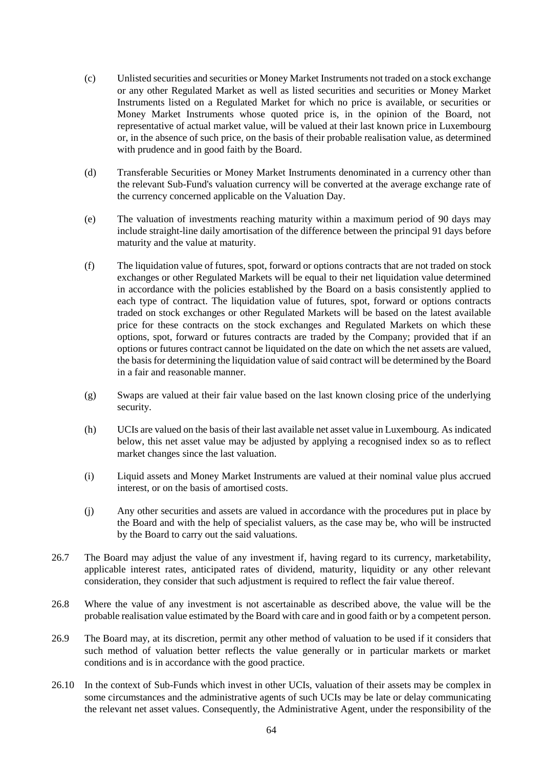(c) Unlisted securities and securities or Money Market Instruments not traded on a stock exchange or any other Regulated Market as well as listed securities and securities or Money Market Instruments listed on a Regulated Market for which no price is available, or securities or Money Market Instruments whose quoted price is, in the opinion of the Board, not representative of actual market value, will be valued at their last known price in Luxembourg or, in the absence of such price, on the basis of their probable realisation value, as determined with prudence and in good faith by the Board.

(d) Transferable Securities or Money Market Instruments denominated in a currency other than the relevant Sub-Fund's valuation currency will be converted at the average exchange rate of the currency concerned applicable on the Valuation Day.

(e) The valuation of investments reaching maturity within a maximum period of 90 days may include straight-line daily amortisation of the difference between the principal 91 days before maturity and the value at maturity.

(f) The liquidation value of futures, spot, forward or options contracts that are not traded on stock exchanges or other Regulated Markets will be equal to their net liquidation value determined in accordance with the policies established by the Board on a basis consistently applied to each type of contract. The liquidation value of futures, spot, forward or options contracts traded on stock exchanges or other Regulated Markets will be based on the latest available price for these contracts on the stock exchanges and Regulated Markets on which these options, spot, forward or futures contracts are traded by the Company; provided that if an options or futures contract cannot be liquidated on the date on which the net assets are valued, the basis for determining the liquidation value of said contract will be determined by the Board in a fair and reasonable manner.

(g) Swaps are valued at their fair value based on the last known closing price of the underlying security.

(h) UCIs are valued on the basis of their last available net asset value in Luxembourg. As indicated below, this net asset value may be adjusted by applying a recognised index so as to reflect market changes since the last valuation.

(i) Liquid assets and Money Market Instruments are valued at their nominal value plus accrued interest, or on the basis of amortised costs.

(j) Any other securities and assets are valued in accordance with the procedures put in place by the Board and with the help of specialist valuers, as the case may be, who will be instructed by the Board to carry out the said valuations.

26.7 The Board may adjust the value of any investment if, having regard to its currency, marketability, applicable interest rates, anticipated rates of dividend, maturity, liquidity or any other relevant consideration, they consider that such adjustment is required to reflect the fair value thereof.

26.8 Where the value of any investment is not ascertainable as described above, the value will be the probable realisation value estimated by the Board with care and in good faith or by a competent person.

26.9 The Board may, at its discretion, permit any other method of valuation to be used if it considers that such method of valuation better reflects the value generally or in particular markets or market conditions and is in accordance with the good practice.

26.10 In the context of Sub-Funds which invest in other UCIs, valuation of their assets may be complex in some circumstances and the administrative agents of such UCIs may be late or delay communicating the relevant net asset values. Consequently, the Administrative Agent, under the responsibility of the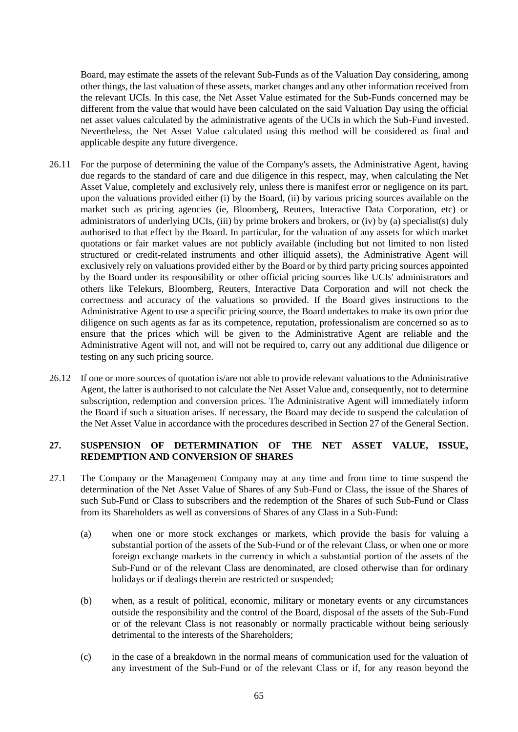Board, may estimate the assets of the relevant Sub-Funds as of the Valuation Day considering, among other things, the last valuation of these assets, market changes and any other information received from the relevant UCIs. In this case, the Net Asset Value estimated for the Sub-Funds concerned may be different from the value that would have been calculated on the said Valuation Day using the official net asset values calculated by the administrative agents of the UCIs in which the Sub-Fund invested. Nevertheless, the Net Asset Value calculated using this method will be considered as final and applicable despite any future divergence.

26.11 For the purpose of determining the value of the Company's assets, the Administrative Agent, having due regards to the standard of care and due diligence in this respect, may, when calculating the Net Asset Value, completely and exclusively rely, unless there is manifest error or negligence on its part, upon the valuations provided either (i) by the Board, (ii) by various pricing sources available on the market such as pricing agencies (ie, Bloomberg, Reuters, Interactive Data Corporation, etc) or administrators of underlying UCIs, (iii) by prime brokers and brokers, or (iv) by (a) specialist(s) duly authorised to that effect by the Board. In particular, for the valuation of any assets for which market quotations or fair market values are not publicly available (including but not limited to non listed structured or credit-related instruments and other illiquid assets), the Administrative Agent will exclusively rely on valuations provided either by the Board or by third party pricing sources appointed by the Board under its responsibility or other official pricing sources like UCIs' administrators and others like Telekurs, Bloomberg, Reuters, Interactive Data Corporation and will not check the correctness and accuracy of the valuations so provided. If the Board gives instructions to the Administrative Agent to use a specific pricing source, the Board undertakes to make its own prior due diligence on such agents as far as its competence, reputation, professionalism are concerned so as to ensure that the prices which will be given to the Administrative Agent are reliable and the Administrative Agent will not, and will not be required to, carry out any additional due diligence or testing on any such pricing source.

26.12 If one or more sources of quotation is/are not able to provide relevant valuations to the Administrative Agent, the latter is authorised to not calculate the Net Asset Value and, consequently, not to determine subscription, redemption and conversion prices. The Administrative Agent will immediately inform the Board if such a situation arises. If necessary, the Board may decide to suspend the calculation of the Net Asset Value in accordance with the procedures described in Section 27 of the General Section.

## 27. SUSPENSION OF DETERMINATION OF THE NET ASSET VALUE, ISSUE, REDEMPTION AND CONVERSION OF SHARES

27.1 The Company or the Management Company may at any time and from time to time suspend the determination of the Net Asset Value of Shares of any Sub-Fund or Class, the issue of the Shares of such Sub-Fund or Class to subscribers and the redemption of the Shares of such Sub-Fund or Class from its Shareholders as well as conversions of Shares of any Class in a Sub-Fund:

(a) when one or more stock exchanges or markets, which provide the basis for valuing a substantial portion of the assets of the Sub-Fund or of the relevant Class, or when one or more foreign exchange markets in the currency in which a substantial portion of the assets of the Sub-Fund or of the relevant Class are denominated, are closed otherwise than for ordinary holidays or if dealings therein are restricted or suspended;

(b) when, as a result of political, economic, military or monetary events or any circumstances outside the responsibility and the control of the Board, disposal of the assets of the Sub-Fund or of the relevant Class is not reasonably or normally practicable without being seriously detrimental to the interests of the Shareholders;

(c) in the case of a breakdown in the normal means of communication used for the valuation of any investment of the Sub-Fund or of the relevant Class or if, for any reason beyond the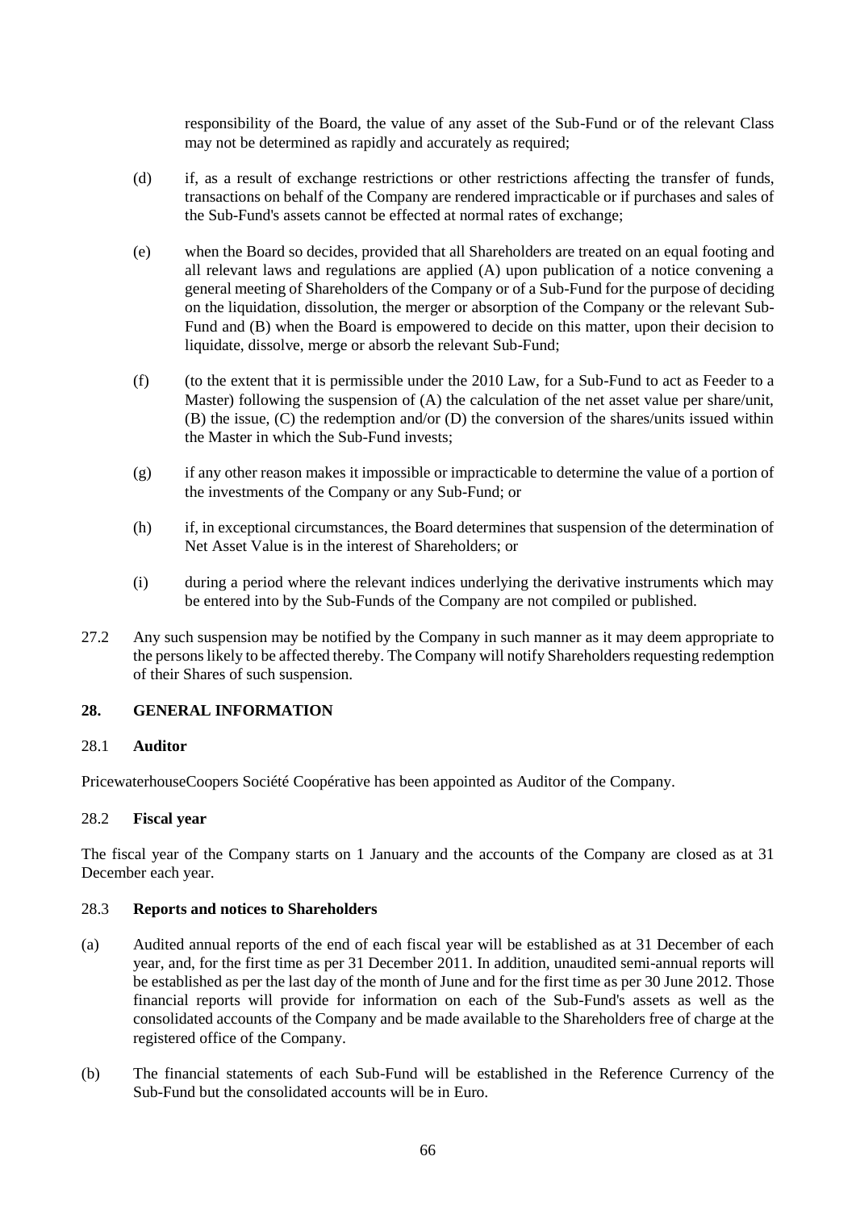responsibility of the Board, the value of any asset of the Sub-Fund or of the relevant Class may not be determined as rapidly and accurately as required;

(d) if, as a result of exchange restrictions or other restrictions affecting the transfer of funds, transactions on behalf of the Company are rendered impracticable or if purchases and sales of the Sub-Fund's assets cannot be effected at normal rates of exchange;

(e) when the Board so decides, provided that all Shareholders are treated on an equal footing and all relevant laws and regulations are applied (A) upon publication of a notice convening a general meeting of Shareholders of the Company or of a Sub-Fund for the purpose of deciding on the liquidation, dissolution, the merger or absorption of the Company or the relevant Sub-Fund and (B) when the Board is empowered to decide on this matter, upon their decision to liquidate, dissolve, merge or absorb the relevant Sub-Fund;

(f) (to the extent that it is permissible under the 2010 Law, for a Sub-Fund to act as Feeder to a Master) following the suspension of (A) the calculation of the net asset value per share/unit, (B) the issue, (C) the redemption and/or (D) the conversion of the shares/units issued within the Master in which the Sub-Fund invests;

(g) if any other reason makes it impossible or impracticable to determine the value of a portion of the investments of the Company or any Sub-Fund; or

(h) if, in exceptional circumstances, the Board determines that suspension of the determination of Net Asset Value is in the interest of Shareholders; or

(i) during a period where the relevant indices underlying the derivative instruments which may be entered into by the Sub-Funds of the Company are not compiled or published.

27.2 Any such suspension may be notified by the Company in such manner as it may deem appropriate to the persons likely to be affected thereby. The Company will notify Shareholders requesting redemption of their Shares of such suspension.

## 28. GENERAL INFORMATION

### 28.1 Auditor

PricewaterhouseCoopers Société Coopérative has been appointed as Auditor of the Company.

### 28.2 Fiscal year

The fiscal year of the Company starts on 1 January and the accounts of the Company are closed as at 31 December each year.

### 28.3 Reports and notices to Shareholders

(a) Audited annual reports of the end of each fiscal year will be established as at 31 December of each year, and, for the first time as per 31 December 2011. In addition, unaudited semi-annual reports will be established as per the last day of the month of June and for the first time as per 30 June 2012. Those financial reports will provide for information on each of the Sub-Fund's assets as well as the consolidated accounts of the Company and be made available to the Shareholders free of charge at the registered office of the Company.

(b) The financial statements of each Sub-Fund will be established in the Reference Currency of the Sub-Fund but the consolidated accounts will be in Euro.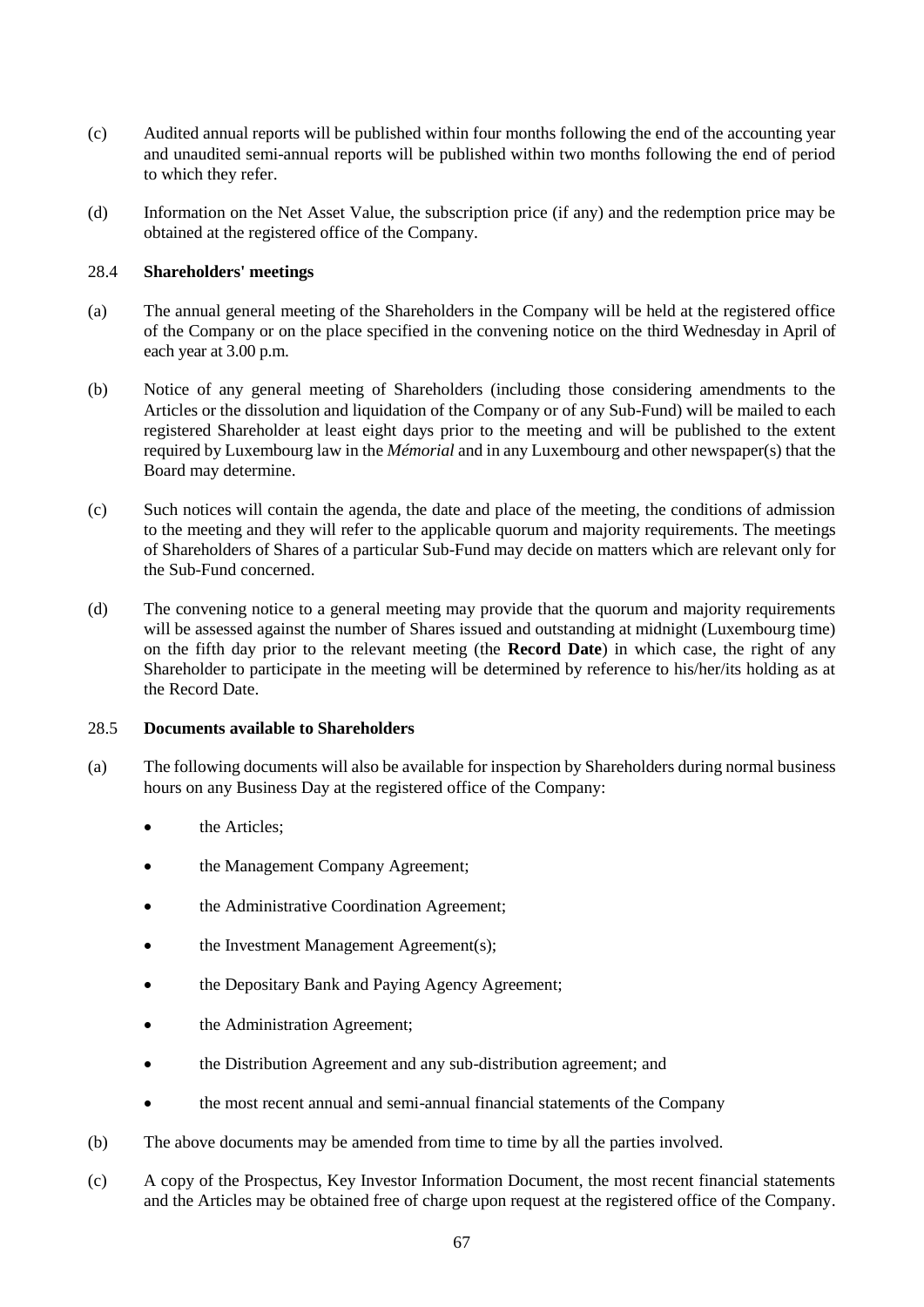(c) Audited annual reports will be published within four months following the end of the accounting year and unaudited semi-annual reports will be published within two months following the end of period to which they refer.

(d) Information on the Net Asset Value, the subscription price (if any) and the redemption price may be obtained at the registered office of the Company.

### 28.4 **Shareholders' meetings**

(a) The annual general meeting of the Shareholders in the Company will be held at the registered office of the Company or on the place specified in the convening notice on the third Wednesday in April of each year at 3.00 p.m.

(b) Notice of any general meeting of Shareholders (including those considering amendments to the Articles or the dissolution and liquidation of the Company or of any Sub-Fund) will be mailed to each registered Shareholder at least eight days prior to the meeting and will be published to the extent required by Luxembourg law in the *Mémorial* and in any Luxembourg and other newspaper(s) that the Board may determine.

(c) Such notices will contain the agenda, the date and place of the meeting, the conditions of admission to the meeting and they will refer to the applicable quorum and majority requirements. The meetings of Shareholders of Shares of a particular Sub-Fund may decide on matters which are relevant only for the Sub-Fund concerned.

(d) The convening notice to a general meeting may provide that the quorum and majority requirements will be assessed against the number of Shares issued and outstanding at midnight (Luxembourg time) on the fifth day prior to the relevant meeting (the **Record Date**) in which case, the right of any Shareholder to participate in the meeting will be determined by reference to his/her/its holding as at the Record Date.

### 28.5 **Documents available to Shareholders**

(a) The following documents will also be available for inspection by Shareholders during normal business hours on any Business Day at the registered office of the Company:

- the Articles;
- the Management Company Agreement;
- the Administrative Coordination Agreement;
- the Investment Management Agreement(s);
- the Depositary Bank and Paying Agency Agreement;
- the Administration Agreement;
- the Distribution Agreement and any sub-distribution agreement; and
- the most recent annual and semi-annual financial statements of the Company

(b) The above documents may be amended from time to time by all the parties involved.

(c) A copy of the Prospectus, Key Investor Information Document, the most recent financial statements and the Articles may be obtained free of charge upon request at the registered office of the Company.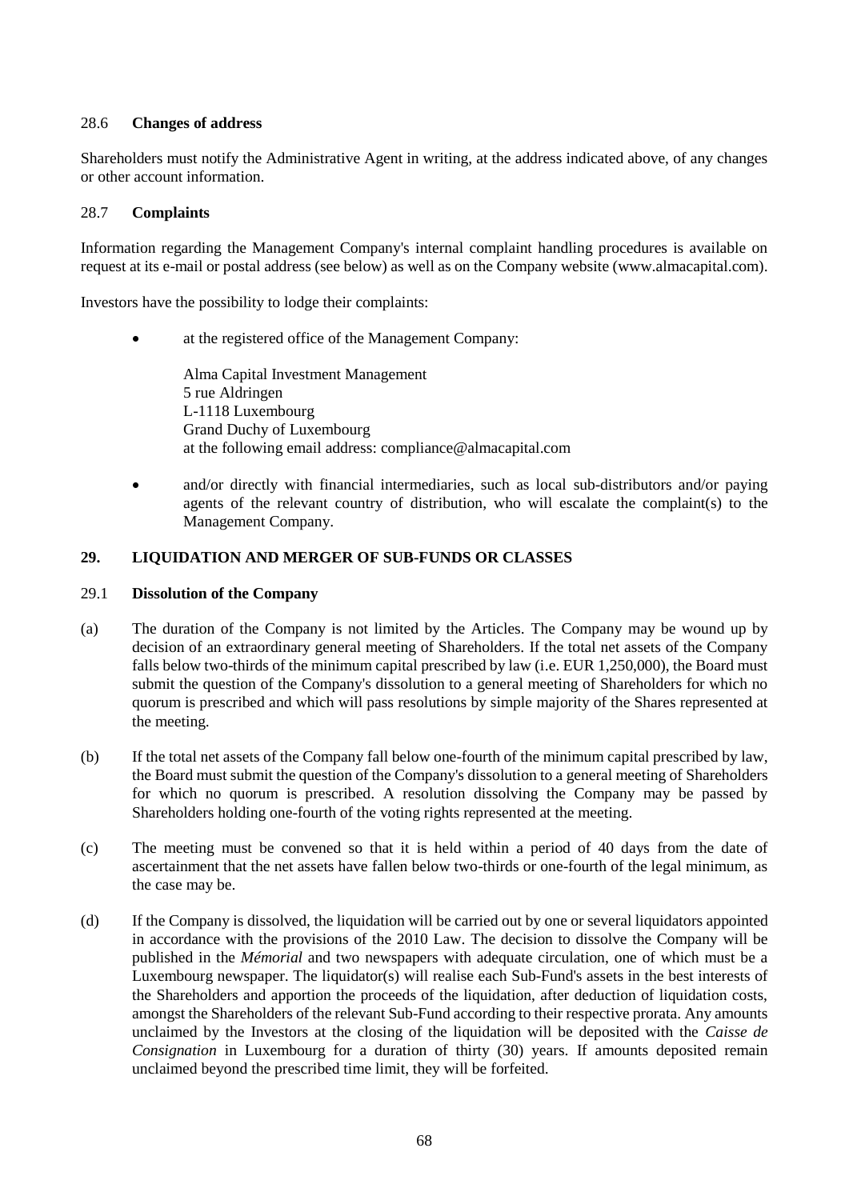### 28.6 **Changes of address**

Shareholders must notify the Administrative Agent in writing, at the address indicated above, of any changes or other account information.

### 28.7 **Complaints**

Information regarding the Management Company's internal complaint handling procedures is available on request at its e-mail or postal address (see below) as well as on the Company website (www.almacapital.com).

Investors have the possibility to lodge their complaints:

- at the registered office of the Management Company:

  Alma Capital Investment Management
  5 rue Aldringen
  L-1118 Luxembourg
  Grand Duchy of Luxembourg
  at the following email address: compliance@almacapital.com

- and/or directly with financial intermediaries, such as local sub-distributors and/or paying agents of the relevant country of distribution, who will escalate the complaint(s) to the Management Company.

## 29. LIQUIDATION AND MERGER OF SUB-FUNDS OR CLASSES

### 29.1 **Dissolution of the Company**

(a) The duration of the Company is not limited by the Articles. The Company may be wound up by decision of an extraordinary general meeting of Shareholders. If the total net assets of the Company falls below two-thirds of the minimum capital prescribed by law (i.e. EUR 1,250,000), the Board must submit the question of the Company's dissolution to a general meeting of Shareholders for which no quorum is prescribed and which will pass resolutions by simple majority of the Shares represented at the meeting.

(b) If the total net assets of the Company fall below one-fourth of the minimum capital prescribed by law, the Board must submit the question of the Company's dissolution to a general meeting of Shareholders for which no quorum is prescribed. A resolution dissolving the Company may be passed by Shareholders holding one-fourth of the voting rights represented at the meeting.

(c) The meeting must be convened so that it is held within a period of 40 days from the date of ascertainment that the net assets have fallen below two-thirds or one-fourth of the legal minimum, as the case may be.

(d) If the Company is dissolved, the liquidation will be carried out by one or several liquidators appointed in accordance with the provisions of the 2010 Law. The decision to dissolve the Company will be published in the *Mémorial* and two newspapers with adequate circulation, one of which must be a Luxembourg newspaper. The liquidator(s) will realise each Sub-Fund's assets in the best interests of the Shareholders and apportion the proceeds of the liquidation, after deduction of liquidation costs, amongst the Shareholders of the relevant Sub-Fund according to their respective prorata. Any amounts unclaimed by the Investors at the closing of the liquidation will be deposited with the *Caisse de Consignation* in Luxembourg for a duration of thirty (30) years. If amounts deposited remain unclaimed beyond the prescribed time limit, they will be forfeited.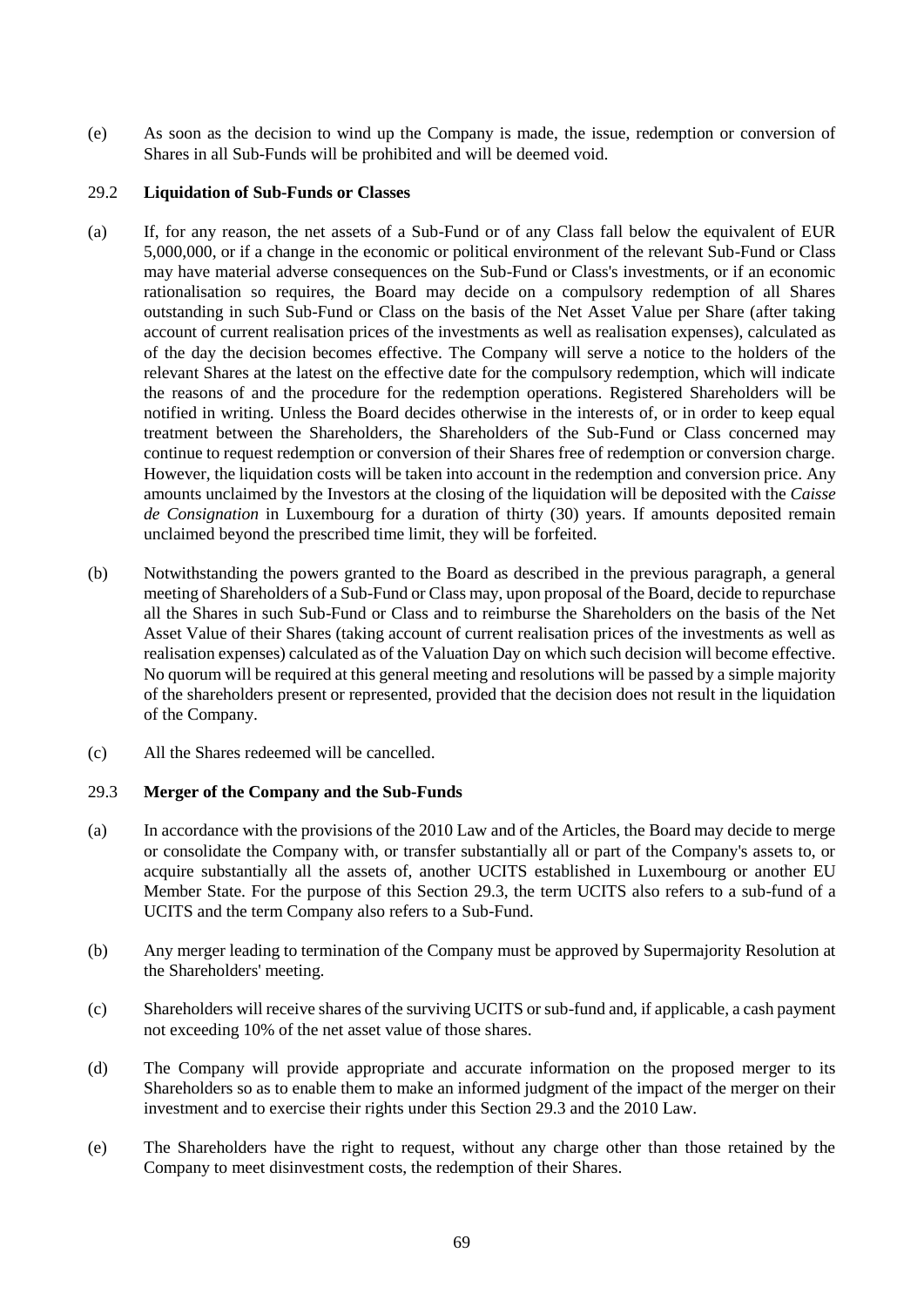(e) As soon as the decision to wind up the Company is made, the issue, redemption or conversion of Shares in all Sub-Funds will be prohibited and will be deemed void.

### 29.2 **Liquidation of Sub-Funds or Classes**

(a) If, for any reason, the net assets of a Sub-Fund or of any Class fall below the equivalent of EUR 5,000,000, or if a change in the economic or political environment of the relevant Sub-Fund or Class may have material adverse consequences on the Sub-Fund or Class's investments, or if an economic rationalisation so requires, the Board may decide on a compulsory redemption of all Shares outstanding in such Sub-Fund or Class on the basis of the Net Asset Value per Share (after taking account of current realisation prices of the investments as well as realisation expenses), calculated as of the day the decision becomes effective. The Company will serve a notice to the holders of the relevant Shares at the latest on the effective date for the compulsory redemption, which will indicate the reasons of and the procedure for the redemption operations. Registered Shareholders will be notified in writing. Unless the Board decides otherwise in the interests of, or in order to keep equal treatment between the Shareholders, the Shareholders of the Sub-Fund or Class concerned may continue to request redemption or conversion of their Shares free of redemption or conversion charge. However, the liquidation costs will be taken into account in the redemption and conversion price. Any amounts unclaimed by the Investors at the closing of the liquidation will be deposited with the *Caisse de Consignation* in Luxembourg for a duration of thirty (30) years. If amounts deposited remain unclaimed beyond the prescribed time limit, they will be forfeited.

(b) Notwithstanding the powers granted to the Board as described in the previous paragraph, a general meeting of Shareholders of a Sub-Fund or Class may, upon proposal of the Board, decide to repurchase all the Shares in such Sub-Fund or Class and to reimburse the Shareholders on the basis of the Net Asset Value of their Shares (taking account of current realisation prices of the investments as well as realisation expenses) calculated as of the Valuation Day on which such decision will become effective. No quorum will be required at this general meeting and resolutions will be passed by a simple majority of the shareholders present or represented, provided that the decision does not result in the liquidation of the Company.

(c) All the Shares redeemed will be cancelled.

### 29.3 **Merger of the Company and the Sub-Funds**

(a) In accordance with the provisions of the 2010 Law and of the Articles, the Board may decide to merge or consolidate the Company with, or transfer substantially all or part of the Company's assets to, or acquire substantially all the assets of, another UCITS established in Luxembourg or another EU Member State. For the purpose of this Section 29.3, the term UCITS also refers to a sub-fund of a UCITS and the term Company also refers to a Sub-Fund.

(b) Any merger leading to termination of the Company must be approved by Supermajority Resolution at the Shareholders' meeting.

(c) Shareholders will receive shares of the surviving UCITS or sub-fund and, if applicable, a cash payment not exceeding 10% of the net asset value of those shares.

(d) The Company will provide appropriate and accurate information on the proposed merger to its Shareholders so as to enable them to make an informed judgment of the impact of the merger on their investment and to exercise their rights under this Section 29.3 and the 2010 Law.

(e) The Shareholders have the right to request, without any charge other than those retained by the Company to meet disinvestment costs, the redemption of their Shares.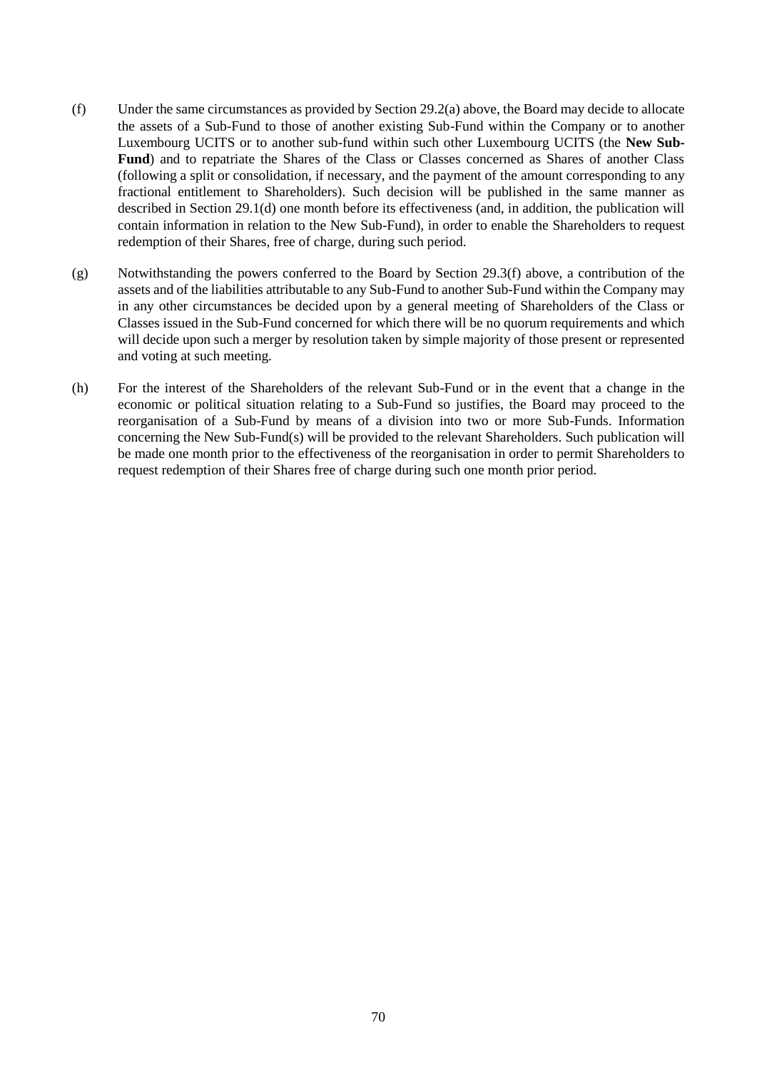(f) Under the same circumstances as provided by Section 29.2(a) above, the Board may decide to allocate the assets of a Sub-Fund to those of another existing Sub-Fund within the Company or to another Luxembourg UCITS or to another sub-fund within such other Luxembourg UCITS (the **New Sub-Fund**) and to repatriate the Shares of the Class or Classes concerned as Shares of another Class (following a split or consolidation, if necessary, and the payment of the amount corresponding to any fractional entitlement to Shareholders). Such decision will be published in the same manner as described in Section 29.1(d) one month before its effectiveness (and, in addition, the publication will contain information in relation to the New Sub-Fund), in order to enable the Shareholders to request redemption of their Shares, free of charge, during such period.

(g) Notwithstanding the powers conferred to the Board by Section 29.3(f) above, a contribution of the assets and of the liabilities attributable to any Sub-Fund to another Sub-Fund within the Company may in any other circumstances be decided upon by a general meeting of Shareholders of the Class or Classes issued in the Sub-Fund concerned for which there will be no quorum requirements and which will decide upon such a merger by resolution taken by simple majority of those present or represented and voting at such meeting.

(h) For the interest of the Shareholders of the relevant Sub-Fund or in the event that a change in the economic or political situation relating to a Sub-Fund so justifies, the Board may proceed to the reorganisation of a Sub-Fund by means of a division into two or more Sub-Funds. Information concerning the New Sub-Fund(s) will be provided to the relevant Shareholders. Such publication will be made one month prior to the effectiveness of the reorganisation in order to permit Shareholders to request redemption of their Shares free of charge during such one month prior period.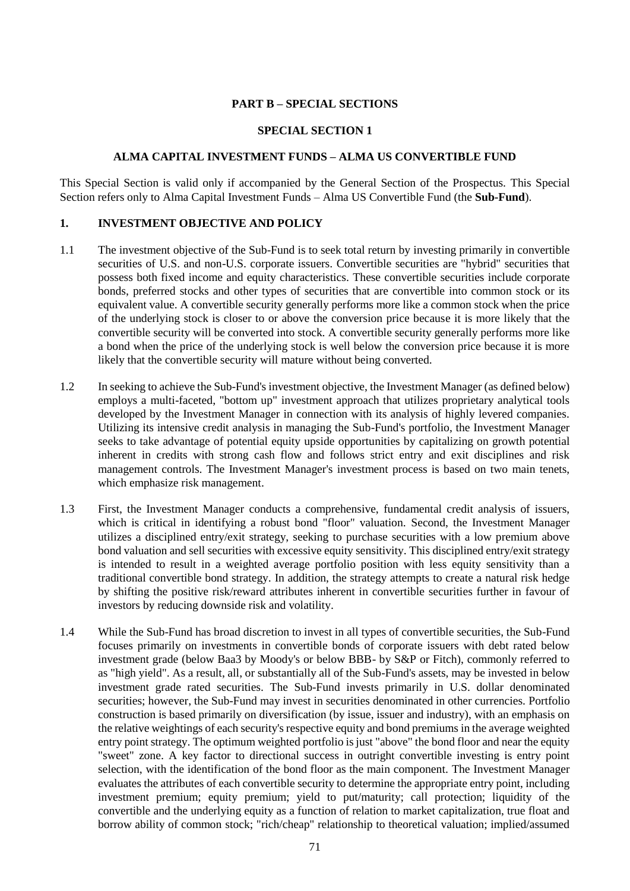**PART B – SPECIAL SECTIONS**

**SPECIAL SECTION 1**

**ALMA CAPITAL INVESTMENT FUNDS – ALMA US CONVERTIBLE FUND**

This Special Section is valid only if accompanied by the General Section of the Prospectus. This Special Section refers only to Alma Capital Investment Funds – Alma US Convertible Fund (the **Sub-Fund**).

## 1. INVESTMENT OBJECTIVE AND POLICY

1.1 The investment objective of the Sub-Fund is to seek total return by investing primarily in convertible securities of U.S. and non-U.S. corporate issuers. Convertible securities are "hybrid" securities that possess both fixed income and equity characteristics. These convertible securities include corporate bonds, preferred stocks and other types of securities that are convertible into common stock or its equivalent value. A convertible security generally performs more like a common stock when the price of the underlying stock is closer to or above the conversion price because it is more likely that the convertible security will be converted into stock. A convertible security generally performs more like a bond when the price of the underlying stock is well below the conversion price because it is more likely that the convertible security will mature without being converted.

1.2 In seeking to achieve the Sub-Fund's investment objective, the Investment Manager (as defined below) employs a multi-faceted, "bottom up" investment approach that utilizes proprietary analytical tools developed by the Investment Manager in connection with its analysis of highly levered companies. Utilizing its intensive credit analysis in managing the Sub-Fund's portfolio, the Investment Manager seeks to take advantage of potential equity upside opportunities by capitalizing on growth potential inherent in credits with strong cash flow and follows strict entry and exit disciplines and risk management controls. The Investment Manager's investment process is based on two main tenets, which emphasize risk management.

1.3 First, the Investment Manager conducts a comprehensive, fundamental credit analysis of issuers, which is critical in identifying a robust bond "floor" valuation. Second, the Investment Manager utilizes a disciplined entry/exit strategy, seeking to purchase securities with a low premium above bond valuation and sell securities with excessive equity sensitivity. This disciplined entry/exit strategy is intended to result in a weighted average portfolio position with less equity sensitivity than a traditional convertible bond strategy. In addition, the strategy attempts to create a natural risk hedge by shifting the positive risk/reward attributes inherent in convertible securities further in favour of investors by reducing downside risk and volatility.

1.4 While the Sub-Fund has broad discretion to invest in all types of convertible securities, the Sub-Fund focuses primarily on investments in convertible bonds of corporate issuers with debt rated below investment grade (below Baa3 by Moody's or below BBB- by S&P or Fitch), commonly referred to as "high yield". As a result, all, or substantially all of the Sub-Fund's assets, may be invested in below investment grade rated securities. The Sub-Fund invests primarily in U.S. dollar denominated securities; however, the Sub-Fund may invest in securities denominated in other currencies. Portfolio construction is based primarily on diversification (by issue, issuer and industry), with an emphasis on the relative weightings of each security's respective equity and bond premiums in the average weighted entry point strategy. The optimum weighted portfolio is just "above" the bond floor and near the equity "sweet" zone. A key factor to directional success in outright convertible investing is entry point selection, with the identification of the bond floor as the main component. The Investment Manager evaluates the attributes of each convertible security to determine the appropriate entry point, including investment premium; equity premium; yield to put/maturity; call protection; liquidity of the convertible and the underlying equity as a function of relation to market capitalization, true float and borrow ability of common stock; "rich/cheap" relationship to theoretical valuation; implied/assumed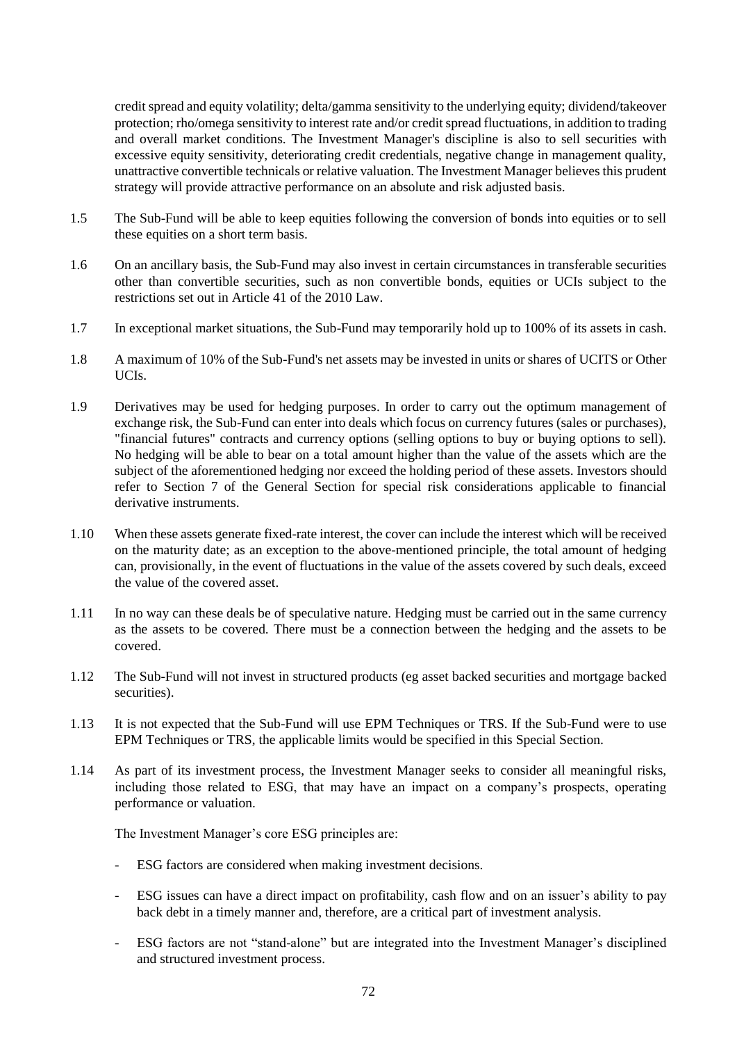credit spread and equity volatility; delta/gamma sensitivity to the underlying equity; dividend/takeover protection; rho/omega sensitivity to interest rate and/or credit spread fluctuations, in addition to trading and overall market conditions. The Investment Manager's discipline is also to sell securities with excessive equity sensitivity, deteriorating credit credentials, negative change in management quality, unattractive convertible technicals or relative valuation. The Investment Manager believes this prudent strategy will provide attractive performance on an absolute and risk adjusted basis.

1.5 The Sub-Fund will be able to keep equities following the conversion of bonds into equities or to sell these equities on a short term basis.

1.6 On an ancillary basis, the Sub-Fund may also invest in certain circumstances in transferable securities other than convertible securities, such as non convertible bonds, equities or UCIs subject to the restrictions set out in Article 41 of the 2010 Law.

1.7 In exceptional market situations, the Sub-Fund may temporarily hold up to 100% of its assets in cash.

1.8 A maximum of 10% of the Sub-Fund's net assets may be invested in units or shares of UCITS or Other UCIs.

1.9 Derivatives may be used for hedging purposes. In order to carry out the optimum management of exchange risk, the Sub-Fund can enter into deals which focus on currency futures (sales or purchases), "financial futures" contracts and currency options (selling options to buy or buying options to sell). No hedging will be able to bear on a total amount higher than the value of the assets which are the subject of the aforementioned hedging nor exceed the holding period of these assets. Investors should refer to Section 7 of the General Section for special risk considerations applicable to financial derivative instruments.

1.10 When these assets generate fixed-rate interest, the cover can include the interest which will be received on the maturity date; as an exception to the above-mentioned principle, the total amount of hedging can, provisionally, in the event of fluctuations in the value of the assets covered by such deals, exceed the value of the covered asset.

1.11 In no way can these deals be of speculative nature. Hedging must be carried out in the same currency as the assets to be covered. There must be a connection between the hedging and the assets to be covered.

1.12 The Sub-Fund will not invest in structured products (eg asset backed securities and mortgage backed securities).

1.13 It is not expected that the Sub-Fund will use EPM Techniques or TRS. If the Sub-Fund were to use EPM Techniques or TRS, the applicable limits would be specified in this Special Section.

1.14 As part of its investment process, the Investment Manager seeks to consider all meaningful risks, including those related to ESG, that may have an impact on a company's prospects, operating performance or valuation.

The Investment Manager's core ESG principles are:

- ESG factors are considered when making investment decisions.
- ESG issues can have a direct impact on profitability, cash flow and on an issuer's ability to pay back debt in a timely manner and, therefore, are a critical part of investment analysis.
- ESG factors are not "stand-alone" but are integrated into the Investment Manager's disciplined and structured investment process.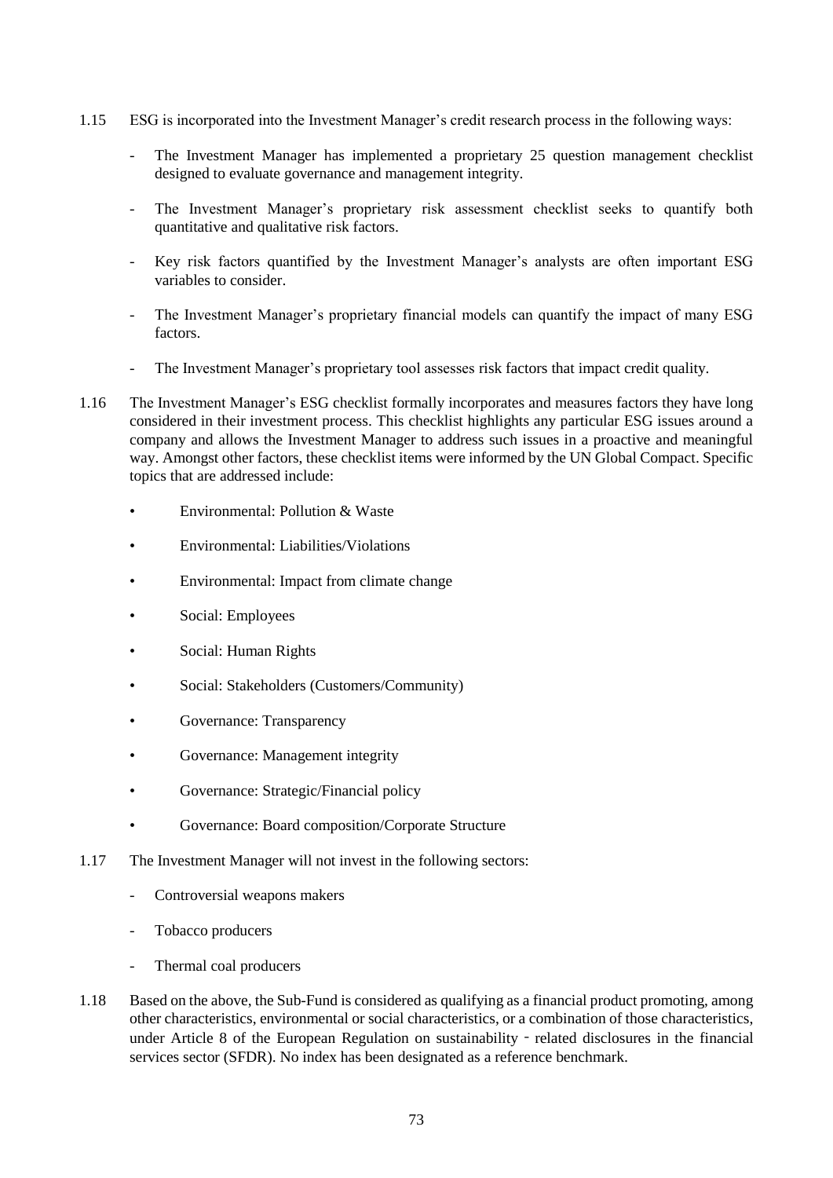1.15 ESG is incorporated into the Investment Manager's credit research process in the following ways:

- The Investment Manager has implemented a proprietary 25 question management checklist designed to evaluate governance and management integrity.
- The Investment Manager's proprietary risk assessment checklist seeks to quantify both quantitative and qualitative risk factors.
- Key risk factors quantified by the Investment Manager's analysts are often important ESG variables to consider.
- The Investment Manager's proprietary financial models can quantify the impact of many ESG factors.
- The Investment Manager's proprietary tool assesses risk factors that impact credit quality.

1.16 The Investment Manager's ESG checklist formally incorporates and measures factors they have long considered in their investment process. This checklist highlights any particular ESG issues around a company and allows the Investment Manager to address such issues in a proactive and meaningful way. Amongst other factors, these checklist items were informed by the UN Global Compact. Specific topics that are addressed include:

- Environmental: Pollution & Waste
- Environmental: Liabilities/Violations
- Environmental: Impact from climate change
- Social: Employees
- Social: Human Rights
- Social: Stakeholders (Customers/Community)
- Governance: Transparency
- Governance: Management integrity
- Governance: Strategic/Financial policy
- Governance: Board composition/Corporate Structure

1.17 The Investment Manager will not invest in the following sectors:

- Controversial weapons makers
- Tobacco producers
- Thermal coal producers

1.18 Based on the above, the Sub-Fund is considered as qualifying as a financial product promoting, among other characteristics, environmental or social characteristics, or a combination of those characteristics, under Article 8 of the European Regulation on sustainability‐related disclosures in the financial services sector (SFDR). No index has been designated as a reference benchmark.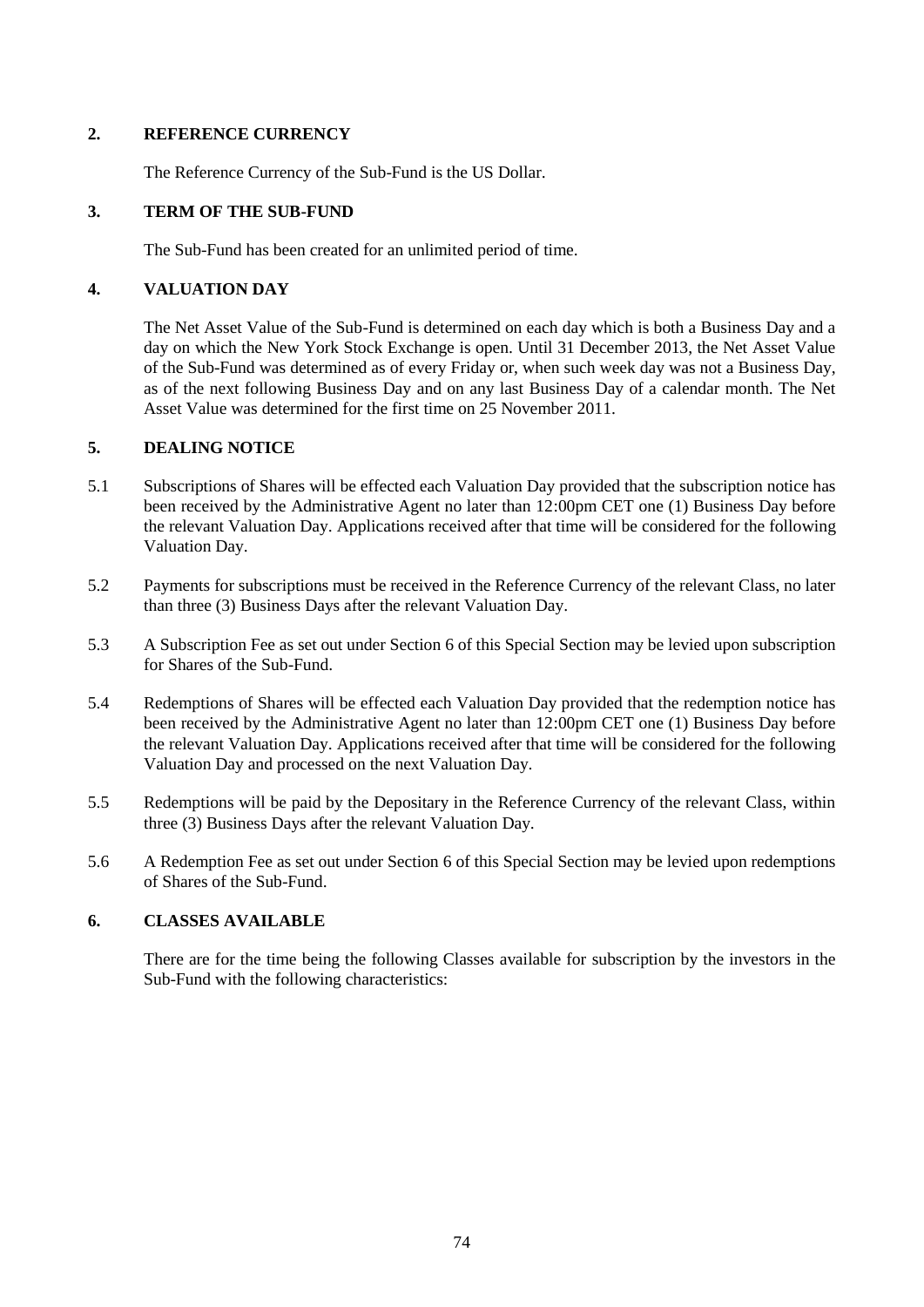## 2. REFERENCE CURRENCY

The Reference Currency of the Sub-Fund is the US Dollar.

## 3. TERM OF THE SUB-FUND

The Sub-Fund has been created for an unlimited period of time.

## 4. VALUATION DAY

The Net Asset Value of the Sub-Fund is determined on each day which is both a Business Day and a day on which the New York Stock Exchange is open. Until 31 December 2013, the Net Asset Value of the Sub-Fund was determined as of every Friday or, when such week day was not a Business Day, as of the next following Business Day and on any last Business Day of a calendar month. The Net Asset Value was determined for the first time on 25 November 2011.

## 5. DEALING NOTICE

5.1 Subscriptions of Shares will be effected each Valuation Day provided that the subscription notice has been received by the Administrative Agent no later than 12:00pm CET one (1) Business Day before the relevant Valuation Day. Applications received after that time will be considered for the following Valuation Day.

5.2 Payments for subscriptions must be received in the Reference Currency of the relevant Class, no later than three (3) Business Days after the relevant Valuation Day.

5.3 A Subscription Fee as set out under Section 6 of this Special Section may be levied upon subscription for Shares of the Sub-Fund.

5.4 Redemptions of Shares will be effected each Valuation Day provided that the redemption notice has been received by the Administrative Agent no later than 12:00pm CET one (1) Business Day before the relevant Valuation Day. Applications received after that time will be considered for the following Valuation Day and processed on the next Valuation Day.

5.5 Redemptions will be paid by the Depositary in the Reference Currency of the relevant Class, within three (3) Business Days after the relevant Valuation Day.

5.6 A Redemption Fee as set out under Section 6 of this Special Section may be levied upon redemptions of Shares of the Sub-Fund.

## 6. CLASSES AVAILABLE

There are for the time being the following Classes available for subscription by the investors in the Sub-Fund with the following characteristics: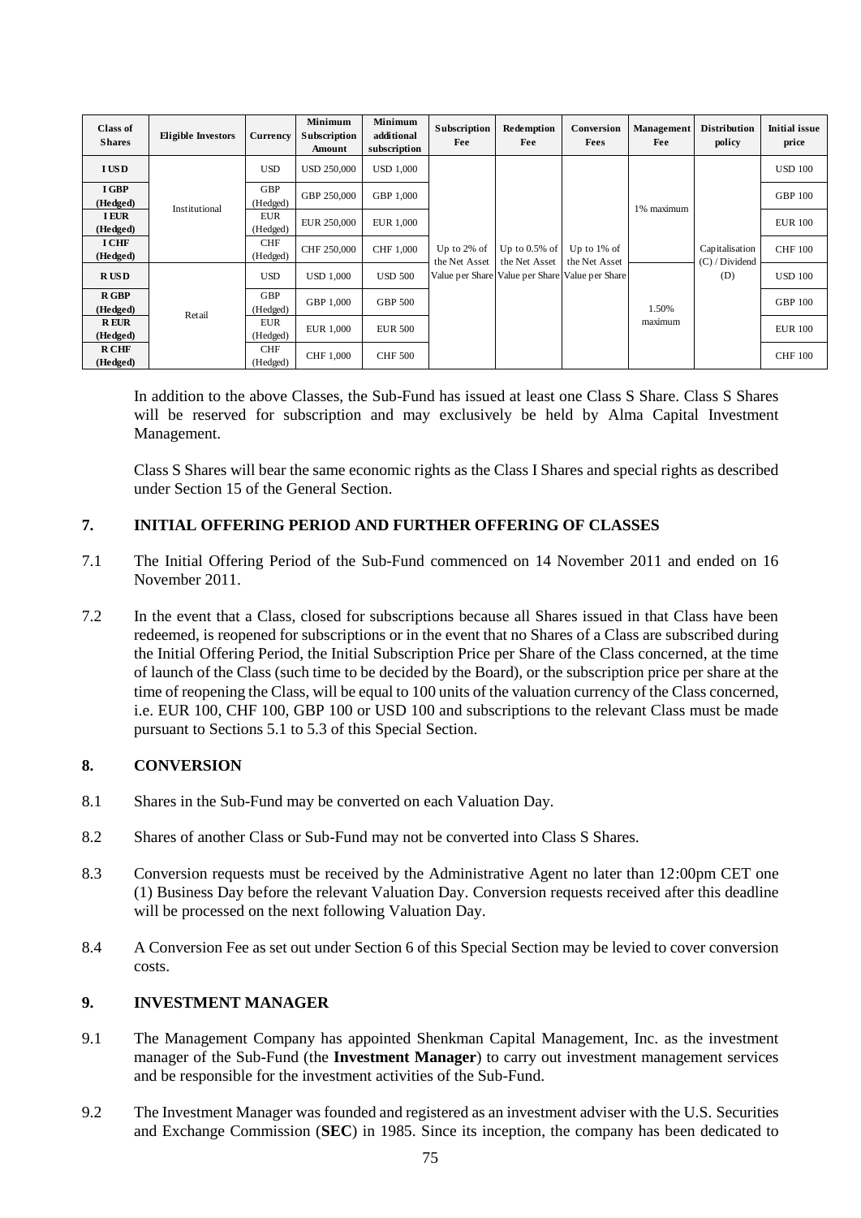| Class of Shares | Eligible Investors | Currency | Minimum Subscription Amount | Minimum additional subscription | Subscription Fee | Redemption Fee | Conversion Fees | Management Fee | Distribution policy | Initial issue price |
|---|---|---|---|---|---|---|---|---|---|---|
| I USD | Institutional | USD | USD 250,000 | USD 1,000 | Up to 2% of the Net Asset Value per Share | Up to 0.5% of the Net Asset Value per Share | Up to 1% of the Net Asset Value per Share | 1% maximum | Capitalisation (C) / Dividend (D) | USD 100 |
| I GBP (Hedged) | | GBP (Hedged) | GBP 250,000 | GBP 1,000 | | | | | | GBP 100 |
| I EUR (Hedged) | | EUR (Hedged) | EUR 250,000 | EUR 1,000 | | | | | | EUR 100 |
| I CHF (Hedged) | | CHF (Hedged) | CHF 250,000 | CHF 1,000 | | | | | | CHF 100 |
| R USD | Retail | USD | USD 1,000 | USD 500 | | | | 1.50% maximum | | USD 100 |
| R GBP (Hedged) | | GBP (Hedged) | GBP 1,000 | GBP 500 | | | | | | GBP 100 |
| R EUR (Hedged) | | EUR (Hedged) | EUR 1,000 | EUR 500 | | | | | | EUR 100 |
| R CHF (Hedged) | | CHF (Hedged) | CHF 1,000 | CHF 500 | | | | | | CHF 100 |

In addition to the above Classes, the Sub-Fund has issued at least one Class S Share. Class S Shares will be reserved for subscription and may exclusively be held by Alma Capital Investment Management.

Class S Shares will bear the same economic rights as the Class I Shares and special rights as described under Section 15 of the General Section.

## 7. INITIAL OFFERING PERIOD AND FURTHER OFFERING OF CLASSES

7.1 The Initial Offering Period of the Sub-Fund commenced on 14 November 2011 and ended on 16 November 2011.

7.2 In the event that a Class, closed for subscriptions because all Shares issued in that Class have been redeemed, is reopened for subscriptions or in the event that no Shares of a Class are subscribed during the Initial Offering Period, the Initial Subscription Price per Share of the Class concerned, at the time of launch of the Class (such time to be decided by the Board), or the subscription price per share at the time of reopening the Class, will be equal to 100 units of the valuation currency of the Class concerned, i.e. EUR 100, CHF 100, GBP 100 or USD 100 and subscriptions to the relevant Class must be made pursuant to Sections 5.1 to 5.3 of this Special Section.

## 8. CONVERSION

8.1 Shares in the Sub-Fund may be converted on each Valuation Day.

8.2 Shares of another Class or Sub-Fund may not be converted into Class S Shares.

8.3 Conversion requests must be received by the Administrative Agent no later than 12:00pm CET one (1) Business Day before the relevant Valuation Day. Conversion requests received after this deadline will be processed on the next following Valuation Day.

8.4 A Conversion Fee as set out under Section 6 of this Special Section may be levied to cover conversion costs.

## 9. INVESTMENT MANAGER

9.1 The Management Company has appointed Shenkman Capital Management, Inc. as the investment manager of the Sub-Fund (the **Investment Manager**) to carry out investment management services and be responsible for the investment activities of the Sub-Fund.

9.2 The Investment Manager was founded and registered as an investment adviser with the U.S. Securities and Exchange Commission (**SEC**) in 1985. Since its inception, the company has been dedicated to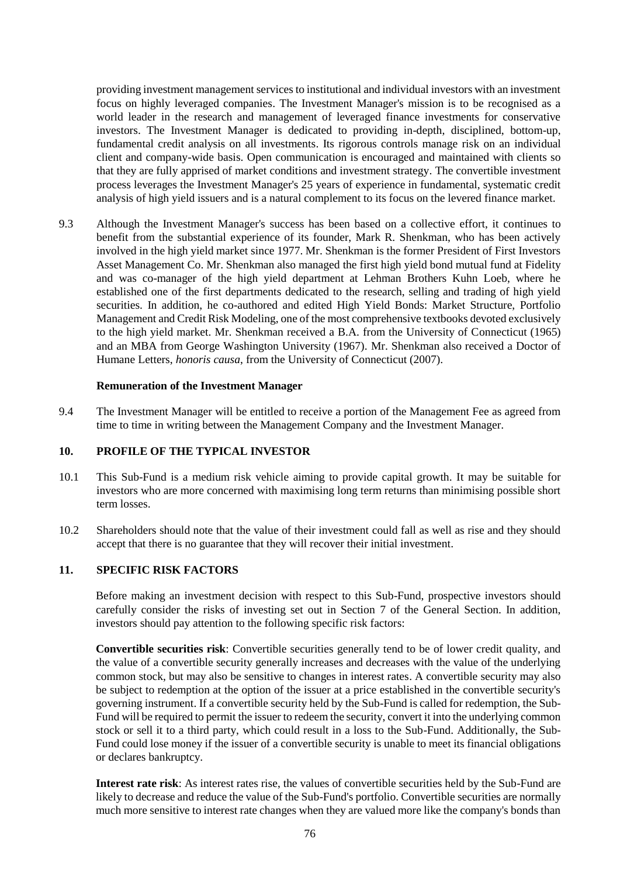providing investment management services to institutional and individual investors with an investment focus on highly leveraged companies. The Investment Manager's mission is to be recognised as a world leader in the research and management of leveraged finance investments for conservative investors. The Investment Manager is dedicated to providing in-depth, disciplined, bottom-up, fundamental credit analysis on all investments. Its rigorous controls manage risk on an individual client and company-wide basis. Open communication is encouraged and maintained with clients so that they are fully apprised of market conditions and investment strategy. The convertible investment process leverages the Investment Manager's 25 years of experience in fundamental, systematic credit analysis of high yield issuers and is a natural complement to its focus on the levered finance market.

9.3 Although the Investment Manager's success has been based on a collective effort, it continues to benefit from the substantial experience of its founder, Mark R. Shenkman, who has been actively involved in the high yield market since 1977. Mr. Shenkman is the former President of First Investors Asset Management Co. Mr. Shenkman also managed the first high yield bond mutual fund at Fidelity and was co-manager of the high yield department at Lehman Brothers Kuhn Loeb, where he established one of the first departments dedicated to the research, selling and trading of high yield securities. In addition, he co-authored and edited High Yield Bonds: Market Structure, Portfolio Management and Credit Risk Modeling, one of the most comprehensive textbooks devoted exclusively to the high yield market. Mr. Shenkman received a B.A. from the University of Connecticut (1965) and an MBA from George Washington University (1967). Mr. Shenkman also received a Doctor of Humane Letters, *honoris causa*, from the University of Connecticut (2007).

**Remuneration of the Investment Manager**

9.4 The Investment Manager will be entitled to receive a portion of the Management Fee as agreed from time to time in writing between the Management Company and the Investment Manager.

## 10. PROFILE OF THE TYPICAL INVESTOR

10.1 This Sub-Fund is a medium risk vehicle aiming to provide capital growth. It may be suitable for investors who are more concerned with maximising long term returns than minimising possible short term losses.

10.2 Shareholders should note that the value of their investment could fall as well as rise and they should accept that there is no guarantee that they will recover their initial investment.

## 11. SPECIFIC RISK FACTORS

Before making an investment decision with respect to this Sub-Fund, prospective investors should carefully consider the risks of investing set out in Section 7 of the General Section. In addition, investors should pay attention to the following specific risk factors:

**Convertible securities risk**: Convertible securities generally tend to be of lower credit quality, and the value of a convertible security generally increases and decreases with the value of the underlying common stock, but may also be sensitive to changes in interest rates. A convertible security may also be subject to redemption at the option of the issuer at a price established in the convertible security's governing instrument. If a convertible security held by the Sub-Fund is called for redemption, the Sub-Fund will be required to permit the issuer to redeem the security, convert it into the underlying common stock or sell it to a third party, which could result in a loss to the Sub-Fund. Additionally, the Sub-Fund could lose money if the issuer of a convertible security is unable to meet its financial obligations or declares bankruptcy.

**Interest rate risk**: As interest rates rise, the values of convertible securities held by the Sub-Fund are likely to decrease and reduce the value of the Sub-Fund's portfolio. Convertible securities are normally much more sensitive to interest rate changes when they are valued more like the company's bonds than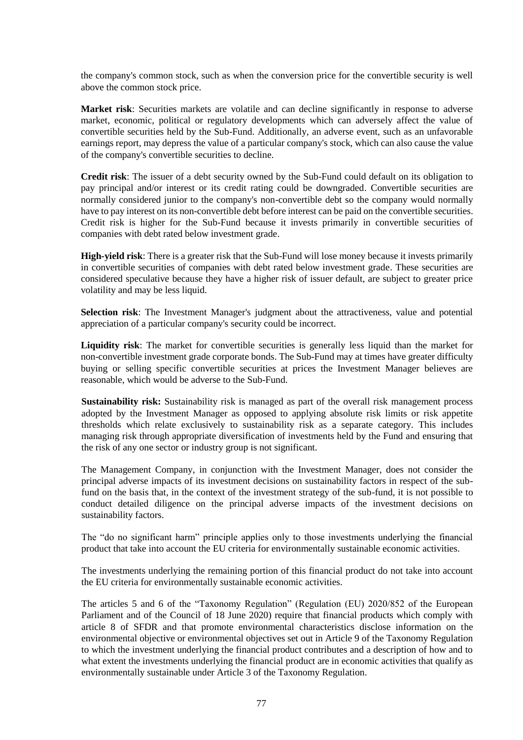the company's common stock, such as when the conversion price for the convertible security is well above the common stock price.

**Market risk**: Securities markets are volatile and can decline significantly in response to adverse market, economic, political or regulatory developments which can adversely affect the value of convertible securities held by the Sub-Fund. Additionally, an adverse event, such as an unfavorable earnings report, may depress the value of a particular company's stock, which can also cause the value of the company's convertible securities to decline.

**Credit risk**: The issuer of a debt security owned by the Sub-Fund could default on its obligation to pay principal and/or interest or its credit rating could be downgraded. Convertible securities are normally considered junior to the company's non-convertible debt so the company would normally have to pay interest on its non-convertible debt before interest can be paid on the convertible securities. Credit risk is higher for the Sub-Fund because it invests primarily in convertible securities of companies with debt rated below investment grade.

**High-yield risk**: There is a greater risk that the Sub-Fund will lose money because it invests primarily in convertible securities of companies with debt rated below investment grade. These securities are considered speculative because they have a higher risk of issuer default, are subject to greater price volatility and may be less liquid.

**Selection risk**: The Investment Manager's judgment about the attractiveness, value and potential appreciation of a particular company's security could be incorrect.

**Liquidity risk**: The market for convertible securities is generally less liquid than the market for non-convertible investment grade corporate bonds. The Sub-Fund may at times have greater difficulty buying or selling specific convertible securities at prices the Investment Manager believes are reasonable, which would be adverse to the Sub-Fund.

**Sustainability risk:** Sustainability risk is managed as part of the overall risk management process adopted by the Investment Manager as opposed to applying absolute risk limits or risk appetite thresholds which relate exclusively to sustainability risk as a separate category. This includes managing risk through appropriate diversification of investments held by the Fund and ensuring that the risk of any one sector or industry group is not significant.

The Management Company, in conjunction with the Investment Manager, does not consider the principal adverse impacts of its investment decisions on sustainability factors in respect of the sub-fund on the basis that, in the context of the investment strategy of the sub-fund, it is not possible to conduct detailed diligence on the principal adverse impacts of the investment decisions on sustainability factors.

The "do no significant harm" principle applies only to those investments underlying the financial product that take into account the EU criteria for environmentally sustainable economic activities.

The investments underlying the remaining portion of this financial product do not take into account the EU criteria for environmentally sustainable economic activities.

The articles 5 and 6 of the "Taxonomy Regulation" (Regulation (EU) 2020/852 of the European Parliament and of the Council of 18 June 2020) require that financial products which comply with article 8 of SFDR and that promote environmental characteristics disclose information on the environmental objective or environmental objectives set out in Article 9 of the Taxonomy Regulation to which the investment underlying the financial product contributes and a description of how and to what extent the investments underlying the financial product are in economic activities that qualify as environmentally sustainable under Article 3 of the Taxonomy Regulation.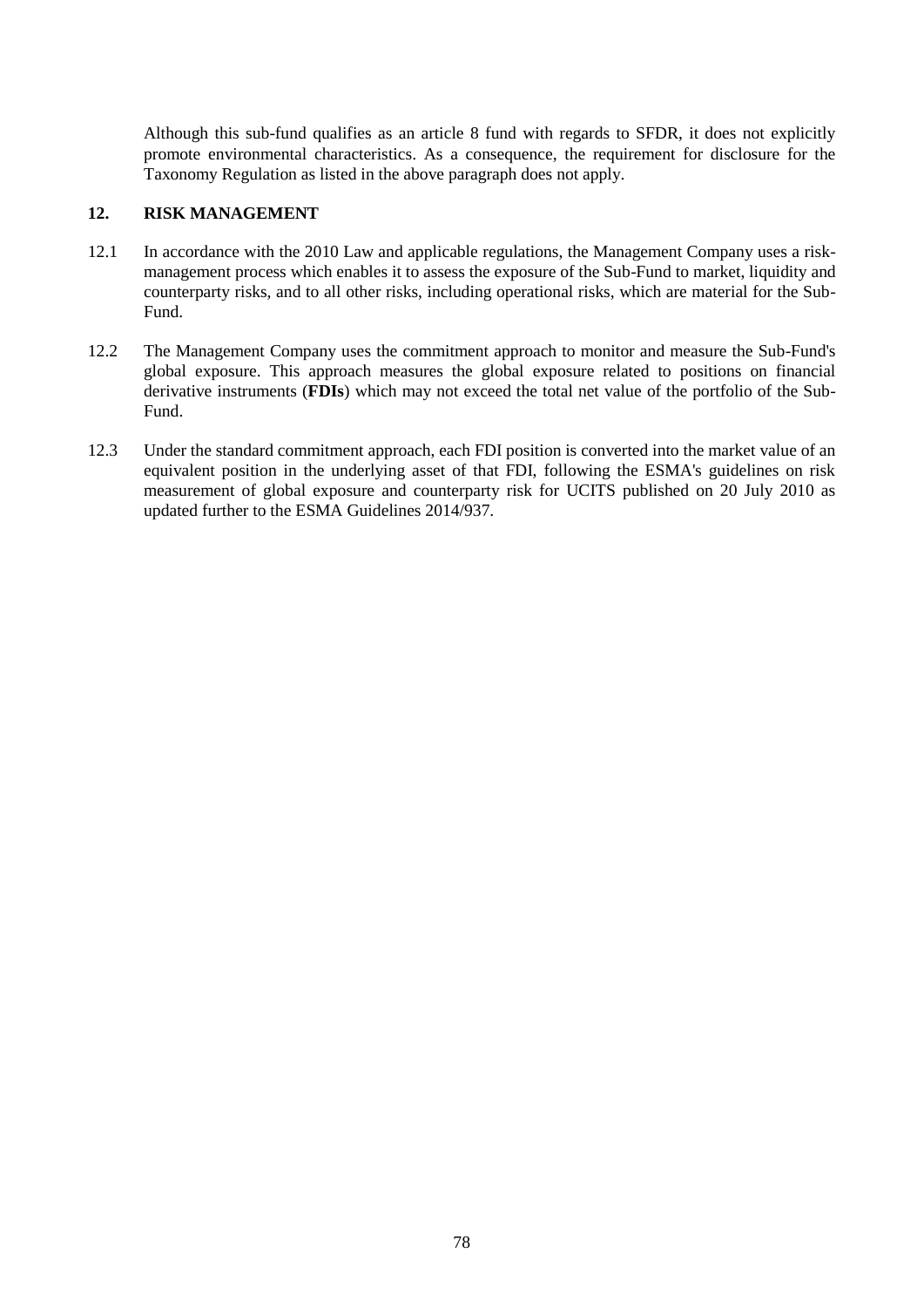Although this sub-fund qualifies as an article 8 fund with regards to SFDR, it does not explicitly promote environmental characteristics. As a consequence, the requirement for disclosure for the Taxonomy Regulation as listed in the above paragraph does not apply.

## 12. RISK MANAGEMENT

12.1 In accordance with the 2010 Law and applicable regulations, the Management Company uses a risk-management process which enables it to assess the exposure of the Sub-Fund to market, liquidity and counterparty risks, and to all other risks, including operational risks, which are material for the Sub-Fund.

12.2 The Management Company uses the commitment approach to monitor and measure the Sub-Fund's global exposure. This approach measures the global exposure related to positions on financial derivative instruments (**FDIs**) which may not exceed the total net value of the portfolio of the Sub-Fund.

12.3 Under the standard commitment approach, each FDI position is converted into the market value of an equivalent position in the underlying asset of that FDI, following the ESMA's guidelines on risk measurement of global exposure and counterparty risk for UCITS published on 20 July 2010 as updated further to the ESMA Guidelines 2014/937.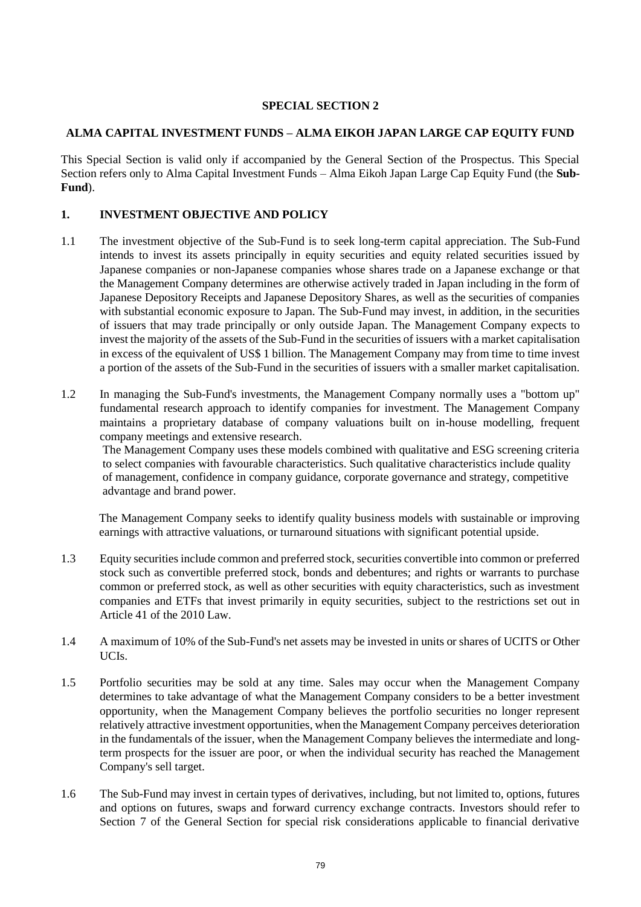**SPECIAL SECTION 2**

**ALMA CAPITAL INVESTMENT FUNDS – ALMA EIKOH JAPAN LARGE CAP EQUITY FUND**

This Special Section is valid only if accompanied by the General Section of the Prospectus. This Special Section refers only to Alma Capital Investment Funds – Alma Eikoh Japan Large Cap Equity Fund (the **Sub-Fund**).

## 1. INVESTMENT OBJECTIVE AND POLICY

1.1 The investment objective of the Sub-Fund is to seek long-term capital appreciation. The Sub-Fund intends to invest its assets principally in equity securities and equity related securities issued by Japanese companies or non-Japanese companies whose shares trade on a Japanese exchange or that the Management Company determines are otherwise actively traded in Japan including in the form of Japanese Depository Receipts and Japanese Depository Shares, as well as the securities of companies with substantial economic exposure to Japan. The Sub-Fund may invest, in addition, in the securities of issuers that may trade principally or only outside Japan. The Management Company expects to invest the majority of the assets of the Sub-Fund in the securities of issuers with a market capitalisation in excess of the equivalent of US$ 1 billion. The Management Company may from time to time invest a portion of the assets of the Sub-Fund in the securities of issuers with a smaller market capitalisation.

1.2 In managing the Sub-Fund's investments, the Management Company normally uses a "bottom up" fundamental research approach to identify companies for investment. The Management Company maintains a proprietary database of company valuations built on in-house modelling, frequent company meetings and extensive research.
The Management Company uses these models combined with qualitative and ESG screening criteria to select companies with favourable characteristics. Such qualitative characteristics include quality of management, confidence in company guidance, corporate governance and strategy, competitive advantage and brand power.

The Management Company seeks to identify quality business models with sustainable or improving earnings with attractive valuations, or turnaround situations with significant potential upside.

1.3 Equity securities include common and preferred stock, securities convertible into common or preferred stock such as convertible preferred stock, bonds and debentures; and rights or warrants to purchase common or preferred stock, as well as other securities with equity characteristics, such as investment companies and ETFs that invest primarily in equity securities, subject to the restrictions set out in Article 41 of the 2010 Law.

1.4 A maximum of 10% of the Sub-Fund's net assets may be invested in units or shares of UCITS or Other UCIs.

1.5 Portfolio securities may be sold at any time. Sales may occur when the Management Company determines to take advantage of what the Management Company considers to be a better investment opportunity, when the Management Company believes the portfolio securities no longer represent relatively attractive investment opportunities, when the Management Company perceives deterioration in the fundamentals of the issuer, when the Management Company believes the intermediate and long-term prospects for the issuer are poor, or when the individual security has reached the Management Company's sell target.

1.6 The Sub-Fund may invest in certain types of derivatives, including, but not limited to, options, futures and options on futures, swaps and forward currency exchange contracts. Investors should refer to Section 7 of the General Section for special risk considerations applicable to financial derivative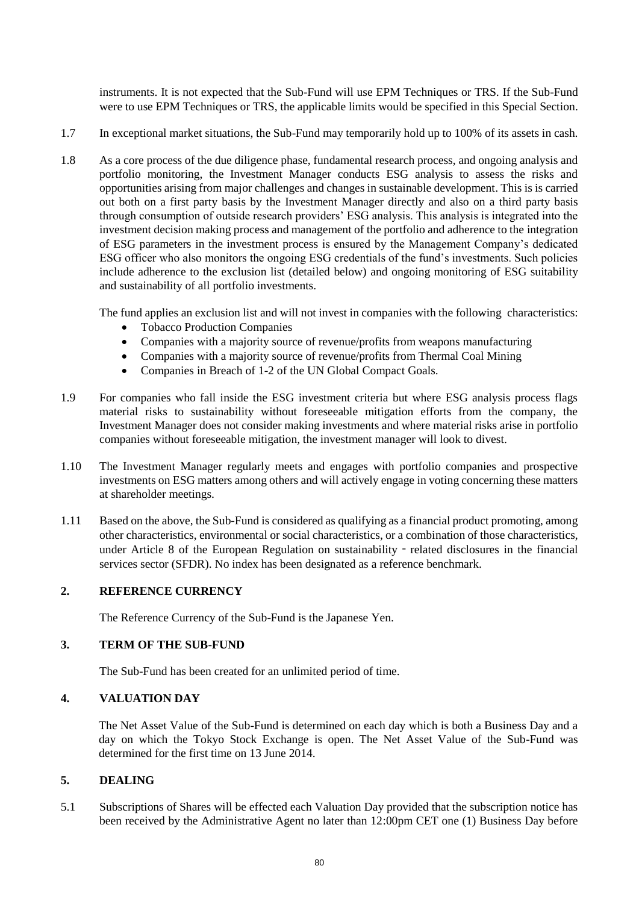instruments. It is not expected that the Sub-Fund will use EPM Techniques or TRS. If the Sub-Fund were to use EPM Techniques or TRS, the applicable limits would be specified in this Special Section.

1.7 In exceptional market situations, the Sub-Fund may temporarily hold up to 100% of its assets in cash.

1.8 As a core process of the due diligence phase, fundamental research process, and ongoing analysis and portfolio monitoring, the Investment Manager conducts ESG analysis to assess the risks and opportunities arising from major challenges and changes in sustainable development. This is is carried out both on a first party basis by the Investment Manager directly and also on a third party basis through consumption of outside research providers' ESG analysis. This analysis is integrated into the investment decision making process and management of the portfolio and adherence to the integration of ESG parameters in the investment process is ensured by the Management Company's dedicated ESG officer who also monitors the ongoing ESG credentials of the fund's investments. Such policies include adherence to the exclusion list (detailed below) and ongoing monitoring of ESG suitability and sustainability of all portfolio investments.

The fund applies an exclusion list and will not invest in companies with the following characteristics:

- Tobacco Production Companies
- Companies with a majority source of revenue/profits from weapons manufacturing
- Companies with a majority source of revenue/profits from Thermal Coal Mining
- Companies in Breach of 1-2 of the UN Global Compact Goals.

1.9 For companies who fall inside the ESG investment criteria but where ESG analysis process flags material risks to sustainability without foreseeable mitigation efforts from the company, the Investment Manager does not consider making investments and where material risks arise in portfolio companies without foreseeable mitigation, the investment manager will look to divest.

1.10 The Investment Manager regularly meets and engages with portfolio companies and prospective investments on ESG matters among others and will actively engage in voting concerning these matters at shareholder meetings.

1.11 Based on the above, the Sub-Fund is considered as qualifying as a financial product promoting, among other characteristics, environmental or social characteristics, or a combination of those characteristics, under Article 8 of the European Regulation on sustainability - related disclosures in the financial services sector (SFDR). No index has been designated as a reference benchmark.

## 2. REFERENCE CURRENCY

The Reference Currency of the Sub-Fund is the Japanese Yen.

## 3. TERM OF THE SUB-FUND

The Sub-Fund has been created for an unlimited period of time.

## 4. VALUATION DAY

The Net Asset Value of the Sub-Fund is determined on each day which is both a Business Day and a day on which the Tokyo Stock Exchange is open. The Net Asset Value of the Sub-Fund was determined for the first time on 13 June 2014.

## 5. DEALING

5.1 Subscriptions of Shares will be effected each Valuation Day provided that the subscription notice has been received by the Administrative Agent no later than 12:00pm CET one (1) Business Day before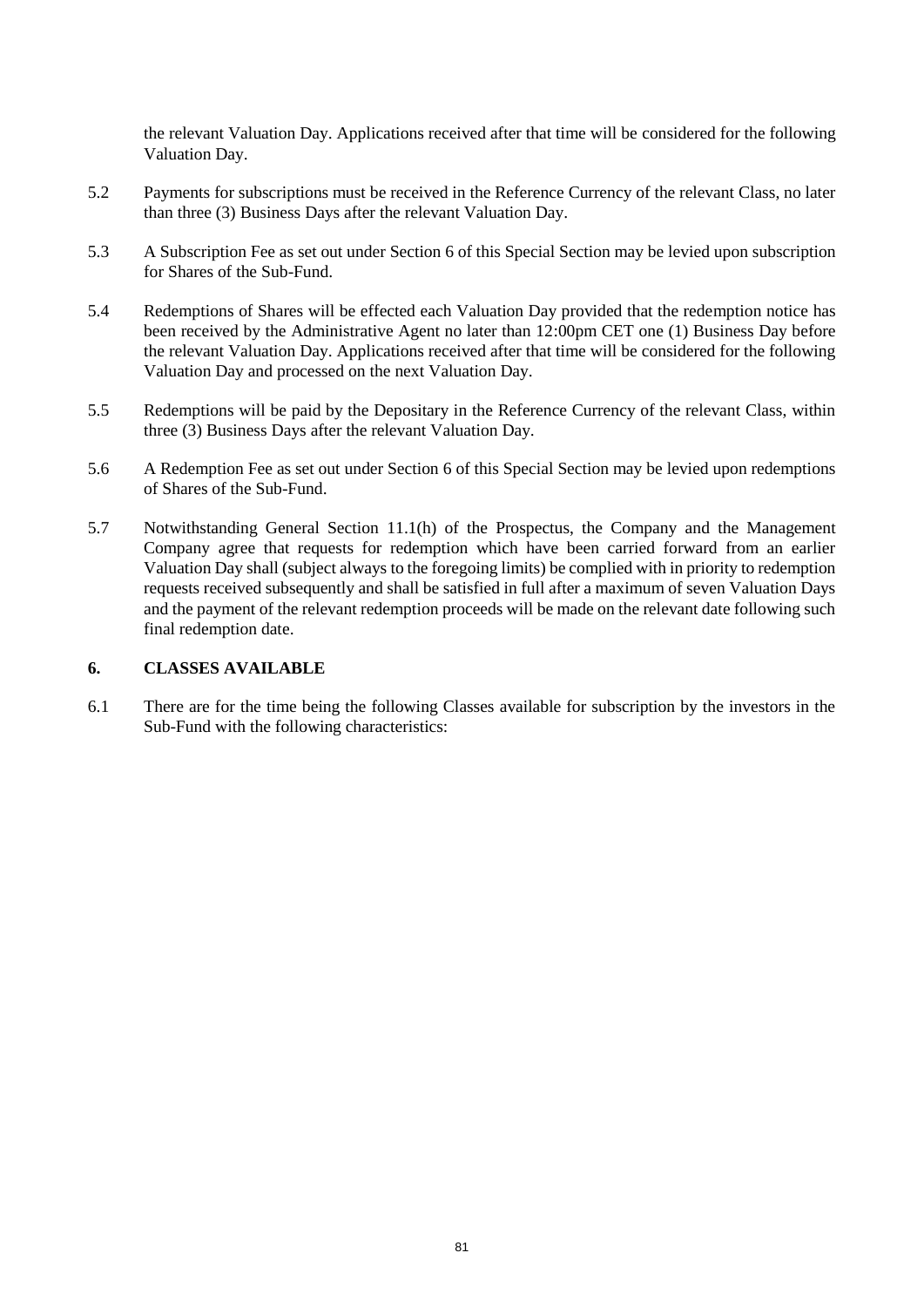the relevant Valuation Day. Applications received after that time will be considered for the following Valuation Day.

5.2 Payments for subscriptions must be received in the Reference Currency of the relevant Class, no later than three (3) Business Days after the relevant Valuation Day.

5.3 A Subscription Fee as set out under Section 6 of this Special Section may be levied upon subscription for Shares of the Sub-Fund.

5.4 Redemptions of Shares will be effected each Valuation Day provided that the redemption notice has been received by the Administrative Agent no later than 12:00pm CET one (1) Business Day before the relevant Valuation Day. Applications received after that time will be considered for the following Valuation Day and processed on the next Valuation Day.

5.5 Redemptions will be paid by the Depositary in the Reference Currency of the relevant Class, within three (3) Business Days after the relevant Valuation Day.

5.6 A Redemption Fee as set out under Section 6 of this Special Section may be levied upon redemptions of Shares of the Sub-Fund.

5.7 Notwithstanding General Section 11.1(h) of the Prospectus, the Company and the Management Company agree that requests for redemption which have been carried forward from an earlier Valuation Day shall (subject always to the foregoing limits) be complied with in priority to redemption requests received subsequently and shall be satisfied in full after a maximum of seven Valuation Days and the payment of the relevant redemption proceeds will be made on the relevant date following such final redemption date.

## 6. CLASSES AVAILABLE

6.1 There are for the time being the following Classes available for subscription by the investors in the Sub-Fund with the following characteristics: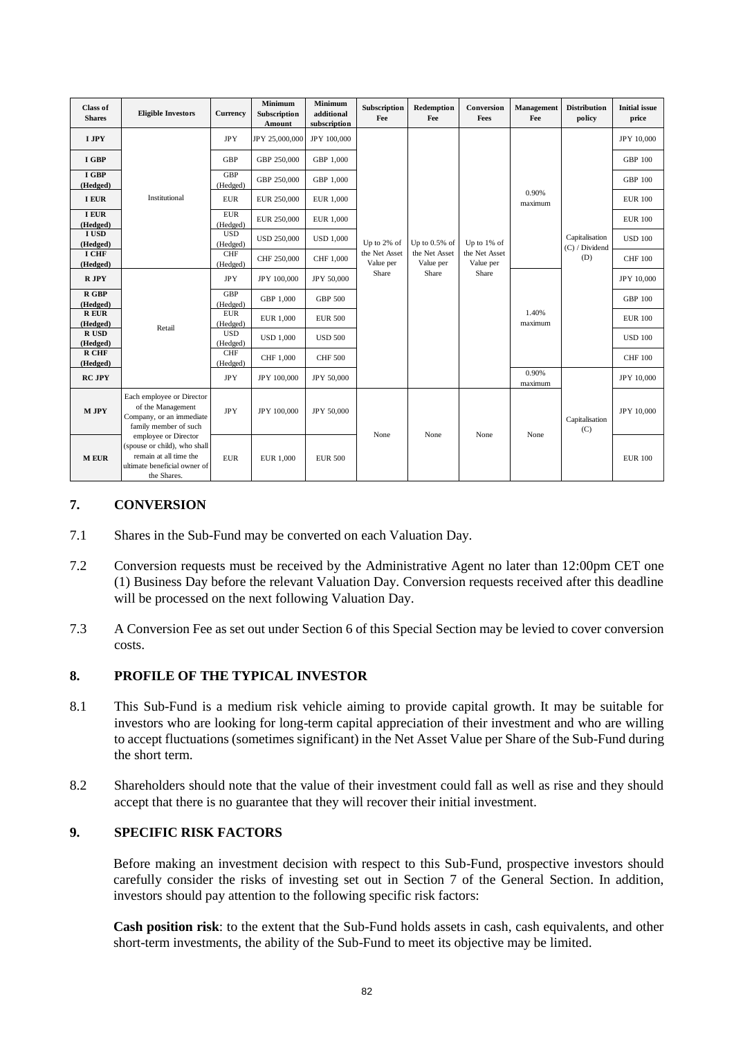| Class of Shares | Eligible Investors | Currency | Minimum Subscription Amount | Minimum additional subscription | Subscription Fee | Redemption Fee | Conversion Fees | Management Fee | Distribution policy | Initial issue price |
|---|---|---|---|---|---|---|---|---|---|---|
| I JPY | Institutional | JPY | JPY 25,000,000 | JPY 100,000 | Up to 2% of the Net Asset Value per Share | Up to 0.5% of the Net Asset Value per Share | Up to 1% of the Net Asset Value per Share | 0.90% maximum | Capitalisation (C) / Dividend (D) | JPY 10,000 |
| I GBP | | GBP | GBP 250,000 | GBP 1,000 | | | | | | GBP 100 |
| I GBP (Hedged) | | GBP (Hedged) | GBP 250,000 | GBP 1,000 | | | | | | GBP 100 |
| I EUR | | EUR | EUR 250,000 | EUR 1,000 | | | | | | EUR 100 |
| I EUR (Hedged) | | EUR (Hedged) | EUR 250,000 | EUR 1,000 | | | | | | EUR 100 |
| I USD (Hedged) | | USD (Hedged) | USD 250,000 | USD 1,000 | | | | | | USD 100 |
| I CHF (Hedged) | | CHF (Hedged) | CHF 250,000 | CHF 1,000 | | | | | | CHF 100 |
| R JPY | Retail | JPY | JPY 100,000 | JPY 50,000 | | | | 1.40% maximum | | JPY 10,000 |
| R GBP (Hedged) | | GBP (Hedged) | GBP 1,000 | GBP 500 | | | | | | GBP 100 |
| R EUR (Hedged) | | EUR (Hedged) | EUR 1,000 | EUR 500 | | | | | | EUR 100 |
| R USD (Hedged) | | USD (Hedged) | USD 1,000 | USD 500 | | | | | | USD 100 |
| R CHF (Hedged) | | CHF (Hedged) | CHF 1,000 | CHF 500 | | | | | | CHF 100 |
| RC JPY | | JPY | JPY 100,000 | JPY 50,000 | | | | 0.90% maximum | Capitalisation (C) | JPY 10,000 |
| M JPY | Each employee or Director of the Management Company, or an immediate family member of such employee or Director (spouse or child), who shall remain at all time the ultimate beneficial owner of the Shares. | JPY | JPY 100,000 | JPY 50,000 | None | None | None | None | | JPY 10,000 |
| M EUR | | EUR | EUR 1,000 | EUR 500 | | | | | | EUR 100 |

## 7. CONVERSION

7.1 Shares in the Sub-Fund may be converted on each Valuation Day.

7.2 Conversion requests must be received by the Administrative Agent no later than 12:00pm CET one (1) Business Day before the relevant Valuation Day. Conversion requests received after this deadline will be processed on the next following Valuation Day.

7.3 A Conversion Fee as set out under Section 6 of this Special Section may be levied to cover conversion costs.

## 8. PROFILE OF THE TYPICAL INVESTOR

8.1 This Sub-Fund is a medium risk vehicle aiming to provide capital growth. It may be suitable for investors who are looking for long-term capital appreciation of their investment and who are willing to accept fluctuations (sometimes significant) in the Net Asset Value per Share of the Sub-Fund during the short term.

8.2 Shareholders should note that the value of their investment could fall as well as rise and they should accept that there is no guarantee that they will recover their initial investment.

## 9. SPECIFIC RISK FACTORS

Before making an investment decision with respect to this Sub-Fund, prospective investors should carefully consider the risks of investing set out in Section 7 of the General Section. In addition, investors should pay attention to the following specific risk factors:

**Cash position risk**: to the extent that the Sub-Fund holds assets in cash, cash equivalents, and other short-term investments, the ability of the Sub-Fund to meet its objective may be limited.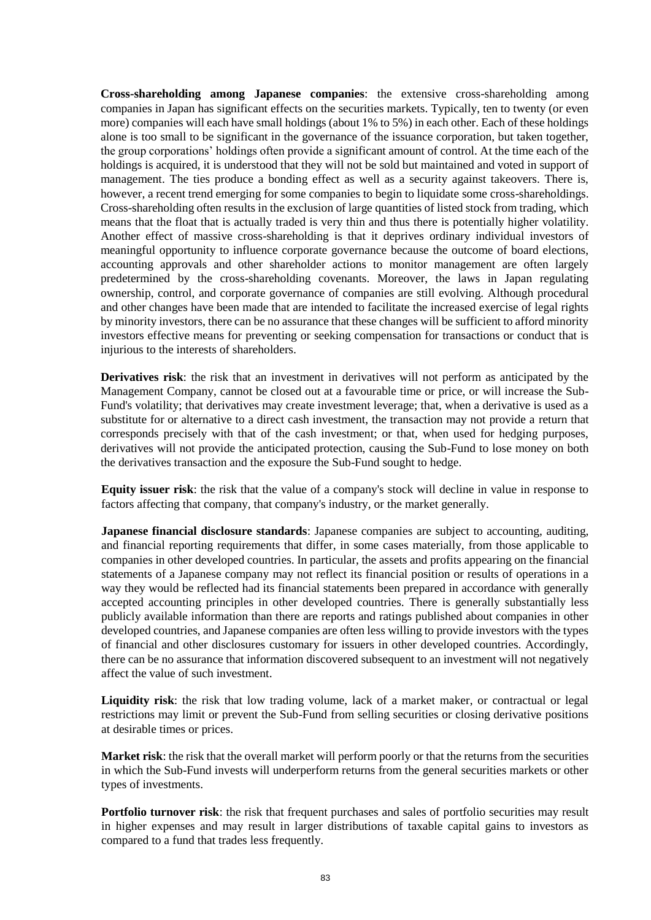**Cross-shareholding among Japanese companies**: the extensive cross-shareholding among companies in Japan has significant effects on the securities markets. Typically, ten to twenty (or even more) companies will each have small holdings (about 1% to 5%) in each other. Each of these holdings alone is too small to be significant in the governance of the issuance corporation, but taken together, the group corporations' holdings often provide a significant amount of control. At the time each of the holdings is acquired, it is understood that they will not be sold but maintained and voted in support of management. The ties produce a bonding effect as well as a security against takeovers. There is, however, a recent trend emerging for some companies to begin to liquidate some cross-shareholdings. Cross-shareholding often results in the exclusion of large quantities of listed stock from trading, which means that the float that is actually traded is very thin and thus there is potentially higher volatility. Another effect of massive cross-shareholding is that it deprives ordinary individual investors of meaningful opportunity to influence corporate governance because the outcome of board elections, accounting approvals and other shareholder actions to monitor management are often largely predetermined by the cross-shareholding covenants. Moreover, the laws in Japan regulating ownership, control, and corporate governance of companies are still evolving. Although procedural and other changes have been made that are intended to facilitate the increased exercise of legal rights by minority investors, there can be no assurance that these changes will be sufficient to afford minority investors effective means for preventing or seeking compensation for transactions or conduct that is injurious to the interests of shareholders.

**Derivatives risk**: the risk that an investment in derivatives will not perform as anticipated by the Management Company, cannot be closed out at a favourable time or price, or will increase the Sub-Fund's volatility; that derivatives may create investment leverage; that, when a derivative is used as a substitute for or alternative to a direct cash investment, the transaction may not provide a return that corresponds precisely with that of the cash investment; or that, when used for hedging purposes, derivatives will not provide the anticipated protection, causing the Sub-Fund to lose money on both the derivatives transaction and the exposure the Sub-Fund sought to hedge.

**Equity issuer risk**: the risk that the value of a company's stock will decline in value in response to factors affecting that company, that company's industry, or the market generally.

**Japanese financial disclosure standards**: Japanese companies are subject to accounting, auditing, and financial reporting requirements that differ, in some cases materially, from those applicable to companies in other developed countries. In particular, the assets and profits appearing on the financial statements of a Japanese company may not reflect its financial position or results of operations in a way they would be reflected had its financial statements been prepared in accordance with generally accepted accounting principles in other developed countries. There is generally substantially less publicly available information than there are reports and ratings published about companies in other developed countries, and Japanese companies are often less willing to provide investors with the types of financial and other disclosures customary for issuers in other developed countries. Accordingly, there can be no assurance that information discovered subsequent to an investment will not negatively affect the value of such investment.

**Liquidity risk**: the risk that low trading volume, lack of a market maker, or contractual or legal restrictions may limit or prevent the Sub-Fund from selling securities or closing derivative positions at desirable times or prices.

**Market risk**: the risk that the overall market will perform poorly or that the returns from the securities in which the Sub-Fund invests will underperform returns from the general securities markets or other types of investments.

**Portfolio turnover risk**: the risk that frequent purchases and sales of portfolio securities may result in higher expenses and may result in larger distributions of taxable capital gains to investors as compared to a fund that trades less frequently.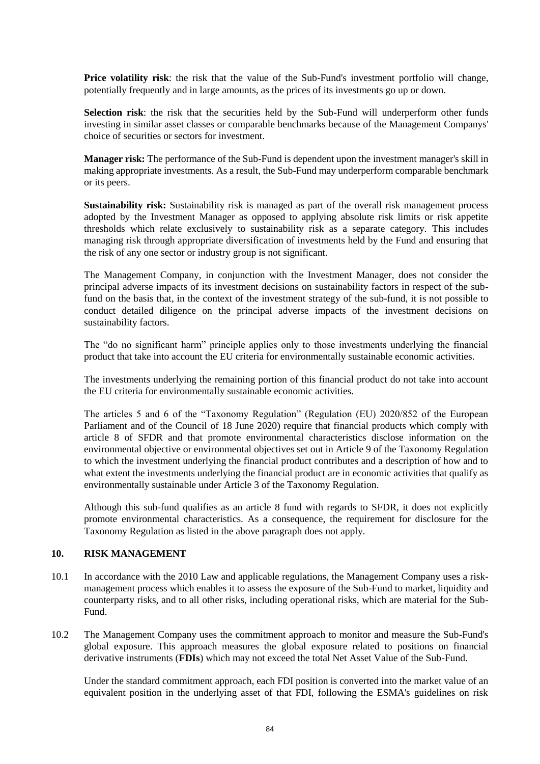**Price volatility risk**: the risk that the value of the Sub-Fund's investment portfolio will change, potentially frequently and in large amounts, as the prices of its investments go up or down.

**Selection risk**: the risk that the securities held by the Sub-Fund will underperform other funds investing in similar asset classes or comparable benchmarks because of the Management Companys' choice of securities or sectors for investment.

**Manager risk:** The performance of the Sub-Fund is dependent upon the investment manager's skill in making appropriate investments. As a result, the Sub-Fund may underperform comparable benchmark or its peers.

**Sustainability risk:** Sustainability risk is managed as part of the overall risk management process adopted by the Investment Manager as opposed to applying absolute risk limits or risk appetite thresholds which relate exclusively to sustainability risk as a separate category. This includes managing risk through appropriate diversification of investments held by the Fund and ensuring that the risk of any one sector or industry group is not significant.

The Management Company, in conjunction with the Investment Manager, does not consider the principal adverse impacts of its investment decisions on sustainability factors in respect of the sub-fund on the basis that, in the context of the investment strategy of the sub-fund, it is not possible to conduct detailed diligence on the principal adverse impacts of the investment decisions on sustainability factors.

The "do no significant harm" principle applies only to those investments underlying the financial product that take into account the EU criteria for environmentally sustainable economic activities.

The investments underlying the remaining portion of this financial product do not take into account the EU criteria for environmentally sustainable economic activities.

The articles 5 and 6 of the "Taxonomy Regulation" (Regulation (EU) 2020/852 of the European Parliament and of the Council of 18 June 2020) require that financial products which comply with article 8 of SFDR and that promote environmental characteristics disclose information on the environmental objective or environmental objectives set out in Article 9 of the Taxonomy Regulation to which the investment underlying the financial product contributes and a description of how and to what extent the investments underlying the financial product are in economic activities that qualify as environmentally sustainable under Article 3 of the Taxonomy Regulation.

Although this sub-fund qualifies as an article 8 fund with regards to SFDR, it does not explicitly promote environmental characteristics. As a consequence, the requirement for disclosure for the Taxonomy Regulation as listed in the above paragraph does not apply.

## 10. RISK MANAGEMENT

10.1 In accordance with the 2010 Law and applicable regulations, the Management Company uses a risk-management process which enables it to assess the exposure of the Sub-Fund to market, liquidity and counterparty risks, and to all other risks, including operational risks, which are material for the Sub-Fund.

10.2 The Management Company uses the commitment approach to monitor and measure the Sub-Fund's global exposure. This approach measures the global exposure related to positions on financial derivative instruments (**FDIs**) which may not exceed the total Net Asset Value of the Sub-Fund.

Under the standard commitment approach, each FDI position is converted into the market value of an equivalent position in the underlying asset of that FDI, following the ESMA's guidelines on risk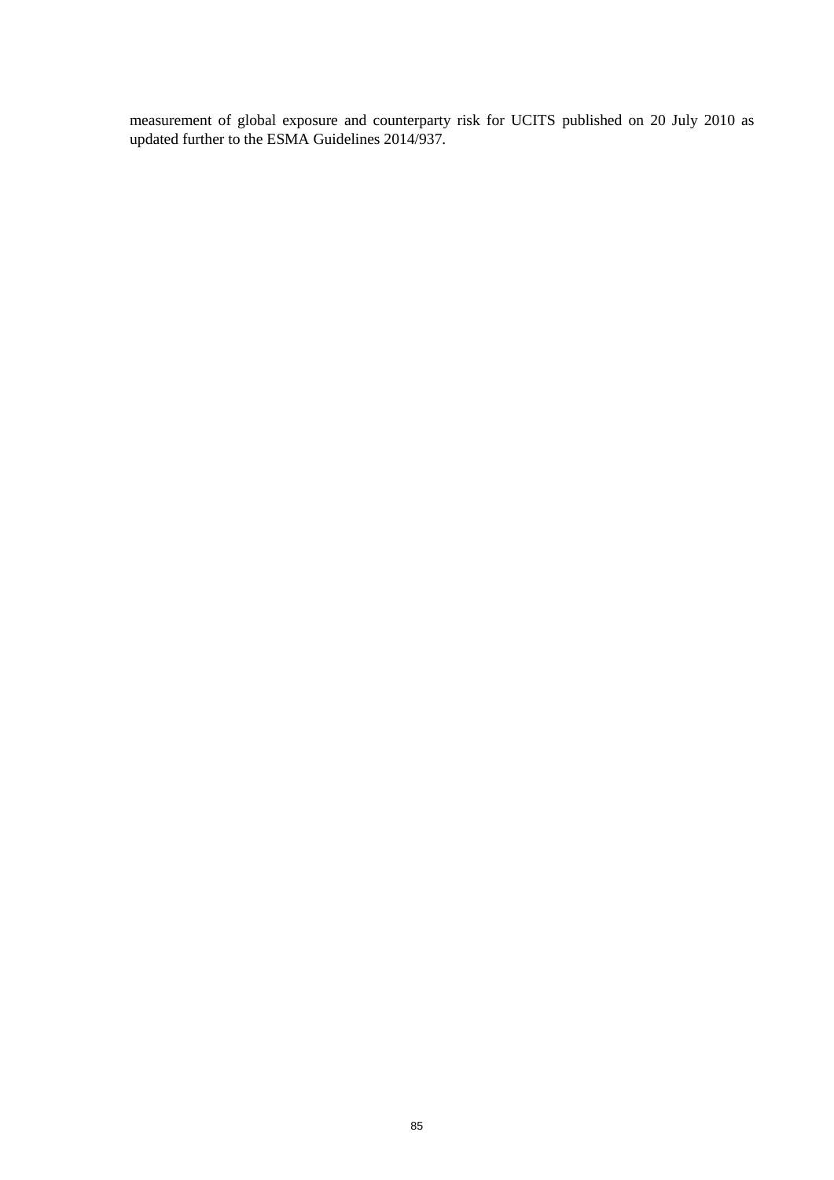measurement of global exposure and counterparty risk for UCITS published on 20 July 2010 as updated further to the ESMA Guidelines 2014/937.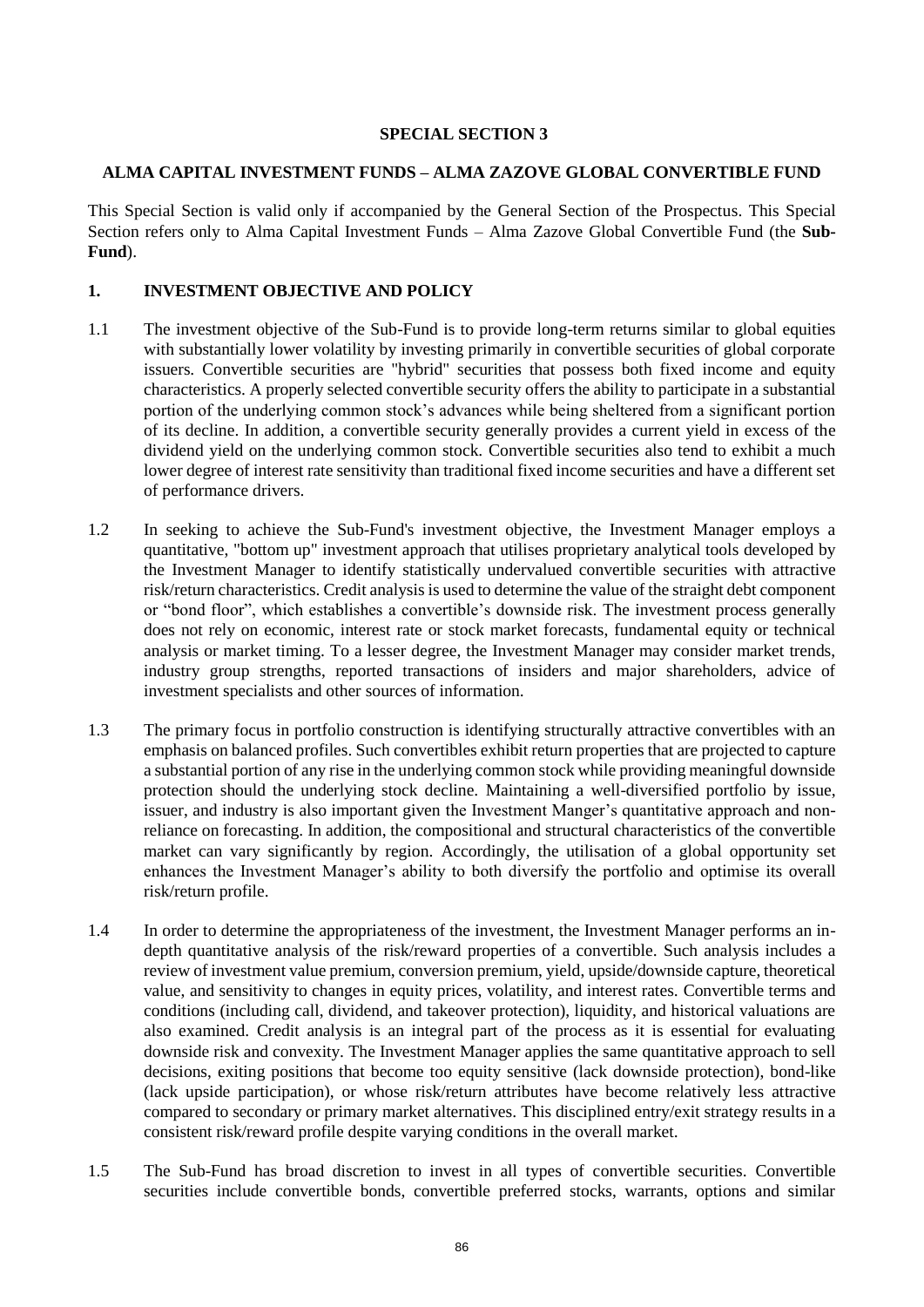# SPECIAL SECTION 3

## ALMA CAPITAL INVESTMENT FUNDS – ALMA ZAZOVE GLOBAL CONVERTIBLE FUND

This Special Section is valid only if accompanied by the General Section of the Prospectus. This Special Section refers only to Alma Capital Investment Funds – Alma Zazove Global Convertible Fund (the **Sub-Fund**).

### 1. INVESTMENT OBJECTIVE AND POLICY

1.1 The investment objective of the Sub-Fund is to provide long-term returns similar to global equities with substantially lower volatility by investing primarily in convertible securities of global corporate issuers. Convertible securities are "hybrid" securities that possess both fixed income and equity characteristics. A properly selected convertible security offers the ability to participate in a substantial portion of the underlying common stock's advances while being sheltered from a significant portion of its decline. In addition, a convertible security generally provides a current yield in excess of the dividend yield on the underlying common stock. Convertible securities also tend to exhibit a much lower degree of interest rate sensitivity than traditional fixed income securities and have a different set of performance drivers.

1.2 In seeking to achieve the Sub-Fund's investment objective, the Investment Manager employs a quantitative, "bottom up" investment approach that utilises proprietary analytical tools developed by the Investment Manager to identify statistically undervalued convertible securities with attractive risk/return characteristics. Credit analysis is used to determine the value of the straight debt component or "bond floor", which establishes a convertible's downside risk. The investment process generally does not rely on economic, interest rate or stock market forecasts, fundamental equity or technical analysis or market timing. To a lesser degree, the Investment Manager may consider market trends, industry group strengths, reported transactions of insiders and major shareholders, advice of investment specialists and other sources of information.

1.3 The primary focus in portfolio construction is identifying structurally attractive convertibles with an emphasis on balanced profiles. Such convertibles exhibit return properties that are projected to capture a substantial portion of any rise in the underlying common stock while providing meaningful downside protection should the underlying stock decline. Maintaining a well-diversified portfolio by issue, issuer, and industry is also important given the Investment Manger's quantitative approach and non-reliance on forecasting. In addition, the compositional and structural characteristics of the convertible market can vary significantly by region. Accordingly, the utilisation of a global opportunity set enhances the Investment Manager's ability to both diversify the portfolio and optimise its overall risk/return profile.

1.4 In order to determine the appropriateness of the investment, the Investment Manager performs an in-depth quantitative analysis of the risk/reward properties of a convertible. Such analysis includes a review of investment value premium, conversion premium, yield, upside/downside capture, theoretical value, and sensitivity to changes in equity prices, volatility, and interest rates. Convertible terms and conditions (including call, dividend, and takeover protection), liquidity, and historical valuations are also examined. Credit analysis is an integral part of the process as it is essential for evaluating downside risk and convexity. The Investment Manager applies the same quantitative approach to sell decisions, exiting positions that become too equity sensitive (lack downside protection), bond-like (lack upside participation), or whose risk/return attributes have become relatively less attractive compared to secondary or primary market alternatives. This disciplined entry/exit strategy results in a consistent risk/reward profile despite varying conditions in the overall market.

1.5 The Sub-Fund has broad discretion to invest in all types of convertible securities. Convertible securities include convertible bonds, convertible preferred stocks, warrants, options and similar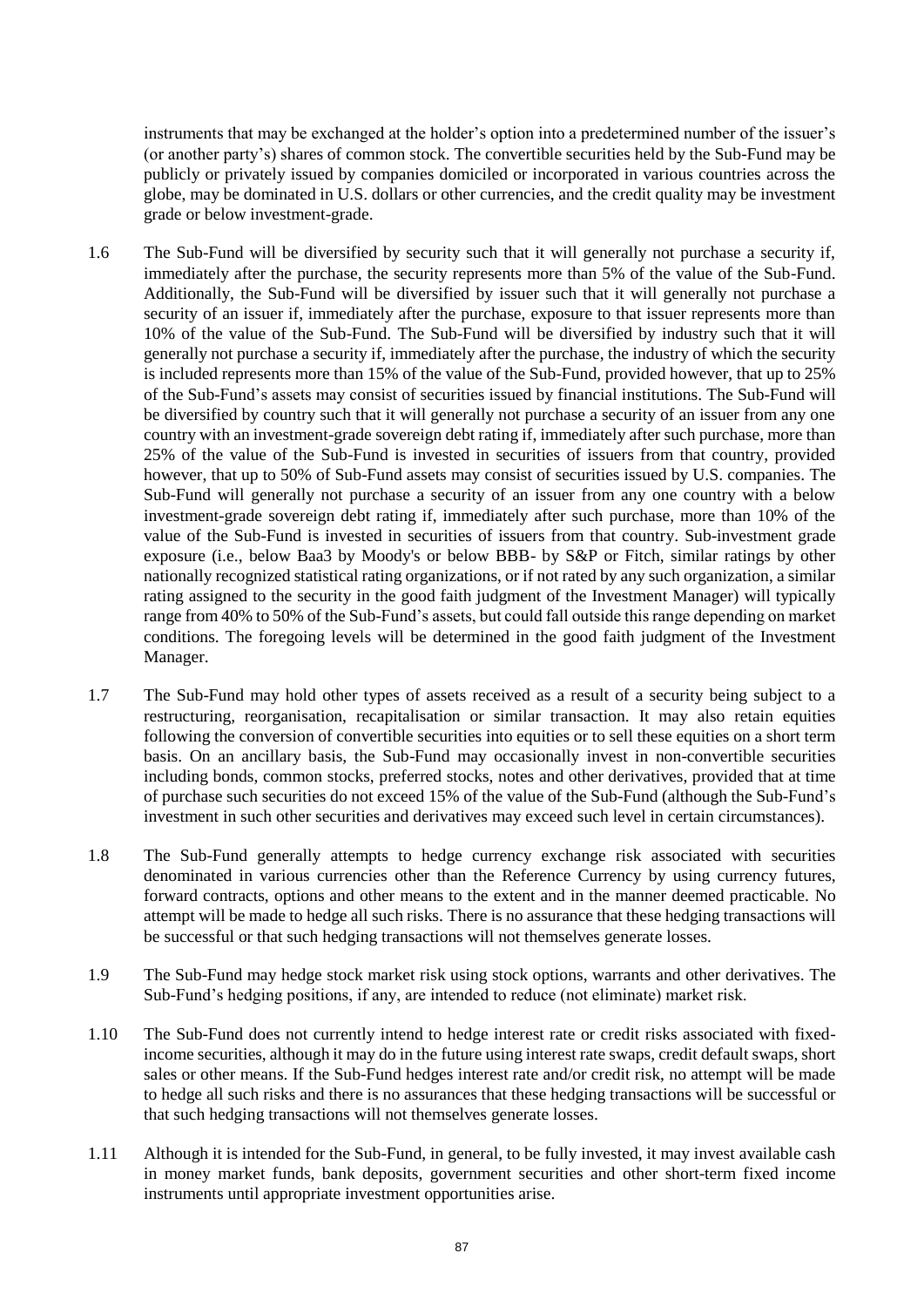instruments that may be exchanged at the holder's option into a predetermined number of the issuer's (or another party's) shares of common stock. The convertible securities held by the Sub-Fund may be publicly or privately issued by companies domiciled or incorporated in various countries across the globe, may be dominated in U.S. dollars or other currencies, and the credit quality may be investment grade or below investment-grade.

1.6 The Sub-Fund will be diversified by security such that it will generally not purchase a security if, immediately after the purchase, the security represents more than 5% of the value of the Sub-Fund. Additionally, the Sub-Fund will be diversified by issuer such that it will generally not purchase a security of an issuer if, immediately after the purchase, exposure to that issuer represents more than 10% of the value of the Sub-Fund. The Sub-Fund will be diversified by industry such that it will generally not purchase a security if, immediately after the purchase, the industry of which the security is included represents more than 15% of the value of the Sub-Fund, provided however, that up to 25% of the Sub-Fund's assets may consist of securities issued by financial institutions. The Sub-Fund will be diversified by country such that it will generally not purchase a security of an issuer from any one country with an investment-grade sovereign debt rating if, immediately after such purchase, more than 25% of the value of the Sub-Fund is invested in securities of issuers from that country, provided however, that up to 50% of Sub-Fund assets may consist of securities issued by U.S. companies. The Sub-Fund will generally not purchase a security of an issuer from any one country with a below investment-grade sovereign debt rating if, immediately after such purchase, more than 10% of the value of the Sub-Fund is invested in securities of issuers from that country. Sub-investment grade exposure (i.e., below Baa3 by Moody's or below BBB- by S&P or Fitch, similar ratings by other nationally recognized statistical rating organizations, or if not rated by any such organization, a similar rating assigned to the security in the good faith judgment of the Investment Manager) will typically range from 40% to 50% of the Sub-Fund's assets, but could fall outside this range depending on market conditions. The foregoing levels will be determined in the good faith judgment of the Investment Manager.

1.7 The Sub-Fund may hold other types of assets received as a result of a security being subject to a restructuring, reorganisation, recapitalisation or similar transaction. It may also retain equities following the conversion of convertible securities into equities or to sell these equities on a short term basis. On an ancillary basis, the Sub-Fund may occasionally invest in non-convertible securities including bonds, common stocks, preferred stocks, notes and other derivatives, provided that at time of purchase such securities do not exceed 15% of the value of the Sub-Fund (although the Sub-Fund's investment in such other securities and derivatives may exceed such level in certain circumstances).

1.8 The Sub-Fund generally attempts to hedge currency exchange risk associated with securities denominated in various currencies other than the Reference Currency by using currency futures, forward contracts, options and other means to the extent and in the manner deemed practicable. No attempt will be made to hedge all such risks. There is no assurance that these hedging transactions will be successful or that such hedging transactions will not themselves generate losses.

1.9 The Sub-Fund may hedge stock market risk using stock options, warrants and other derivatives. The Sub-Fund's hedging positions, if any, are intended to reduce (not eliminate) market risk.

1.10 The Sub-Fund does not currently intend to hedge interest rate or credit risks associated with fixed-income securities, although it may do in the future using interest rate swaps, credit default swaps, short sales or other means. If the Sub-Fund hedges interest rate and/or credit risk, no attempt will be made to hedge all such risks and there is no assurances that these hedging transactions will be successful or that such hedging transactions will not themselves generate losses.

1.11 Although it is intended for the Sub-Fund, in general, to be fully invested, it may invest available cash in money market funds, bank deposits, government securities and other short-term fixed income instruments until appropriate investment opportunities arise.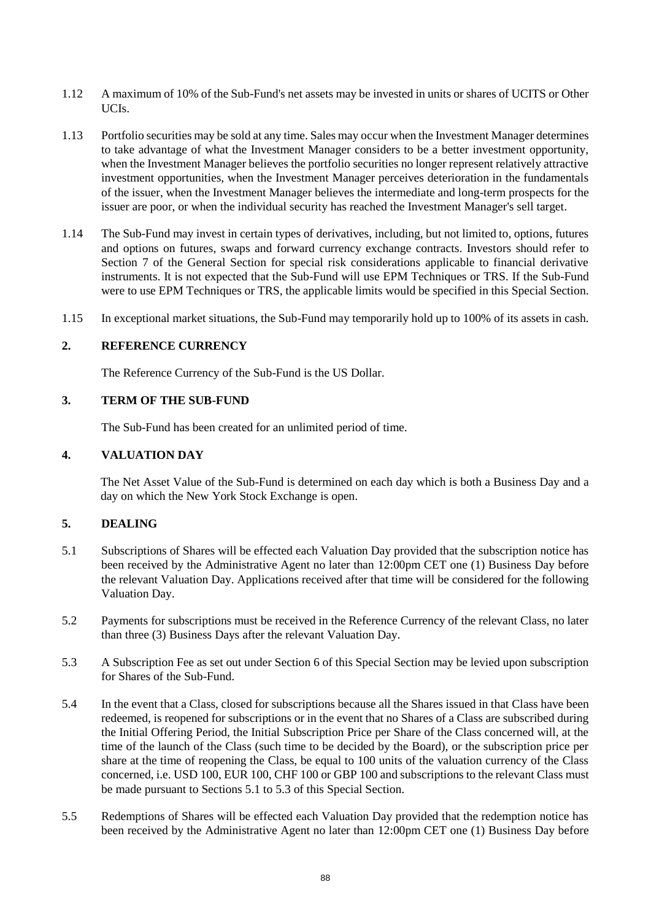1.12 A maximum of 10% of the Sub-Fund's net assets may be invested in units or shares of UCITS or Other UCIs.

1.13 Portfolio securities may be sold at any time. Sales may occur when the Investment Manager determines to take advantage of what the Investment Manager considers to be a better investment opportunity, when the Investment Manager believes the portfolio securities no longer represent relatively attractive investment opportunities, when the Investment Manager perceives deterioration in the fundamentals of the issuer, when the Investment Manager believes the intermediate and long-term prospects for the issuer are poor, or when the individual security has reached the Investment Manager's sell target.

1.14 The Sub-Fund may invest in certain types of derivatives, including, but not limited to, options, futures and options on futures, swaps and forward currency exchange contracts. Investors should refer to Section 7 of the General Section for special risk considerations applicable to financial derivative instruments. It is not expected that the Sub-Fund will use EPM Techniques or TRS. If the Sub-Fund were to use EPM Techniques or TRS, the applicable limits would be specified in this Special Section.

1.15 In exceptional market situations, the Sub-Fund may temporarily hold up to 100% of its assets in cash.

## 2. REFERENCE CURRENCY

The Reference Currency of the Sub-Fund is the US Dollar.

## 3. TERM OF THE SUB-FUND

The Sub-Fund has been created for an unlimited period of time.

## 4. VALUATION DAY

The Net Asset Value of the Sub-Fund is determined on each day which is both a Business Day and a day on which the New York Stock Exchange is open.

## 5. DEALING

5.1 Subscriptions of Shares will be effected each Valuation Day provided that the subscription notice has been received by the Administrative Agent no later than 12:00pm CET one (1) Business Day before the relevant Valuation Day. Applications received after that time will be considered for the following Valuation Day.

5.2 Payments for subscriptions must be received in the Reference Currency of the relevant Class, no later than three (3) Business Days after the relevant Valuation Day.

5.3 A Subscription Fee as set out under Section 6 of this Special Section may be levied upon subscription for Shares of the Sub-Fund.

5.4 In the event that a Class, closed for subscriptions because all the Shares issued in that Class have been redeemed, is reopened for subscriptions or in the event that no Shares of a Class are subscribed during the Initial Offering Period, the Initial Subscription Price per Share of the Class concerned will, at the time of the launch of the Class (such time to be decided by the Board), or the subscription price per share at the time of reopening the Class, be equal to 100 units of the valuation currency of the Class concerned, i.e. USD 100, EUR 100, CHF 100 or GBP 100 and subscriptions to the relevant Class must be made pursuant to Sections 5.1 to 5.3 of this Special Section.

5.5 Redemptions of Shares will be effected each Valuation Day provided that the redemption notice has been received by the Administrative Agent no later than 12:00pm CET one (1) Business Day before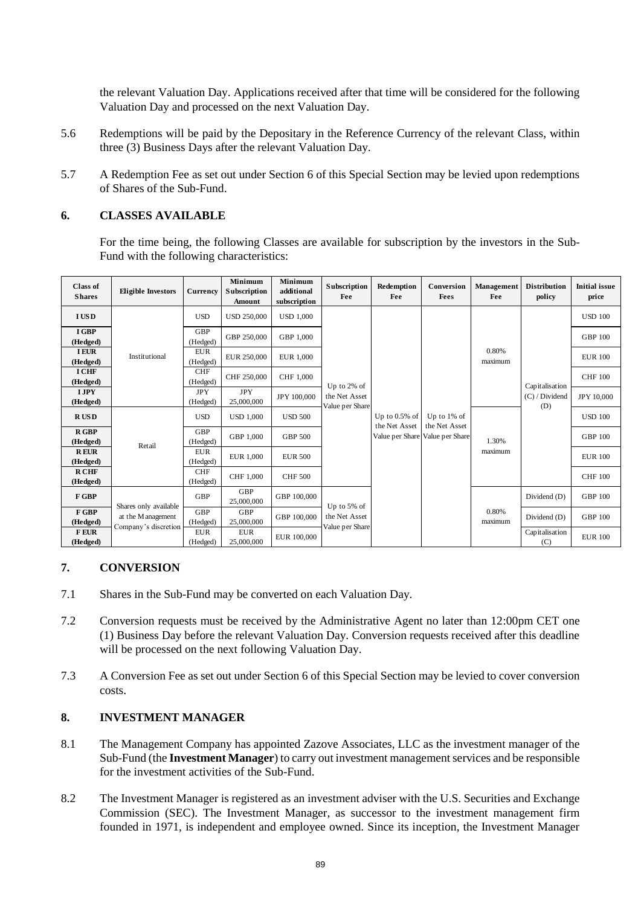the relevant Valuation Day. Applications received after that time will be considered for the following Valuation Day and processed on the next Valuation Day.

5.6 Redemptions will be paid by the Depositary in the Reference Currency of the relevant Class, within three (3) Business Days after the relevant Valuation Day.

5.7 A Redemption Fee as set out under Section 6 of this Special Section may be levied upon redemptions of Shares of the Sub-Fund.

## 6. CLASSES AVAILABLE

For the time being, the following Classes are available for subscription by the investors in the Sub-Fund with the following characteristics:

| Class of Shares | Eligible Investors | Currency | Minimum Subscription Amount | Minimum additional subscription | Subscription Fee | Redemption Fee | Conversion Fees | Management Fee | Distribution policy | Initial issue price |
|---|---|---|---|---|---|---|---|---|---|---|
| I USD | Institutional | USD | USD 250,000 | USD 1,000 | Up to 2% of the Net Asset Value per Share | Up to 0.5% of the Net Asset Value per Share | Up to 1% of the Net Asset Value per Share | 0.80% maximum | Capitalisation (C) / Dividend (D) | USD 100 |
| I GBP (Hedged) | Institutional | GBP (Hedged) | GBP 250,000 | GBP 1,000 | Up to 2% of the Net Asset Value per Share | Up to 0.5% of the Net Asset Value per Share | Up to 1% of the Net Asset Value per Share | 0.80% maximum | Capitalisation (C) / Dividend (D) | GBP 100 |
| I EUR (Hedged) | Institutional | EUR (Hedged) | EUR 250,000 | EUR 1,000 | Up to 2% of the Net Asset Value per Share | Up to 0.5% of the Net Asset Value per Share | Up to 1% of the Net Asset Value per Share | 0.80% maximum | Capitalisation (C) / Dividend (D) | EUR 100 |
| I CHF (Hedged) | Institutional | CHF (Hedged) | CHF 250,000 | CHF 1,000 | Up to 2% of the Net Asset Value per Share | Up to 0.5% of the Net Asset Value per Share | Up to 1% of the Net Asset Value per Share | 0.80% maximum | Capitalisation (C) / Dividend (D) | CHF 100 |
| I JPY (Hedged) | Institutional | JPY (Hedged) | JPY 25,000,000 | JPY 100,000 | Up to 2% of the Net Asset Value per Share | Up to 0.5% of the Net Asset Value per Share | Up to 1% of the Net Asset Value per Share | 0.80% maximum | Capitalisation (C) / Dividend (D) | JPY 10,000 |
| R USD | Retail | USD | USD 1,000 | USD 500 | Up to 2% of the Net Asset Value per Share | Up to 0.5% of the Net Asset Value per Share | Up to 1% of the Net Asset Value per Share | 1.30% maximum | Capitalisation (C) / Dividend (D) | USD 100 |
| R GBP (Hedged) | Retail | GBP (Hedged) | GBP 1,000 | GBP 500 | Up to 2% of the Net Asset Value per Share | Up to 0.5% of the Net Asset Value per Share | Up to 1% of the Net Asset Value per Share | 1.30% maximum | Capitalisation (C) / Dividend (D) | GBP 100 |
| R EUR (Hedged) | Retail | EUR (Hedged) | EUR 1,000 | EUR 500 | Up to 2% of the Net Asset Value per Share | Up to 0.5% of the Net Asset Value per Share | Up to 1% of the Net Asset Value per Share | 1.30% maximum | Capitalisation (C) / Dividend (D) | EUR 100 |
| R CHF (Hedged) | Retail | CHF (Hedged) | CHF 1,000 | CHF 500 | Up to 2% of the Net Asset Value per Share | Up to 0.5% of the Net Asset Value per Share | Up to 1% of the Net Asset Value per Share | 1.30% maximum | Capitalisation (C) / Dividend (D) | CHF 100 |
| F GBP | Shares only available at the Management Company's discretion | GBP | GBP 25,000,000 | GBP 100,000 | Up to 5% of the Net Asset Value per Share | Up to 0.5% of the Net Asset Value per Share | Up to 1% of the Net Asset Value per Share | 0.80% maximum | Dividend (D) | GBP 100 |
| F GBP (Hedged) | Shares only available at the Management Company's discretion | GBP (Hedged) | GBP 25,000,000 | GBP 100,000 | Up to 5% of the Net Asset Value per Share | Up to 0.5% of the Net Asset Value per Share | Up to 1% of the Net Asset Value per Share | 0.80% maximum | Dividend (D) | GBP 100 |
| F EUR (Hedged) | Shares only available at the Management Company's discretion | EUR (Hedged) | EUR 25,000,000 | EUR 100,000 | Up to 5% of the Net Asset Value per Share | Up to 0.5% of the Net Asset Value per Share | Up to 1% of the Net Asset Value per Share | 0.80% maximum | Capitalisation (C) | EUR 100 |

## 7. CONVERSION

7.1 Shares in the Sub-Fund may be converted on each Valuation Day.

7.2 Conversion requests must be received by the Administrative Agent no later than 12:00pm CET one (1) Business Day before the relevant Valuation Day. Conversion requests received after this deadline will be processed on the next following Valuation Day.

7.3 A Conversion Fee as set out under Section 6 of this Special Section may be levied to cover conversion costs.

## 8. INVESTMENT MANAGER

8.1 The Management Company has appointed Zazove Associates, LLC as the investment manager of the Sub-Fund (the **Investment Manager**) to carry out investment management services and be responsible for the investment activities of the Sub-Fund.

8.2 The Investment Manager is registered as an investment adviser with the U.S. Securities and Exchange Commission (SEC). The Investment Manager, as successor to the investment management firm founded in 1971, is independent and employee owned. Since its inception, the Investment Manager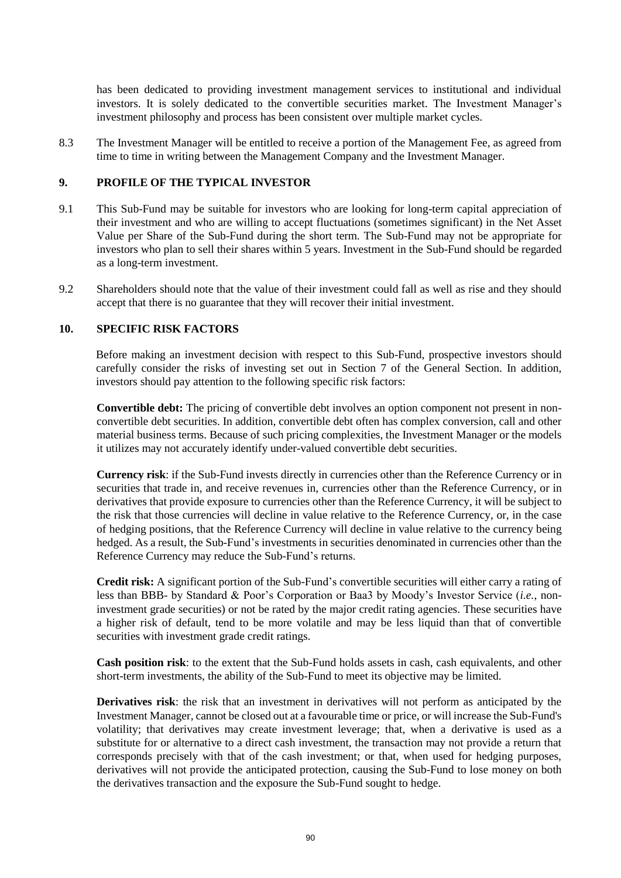has been dedicated to providing investment management services to institutional and individual investors. It is solely dedicated to the convertible securities market. The Investment Manager's investment philosophy and process has been consistent over multiple market cycles.

8.3 The Investment Manager will be entitled to receive a portion of the Management Fee, as agreed from time to time in writing between the Management Company and the Investment Manager.

## 9. PROFILE OF THE TYPICAL INVESTOR

9.1 This Sub-Fund may be suitable for investors who are looking for long-term capital appreciation of their investment and who are willing to accept fluctuations (sometimes significant) in the Net Asset Value per Share of the Sub-Fund during the short term. The Sub-Fund may not be appropriate for investors who plan to sell their shares within 5 years. Investment in the Sub-Fund should be regarded as a long-term investment.

9.2 Shareholders should note that the value of their investment could fall as well as rise and they should accept that there is no guarantee that they will recover their initial investment.

## 10. SPECIFIC RISK FACTORS

Before making an investment decision with respect to this Sub-Fund, prospective investors should carefully consider the risks of investing set out in Section 7 of the General Section. In addition, investors should pay attention to the following specific risk factors:

**Convertible debt:** The pricing of convertible debt involves an option component not present in non-convertible debt securities. In addition, convertible debt often has complex conversion, call and other material business terms. Because of such pricing complexities, the Investment Manager or the models it utilizes may not accurately identify under-valued convertible debt securities.

**Currency risk**: if the Sub-Fund invests directly in currencies other than the Reference Currency or in securities that trade in, and receive revenues in, currencies other than the Reference Currency, or in derivatives that provide exposure to currencies other than the Reference Currency, it will be subject to the risk that those currencies will decline in value relative to the Reference Currency, or, in the case of hedging positions, that the Reference Currency will decline in value relative to the currency being hedged. As a result, the Sub-Fund's investments in securities denominated in currencies other than the Reference Currency may reduce the Sub-Fund's returns.

**Credit risk:** A significant portion of the Sub-Fund's convertible securities will either carry a rating of less than BBB- by Standard & Poor's Corporation or Baa3 by Moody's Investor Service (*i.e.*, non-investment grade securities) or not be rated by the major credit rating agencies. These securities have a higher risk of default, tend to be more volatile and may be less liquid than that of convertible securities with investment grade credit ratings.

**Cash position risk**: to the extent that the Sub-Fund holds assets in cash, cash equivalents, and other short-term investments, the ability of the Sub-Fund to meet its objective may be limited.

**Derivatives risk**: the risk that an investment in derivatives will not perform as anticipated by the Investment Manager, cannot be closed out at a favourable time or price, or will increase the Sub-Fund's volatility; that derivatives may create investment leverage; that, when a derivative is used as a substitute for or alternative to a direct cash investment, the transaction may not provide a return that corresponds precisely with that of the cash investment; or that, when used for hedging purposes, derivatives will not provide the anticipated protection, causing the Sub-Fund to lose money on both the derivatives transaction and the exposure the Sub-Fund sought to hedge.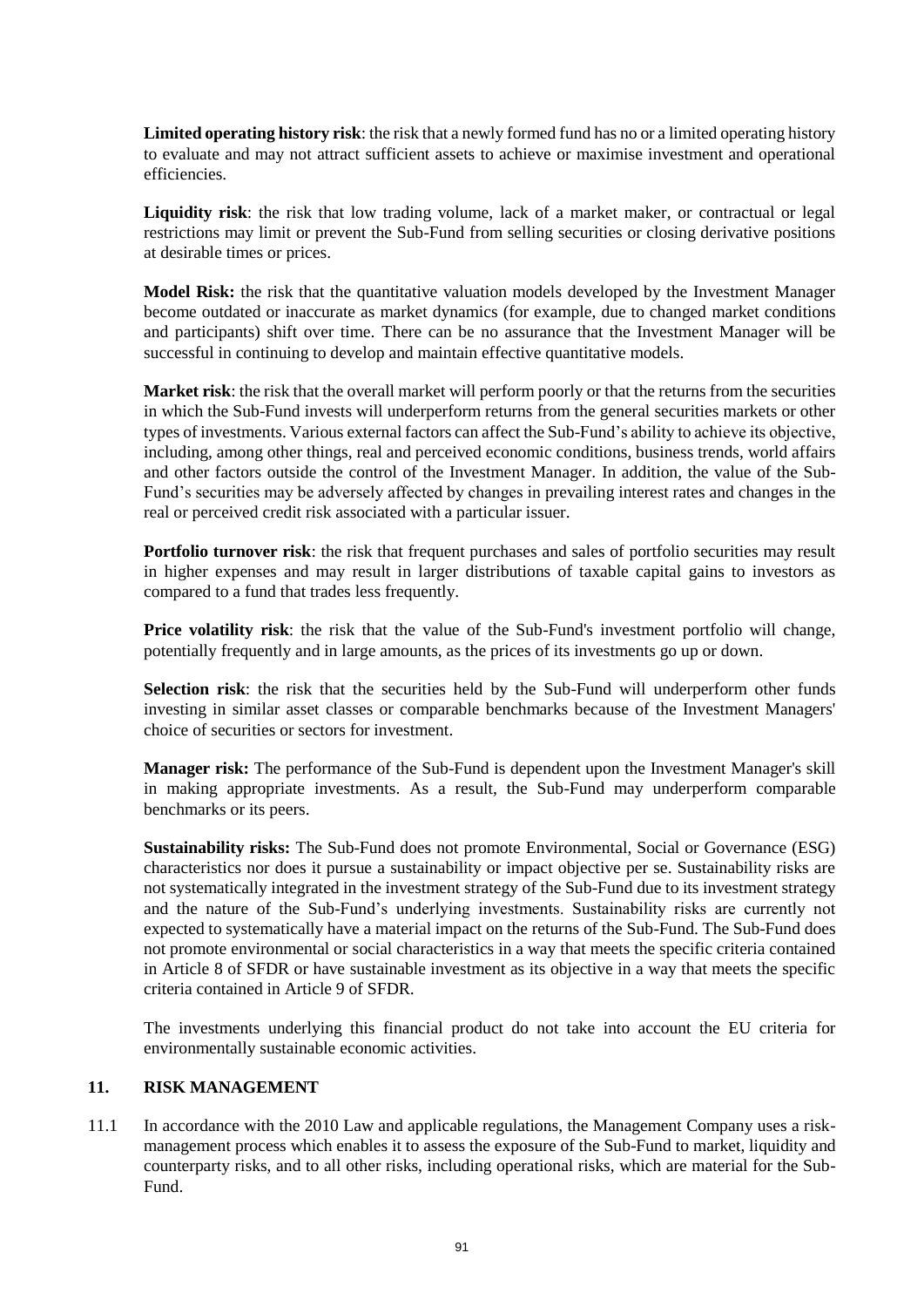**Limited operating history risk**: the risk that a newly formed fund has no or a limited operating history to evaluate and may not attract sufficient assets to achieve or maximise investment and operational efficiencies.

**Liquidity risk**: the risk that low trading volume, lack of a market maker, or contractual or legal restrictions may limit or prevent the Sub-Fund from selling securities or closing derivative positions at desirable times or prices.

**Model Risk:** the risk that the quantitative valuation models developed by the Investment Manager become outdated or inaccurate as market dynamics (for example, due to changed market conditions and participants) shift over time. There can be no assurance that the Investment Manager will be successful in continuing to develop and maintain effective quantitative models.

**Market risk**: the risk that the overall market will perform poorly or that the returns from the securities in which the Sub-Fund invests will underperform returns from the general securities markets or other types of investments. Various external factors can affect the Sub-Fund's ability to achieve its objective, including, among other things, real and perceived economic conditions, business trends, world affairs and other factors outside the control of the Investment Manager. In addition, the value of the Sub-Fund's securities may be adversely affected by changes in prevailing interest rates and changes in the real or perceived credit risk associated with a particular issuer.

**Portfolio turnover risk**: the risk that frequent purchases and sales of portfolio securities may result in higher expenses and may result in larger distributions of taxable capital gains to investors as compared to a fund that trades less frequently.

**Price volatility risk**: the risk that the value of the Sub-Fund's investment portfolio will change, potentially frequently and in large amounts, as the prices of its investments go up or down.

**Selection risk**: the risk that the securities held by the Sub-Fund will underperform other funds investing in similar asset classes or comparable benchmarks because of the Investment Managers' choice of securities or sectors for investment.

**Manager risk:** The performance of the Sub-Fund is dependent upon the Investment Manager's skill in making appropriate investments. As a result, the Sub-Fund may underperform comparable benchmarks or its peers.

**Sustainability risks:** The Sub-Fund does not promote Environmental, Social or Governance (ESG) characteristics nor does it pursue a sustainability or impact objective per se. Sustainability risks are not systematically integrated in the investment strategy of the Sub-Fund due to its investment strategy and the nature of the Sub-Fund's underlying investments. Sustainability risks are currently not expected to systematically have a material impact on the returns of the Sub-Fund. The Sub-Fund does not promote environmental or social characteristics in a way that meets the specific criteria contained in Article 8 of SFDR or have sustainable investment as its objective in a way that meets the specific criteria contained in Article 9 of SFDR.

The investments underlying this financial product do not take into account the EU criteria for environmentally sustainable economic activities.

## 11. RISK MANAGEMENT

11.1 In accordance with the 2010 Law and applicable regulations, the Management Company uses a risk-management process which enables it to assess the exposure of the Sub-Fund to market, liquidity and counterparty risks, and to all other risks, including operational risks, which are material for the Sub-Fund.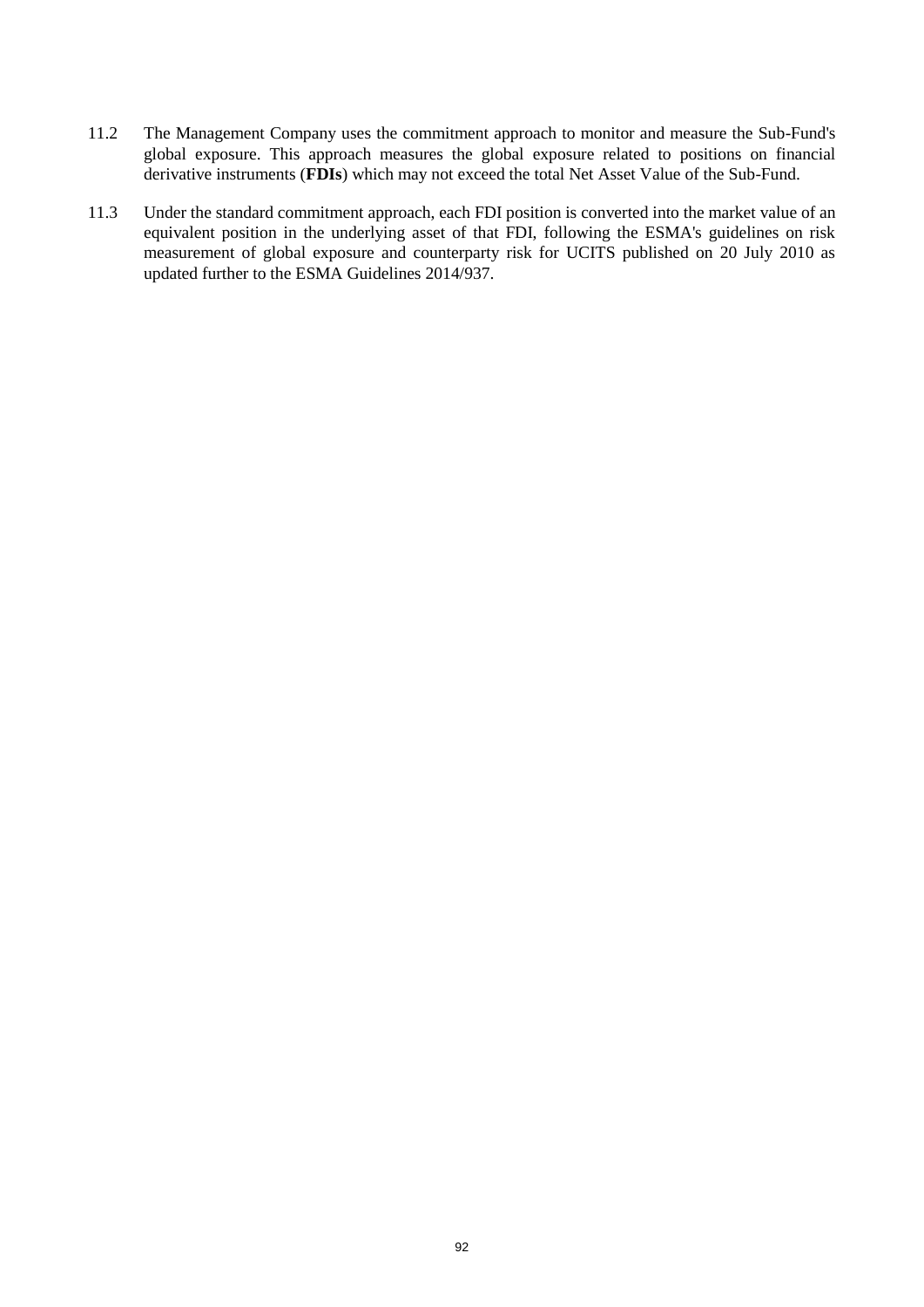11.2 The Management Company uses the commitment approach to monitor and measure the Sub-Fund's global exposure. This approach measures the global exposure related to positions on financial derivative instruments (**FDIs**) which may not exceed the total Net Asset Value of the Sub-Fund.

11.3 Under the standard commitment approach, each FDI position is converted into the market value of an equivalent position in the underlying asset of that FDI, following the ESMA's guidelines on risk measurement of global exposure and counterparty risk for UCITS published on 20 July 2010 as updated further to the ESMA Guidelines 2014/937.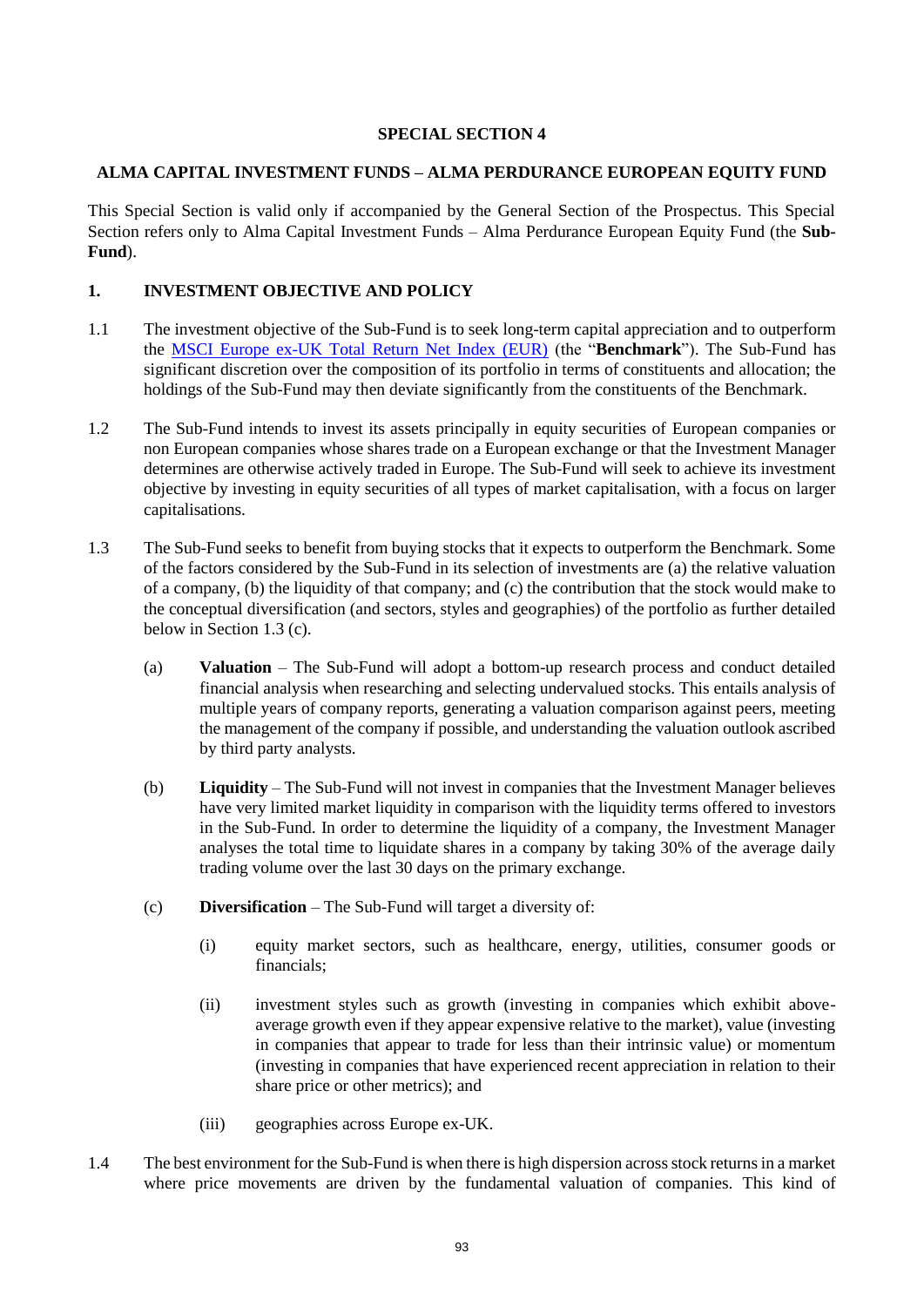## SPECIAL SECTION 4

## ALMA CAPITAL INVESTMENT FUNDS – ALMA PERDURANCE EUROPEAN EQUITY FUND

This Special Section is valid only if accompanied by the General Section of the Prospectus. This Special Section refers only to Alma Capital Investment Funds – Alma Perdurance European Equity Fund (the **Sub-Fund**).

### 1. INVESTMENT OBJECTIVE AND POLICY

1.1 The investment objective of the Sub-Fund is to seek long-term capital appreciation and to outperform the MSCI Europe ex-UK Total Return Net Index (EUR) (the "**Benchmark**"). The Sub-Fund has significant discretion over the composition of its portfolio in terms of constituents and allocation; the holdings of the Sub-Fund may then deviate significantly from the constituents of the Benchmark.

1.2 The Sub-Fund intends to invest its assets principally in equity securities of European companies or non European companies whose shares trade on a European exchange or that the Investment Manager determines are otherwise actively traded in Europe. The Sub-Fund will seek to achieve its investment objective by investing in equity securities of all types of market capitalisation, with a focus on larger capitalisations.

1.3 The Sub-Fund seeks to benefit from buying stocks that it expects to outperform the Benchmark. Some of the factors considered by the Sub-Fund in its selection of investments are (a) the relative valuation of a company, (b) the liquidity of that company; and (c) the contribution that the stock would make to the conceptual diversification (and sectors, styles and geographies) of the portfolio as further detailed below in Section 1.3 (c).

(a) **Valuation** – The Sub-Fund will adopt a bottom-up research process and conduct detailed financial analysis when researching and selecting undervalued stocks. This entails analysis of multiple years of company reports, generating a valuation comparison against peers, meeting the management of the company if possible, and understanding the valuation outlook ascribed by third party analysts.

(b) **Liquidity** – The Sub-Fund will not invest in companies that the Investment Manager believes have very limited market liquidity in comparison with the liquidity terms offered to investors in the Sub-Fund. In order to determine the liquidity of a company, the Investment Manager analyses the total time to liquidate shares in a company by taking 30% of the average daily trading volume over the last 30 days on the primary exchange.

(c) **Diversification** – The Sub-Fund will target a diversity of:

(i) equity market sectors, such as healthcare, energy, utilities, consumer goods or financials;

(ii) investment styles such as growth (investing in companies which exhibit above-average growth even if they appear expensive relative to the market), value (investing in companies that appear to trade for less than their intrinsic value) or momentum (investing in companies that have experienced recent appreciation in relation to their share price or other metrics); and

(iii) geographies across Europe ex-UK.

1.4 The best environment for the Sub-Fund is when there is high dispersion across stock returns in a market where price movements are driven by the fundamental valuation of companies. This kind of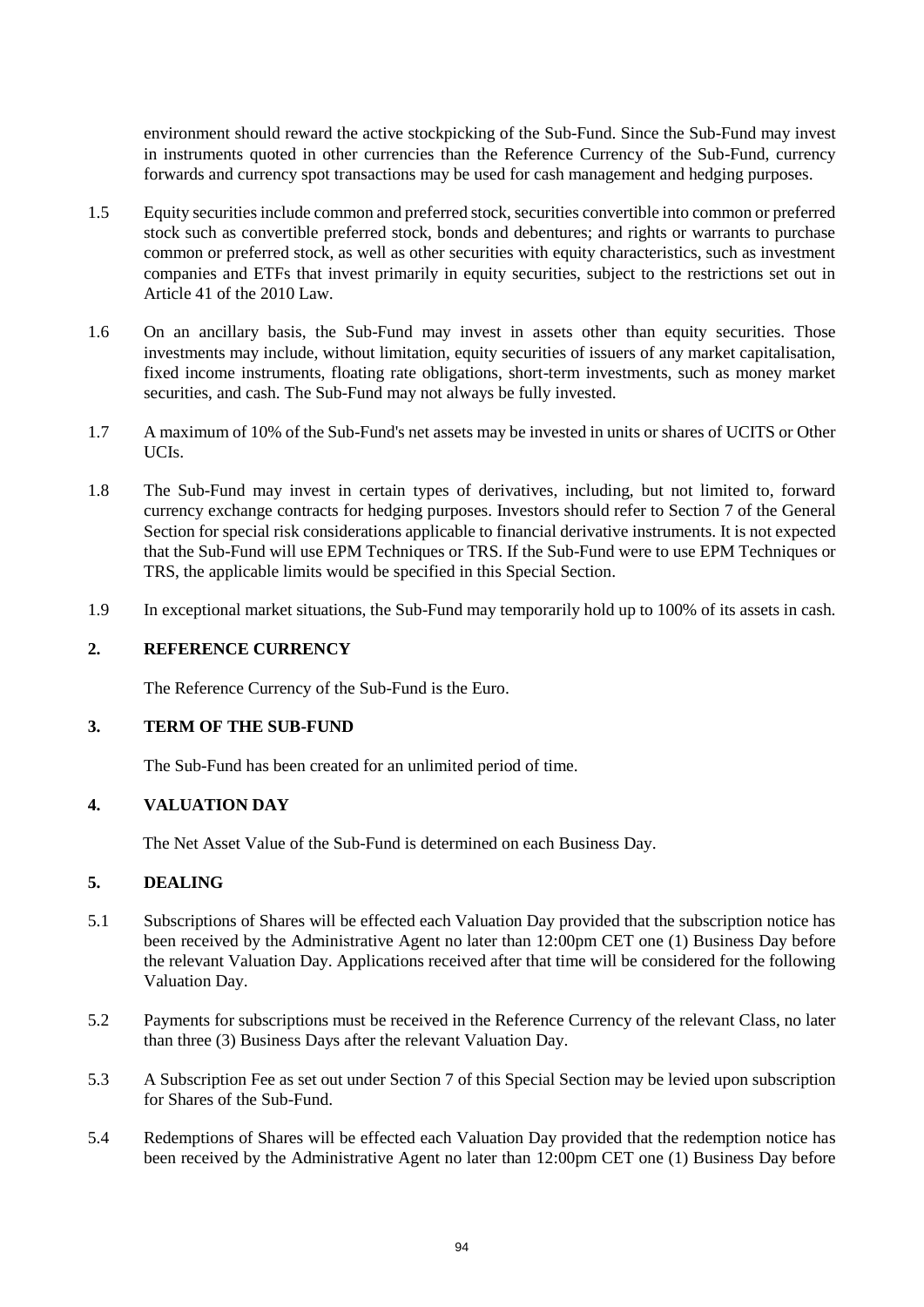environment should reward the active stockpicking of the Sub-Fund. Since the Sub-Fund may invest in instruments quoted in other currencies than the Reference Currency of the Sub-Fund, currency forwards and currency spot transactions may be used for cash management and hedging purposes.

1.5 Equity securities include common and preferred stock, securities convertible into common or preferred stock such as convertible preferred stock, bonds and debentures; and rights or warrants to purchase common or preferred stock, as well as other securities with equity characteristics, such as investment companies and ETFs that invest primarily in equity securities, subject to the restrictions set out in Article 41 of the 2010 Law.

1.6 On an ancillary basis, the Sub-Fund may invest in assets other than equity securities. Those investments may include, without limitation, equity securities of issuers of any market capitalisation, fixed income instruments, floating rate obligations, short-term investments, such as money market securities, and cash. The Sub-Fund may not always be fully invested.

1.7 A maximum of 10% of the Sub-Fund's net assets may be invested in units or shares of UCITS or Other UCIs.

1.8 The Sub-Fund may invest in certain types of derivatives, including, but not limited to, forward currency exchange contracts for hedging purposes. Investors should refer to Section 7 of the General Section for special risk considerations applicable to financial derivative instruments. It is not expected that the Sub-Fund will use EPM Techniques or TRS. If the Sub-Fund were to use EPM Techniques or TRS, the applicable limits would be specified in this Special Section.

1.9 In exceptional market situations, the Sub-Fund may temporarily hold up to 100% of its assets in cash.

## 2. REFERENCE CURRENCY

The Reference Currency of the Sub-Fund is the Euro.

## 3. TERM OF THE SUB-FUND

The Sub-Fund has been created for an unlimited period of time.

## 4. VALUATION DAY

The Net Asset Value of the Sub-Fund is determined on each Business Day.

## 5. DEALING

5.1 Subscriptions of Shares will be effected each Valuation Day provided that the subscription notice has been received by the Administrative Agent no later than 12:00pm CET one (1) Business Day before the relevant Valuation Day. Applications received after that time will be considered for the following Valuation Day.

5.2 Payments for subscriptions must be received in the Reference Currency of the relevant Class, no later than three (3) Business Days after the relevant Valuation Day.

5.3 A Subscription Fee as set out under Section 7 of this Special Section may be levied upon subscription for Shares of the Sub-Fund.

5.4 Redemptions of Shares will be effected each Valuation Day provided that the redemption notice has been received by the Administrative Agent no later than 12:00pm CET one (1) Business Day before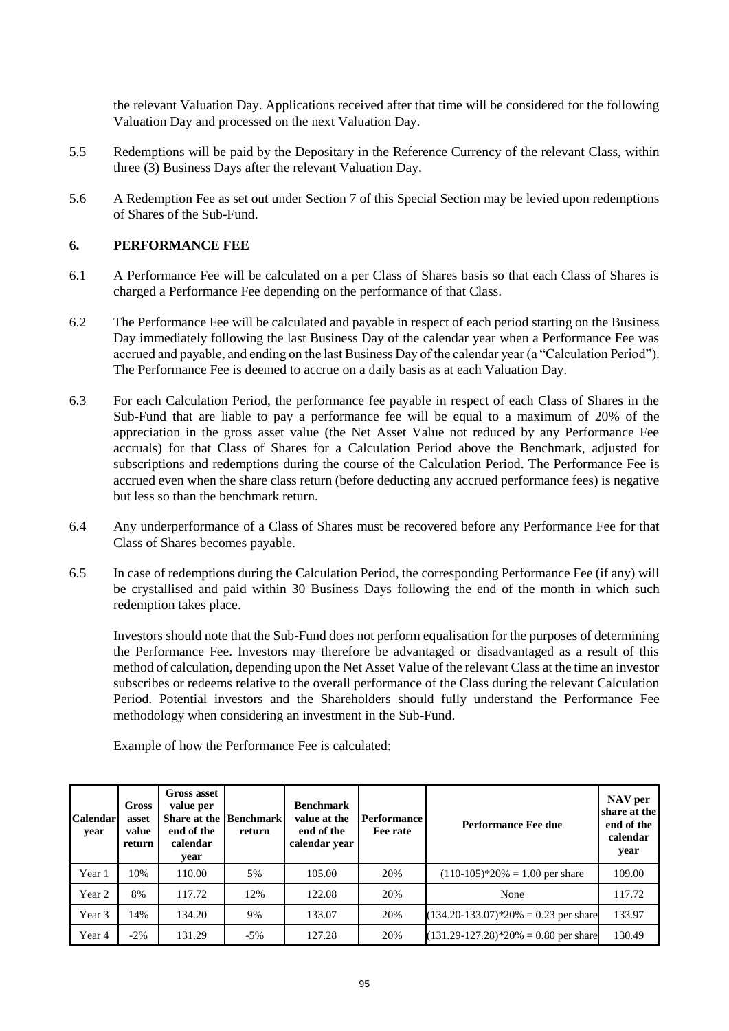the relevant Valuation Day. Applications received after that time will be considered for the following Valuation Day and processed on the next Valuation Day.

5.5 Redemptions will be paid by the Depositary in the Reference Currency of the relevant Class, within three (3) Business Days after the relevant Valuation Day.

5.6 A Redemption Fee as set out under Section 7 of this Special Section may be levied upon redemptions of Shares of the Sub-Fund.

## 6. PERFORMANCE FEE

6.1 A Performance Fee will be calculated on a per Class of Shares basis so that each Class of Shares is charged a Performance Fee depending on the performance of that Class.

6.2 The Performance Fee will be calculated and payable in respect of each period starting on the Business Day immediately following the last Business Day of the calendar year when a Performance Fee was accrued and payable, and ending on the last Business Day of the calendar year (a "Calculation Period"). The Performance Fee is deemed to accrue on a daily basis as at each Valuation Day.

6.3 For each Calculation Period, the performance fee payable in respect of each Class of Shares in the Sub-Fund that are liable to pay a performance fee will be equal to a maximum of 20% of the appreciation in the gross asset value (the Net Asset Value not reduced by any Performance Fee accruals) for that Class of Shares for a Calculation Period above the Benchmark, adjusted for subscriptions and redemptions during the course of the Calculation Period. The Performance Fee is accrued even when the share class return (before deducting any accrued performance fees) is negative but less so than the benchmark return.

6.4 Any underperformance of a Class of Shares must be recovered before any Performance Fee for that Class of Shares becomes payable.

6.5 In case of redemptions during the Calculation Period, the corresponding Performance Fee (if any) will be crystallised and paid within 30 Business Days following the end of the month in which such redemption takes place.

Investors should note that the Sub-Fund does not perform equalisation for the purposes of determining the Performance Fee. Investors may therefore be advantaged or disadvantaged as a result of this method of calculation, depending upon the Net Asset Value of the relevant Class at the time an investor subscribes or redeems relative to the overall performance of the Class during the relevant Calculation Period. Potential investors and the Shareholders should fully understand the Performance Fee methodology when considering an investment in the Sub-Fund.

Example of how the Performance Fee is calculated:

| Calendar year | Gross asset value return | Gross asset value per Share at the end of the calendar year | Benchmark return | Benchmark value at the end of the calendar year | Performance Fee rate | Performance Fee due | NAV per share at the end of the calendar year |
|---|---|---|---|---|---|---|---|
| Year 1 | 10% | 110.00 | 5% | 105.00 | 20% | (110-105)*20% = 1.00 per share | 109.00 |
| Year 2 | 8% | 117.72 | 12% | 122.08 | 20% | None | 117.72 |
| Year 3 | 14% | 134.20 | 9% | 133.07 | 20% | (134.20-133.07)*20% = 0.23 per share | 133.97 |
| Year 4 | -2% | 131.29 | -5% | 127.28 | 20% | (131.29-127.28)*20% = 0.80 per share | 130.49 |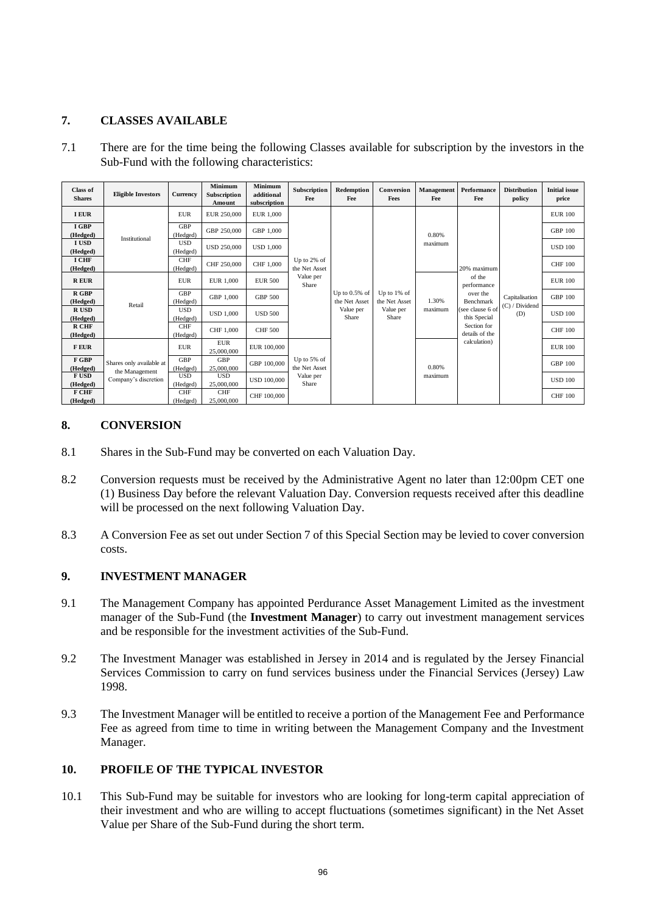## 7. CLASSES AVAILABLE

7.1 There are for the time being the following Classes available for subscription by the investors in the Sub-Fund with the following characteristics:

| Class of Shares | Eligible Investors | Currency | Minimum Subscription Amount | Minimum additional subscription | Subscription Fee | Redemption Fee | Conversion Fees | Management Fee | Performance Fee | Distribution policy | Initial issue price |
|---|---|---|---|---|---|---|---|---|---|---|---|
| I EUR | Institutional | EUR | EUR 250,000 | EUR 1,000 | Up to 2% of the Net Asset Value per Share | Up to 0.5% of the Net Asset Value per Share | Up to 1% of the Net Asset Value per Share | 0.80% maximum | 20% maximum of the performance over the Benchmark (see clause 6 of this Special Section for details of the calculation) | Capitalisation (C) / Dividend (D) | EUR 100 |
| I GBP (Hedged) | | GBP (Hedged) | GBP 250,000 | GBP 1,000 | | | | | | | GBP 100 |
| I USD (Hedged) | | USD (Hedged) | USD 250,000 | USD 1,000 | | | | | | | USD 100 |
| I CHF (Hedged) | | CHF (Hedged) | CHF 250,000 | CHF 1,000 | | | | | | | CHF 100 |
| R EUR | Retail | EUR | EUR 1,000 | EUR 500 | | | | 1.30% maximum | | | EUR 100 |
| R GBP (Hedged) | | GBP (Hedged) | GBP 1,000 | GBP 500 | | | | | | | GBP 100 |
| R USD (Hedged) | | USD (Hedged) | USD 1,000 | USD 500 | | | | | | | USD 100 |
| R CHF (Hedged) | | CHF (Hedged) | CHF 1,000 | CHF 500 | | | | | | | CHF 100 |
| F EUR | Shares only available at the Management Company's discretion | EUR | EUR 25,000,000 | EUR 100,000 | Up to 5% of the Net Asset Value per Share | | | 0.80% maximum | | | EUR 100 |
| F GBP (Hedged) | | GBP (Hedged) | GBP 25,000,000 | GBP 100,000 | | | | | | | GBP 100 |
| F USD (Hedged) | | USD (Hedged) | USD 25,000,000 | USD 100,000 | | | | | | | USD 100 |
| F CHF (Hedged) | | CHF (Hedged) | CHF 25,000,000 | CHF 100,000 | | | | | | | CHF 100 |

## 8. CONVERSION

8.1 Shares in the Sub-Fund may be converted on each Valuation Day.

8.2 Conversion requests must be received by the Administrative Agent no later than 12:00pm CET one (1) Business Day before the relevant Valuation Day. Conversion requests received after this deadline will be processed on the next following Valuation Day.

8.3 A Conversion Fee as set out under Section 7 of this Special Section may be levied to cover conversion costs.

## 9. INVESTMENT MANAGER

9.1 The Management Company has appointed Perdurance Asset Management Limited as the investment manager of the Sub-Fund (the **Investment Manager**) to carry out investment management services and be responsible for the investment activities of the Sub-Fund.

9.2 The Investment Manager was established in Jersey in 2014 and is regulated by the Jersey Financial Services Commission to carry on fund services business under the Financial Services (Jersey) Law 1998.

9.3 The Investment Manager will be entitled to receive a portion of the Management Fee and Performance Fee as agreed from time to time in writing between the Management Company and the Investment Manager.

## 10. PROFILE OF THE TYPICAL INVESTOR

10.1 This Sub-Fund may be suitable for investors who are looking for long-term capital appreciation of their investment and who are willing to accept fluctuations (sometimes significant) in the Net Asset Value per Share of the Sub-Fund during the short term.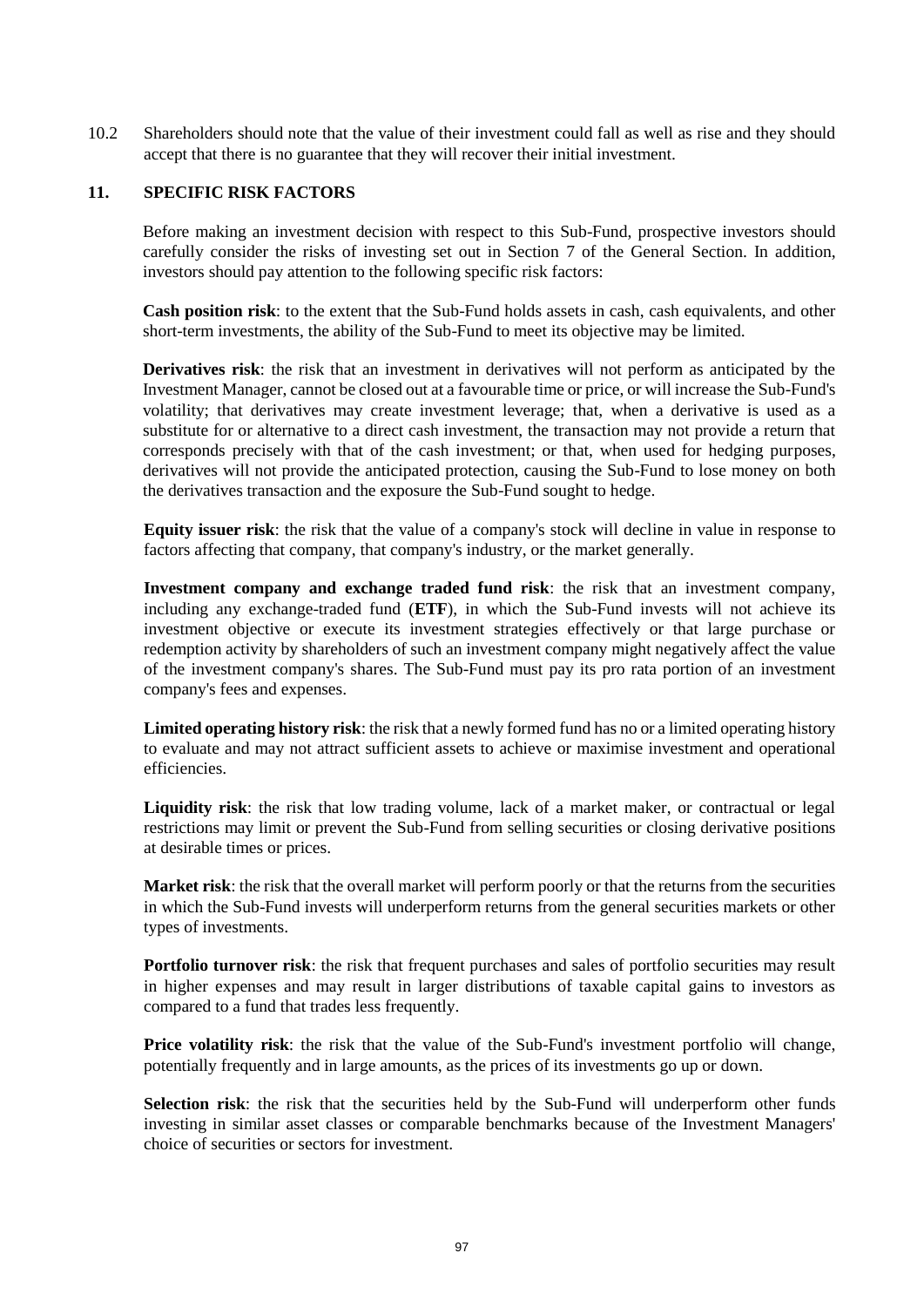10.2 Shareholders should note that the value of their investment could fall as well as rise and they should accept that there is no guarantee that they will recover their initial investment.

## 11. SPECIFIC RISK FACTORS

Before making an investment decision with respect to this Sub-Fund, prospective investors should carefully consider the risks of investing set out in Section 7 of the General Section. In addition, investors should pay attention to the following specific risk factors:

**Cash position risk**: to the extent that the Sub-Fund holds assets in cash, cash equivalents, and other short-term investments, the ability of the Sub-Fund to meet its objective may be limited.

**Derivatives risk**: the risk that an investment in derivatives will not perform as anticipated by the Investment Manager, cannot be closed out at a favourable time or price, or will increase the Sub-Fund's volatility; that derivatives may create investment leverage; that, when a derivative is used as a substitute for or alternative to a direct cash investment, the transaction may not provide a return that corresponds precisely with that of the cash investment; or that, when used for hedging purposes, derivatives will not provide the anticipated protection, causing the Sub-Fund to lose money on both the derivatives transaction and the exposure the Sub-Fund sought to hedge.

**Equity issuer risk**: the risk that the value of a company's stock will decline in value in response to factors affecting that company, that company's industry, or the market generally.

**Investment company and exchange traded fund risk**: the risk that an investment company, including any exchange-traded fund (**ETF**), in which the Sub-Fund invests will not achieve its investment objective or execute its investment strategies effectively or that large purchase or redemption activity by shareholders of such an investment company might negatively affect the value of the investment company's shares. The Sub-Fund must pay its pro rata portion of an investment company's fees and expenses.

**Limited operating history risk**: the risk that a newly formed fund has no or a limited operating history to evaluate and may not attract sufficient assets to achieve or maximise investment and operational efficiencies.

**Liquidity risk**: the risk that low trading volume, lack of a market maker, or contractual or legal restrictions may limit or prevent the Sub-Fund from selling securities or closing derivative positions at desirable times or prices.

**Market risk**: the risk that the overall market will perform poorly or that the returns from the securities in which the Sub-Fund invests will underperform returns from the general securities markets or other types of investments.

**Portfolio turnover risk**: the risk that frequent purchases and sales of portfolio securities may result in higher expenses and may result in larger distributions of taxable capital gains to investors as compared to a fund that trades less frequently.

**Price volatility risk**: the risk that the value of the Sub-Fund's investment portfolio will change, potentially frequently and in large amounts, as the prices of its investments go up or down.

**Selection risk**: the risk that the securities held by the Sub-Fund will underperform other funds investing in similar asset classes or comparable benchmarks because of the Investment Managers' choice of securities or sectors for investment.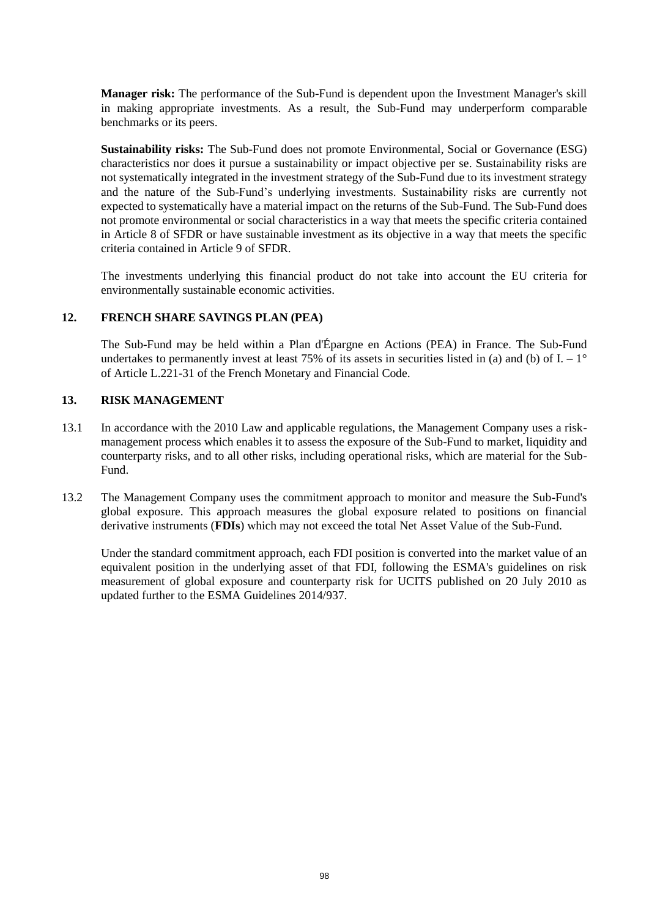**Manager risk:** The performance of the Sub-Fund is dependent upon the Investment Manager's skill in making appropriate investments. As a result, the Sub-Fund may underperform comparable benchmarks or its peers.

**Sustainability risks:** The Sub-Fund does not promote Environmental, Social or Governance (ESG) characteristics nor does it pursue a sustainability or impact objective per se. Sustainability risks are not systematically integrated in the investment strategy of the Sub-Fund due to its investment strategy and the nature of the Sub-Fund's underlying investments. Sustainability risks are currently not expected to systematically have a material impact on the returns of the Sub-Fund. The Sub-Fund does not promote environmental or social characteristics in a way that meets the specific criteria contained in Article 8 of SFDR or have sustainable investment as its objective in a way that meets the specific criteria contained in Article 9 of SFDR.

The investments underlying this financial product do not take into account the EU criteria for environmentally sustainable economic activities.

## 12. FRENCH SHARE SAVINGS PLAN (PEA)

The Sub-Fund may be held within a Plan d'Épargne en Actions (PEA) in France. The Sub-Fund undertakes to permanently invest at least 75% of its assets in securities listed in (a) and (b) of I. – 1° of Article L.221-31 of the French Monetary and Financial Code.

## 13. RISK MANAGEMENT

13.1 In accordance with the 2010 Law and applicable regulations, the Management Company uses a risk-management process which enables it to assess the exposure of the Sub-Fund to market, liquidity and counterparty risks, and to all other risks, including operational risks, which are material for the Sub-Fund.

13.2 The Management Company uses the commitment approach to monitor and measure the Sub-Fund's global exposure. This approach measures the global exposure related to positions on financial derivative instruments (**FDIs**) which may not exceed the total Net Asset Value of the Sub-Fund.

Under the standard commitment approach, each FDI position is converted into the market value of an equivalent position in the underlying asset of that FDI, following the ESMA's guidelines on risk measurement of global exposure and counterparty risk for UCITS published on 20 July 2010 as updated further to the ESMA Guidelines 2014/937.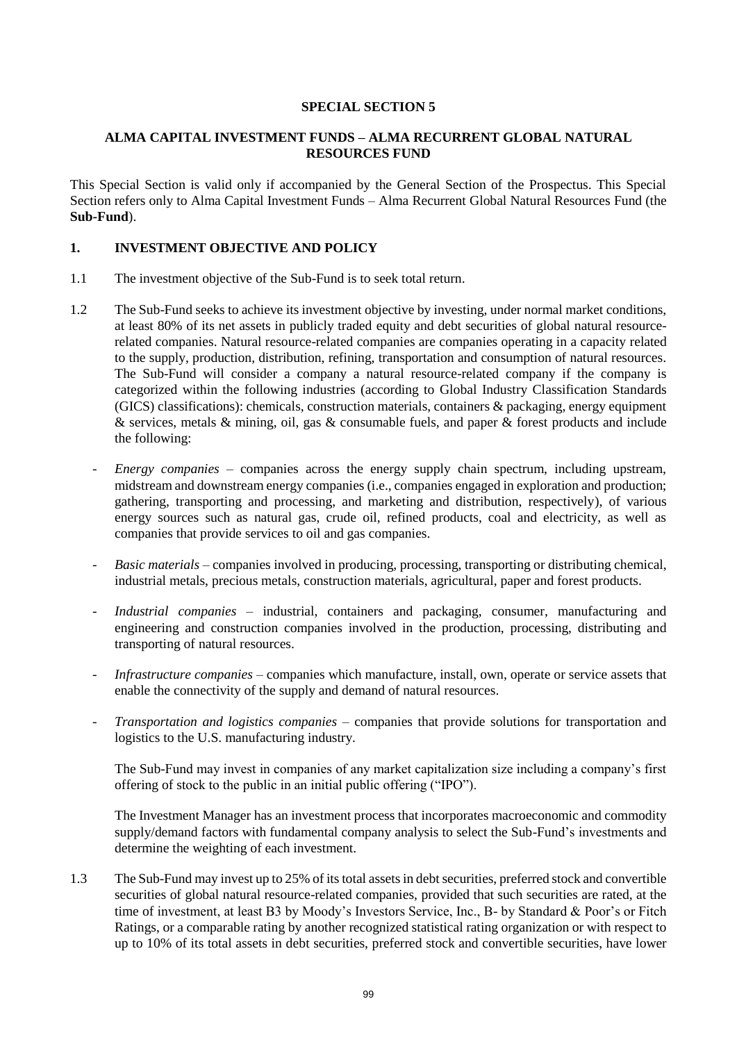**SPECIAL SECTION 5**

**ALMA CAPITAL INVESTMENT FUNDS – ALMA RECURRENT GLOBAL NATURAL RESOURCES FUND**

This Special Section is valid only if accompanied by the General Section of the Prospectus. This Special Section refers only to Alma Capital Investment Funds – Alma Recurrent Global Natural Resources Fund (the **Sub-Fund**).

## 1. INVESTMENT OBJECTIVE AND POLICY

1.1 The investment objective of the Sub-Fund is to seek total return.

1.2 The Sub-Fund seeks to achieve its investment objective by investing, under normal market conditions, at least 80% of its net assets in publicly traded equity and debt securities of global natural resource-related companies. Natural resource-related companies are companies operating in a capacity related to the supply, production, distribution, refining, transportation and consumption of natural resources. The Sub-Fund will consider a company a natural resource-related company if the company is categorized within the following industries (according to Global Industry Classification Standards (GICS) classifications): chemicals, construction materials, containers & packaging, energy equipment & services, metals & mining, oil, gas & consumable fuels, and paper & forest products and include the following:

- *Energy companies* – companies across the energy supply chain spectrum, including upstream, midstream and downstream energy companies (i.e., companies engaged in exploration and production; gathering, transporting and processing, and marketing and distribution, respectively), of various energy sources such as natural gas, crude oil, refined products, coal and electricity, as well as companies that provide services to oil and gas companies.

- *Basic materials* – companies involved in producing, processing, transporting or distributing chemical, industrial metals, precious metals, construction materials, agricultural, paper and forest products.

- *Industrial companies* – industrial, containers and packaging, consumer, manufacturing and engineering and construction companies involved in the production, processing, distributing and transporting of natural resources.

- *Infrastructure companies* – companies which manufacture, install, own, operate or service assets that enable the connectivity of the supply and demand of natural resources.

- *Transportation and logistics companies* – companies that provide solutions for transportation and logistics to the U.S. manufacturing industry.

The Sub-Fund may invest in companies of any market capitalization size including a company's first offering of stock to the public in an initial public offering ("IPO").

The Investment Manager has an investment process that incorporates macroeconomic and commodity supply/demand factors with fundamental company analysis to select the Sub-Fund's investments and determine the weighting of each investment.

1.3 The Sub-Fund may invest up to 25% of its total assets in debt securities, preferred stock and convertible securities of global natural resource-related companies, provided that such securities are rated, at the time of investment, at least B3 by Moody's Investors Service, Inc., B- by Standard & Poor's or Fitch Ratings, or a comparable rating by another recognized statistical rating organization or with respect to up to 10% of its total assets in debt securities, preferred stock and convertible securities, have lower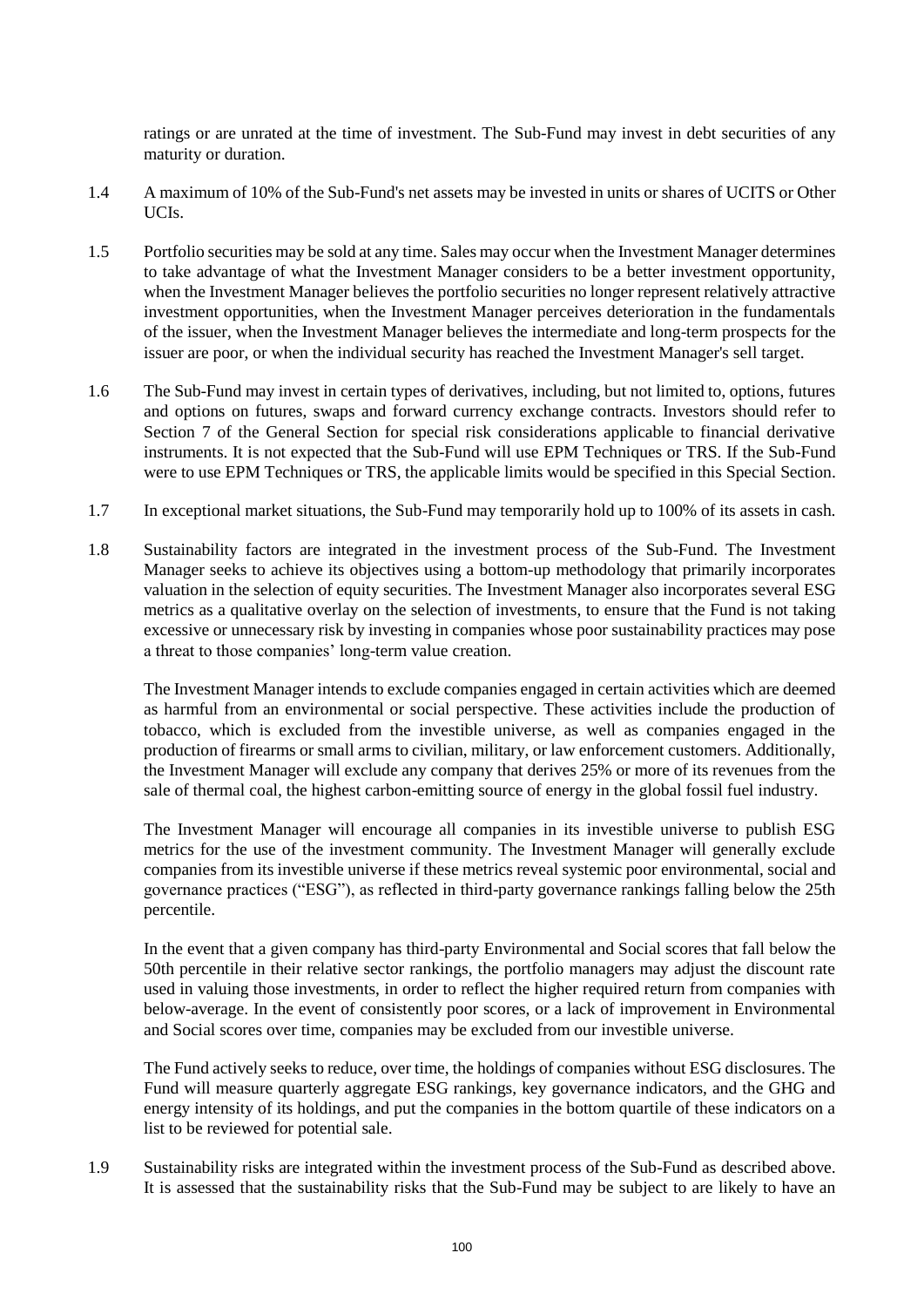ratings or are unrated at the time of investment. The Sub-Fund may invest in debt securities of any maturity or duration.

1.4 A maximum of 10% of the Sub-Fund's net assets may be invested in units or shares of UCITS or Other UCIs.

1.5 Portfolio securities may be sold at any time. Sales may occur when the Investment Manager determines to take advantage of what the Investment Manager considers to be a better investment opportunity, when the Investment Manager believes the portfolio securities no longer represent relatively attractive investment opportunities, when the Investment Manager perceives deterioration in the fundamentals of the issuer, when the Investment Manager believes the intermediate and long-term prospects for the issuer are poor, or when the individual security has reached the Investment Manager's sell target.

1.6 The Sub-Fund may invest in certain types of derivatives, including, but not limited to, options, futures and options on futures, swaps and forward currency exchange contracts. Investors should refer to Section 7 of the General Section for special risk considerations applicable to financial derivative instruments. It is not expected that the Sub-Fund will use EPM Techniques or TRS. If the Sub-Fund were to use EPM Techniques or TRS, the applicable limits would be specified in this Special Section.

1.7 In exceptional market situations, the Sub-Fund may temporarily hold up to 100% of its assets in cash.

1.8 Sustainability factors are integrated in the investment process of the Sub-Fund. The Investment Manager seeks to achieve its objectives using a bottom-up methodology that primarily incorporates valuation in the selection of equity securities. The Investment Manager also incorporates several ESG metrics as a qualitative overlay on the selection of investments, to ensure that the Fund is not taking excessive or unnecessary risk by investing in companies whose poor sustainability practices may pose a threat to those companies' long-term value creation.

The Investment Manager intends to exclude companies engaged in certain activities which are deemed as harmful from an environmental or social perspective. These activities include the production of tobacco, which is excluded from the investible universe, as well as companies engaged in the production of firearms or small arms to civilian, military, or law enforcement customers. Additionally, the Investment Manager will exclude any company that derives 25% or more of its revenues from the sale of thermal coal, the highest carbon-emitting source of energy in the global fossil fuel industry.

The Investment Manager will encourage all companies in its investible universe to publish ESG metrics for the use of the investment community. The Investment Manager will generally exclude companies from its investible universe if these metrics reveal systemic poor environmental, social and governance practices ("ESG"), as reflected in third-party governance rankings falling below the 25th percentile.

In the event that a given company has third-party Environmental and Social scores that fall below the 50th percentile in their relative sector rankings, the portfolio managers may adjust the discount rate used in valuing those investments, in order to reflect the higher required return from companies with below-average. In the event of consistently poor scores, or a lack of improvement in Environmental and Social scores over time, companies may be excluded from our investible universe.

The Fund actively seeks to reduce, over time, the holdings of companies without ESG disclosures. The Fund will measure quarterly aggregate ESG rankings, key governance indicators, and the GHG and energy intensity of its holdings, and put the companies in the bottom quartile of these indicators on a list to be reviewed for potential sale.

1.9 Sustainability risks are integrated within the investment process of the Sub-Fund as described above. It is assessed that the sustainability risks that the Sub-Fund may be subject to are likely to have an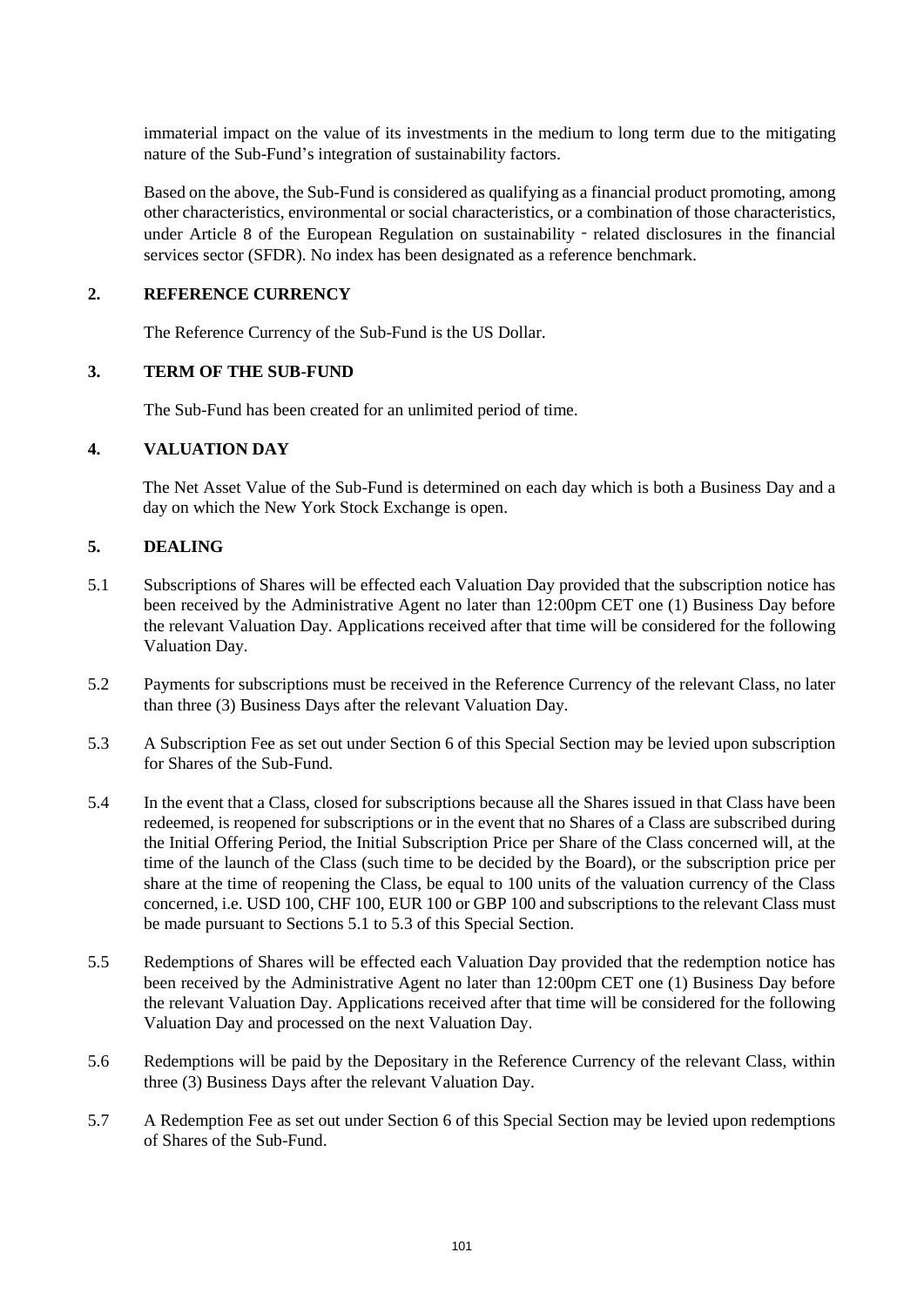immaterial impact on the value of its investments in the medium to long term due to the mitigating nature of the Sub-Fund's integration of sustainability factors.

Based on the above, the Sub-Fund is considered as qualifying as a financial product promoting, among other characteristics, environmental or social characteristics, or a combination of those characteristics, under Article 8 of the European Regulation on sustainability - related disclosures in the financial services sector (SFDR). No index has been designated as a reference benchmark.

## 2. REFERENCE CURRENCY

The Reference Currency of the Sub-Fund is the US Dollar.

## 3. TERM OF THE SUB-FUND

The Sub-Fund has been created for an unlimited period of time.

## 4. VALUATION DAY

The Net Asset Value of the Sub-Fund is determined on each day which is both a Business Day and a day on which the New York Stock Exchange is open.

## 5. DEALING

5.1 Subscriptions of Shares will be effected each Valuation Day provided that the subscription notice has been received by the Administrative Agent no later than 12:00pm CET one (1) Business Day before the relevant Valuation Day. Applications received after that time will be considered for the following Valuation Day.

5.2 Payments for subscriptions must be received in the Reference Currency of the relevant Class, no later than three (3) Business Days after the relevant Valuation Day.

5.3 A Subscription Fee as set out under Section 6 of this Special Section may be levied upon subscription for Shares of the Sub-Fund.

5.4 In the event that a Class, closed for subscriptions because all the Shares issued in that Class have been redeemed, is reopened for subscriptions or in the event that no Shares of a Class are subscribed during the Initial Offering Period, the Initial Subscription Price per Share of the Class concerned will, at the time of the launch of the Class (such time to be decided by the Board), or the subscription price per share at the time of reopening the Class, be equal to 100 units of the valuation currency of the Class concerned, i.e. USD 100, CHF 100, EUR 100 or GBP 100 and subscriptions to the relevant Class must be made pursuant to Sections 5.1 to 5.3 of this Special Section.

5.5 Redemptions of Shares will be effected each Valuation Day provided that the redemption notice has been received by the Administrative Agent no later than 12:00pm CET one (1) Business Day before the relevant Valuation Day. Applications received after that time will be considered for the following Valuation Day and processed on the next Valuation Day.

5.6 Redemptions will be paid by the Depositary in the Reference Currency of the relevant Class, within three (3) Business Days after the relevant Valuation Day.

5.7 A Redemption Fee as set out under Section 6 of this Special Section may be levied upon redemptions of Shares of the Sub-Fund.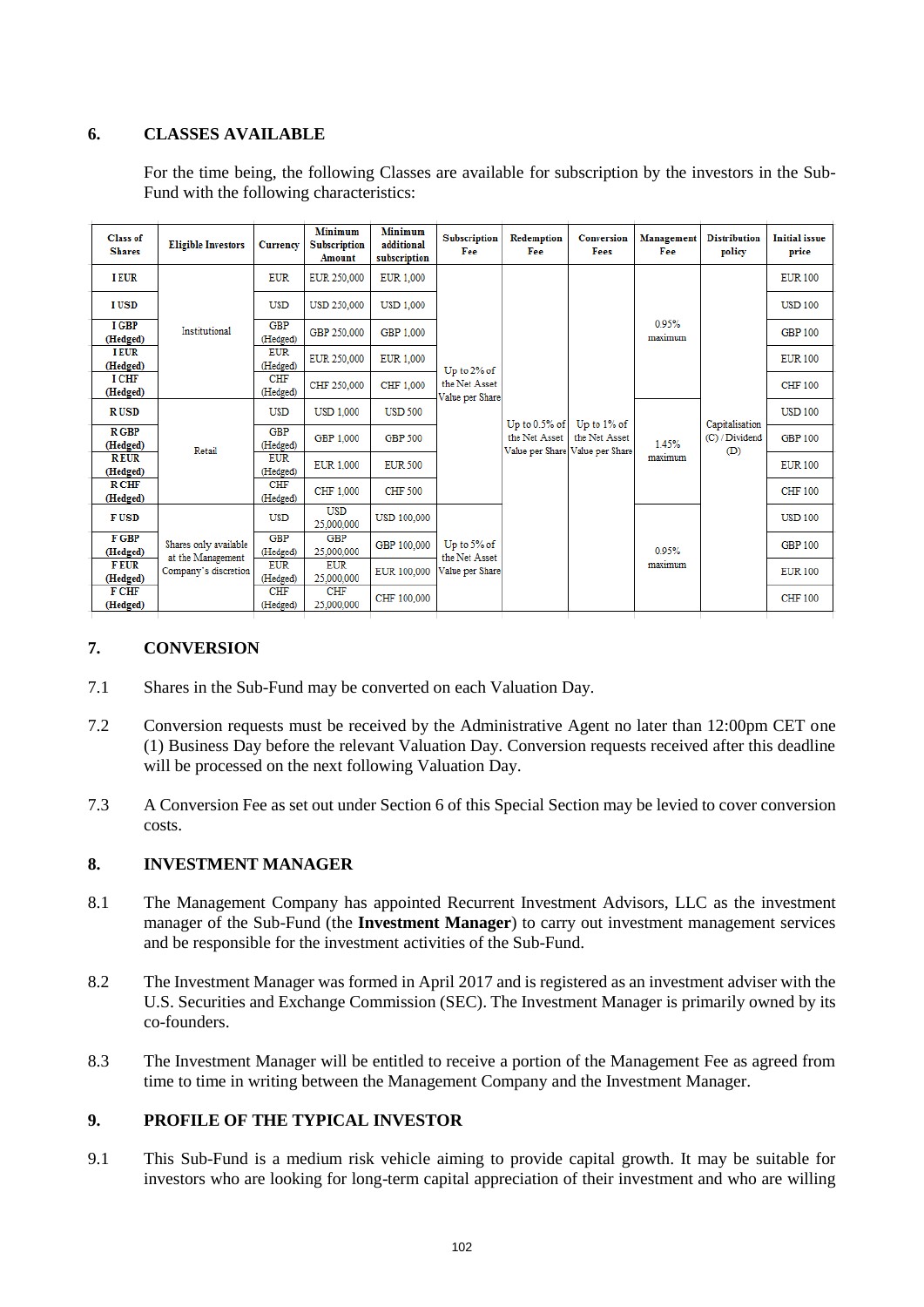## 6. CLASSES AVAILABLE

For the time being, the following Classes are available for subscription by the investors in the Sub-Fund with the following characteristics:

| Class of Shares | Eligible Investors | Currency | Minimum Subscription Amount | Minimum additional subscription | Subscription Fee | Redemption Fee | Conversion Fees | Management Fee | Distribution policy | Initial issue price |
|---|---|---|---|---|---|---|---|---|---|---|
| I EUR | Institutional | EUR | EUR 250,000 | EUR 1,000 | Up to 2% of the Net Asset Value per Share | Up to 0.5% of the Net Asset Value per Share | Up to 1% of the Net Asset Value per Share | 0.95% maximum | Capitalisation (C) / Dividend (D) | EUR 100 |
| I USD | | USD | USD 250,000 | USD 1,000 | | | | | | USD 100 |
| I GBP (Hedged) | | GBP (Hedged) | GBP 250,000 | GBP 1,000 | | | | | | GBP 100 |
| I EUR (Hedged) | | EUR (Hedged) | EUR 250,000 | EUR 1,000 | | | | | | EUR 100 |
| I CHF (Hedged) | | CHF (Hedged) | CHF 250,000 | CHF 1,000 | | | | | | CHF 100 |
| R USD | Retail | USD | USD 1,000 | USD 500 | | | | 1.45% maximum | | USD 100 |
| R GBP (Hedged) | | GBP (Hedged) | GBP 1,000 | GBP 500 | | | | | | GBP 100 |
| R EUR (Hedged) | | EUR (Hedged) | EUR 1,000 | EUR 500 | | | | | | EUR 100 |
| R CHF (Hedged) | | CHF (Hedged) | CHF 1,000 | CHF 500 | | | | | | CHF 100 |
| F USD | Shares only available at the Management Company's discretion | USD | USD 25,000,000 | USD 100,000 | Up to 5% of the Net Asset Value per Share | | | 0.95% maximum | | USD 100 |
| F GBP (Hedged) | | GBP (Hedged) | GBP 25,000,000 | GBP 100,000 | | | | | | GBP 100 |
| F EUR (Hedged) | | EUR (Hedged) | EUR 25,000,000 | EUR 100,000 | | | | | | EUR 100 |
| F CHF (Hedged) | | CHF (Hedged) | CHF 25,000,000 | CHF 100,000 | | | | | | CHF 100 |

## 7. CONVERSION

7.1 Shares in the Sub-Fund may be converted on each Valuation Day.

7.2 Conversion requests must be received by the Administrative Agent no later than 12:00pm CET one (1) Business Day before the relevant Valuation Day. Conversion requests received after this deadline will be processed on the next following Valuation Day.

7.3 A Conversion Fee as set out under Section 6 of this Special Section may be levied to cover conversion costs.

## 8. INVESTMENT MANAGER

8.1 The Management Company has appointed Recurrent Investment Advisors, LLC as the investment manager of the Sub-Fund (the **Investment Manager**) to carry out investment management services and be responsible for the investment activities of the Sub-Fund.

8.2 The Investment Manager was formed in April 2017 and is registered as an investment adviser with the U.S. Securities and Exchange Commission (SEC). The Investment Manager is primarily owned by its co-founders.

8.3 The Investment Manager will be entitled to receive a portion of the Management Fee as agreed from time to time in writing between the Management Company and the Investment Manager.

## 9. PROFILE OF THE TYPICAL INVESTOR

9.1 This Sub-Fund is a medium risk vehicle aiming to provide capital growth. It may be suitable for investors who are looking for long-term capital appreciation of their investment and who are willing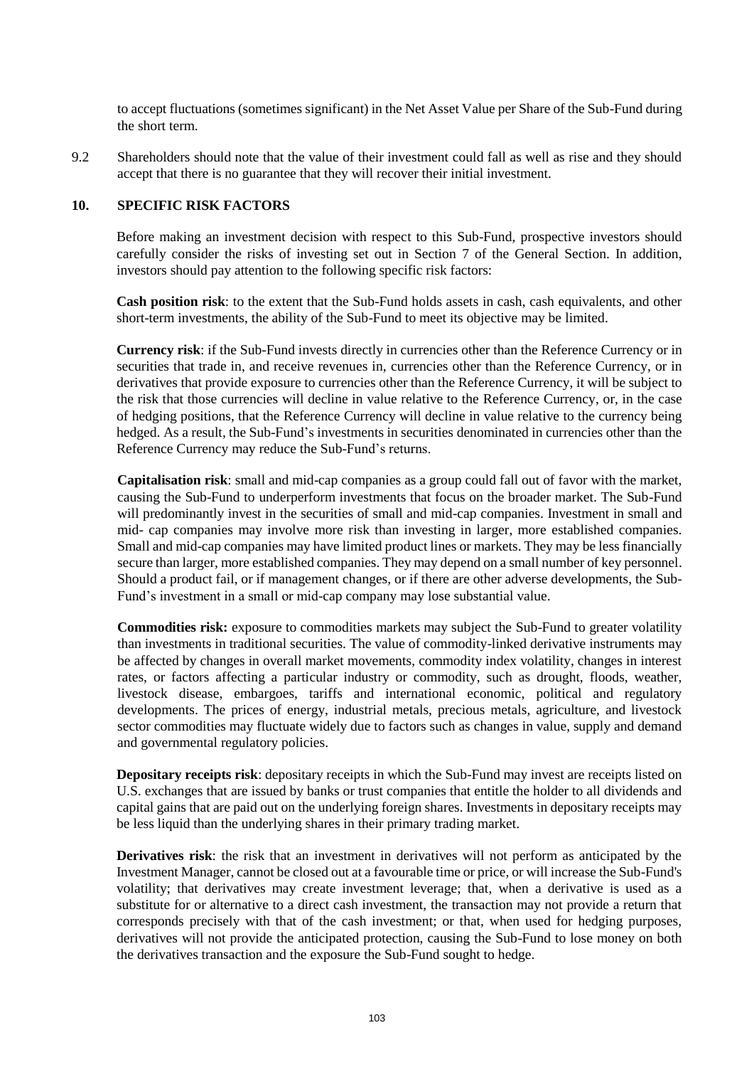to accept fluctuations (sometimes significant) in the Net Asset Value per Share of the Sub-Fund during the short term.

9.2 Shareholders should note that the value of their investment could fall as well as rise and they should accept that there is no guarantee that they will recover their initial investment.

## 10. SPECIFIC RISK FACTORS

Before making an investment decision with respect to this Sub-Fund, prospective investors should carefully consider the risks of investing set out in Section 7 of the General Section. In addition, investors should pay attention to the following specific risk factors:

**Cash position risk**: to the extent that the Sub-Fund holds assets in cash, cash equivalents, and other short-term investments, the ability of the Sub-Fund to meet its objective may be limited.

**Currency risk**: if the Sub-Fund invests directly in currencies other than the Reference Currency or in securities that trade in, and receive revenues in, currencies other than the Reference Currency, or in derivatives that provide exposure to currencies other than the Reference Currency, it will be subject to the risk that those currencies will decline in value relative to the Reference Currency, or, in the case of hedging positions, that the Reference Currency will decline in value relative to the currency being hedged. As a result, the Sub-Fund's investments in securities denominated in currencies other than the Reference Currency may reduce the Sub-Fund's returns.

**Capitalisation risk**: small and mid-cap companies as a group could fall out of favor with the market, causing the Sub-Fund to underperform investments that focus on the broader market. The Sub-Fund will predominantly invest in the securities of small and mid-cap companies. Investment in small and mid- cap companies may involve more risk than investing in larger, more established companies. Small and mid-cap companies may have limited product lines or markets. They may be less financially secure than larger, more established companies. They may depend on a small number of key personnel. Should a product fail, or if management changes, or if there are other adverse developments, the Sub-Fund's investment in a small or mid-cap company may lose substantial value.

**Commodities risk:** exposure to commodities markets may subject the Sub-Fund to greater volatility than investments in traditional securities. The value of commodity-linked derivative instruments may be affected by changes in overall market movements, commodity index volatility, changes in interest rates, or factors affecting a particular industry or commodity, such as drought, floods, weather, livestock disease, embargoes, tariffs and international economic, political and regulatory developments. The prices of energy, industrial metals, precious metals, agriculture, and livestock sector commodities may fluctuate widely due to factors such as changes in value, supply and demand and governmental regulatory policies.

**Depositary receipts risk**: depositary receipts in which the Sub-Fund may invest are receipts listed on U.S. exchanges that are issued by banks or trust companies that entitle the holder to all dividends and capital gains that are paid out on the underlying foreign shares. Investments in depositary receipts may be less liquid than the underlying shares in their primary trading market.

**Derivatives risk**: the risk that an investment in derivatives will not perform as anticipated by the Investment Manager, cannot be closed out at a favourable time or price, or will increase the Sub-Fund's volatility; that derivatives may create investment leverage; that, when a derivative is used as a substitute for or alternative to a direct cash investment, the transaction may not provide a return that corresponds precisely with that of the cash investment; or that, when used for hedging purposes, derivatives will not provide the anticipated protection, causing the Sub-Fund to lose money on both the derivatives transaction and the exposure the Sub-Fund sought to hedge.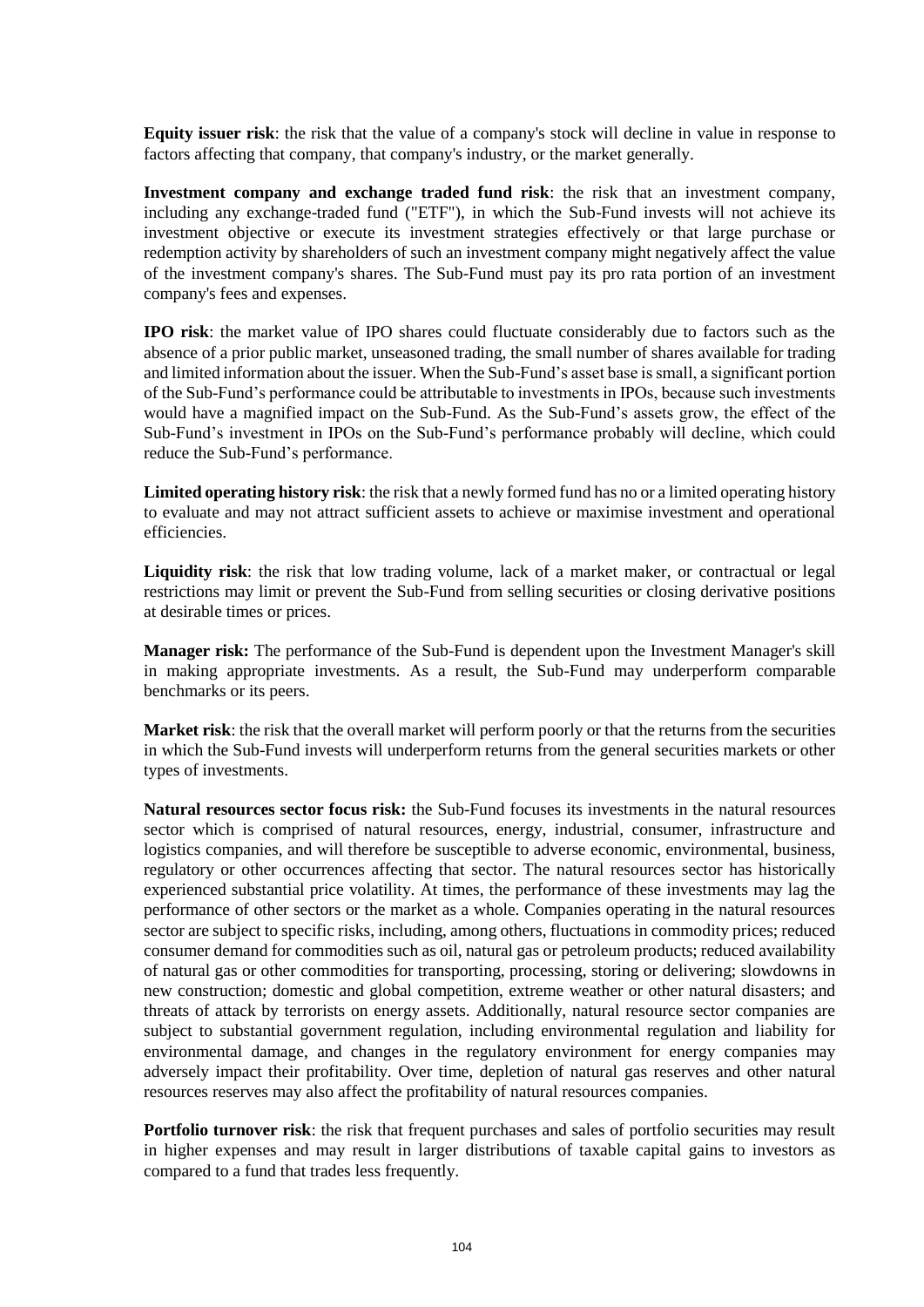**Equity issuer risk**: the risk that the value of a company's stock will decline in value in response to factors affecting that company, that company's industry, or the market generally.

**Investment company and exchange traded fund risk**: the risk that an investment company, including any exchange-traded fund ("ETF"), in which the Sub-Fund invests will not achieve its investment objective or execute its investment strategies effectively or that large purchase or redemption activity by shareholders of such an investment company might negatively affect the value of the investment company's shares. The Sub-Fund must pay its pro rata portion of an investment company's fees and expenses.

**IPO risk**: the market value of IPO shares could fluctuate considerably due to factors such as the absence of a prior public market, unseasoned trading, the small number of shares available for trading and limited information about the issuer. When the Sub-Fund's asset base is small, a significant portion of the Sub-Fund's performance could be attributable to investments in IPOs, because such investments would have a magnified impact on the Sub-Fund. As the Sub-Fund's assets grow, the effect of the Sub-Fund's investment in IPOs on the Sub-Fund's performance probably will decline, which could reduce the Sub-Fund's performance.

**Limited operating history risk**: the risk that a newly formed fund has no or a limited operating history to evaluate and may not attract sufficient assets to achieve or maximise investment and operational efficiencies.

**Liquidity risk**: the risk that low trading volume, lack of a market maker, or contractual or legal restrictions may limit or prevent the Sub-Fund from selling securities or closing derivative positions at desirable times or prices.

**Manager risk:** The performance of the Sub-Fund is dependent upon the Investment Manager's skill in making appropriate investments. As a result, the Sub-Fund may underperform comparable benchmarks or its peers.

**Market risk**: the risk that the overall market will perform poorly or that the returns from the securities in which the Sub-Fund invests will underperform returns from the general securities markets or other types of investments.

**Natural resources sector focus risk:** the Sub-Fund focuses its investments in the natural resources sector which is comprised of natural resources, energy, industrial, consumer, infrastructure and logistics companies, and will therefore be susceptible to adverse economic, environmental, business, regulatory or other occurrences affecting that sector. The natural resources sector has historically experienced substantial price volatility. At times, the performance of these investments may lag the performance of other sectors or the market as a whole. Companies operating in the natural resources sector are subject to specific risks, including, among others, fluctuations in commodity prices; reduced consumer demand for commodities such as oil, natural gas or petroleum products; reduced availability of natural gas or other commodities for transporting, processing, storing or delivering; slowdowns in new construction; domestic and global competition, extreme weather or other natural disasters; and threats of attack by terrorists on energy assets. Additionally, natural resource sector companies are subject to substantial government regulation, including environmental regulation and liability for environmental damage, and changes in the regulatory environment for energy companies may adversely impact their profitability. Over time, depletion of natural gas reserves and other natural resources reserves may also affect the profitability of natural resources companies.

**Portfolio turnover risk**: the risk that frequent purchases and sales of portfolio securities may result in higher expenses and may result in larger distributions of taxable capital gains to investors as compared to a fund that trades less frequently.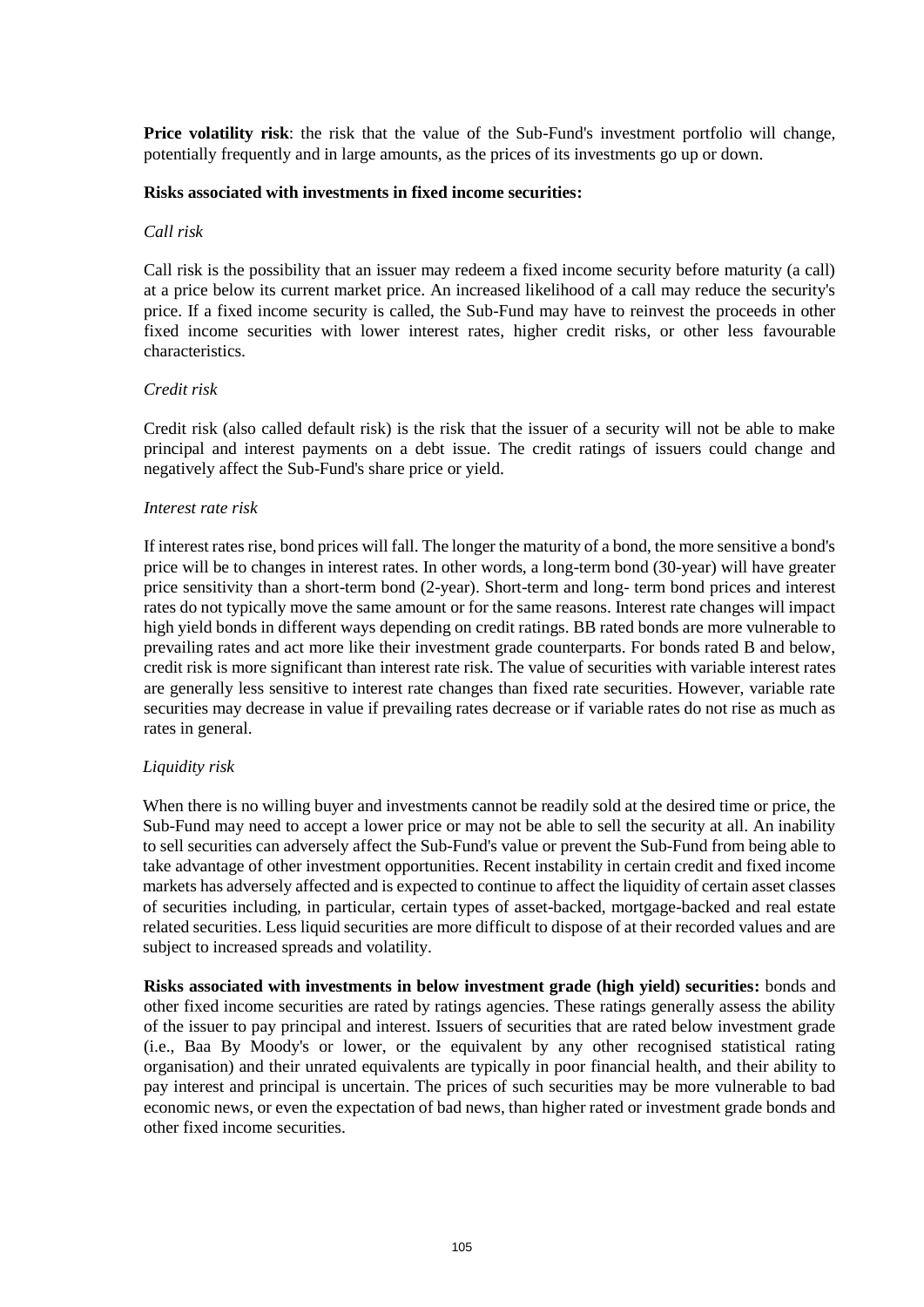**Price volatility risk**: the risk that the value of the Sub-Fund's investment portfolio will change, potentially frequently and in large amounts, as the prices of its investments go up or down.

**Risks associated with investments in fixed income securities:**

*Call risk*

Call risk is the possibility that an issuer may redeem a fixed income security before maturity (a call) at a price below its current market price. An increased likelihood of a call may reduce the security's price. If a fixed income security is called, the Sub-Fund may have to reinvest the proceeds in other fixed income securities with lower interest rates, higher credit risks, or other less favourable characteristics.

*Credit risk*

Credit risk (also called default risk) is the risk that the issuer of a security will not be able to make principal and interest payments on a debt issue. The credit ratings of issuers could change and negatively affect the Sub-Fund's share price or yield.

*Interest rate risk*

If interest rates rise, bond prices will fall. The longer the maturity of a bond, the more sensitive a bond's price will be to changes in interest rates. In other words, a long-term bond (30-year) will have greater price sensitivity than a short-term bond (2-year). Short-term and long- term bond prices and interest rates do not typically move the same amount or for the same reasons. Interest rate changes will impact high yield bonds in different ways depending on credit ratings. BB rated bonds are more vulnerable to prevailing rates and act more like their investment grade counterparts. For bonds rated B and below, credit risk is more significant than interest rate risk. The value of securities with variable interest rates are generally less sensitive to interest rate changes than fixed rate securities. However, variable rate securities may decrease in value if prevailing rates decrease or if variable rates do not rise as much as rates in general.

*Liquidity risk*

When there is no willing buyer and investments cannot be readily sold at the desired time or price, the Sub-Fund may need to accept a lower price or may not be able to sell the security at all. An inability to sell securities can adversely affect the Sub-Fund's value or prevent the Sub-Fund from being able to take advantage of other investment opportunities. Recent instability in certain credit and fixed income markets has adversely affected and is expected to continue to affect the liquidity of certain asset classes of securities including, in particular, certain types of asset-backed, mortgage-backed and real estate related securities. Less liquid securities are more difficult to dispose of at their recorded values and are subject to increased spreads and volatility.

**Risks associated with investments in below investment grade (high yield) securities:** bonds and other fixed income securities are rated by ratings agencies. These ratings generally assess the ability of the issuer to pay principal and interest. Issuers of securities that are rated below investment grade (i.e., Baa By Moody's or lower, or the equivalent by any other recognised statistical rating organisation) and their unrated equivalents are typically in poor financial health, and their ability to pay interest and principal is uncertain. The prices of such securities may be more vulnerable to bad economic news, or even the expectation of bad news, than higher rated or investment grade bonds and other fixed income securities.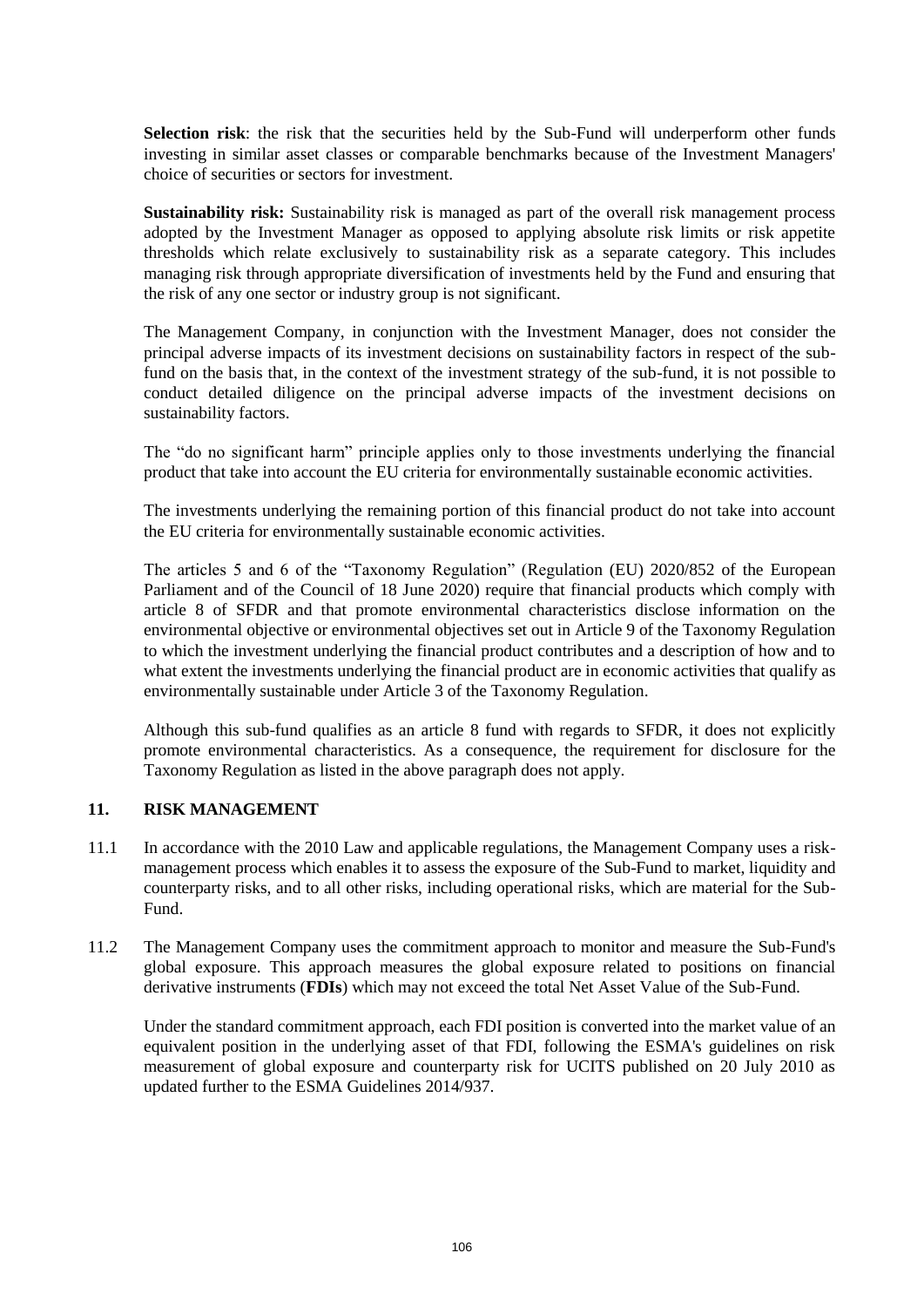**Selection risk**: the risk that the securities held by the Sub-Fund will underperform other funds investing in similar asset classes or comparable benchmarks because of the Investment Managers' choice of securities or sectors for investment.

**Sustainability risk:** Sustainability risk is managed as part of the overall risk management process adopted by the Investment Manager as opposed to applying absolute risk limits or risk appetite thresholds which relate exclusively to sustainability risk as a separate category. This includes managing risk through appropriate diversification of investments held by the Fund and ensuring that the risk of any one sector or industry group is not significant.

The Management Company, in conjunction with the Investment Manager, does not consider the principal adverse impacts of its investment decisions on sustainability factors in respect of the sub-fund on the basis that, in the context of the investment strategy of the sub-fund, it is not possible to conduct detailed diligence on the principal adverse impacts of the investment decisions on sustainability factors.

The "do no significant harm" principle applies only to those investments underlying the financial product that take into account the EU criteria for environmentally sustainable economic activities.

The investments underlying the remaining portion of this financial product do not take into account the EU criteria for environmentally sustainable economic activities.

The articles 5 and 6 of the "Taxonomy Regulation" (Regulation (EU) 2020/852 of the European Parliament and of the Council of 18 June 2020) require that financial products which comply with article 8 of SFDR and that promote environmental characteristics disclose information on the environmental objective or environmental objectives set out in Article 9 of the Taxonomy Regulation to which the investment underlying the financial product contributes and a description of how and to what extent the investments underlying the financial product are in economic activities that qualify as environmentally sustainable under Article 3 of the Taxonomy Regulation.

Although this sub-fund qualifies as an article 8 fund with regards to SFDR, it does not explicitly promote environmental characteristics. As a consequence, the requirement for disclosure for the Taxonomy Regulation as listed in the above paragraph does not apply.

## 11. RISK MANAGEMENT

11.1 In accordance with the 2010 Law and applicable regulations, the Management Company uses a risk-management process which enables it to assess the exposure of the Sub-Fund to market, liquidity and counterparty risks, and to all other risks, including operational risks, which are material for the Sub-Fund.

11.2 The Management Company uses the commitment approach to monitor and measure the Sub-Fund's global exposure. This approach measures the global exposure related to positions on financial derivative instruments (**FDIs**) which may not exceed the total Net Asset Value of the Sub-Fund.

Under the standard commitment approach, each FDI position is converted into the market value of an equivalent position in the underlying asset of that FDI, following the ESMA's guidelines on risk measurement of global exposure and counterparty risk for UCITS published on 20 July 2010 as updated further to the ESMA Guidelines 2014/937.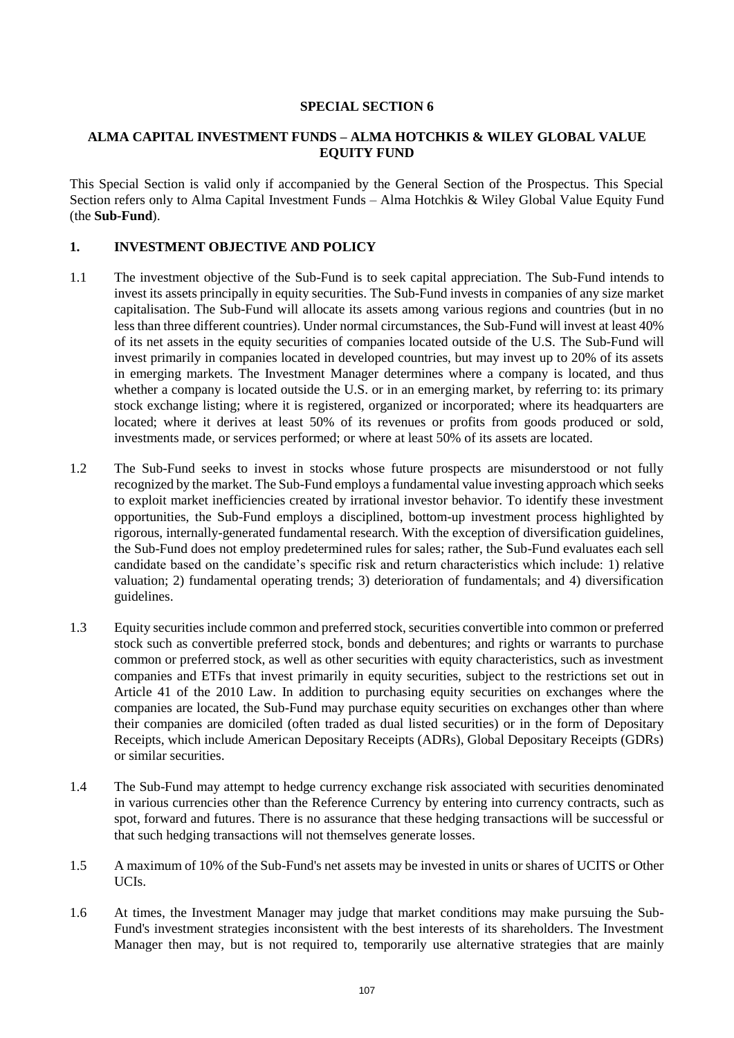# SPECIAL SECTION 6

## ALMA CAPITAL INVESTMENT FUNDS – ALMA HOTCHKIS & WILEY GLOBAL VALUE EQUITY FUND

This Special Section is valid only if accompanied by the General Section of the Prospectus. This Special Section refers only to Alma Capital Investment Funds – Alma Hotchkis & Wiley Global Value Equity Fund (the **Sub-Fund**).

## 1. INVESTMENT OBJECTIVE AND POLICY

1.1 The investment objective of the Sub-Fund is to seek capital appreciation. The Sub-Fund intends to invest its assets principally in equity securities. The Sub-Fund invests in companies of any size market capitalisation. The Sub-Fund will allocate its assets among various regions and countries (but in no less than three different countries). Under normal circumstances, the Sub-Fund will invest at least 40% of its net assets in the equity securities of companies located outside of the U.S. The Sub-Fund will invest primarily in companies located in developed countries, but may invest up to 20% of its assets in emerging markets. The Investment Manager determines where a company is located, and thus whether a company is located outside the U.S. or in an emerging market, by referring to: its primary stock exchange listing; where it is registered, organized or incorporated; where its headquarters are located; where it derives at least 50% of its revenues or profits from goods produced or sold, investments made, or services performed; or where at least 50% of its assets are located.

1.2 The Sub-Fund seeks to invest in stocks whose future prospects are misunderstood or not fully recognized by the market. The Sub-Fund employs a fundamental value investing approach which seeks to exploit market inefficiencies created by irrational investor behavior. To identify these investment opportunities, the Sub-Fund employs a disciplined, bottom-up investment process highlighted by rigorous, internally-generated fundamental research. With the exception of diversification guidelines, the Sub-Fund does not employ predetermined rules for sales; rather, the Sub-Fund evaluates each sell candidate based on the candidate's specific risk and return characteristics which include: 1) relative valuation; 2) fundamental operating trends; 3) deterioration of fundamentals; and 4) diversification guidelines.

1.3 Equity securities include common and preferred stock, securities convertible into common or preferred stock such as convertible preferred stock, bonds and debentures; and rights or warrants to purchase common or preferred stock, as well as other securities with equity characteristics, such as investment companies and ETFs that invest primarily in equity securities, subject to the restrictions set out in Article 41 of the 2010 Law. In addition to purchasing equity securities on exchanges where the companies are located, the Sub-Fund may purchase equity securities on exchanges other than where their companies are domiciled (often traded as dual listed securities) or in the form of Depositary Receipts, which include American Depositary Receipts (ADRs), Global Depositary Receipts (GDRs) or similar securities.

1.4 The Sub-Fund may attempt to hedge currency exchange risk associated with securities denominated in various currencies other than the Reference Currency by entering into currency contracts, such as spot, forward and futures. There is no assurance that these hedging transactions will be successful or that such hedging transactions will not themselves generate losses.

1.5 A maximum of 10% of the Sub-Fund's net assets may be invested in units or shares of UCITS or Other UCIs.

1.6 At times, the Investment Manager may judge that market conditions may make pursuing the Sub-Fund's investment strategies inconsistent with the best interests of its shareholders. The Investment Manager then may, but is not required to, temporarily use alternative strategies that are mainly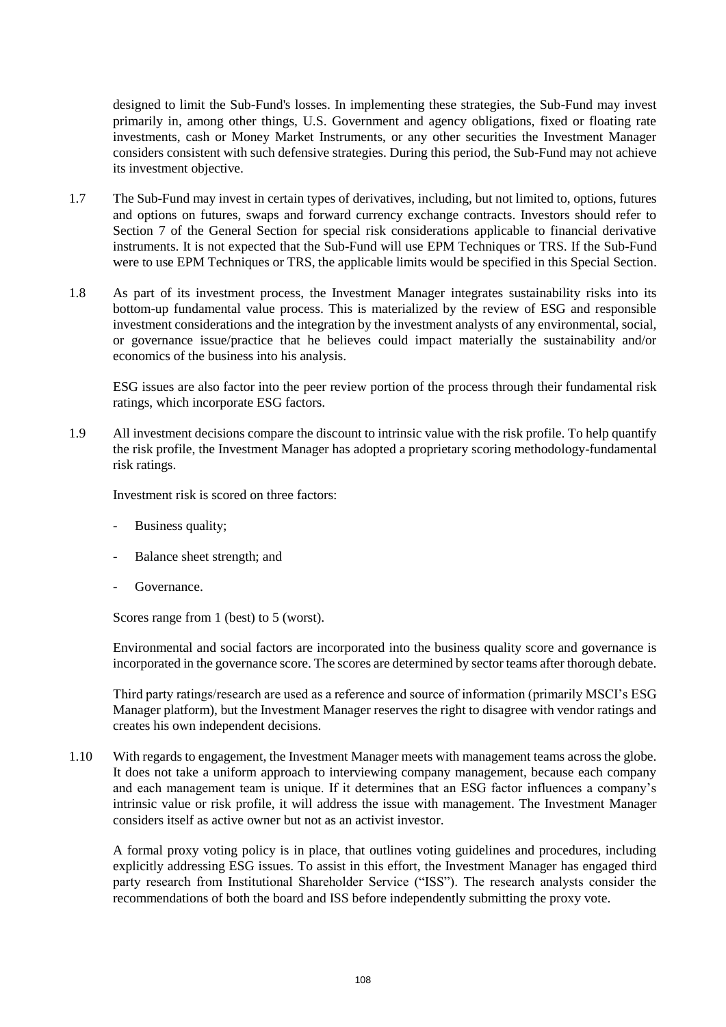designed to limit the Sub-Fund's losses. In implementing these strategies, the Sub-Fund may invest primarily in, among other things, U.S. Government and agency obligations, fixed or floating rate investments, cash or Money Market Instruments, or any other securities the Investment Manager considers consistent with such defensive strategies. During this period, the Sub-Fund may not achieve its investment objective.

1.7 The Sub-Fund may invest in certain types of derivatives, including, but not limited to, options, futures and options on futures, swaps and forward currency exchange contracts. Investors should refer to Section 7 of the General Section for special risk considerations applicable to financial derivative instruments. It is not expected that the Sub-Fund will use EPM Techniques or TRS. If the Sub-Fund were to use EPM Techniques or TRS, the applicable limits would be specified in this Special Section.

1.8 As part of its investment process, the Investment Manager integrates sustainability risks into its bottom-up fundamental value process. This is materialized by the review of ESG and responsible investment considerations and the integration by the investment analysts of any environmental, social, or governance issue/practice that he believes could impact materially the sustainability and/or economics of the business into his analysis.

ESG issues are also factor into the peer review portion of the process through their fundamental risk ratings, which incorporate ESG factors.

1.9 All investment decisions compare the discount to intrinsic value with the risk profile. To help quantify the risk profile, the Investment Manager has adopted a proprietary scoring methodology-fundamental risk ratings.

Investment risk is scored on three factors:

- Business quality;
- Balance sheet strength; and
- Governance.

Scores range from 1 (best) to 5 (worst).

Environmental and social factors are incorporated into the business quality score and governance is incorporated in the governance score. The scores are determined by sector teams after thorough debate.

Third party ratings/research are used as a reference and source of information (primarily MSCI's ESG Manager platform), but the Investment Manager reserves the right to disagree with vendor ratings and creates his own independent decisions.

1.10 With regards to engagement, the Investment Manager meets with management teams across the globe. It does not take a uniform approach to interviewing company management, because each company and each management team is unique. If it determines that an ESG factor influences a company's intrinsic value or risk profile, it will address the issue with management. The Investment Manager considers itself as active owner but not as an activist investor.

A formal proxy voting policy is in place, that outlines voting guidelines and procedures, including explicitly addressing ESG issues. To assist in this effort, the Investment Manager has engaged third party research from Institutional Shareholder Service ("ISS"). The research analysts consider the recommendations of both the board and ISS before independently submitting the proxy vote.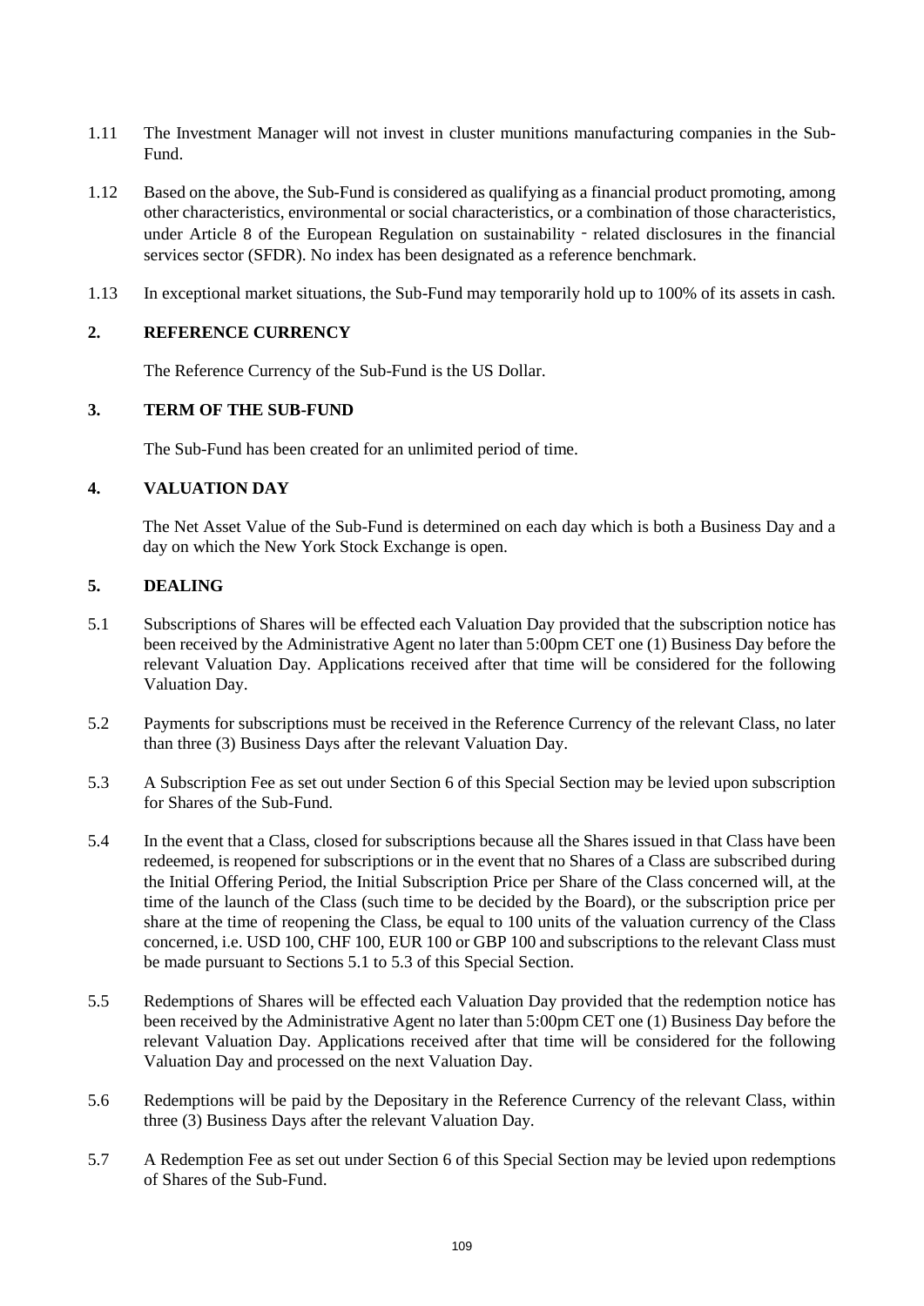1.11 The Investment Manager will not invest in cluster munitions manufacturing companies in the Sub-Fund.

1.12 Based on the above, the Sub-Fund is considered as qualifying as a financial product promoting, among other characteristics, environmental or social characteristics, or a combination of those characteristics, under Article 8 of the European Regulation on sustainability - related disclosures in the financial services sector (SFDR). No index has been designated as a reference benchmark.

1.13 In exceptional market situations, the Sub-Fund may temporarily hold up to 100% of its assets in cash.

## 2. REFERENCE CURRENCY

The Reference Currency of the Sub-Fund is the US Dollar.

## 3. TERM OF THE SUB-FUND

The Sub-Fund has been created for an unlimited period of time.

## 4. VALUATION DAY

The Net Asset Value of the Sub-Fund is determined on each day which is both a Business Day and a day on which the New York Stock Exchange is open.

## 5. DEALING

5.1 Subscriptions of Shares will be effected each Valuation Day provided that the subscription notice has been received by the Administrative Agent no later than 5:00pm CET one (1) Business Day before the relevant Valuation Day. Applications received after that time will be considered for the following Valuation Day.

5.2 Payments for subscriptions must be received in the Reference Currency of the relevant Class, no later than three (3) Business Days after the relevant Valuation Day.

5.3 A Subscription Fee as set out under Section 6 of this Special Section may be levied upon subscription for Shares of the Sub-Fund.

5.4 In the event that a Class, closed for subscriptions because all the Shares issued in that Class have been redeemed, is reopened for subscriptions or in the event that no Shares of a Class are subscribed during the Initial Offering Period, the Initial Subscription Price per Share of the Class concerned will, at the time of the launch of the Class (such time to be decided by the Board), or the subscription price per share at the time of reopening the Class, be equal to 100 units of the valuation currency of the Class concerned, i.e. USD 100, CHF 100, EUR 100 or GBP 100 and subscriptions to the relevant Class must be made pursuant to Sections 5.1 to 5.3 of this Special Section.

5.5 Redemptions of Shares will be effected each Valuation Day provided that the redemption notice has been received by the Administrative Agent no later than 5:00pm CET one (1) Business Day before the relevant Valuation Day. Applications received after that time will be considered for the following Valuation Day and processed on the next Valuation Day.

5.6 Redemptions will be paid by the Depositary in the Reference Currency of the relevant Class, within three (3) Business Days after the relevant Valuation Day.

5.7 A Redemption Fee as set out under Section 6 of this Special Section may be levied upon redemptions of Shares of the Sub-Fund.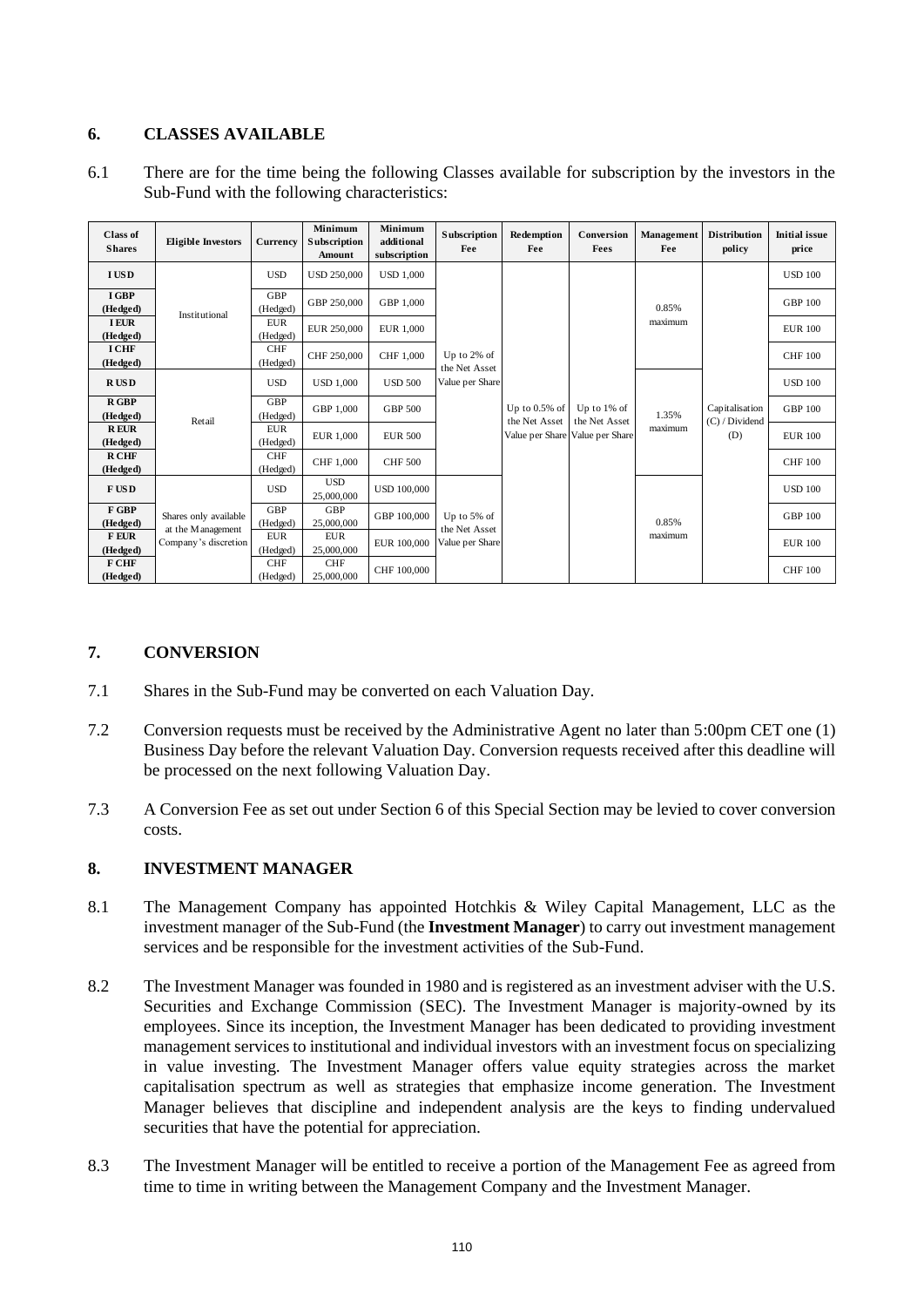## 6. CLASSES AVAILABLE

6.1 There are for the time being the following Classes available for subscription by the investors in the Sub-Fund with the following characteristics:

| Class of Shares | Eligible Investors | Currency | Minimum Subscription Amount | Minimum additional subscription | Subscription Fee | Redemption Fee | Conversion Fees | Management Fee | Distribution policy | Initial issue price |
|---|---|---|---|---|---|---|---|---|---|---|
| I USD | Institutional | USD | USD 250,000 | USD 1,000 | Up to 2% of the Net Asset Value per Share | Up to 0.5% of the Net Asset Value per Share | Up to 1% of the Net Asset Value per Share | 0.85% maximum | Capitalisation (C) / Dividend (D) | USD 100 |
| I GBP (Hedged) | | GBP (Hedged) | GBP 250,000 | GBP 1,000 | | | | | | GBP 100 |
| I EUR (Hedged) | | EUR (Hedged) | EUR 250,000 | EUR 1,000 | | | | | | EUR 100 |
| I CHF (Hedged) | | CHF (Hedged) | CHF 250,000 | CHF 1,000 | | | | | | CHF 100 |
| R USD | Retail | USD | USD 1,000 | USD 500 | | | | 1.35% maximum | | USD 100 |
| R GBP (Hedged) | | GBP (Hedged) | GBP 1,000 | GBP 500 | | | | | | GBP 100 |
| R EUR (Hedged) | | EUR (Hedged) | EUR 1,000 | EUR 500 | | | | | | EUR 100 |
| R CHF (Hedged) | | CHF (Hedged) | CHF 1,000 | CHF 500 | | | | | | CHF 100 |
| F USD | Shares only available at the Management Company's discretion | USD | USD 25,000,000 | USD 100,000 | Up to 5% of the Net Asset Value per Share | | | 0.85% maximum | | USD 100 |
| F GBP (Hedged) | | GBP (Hedged) | GBP 25,000,000 | GBP 100,000 | | | | | | GBP 100 |
| F EUR (Hedged) | | EUR (Hedged) | EUR 25,000,000 | EUR 100,000 | | | | | | EUR 100 |
| F CHF (Hedged) | | CHF (Hedged) | CHF 25,000,000 | CHF 100,000 | | | | | | CHF 100 |

## 7. CONVERSION

7.1 Shares in the Sub-Fund may be converted on each Valuation Day.

7.2 Conversion requests must be received by the Administrative Agent no later than 5:00pm CET one (1) Business Day before the relevant Valuation Day. Conversion requests received after this deadline will be processed on the next following Valuation Day.

7.3 A Conversion Fee as set out under Section 6 of this Special Section may be levied to cover conversion costs.

## 8. INVESTMENT MANAGER

8.1 The Management Company has appointed Hotchkis & Wiley Capital Management, LLC as the investment manager of the Sub-Fund (the **Investment Manager**) to carry out investment management services and be responsible for the investment activities of the Sub-Fund.

8.2 The Investment Manager was founded in 1980 and is registered as an investment adviser with the U.S. Securities and Exchange Commission (SEC). The Investment Manager is majority-owned by its employees. Since its inception, the Investment Manager has been dedicated to providing investment management services to institutional and individual investors with an investment focus on specializing in value investing. The Investment Manager offers value equity strategies across the market capitalisation spectrum as well as strategies that emphasize income generation. The Investment Manager believes that discipline and independent analysis are the keys to finding undervalued securities that have the potential for appreciation.

8.3 The Investment Manager will be entitled to receive a portion of the Management Fee as agreed from time to time in writing between the Management Company and the Investment Manager.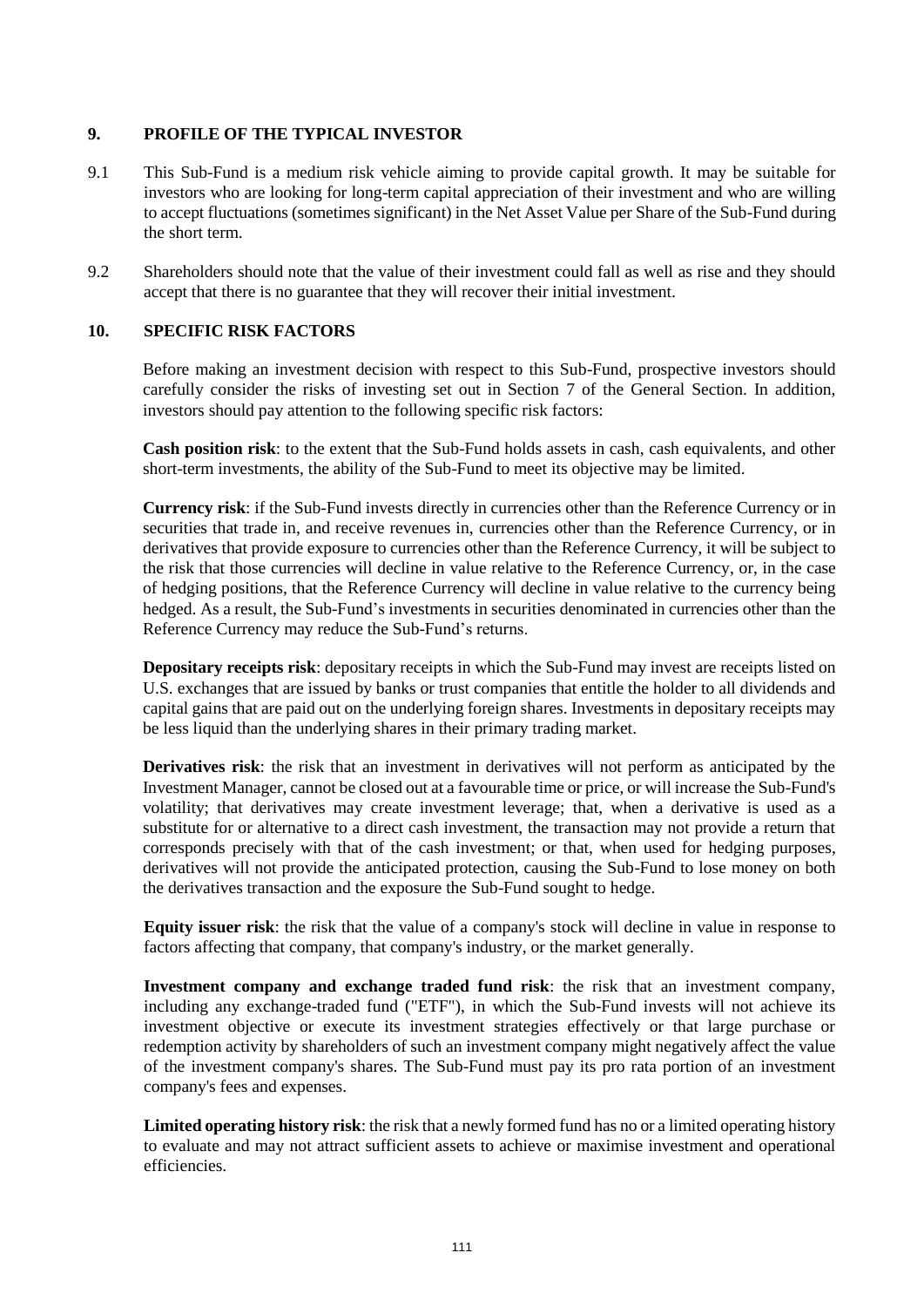## 9. PROFILE OF THE TYPICAL INVESTOR

9.1 This Sub-Fund is a medium risk vehicle aiming to provide capital growth. It may be suitable for investors who are looking for long-term capital appreciation of their investment and who are willing to accept fluctuations (sometimes significant) in the Net Asset Value per Share of the Sub-Fund during the short term.

9.2 Shareholders should note that the value of their investment could fall as well as rise and they should accept that there is no guarantee that they will recover their initial investment.

## 10. SPECIFIC RISK FACTORS

Before making an investment decision with respect to this Sub-Fund, prospective investors should carefully consider the risks of investing set out in Section 7 of the General Section. In addition, investors should pay attention to the following specific risk factors:

**Cash position risk**: to the extent that the Sub-Fund holds assets in cash, cash equivalents, and other short-term investments, the ability of the Sub-Fund to meet its objective may be limited.

**Currency risk**: if the Sub-Fund invests directly in currencies other than the Reference Currency or in securities that trade in, and receive revenues in, currencies other than the Reference Currency, or in derivatives that provide exposure to currencies other than the Reference Currency, it will be subject to the risk that those currencies will decline in value relative to the Reference Currency, or, in the case of hedging positions, that the Reference Currency will decline in value relative to the currency being hedged. As a result, the Sub-Fund's investments in securities denominated in currencies other than the Reference Currency may reduce the Sub-Fund's returns.

**Depositary receipts risk**: depositary receipts in which the Sub-Fund may invest are receipts listed on U.S. exchanges that are issued by banks or trust companies that entitle the holder to all dividends and capital gains that are paid out on the underlying foreign shares. Investments in depositary receipts may be less liquid than the underlying shares in their primary trading market.

**Derivatives risk**: the risk that an investment in derivatives will not perform as anticipated by the Investment Manager, cannot be closed out at a favourable time or price, or will increase the Sub-Fund's volatility; that derivatives may create investment leverage; that, when a derivative is used as a substitute for or alternative to a direct cash investment, the transaction may not provide a return that corresponds precisely with that of the cash investment; or that, when used for hedging purposes, derivatives will not provide the anticipated protection, causing the Sub-Fund to lose money on both the derivatives transaction and the exposure the Sub-Fund sought to hedge.

**Equity issuer risk**: the risk that the value of a company's stock will decline in value in response to factors affecting that company, that company's industry, or the market generally.

**Investment company and exchange traded fund risk**: the risk that an investment company, including any exchange-traded fund ("ETF"), in which the Sub-Fund invests will not achieve its investment objective or execute its investment strategies effectively or that large purchase or redemption activity by shareholders of such an investment company might negatively affect the value of the investment company's shares. The Sub-Fund must pay its pro rata portion of an investment company's fees and expenses.

**Limited operating history risk**: the risk that a newly formed fund has no or a limited operating history to evaluate and may not attract sufficient assets to achieve or maximise investment and operational efficiencies.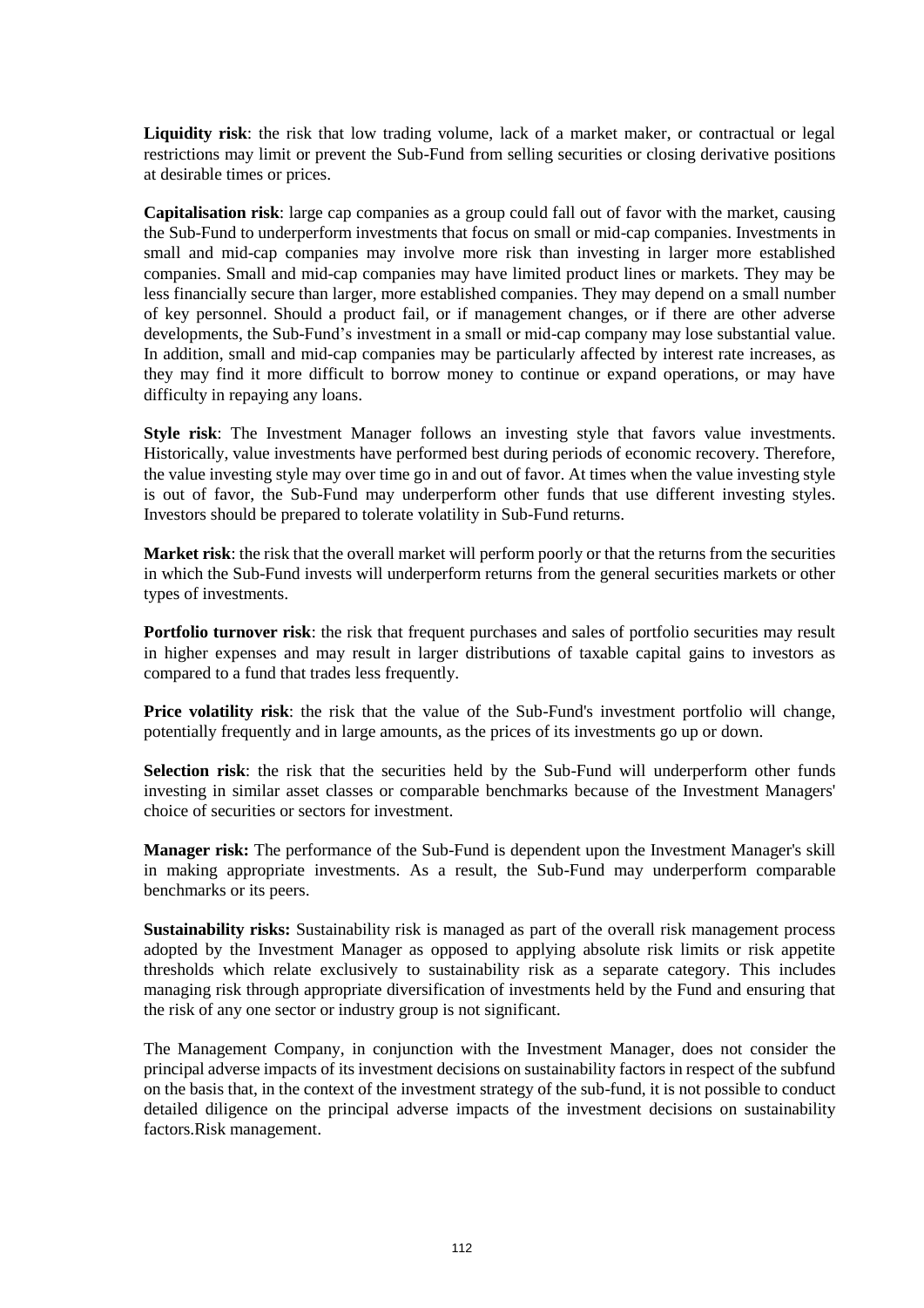**Liquidity risk**: the risk that low trading volume, lack of a market maker, or contractual or legal restrictions may limit or prevent the Sub-Fund from selling securities or closing derivative positions at desirable times or prices.

**Capitalisation risk**: large cap companies as a group could fall out of favor with the market, causing the Sub-Fund to underperform investments that focus on small or mid-cap companies. Investments in small and mid-cap companies may involve more risk than investing in larger more established companies. Small and mid-cap companies may have limited product lines or markets. They may be less financially secure than larger, more established companies. They may depend on a small number of key personnel. Should a product fail, or if management changes, or if there are other adverse developments, the Sub-Fund's investment in a small or mid-cap company may lose substantial value. In addition, small and mid-cap companies may be particularly affected by interest rate increases, as they may find it more difficult to borrow money to continue or expand operations, or may have difficulty in repaying any loans.

**Style risk**: The Investment Manager follows an investing style that favors value investments. Historically, value investments have performed best during periods of economic recovery. Therefore, the value investing style may over time go in and out of favor. At times when the value investing style is out of favor, the Sub-Fund may underperform other funds that use different investing styles. Investors should be prepared to tolerate volatility in Sub-Fund returns.

**Market risk**: the risk that the overall market will perform poorly or that the returns from the securities in which the Sub-Fund invests will underperform returns from the general securities markets or other types of investments.

**Portfolio turnover risk**: the risk that frequent purchases and sales of portfolio securities may result in higher expenses and may result in larger distributions of taxable capital gains to investors as compared to a fund that trades less frequently.

**Price volatility risk**: the risk that the value of the Sub-Fund's investment portfolio will change, potentially frequently and in large amounts, as the prices of its investments go up or down.

**Selection risk**: the risk that the securities held by the Sub-Fund will underperform other funds investing in similar asset classes or comparable benchmarks because of the Investment Managers' choice of securities or sectors for investment.

**Manager risk:** The performance of the Sub-Fund is dependent upon the Investment Manager's skill in making appropriate investments. As a result, the Sub-Fund may underperform comparable benchmarks or its peers.

**Sustainability risks:** Sustainability risk is managed as part of the overall risk management process adopted by the Investment Manager as opposed to applying absolute risk limits or risk appetite thresholds which relate exclusively to sustainability risk as a separate category. This includes managing risk through appropriate diversification of investments held by the Fund and ensuring that the risk of any one sector or industry group is not significant.

The Management Company, in conjunction with the Investment Manager, does not consider the principal adverse impacts of its investment decisions on sustainability factors in respect of the subfund on the basis that, in the context of the investment strategy of the sub-fund, it is not possible to conduct detailed diligence on the principal adverse impacts of the investment decisions on sustainability factors.Risk management.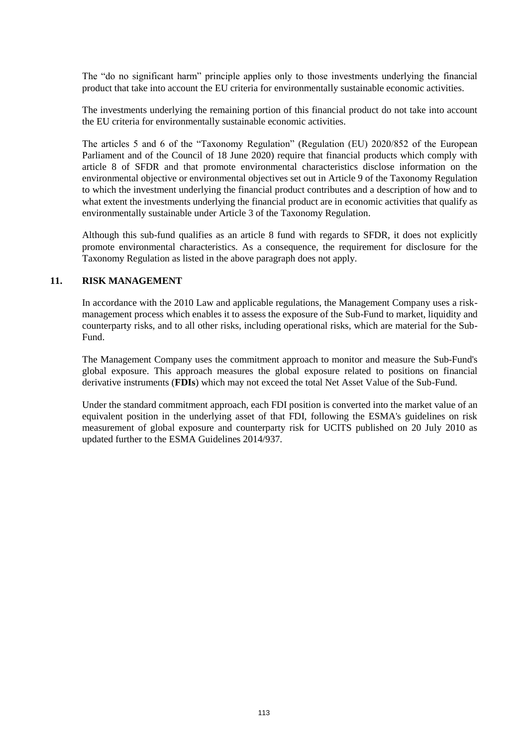The "do no significant harm" principle applies only to those investments underlying the financial product that take into account the EU criteria for environmentally sustainable economic activities.

The investments underlying the remaining portion of this financial product do not take into account the EU criteria for environmentally sustainable economic activities.

The articles 5 and 6 of the "Taxonomy Regulation" (Regulation (EU) 2020/852 of the European Parliament and of the Council of 18 June 2020) require that financial products which comply with article 8 of SFDR and that promote environmental characteristics disclose information on the environmental objective or environmental objectives set out in Article 9 of the Taxonomy Regulation to which the investment underlying the financial product contributes and a description of how and to what extent the investments underlying the financial product are in economic activities that qualify as environmentally sustainable under Article 3 of the Taxonomy Regulation.

Although this sub-fund qualifies as an article 8 fund with regards to SFDR, it does not explicitly promote environmental characteristics. As a consequence, the requirement for disclosure for the Taxonomy Regulation as listed in the above paragraph does not apply.

## 11. RISK MANAGEMENT

In accordance with the 2010 Law and applicable regulations, the Management Company uses a risk-management process which enables it to assess the exposure of the Sub-Fund to market, liquidity and counterparty risks, and to all other risks, including operational risks, which are material for the Sub-Fund.

The Management Company uses the commitment approach to monitor and measure the Sub-Fund's global exposure. This approach measures the global exposure related to positions on financial derivative instruments (**FDIs**) which may not exceed the total Net Asset Value of the Sub-Fund.

Under the standard commitment approach, each FDI position is converted into the market value of an equivalent position in the underlying asset of that FDI, following the ESMA's guidelines on risk measurement of global exposure and counterparty risk for UCITS published on 20 July 2010 as updated further to the ESMA Guidelines 2014/937.